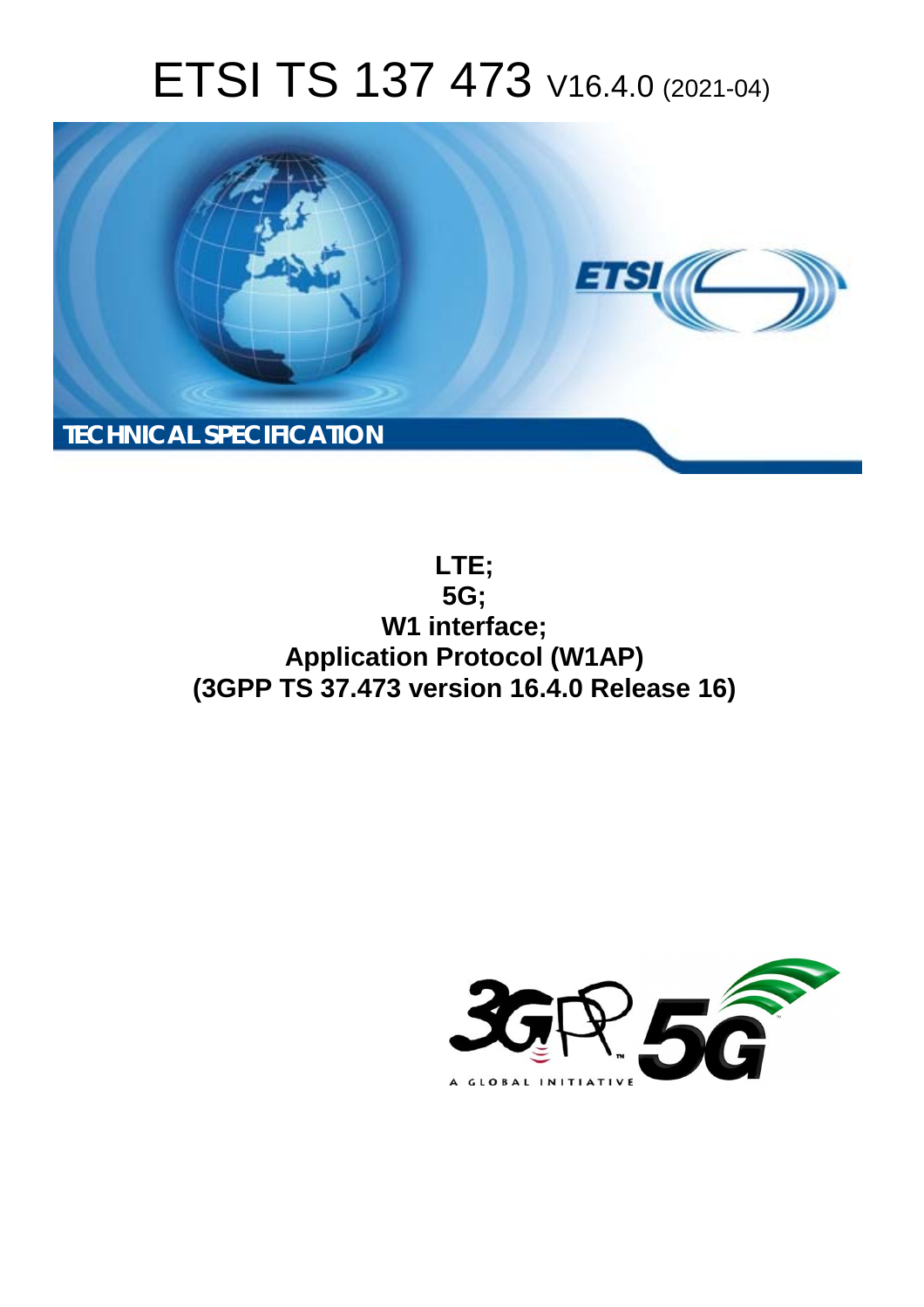# ETSI TS 137 473 V16.4.0 (2021-04)

TECHNICAL SPECIFICATION

**LTE;**
**5G;**
**W1 interface;**
**Application Protocol (W1AP)**
**(3GPP TS 37.473 version 16.4.0 Release 16)**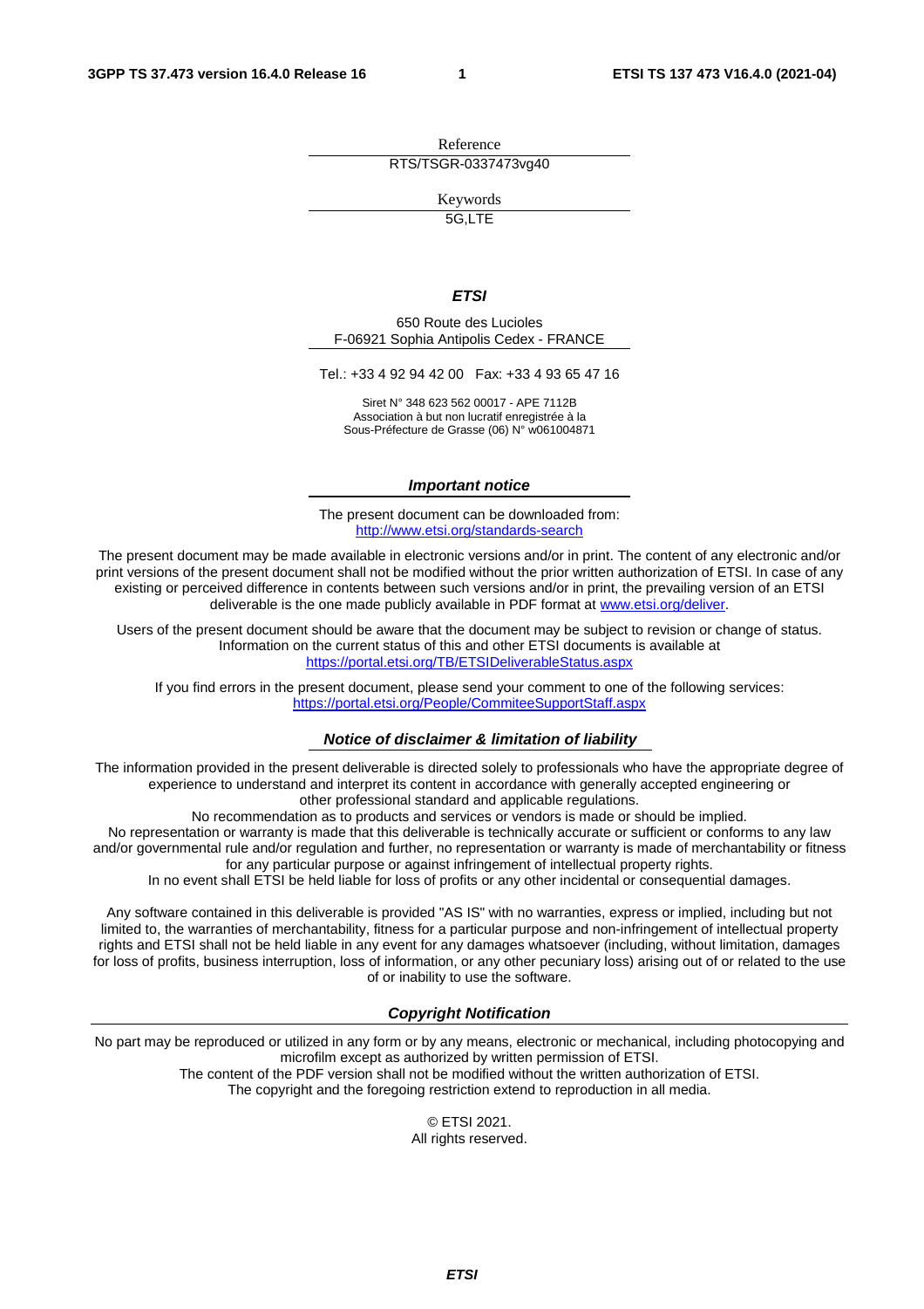Reference

RTS/TSGR-0337473vg40

Keywords

5G,LTE

***ETSI***

650 Route des Lucioles
F-06921 Sophia Antipolis Cedex - FRANCE

Tel.: +33 4 92 94 42 00   Fax: +33 4 93 65 47 16

Siret N° 348 623 562 00017 - APE 7112B
Association à but non lucratif enregistrée à la
Sous-Préfecture de Grasse (06) N° w061004871

***Important notice***

The present document can be downloaded from:
http://www.etsi.org/standards-search

The present document may be made available in electronic versions and/or in print. The content of any electronic and/or print versions of the present document shall not be modified without the prior written authorization of ETSI. In case of any existing or perceived difference in contents between such versions and/or in print, the prevailing version of an ETSI deliverable is the one made publicly available in PDF format at www.etsi.org/deliver.

Users of the present document should be aware that the document may be subject to revision or change of status. Information on the current status of this and other ETSI documents is available at
https://portal.etsi.org/TB/ETSIDeliverableStatus.aspx

If you find errors in the present document, please send your comment to one of the following services:
https://portal.etsi.org/People/CommiteeSupportStaff.aspx

***Notice of disclaimer & limitation of liability***

The information provided in the present deliverable is directed solely to professionals who have the appropriate degree of experience to understand and interpret its content in accordance with generally accepted engineering or other professional standard and applicable regulations.
No recommendation as to products and services or vendors is made or should be implied.
No representation or warranty is made that this deliverable is technically accurate or sufficient or conforms to any law and/or governmental rule and/or regulation and further, no representation or warranty is made of merchantability or fitness for any particular purpose or against infringement of intellectual property rights.
In no event shall ETSI be held liable for loss of profits or any other incidental or consequential damages.

Any software contained in this deliverable is provided "AS IS" with no warranties, express or implied, including but not limited to, the warranties of merchantability, fitness for a particular purpose and non-infringement of intellectual property rights and ETSI shall not be held liable in any event for any damages whatsoever (including, without limitation, damages for loss of profits, business interruption, loss of information, or any other pecuniary loss) arising out of or related to the use of or inability to use the software.

***Copyright Notification***

No part may be reproduced or utilized in any form or by any means, electronic or mechanical, including photocopying and microfilm except as authorized by written permission of ETSI.
The content of the PDF version shall not be modified without the written authorization of ETSI.
The copyright and the foregoing restriction extend to reproduction in all media.

© ETSI 2021.
All rights reserved.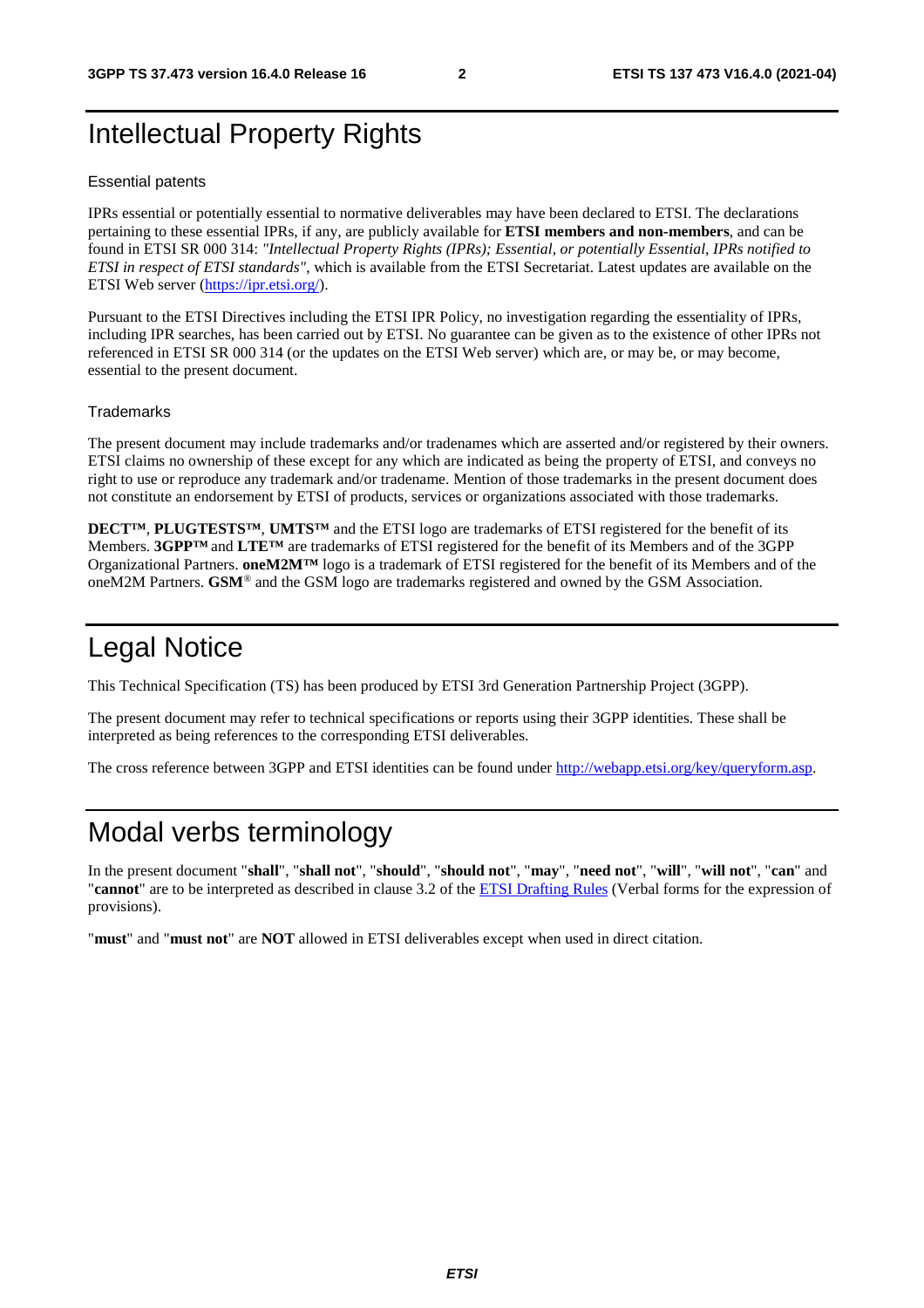# Intellectual Property Rights

## Essential patents

IPRs essential or potentially essential to normative deliverables may have been declared to ETSI. The declarations pertaining to these essential IPRs, if any, are publicly available for **ETSI members and non-members**, and can be found in ETSI SR 000 314: *"Intellectual Property Rights (IPRs); Essential, or potentially Essential, IPRs notified to ETSI in respect of ETSI standards"*, which is available from the ETSI Secretariat. Latest updates are available on the ETSI Web server (https://ipr.etsi.org/).

Pursuant to the ETSI Directives including the ETSI IPR Policy, no investigation regarding the essentiality of IPRs, including IPR searches, has been carried out by ETSI. No guarantee can be given as to the existence of other IPRs not referenced in ETSI SR 000 314 (or the updates on the ETSI Web server) which are, or may be, or may become, essential to the present document.

## Trademarks

The present document may include trademarks and/or tradenames which are asserted and/or registered by their owners. ETSI claims no ownership of these except for any which are indicated as being the property of ETSI, and conveys no right to use or reproduce any trademark and/or tradename. Mention of those trademarks in the present document does not constitute an endorsement by ETSI of products, services or organizations associated with those trademarks.

**DECT™**, **PLUGTESTS™**, **UMTS™** and the ETSI logo are trademarks of ETSI registered for the benefit of its Members. **3GPP™** and **LTE™** are trademarks of ETSI registered for the benefit of its Members and of the 3GPP Organizational Partners. **oneM2M™** logo is a trademark of ETSI registered for the benefit of its Members and of the oneM2M Partners. **GSM**® and the GSM logo are trademarks registered and owned by the GSM Association.

# Legal Notice

This Technical Specification (TS) has been produced by ETSI 3rd Generation Partnership Project (3GPP).

The present document may refer to technical specifications or reports using their 3GPP identities. These shall be interpreted as being references to the corresponding ETSI deliverables.

The cross reference between 3GPP and ETSI identities can be found under http://webapp.etsi.org/key/queryform.asp.

# Modal verbs terminology

In the present document "**shall**", "**shall not**", "**should**", "**should not**", "**may**", "**need not**", "**will**", "**will not**", "**can**" and "**cannot**" are to be interpreted as described in clause 3.2 of the ETSI Drafting Rules (Verbal forms for the expression of provisions).

"**must**" and "**must not**" are **NOT** allowed in ETSI deliverables except when used in direct citation.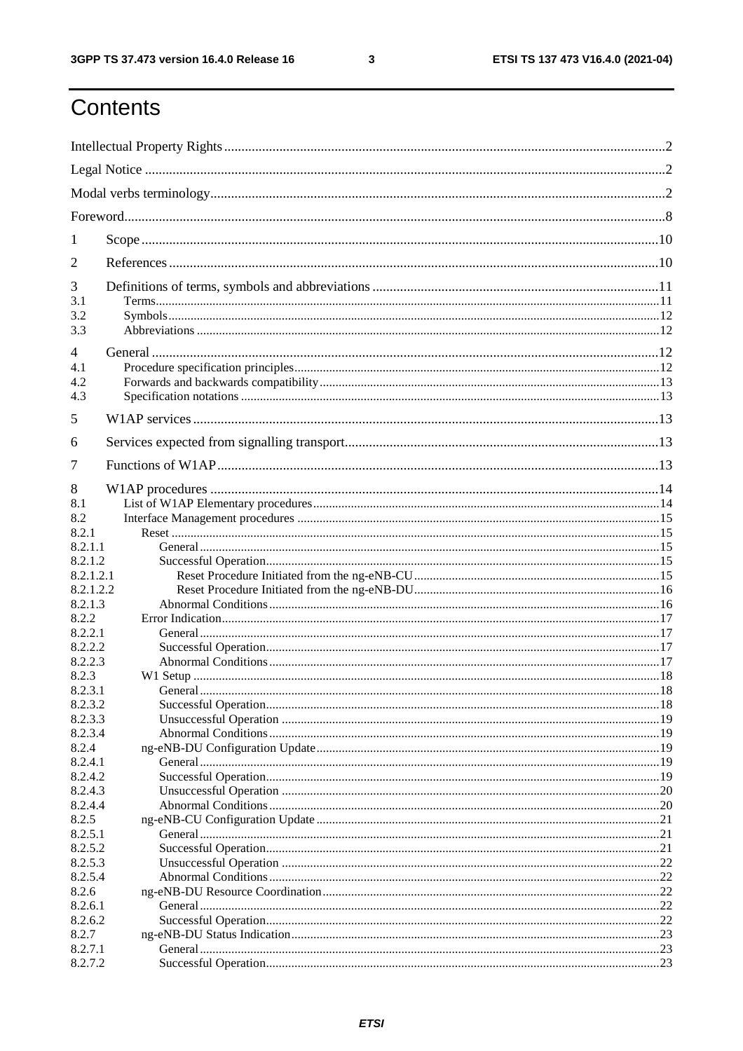# Contents

Intellectual Property Rights ..... 2
Legal Notice ..... 2
Modal verbs terminology ..... 2
Foreword ..... 8
1 Scope ..... 10
2 References ..... 10
3 Definitions of terms, symbols and abbreviations ..... 11
3.1 Terms ..... 11
3.2 Symbols ..... 12
3.3 Abbreviations ..... 12
4 General ..... 12
4.1 Procedure specification principles ..... 12
4.2 Forwards and backwards compatibility ..... 13
4.3 Specification notations ..... 13
5 W1AP services ..... 13
6 Services expected from signalling transport ..... 13
7 Functions of W1AP ..... 13
8 W1AP procedures ..... 14
8.1 List of W1AP Elementary procedures ..... 14
8.2 Interface Management procedures ..... 15
8.2.1 Reset ..... 15
8.2.1.1 General ..... 15
8.2.1.2 Successful Operation ..... 15
8.2.1.2.1 Reset Procedure Initiated from the ng-eNB-CU ..... 15
8.2.1.2.2 Reset Procedure Initiated from the ng-eNB-DU ..... 16
8.2.1.3 Abnormal Conditions ..... 16
8.2.2 Error Indication ..... 17
8.2.2.1 General ..... 17
8.2.2.2 Successful Operation ..... 17
8.2.2.3 Abnormal Conditions ..... 17
8.2.3 W1 Setup ..... 18
8.2.3.1 General ..... 18
8.2.3.2 Successful Operation ..... 18
8.2.3.3 Unsuccessful Operation ..... 19
8.2.3.4 Abnormal Conditions ..... 19
8.2.4 ng-eNB-DU Configuration Update ..... 19
8.2.4.1 General ..... 19
8.2.4.2 Successful Operation ..... 19
8.2.4.3 Unsuccessful Operation ..... 20
8.2.4.4 Abnormal Conditions ..... 20
8.2.5 ng-eNB-CU Configuration Update ..... 21
8.2.5.1 General ..... 21
8.2.5.2 Successful Operation ..... 21
8.2.5.3 Unsuccessful Operation ..... 22
8.2.5.4 Abnormal Conditions ..... 22
8.2.6 ng-eNB-DU Resource Coordination ..... 22
8.2.6.1 General ..... 22
8.2.6.2 Successful Operation ..... 22
8.2.7 ng-eNB-DU Status Indication ..... 23
8.2.7.1 General ..... 23
8.2.7.2 Successful Operation ..... 23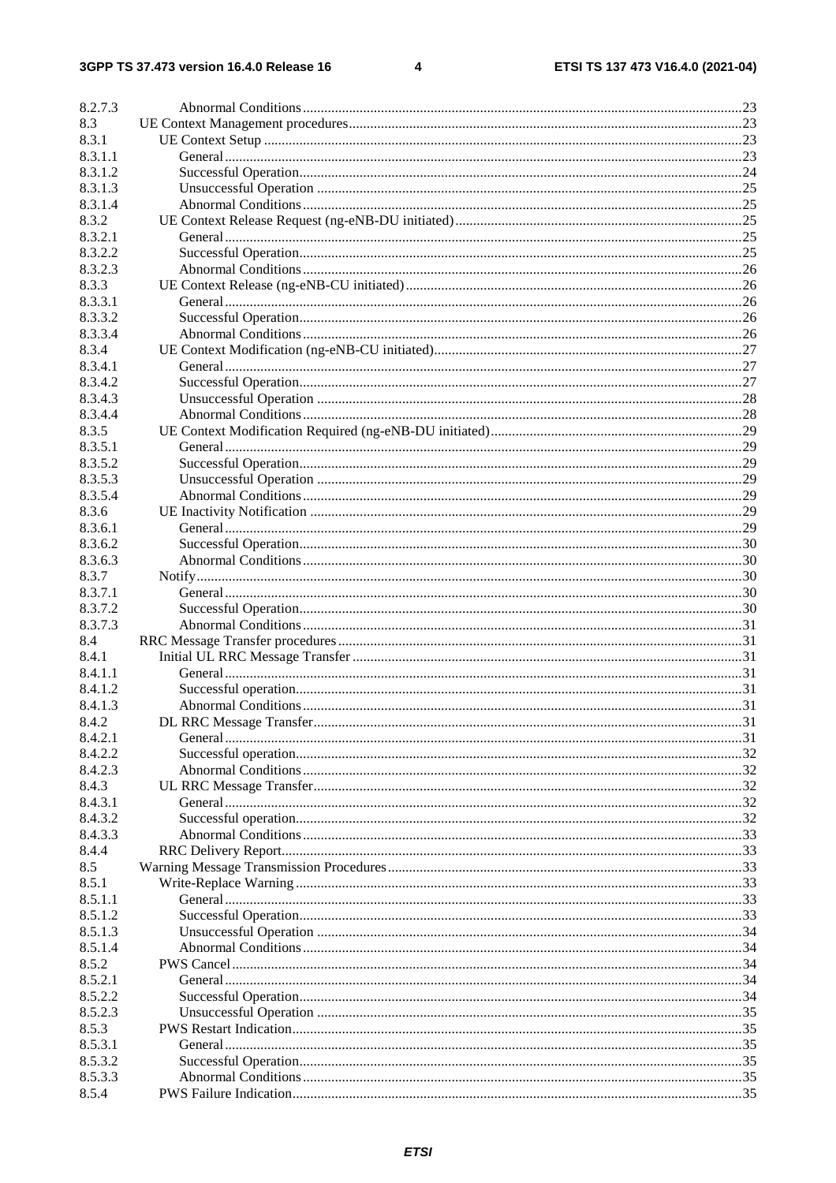| | | |
|---|---|---|
| 8.2.7.3 | Abnormal Conditions | 23 |
| 8.3 | UE Context Management procedures | 23 |
| 8.3.1 | UE Context Setup | 23 |
| 8.3.1.1 | General | 23 |
| 8.3.1.2 | Successful Operation | 24 |
| 8.3.1.3 | Unsuccessful Operation | 25 |
| 8.3.1.4 | Abnormal Conditions | 25 |
| 8.3.2 | UE Context Release Request (ng-eNB-DU initiated) | 25 |
| 8.3.2.1 | General | 25 |
| 8.3.2.2 | Successful Operation | 25 |
| 8.3.2.3 | Abnormal Conditions | 26 |
| 8.3.3 | UE Context Release (ng-eNB-CU initiated) | 26 |
| 8.3.3.1 | General | 26 |
| 8.3.3.2 | Successful Operation | 26 |
| 8.3.3.4 | Abnormal Conditions | 26 |
| 8.3.4 | UE Context Modification (ng-eNB-CU initiated) | 27 |
| 8.3.4.1 | General | 27 |
| 8.3.4.2 | Successful Operation | 27 |
| 8.3.4.3 | Unsuccessful Operation | 28 |
| 8.3.4.4 | Abnormal Conditions | 28 |
| 8.3.5 | UE Context Modification Required (ng-eNB-DU initiated) | 29 |
| 8.3.5.1 | General | 29 |
| 8.3.5.2 | Successful Operation | 29 |
| 8.3.5.3 | Unsuccessful Operation | 29 |
| 8.3.5.4 | Abnormal Conditions | 29 |
| 8.3.6 | UE Inactivity Notification | 29 |
| 8.3.6.1 | General | 29 |
| 8.3.6.2 | Successful Operation | 30 |
| 8.3.6.3 | Abnormal Conditions | 30 |
| 8.3.7 | Notify | 30 |
| 8.3.7.1 | General | 30 |
| 8.3.7.2 | Successful Operation | 30 |
| 8.3.7.3 | Abnormal Conditions | 31 |
| 8.4 | RRC Message Transfer procedures | 31 |
| 8.4.1 | Initial UL RRC Message Transfer | 31 |
| 8.4.1.1 | General | 31 |
| 8.4.1.2 | Successful operation | 31 |
| 8.4.1.3 | Abnormal Conditions | 31 |
| 8.4.2 | DL RRC Message Transfer | 31 |
| 8.4.2.1 | General | 31 |
| 8.4.2.2 | Successful operation | 32 |
| 8.4.2.3 | Abnormal Conditions | 32 |
| 8.4.3 | UL RRC Message Transfer | 32 |
| 8.4.3.1 | General | 32 |
| 8.4.3.2 | Successful operation | 32 |
| 8.4.3.3 | Abnormal Conditions | 33 |
| 8.4.4 | RRC Delivery Report | 33 |
| 8.5 | Warning Message Transmission Procedures | 33 |
| 8.5.1 | Write-Replace Warning | 33 |
| 8.5.1.1 | General | 33 |
| 8.5.1.2 | Successful Operation | 33 |
| 8.5.1.3 | Unsuccessful Operation | 34 |
| 8.5.1.4 | Abnormal Conditions | 34 |
| 8.5.2 | PWS Cancel | 34 |
| 8.5.2.1 | General | 34 |
| 8.5.2.2 | Successful Operation | 34 |
| 8.5.2.3 | Unsuccessful Operation | 35 |
| 8.5.3 | PWS Restart Indication | 35 |
| 8.5.3.1 | General | 35 |
| 8.5.3.2 | Successful Operation | 35 |
| 8.5.3.3 | Abnormal Conditions | 35 |
| 8.5.4 | PWS Failure Indication | 35 |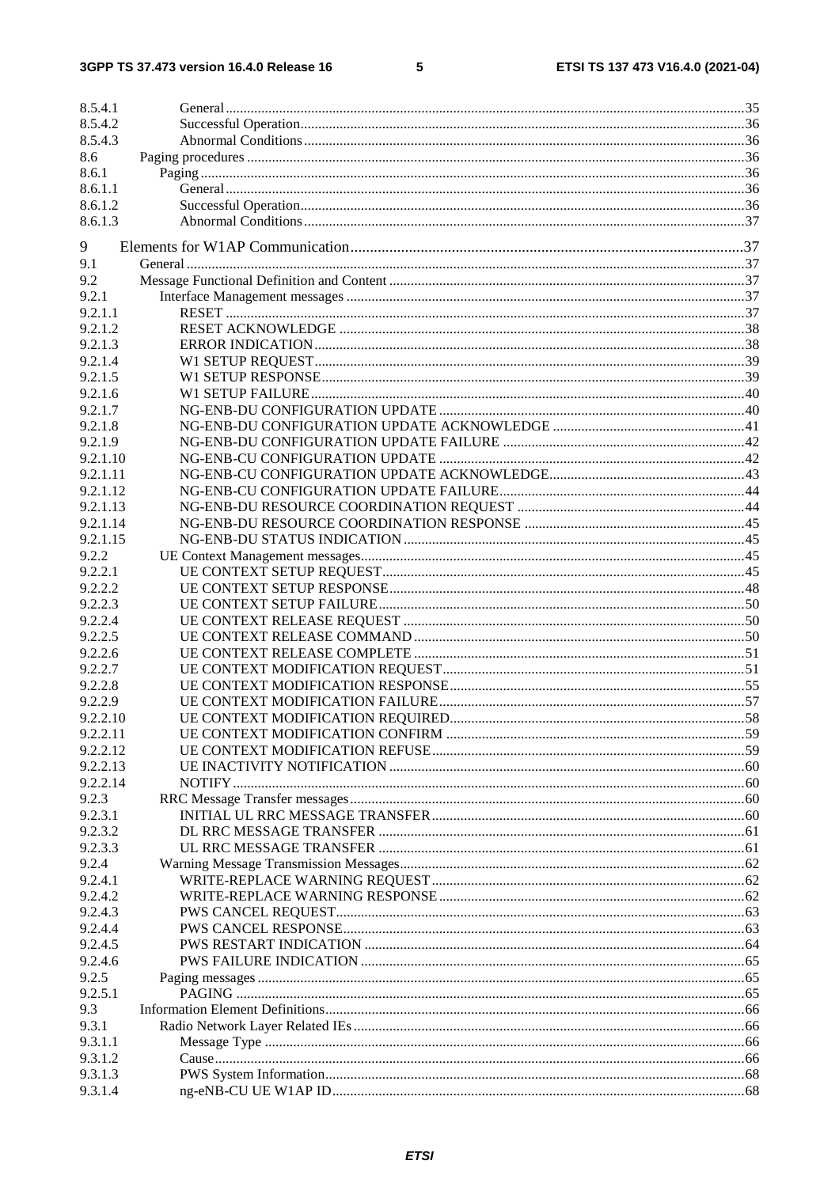| | | |
|---|---|---|
| 8.5.4.1 | General | 35 |
| 8.5.4.2 | Successful Operation | 36 |
| 8.5.4.3 | Abnormal Conditions | 36 |
| 8.6 | Paging procedures | 36 |
| 8.6.1 | Paging | 36 |
| 8.6.1.1 | General | 36 |
| 8.6.1.2 | Successful Operation | 36 |
| 8.6.1.3 | Abnormal Conditions | 37 |
| 9 | Elements for W1AP Communication | 37 |
| 9.1 | General | 37 |
| 9.2 | Message Functional Definition and Content | 37 |
| 9.2.1 | Interface Management messages | 37 |
| 9.2.1.1 | RESET | 37 |
| 9.2.1.2 | RESET ACKNOWLEDGE | 38 |
| 9.2.1.3 | ERROR INDICATION | 38 |
| 9.2.1.4 | W1 SETUP REQUEST | 39 |
| 9.2.1.5 | W1 SETUP RESPONSE | 39 |
| 9.2.1.6 | W1 SETUP FAILURE | 40 |
| 9.2.1.7 | NG-ENB-DU CONFIGURATION UPDATE | 40 |
| 9.2.1.8 | NG-ENB-DU CONFIGURATION UPDATE ACKNOWLEDGE | 41 |
| 9.2.1.9 | NG-ENB-DU CONFIGURATION UPDATE FAILURE | 42 |
| 9.2.1.10 | NG-ENB-CU CONFIGURATION UPDATE | 42 |
| 9.2.1.11 | NG-ENB-CU CONFIGURATION UPDATE ACKNOWLEDGE | 43 |
| 9.2.1.12 | NG-ENB-CU CONFIGURATION UPDATE FAILURE | 44 |
| 9.2.1.13 | NG-ENB-DU RESOURCE COORDINATION REQUEST | 44 |
| 9.2.1.14 | NG-ENB-DU RESOURCE COORDINATION RESPONSE | 45 |
| 9.2.1.15 | NG-ENB-DU STATUS INDICATION | 45 |
| 9.2.2 | UE Context Management messages | 45 |
| 9.2.2.1 | UE CONTEXT SETUP REQUEST | 45 |
| 9.2.2.2 | UE CONTEXT SETUP RESPONSE | 48 |
| 9.2.2.3 | UE CONTEXT SETUP FAILURE | 50 |
| 9.2.2.4 | UE CONTEXT RELEASE REQUEST | 50 |
| 9.2.2.5 | UE CONTEXT RELEASE COMMAND | 50 |
| 9.2.2.6 | UE CONTEXT RELEASE COMPLETE | 51 |
| 9.2.2.7 | UE CONTEXT MODIFICATION REQUEST | 51 |
| 9.2.2.8 | UE CONTEXT MODIFICATION RESPONSE | 55 |
| 9.2.2.9 | UE CONTEXT MODIFICATION FAILURE | 57 |
| 9.2.2.10 | UE CONTEXT MODIFICATION REQUIRED | 58 |
| 9.2.2.11 | UE CONTEXT MODIFICATION CONFIRM | 59 |
| 9.2.2.12 | UE CONTEXT MODIFICATION REFUSE | 59 |
| 9.2.2.13 | UE INACTIVITY NOTIFICATION | 60 |
| 9.2.2.14 | NOTIFY | 60 |
| 9.2.3 | RRC Message Transfer messages | 60 |
| 9.2.3.1 | INITIAL UL RRC MESSAGE TRANSFER | 60 |
| 9.2.3.2 | DL RRC MESSAGE TRANSFER | 61 |
| 9.2.3.3 | UL RRC MESSAGE TRANSFER | 61 |
| 9.2.4 | Warning Message Transmission Messages | 62 |
| 9.2.4.1 | WRITE-REPLACE WARNING REQUEST | 62 |
| 9.2.4.2 | WRITE-REPLACE WARNING RESPONSE | 62 |
| 9.2.4.3 | PWS CANCEL REQUEST | 63 |
| 9.2.4.4 | PWS CANCEL RESPONSE | 63 |
| 9.2.4.5 | PWS RESTART INDICATION | 64 |
| 9.2.4.6 | PWS FAILURE INDICATION | 65 |
| 9.2.5 | Paging messages | 65 |
| 9.2.5.1 | PAGING | 65 |
| 9.3 | Information Element Definitions | 66 |
| 9.3.1 | Radio Network Layer Related IEs | 66 |
| 9.3.1.1 | Message Type | 66 |
| 9.3.1.2 | Cause | 66 |
| 9.3.1.3 | PWS System Information | 68 |
| 9.3.1.4 | ng-eNB-CU UE W1AP ID | 68 |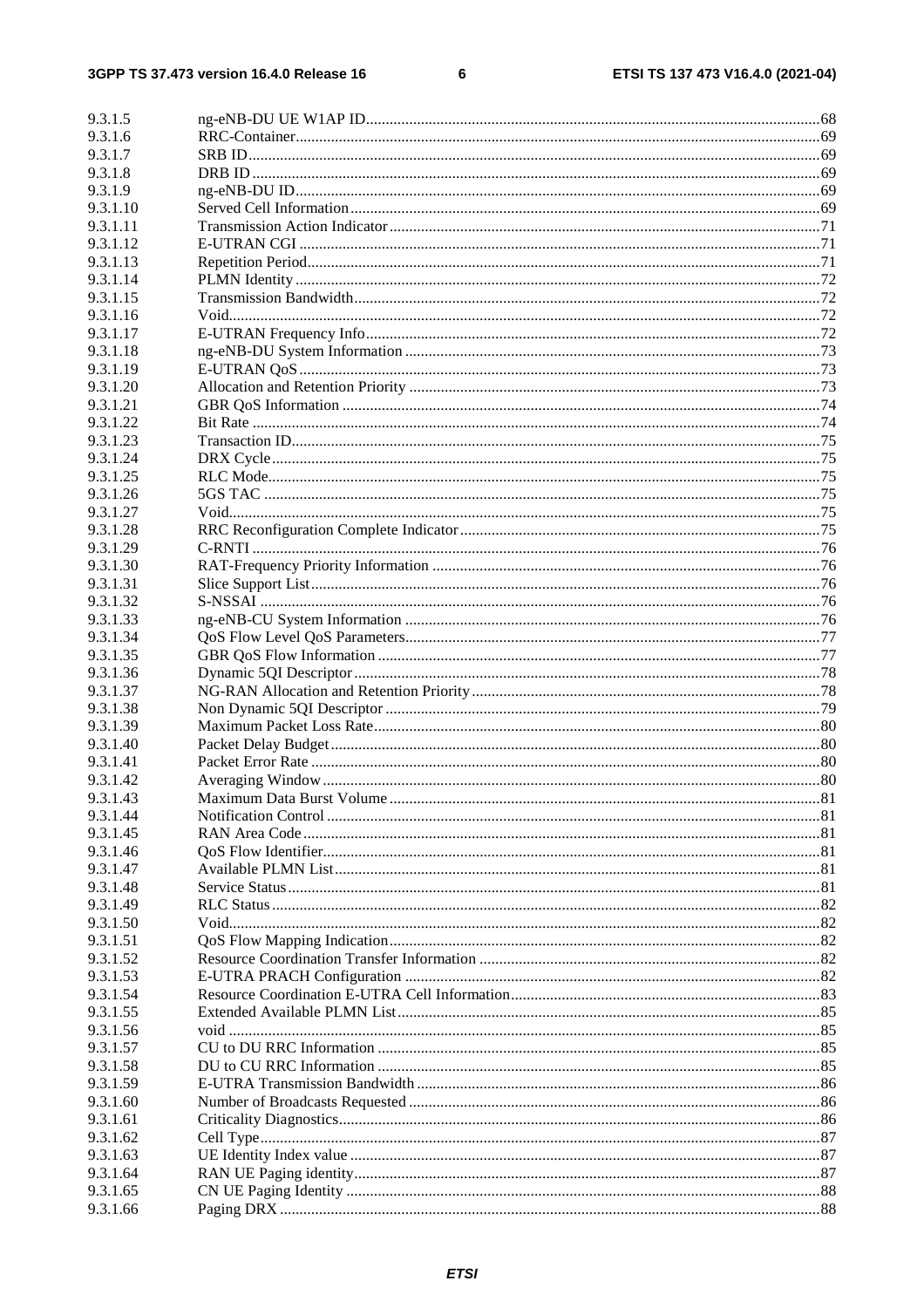9.3.1.5 ng-eNB-DU UE W1AP ID ... 68
9.3.1.6 RRC-Container ... 69
9.3.1.7 SRB ID ... 69
9.3.1.8 DRB ID ... 69
9.3.1.9 ng-eNB-DU ID ... 69
9.3.1.10 Served Cell Information ... 69
9.3.1.11 Transmission Action Indicator ... 71
9.3.1.12 E-UTRAN CGI ... 71
9.3.1.13 Repetition Period ... 71
9.3.1.14 PLMN Identity ... 72
9.3.1.15 Transmission Bandwidth ... 72
9.3.1.16 Void ... 72
9.3.1.17 E-UTRAN Frequency Info ... 72
9.3.1.18 ng-eNB-DU System Information ... 73
9.3.1.19 E-UTRAN QoS ... 73
9.3.1.20 Allocation and Retention Priority ... 73
9.3.1.21 GBR QoS Information ... 74
9.3.1.22 Bit Rate ... 74
9.3.1.23 Transaction ID ... 75
9.3.1.24 DRX Cycle ... 75
9.3.1.25 RLC Mode ... 75
9.3.1.26 5GS TAC ... 75
9.3.1.27 Void ... 75
9.3.1.28 RRC Reconfiguration Complete Indicator ... 75
9.3.1.29 C-RNTI ... 76
9.3.1.30 RAT-Frequency Priority Information ... 76
9.3.1.31 Slice Support List ... 76
9.3.1.32 S-NSSAI ... 76
9.3.1.33 ng-eNB-CU System Information ... 76
9.3.1.34 QoS Flow Level QoS Parameters ... 77
9.3.1.35 GBR QoS Flow Information ... 77
9.3.1.36 Dynamic 5QI Descriptor ... 78
9.3.1.37 NG-RAN Allocation and Retention Priority ... 78
9.3.1.38 Non Dynamic 5QI Descriptor ... 79
9.3.1.39 Maximum Packet Loss Rate ... 80
9.3.1.40 Packet Delay Budget ... 80
9.3.1.41 Packet Error Rate ... 80
9.3.1.42 Averaging Window ... 80
9.3.1.43 Maximum Data Burst Volume ... 81
9.3.1.44 Notification Control ... 81
9.3.1.45 RAN Area Code ... 81
9.3.1.46 QoS Flow Identifier ... 81
9.3.1.47 Available PLMN List ... 81
9.3.1.48 Service Status ... 81
9.3.1.49 RLC Status ... 82
9.3.1.50 Void ... 82
9.3.1.51 QoS Flow Mapping Indication ... 82
9.3.1.52 Resource Coordination Transfer Information ... 82
9.3.1.53 E-UTRA PRACH Configuration ... 82
9.3.1.54 Resource Coordination E-UTRA Cell Information ... 83
9.3.1.55 Extended Available PLMN List ... 85
9.3.1.56 void ... 85
9.3.1.57 CU to DU RRC Information ... 85
9.3.1.58 DU to CU RRC Information ... 85
9.3.1.59 E-UTRA Transmission Bandwidth ... 86
9.3.1.60 Number of Broadcasts Requested ... 86
9.3.1.61 Criticality Diagnostics ... 86
9.3.1.62 Cell Type ... 87
9.3.1.63 UE Identity Index value ... 87
9.3.1.64 RAN UE Paging identity ... 87
9.3.1.65 CN UE Paging Identity ... 88
9.3.1.66 Paging DRX ... 88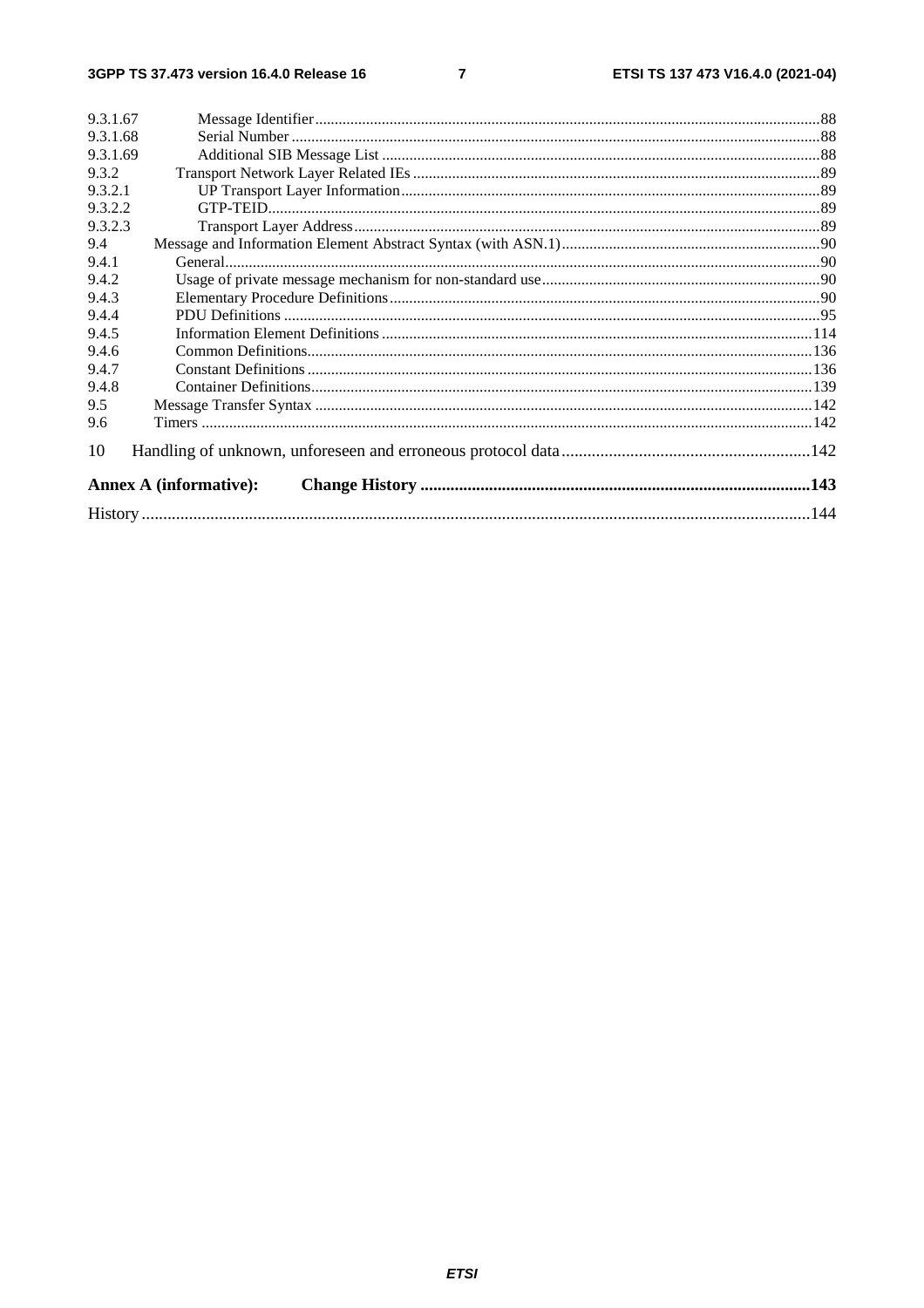9.3.1.67 Message Identifier ........ 88
9.3.1.68 Serial Number ........ 88
9.3.1.69 Additional SIB Message List ........ 88
9.3.2 Transport Network Layer Related IEs ........ 89
9.3.2.1 UP Transport Layer Information ........ 89
9.3.2.2 GTP-TEID ........ 89
9.3.2.3 Transport Layer Address ........ 89
9.4 Message and Information Element Abstract Syntax (with ASN.1) ........ 90
9.4.1 General ........ 90
9.4.2 Usage of private message mechanism for non-standard use ........ 90
9.4.3 Elementary Procedure Definitions ........ 90
9.4.4 PDU Definitions ........ 95
9.4.5 Information Element Definitions ........ 114
9.4.6 Common Definitions ........ 136
9.4.7 Constant Definitions ........ 136
9.4.8 Container Definitions ........ 139
9.5 Message Transfer Syntax ........ 142
9.6 Timers ........ 142

10 Handling of unknown, unforeseen and erroneous protocol data ........ 142

**Annex A (informative): Change History ........ 143**

History ........ 144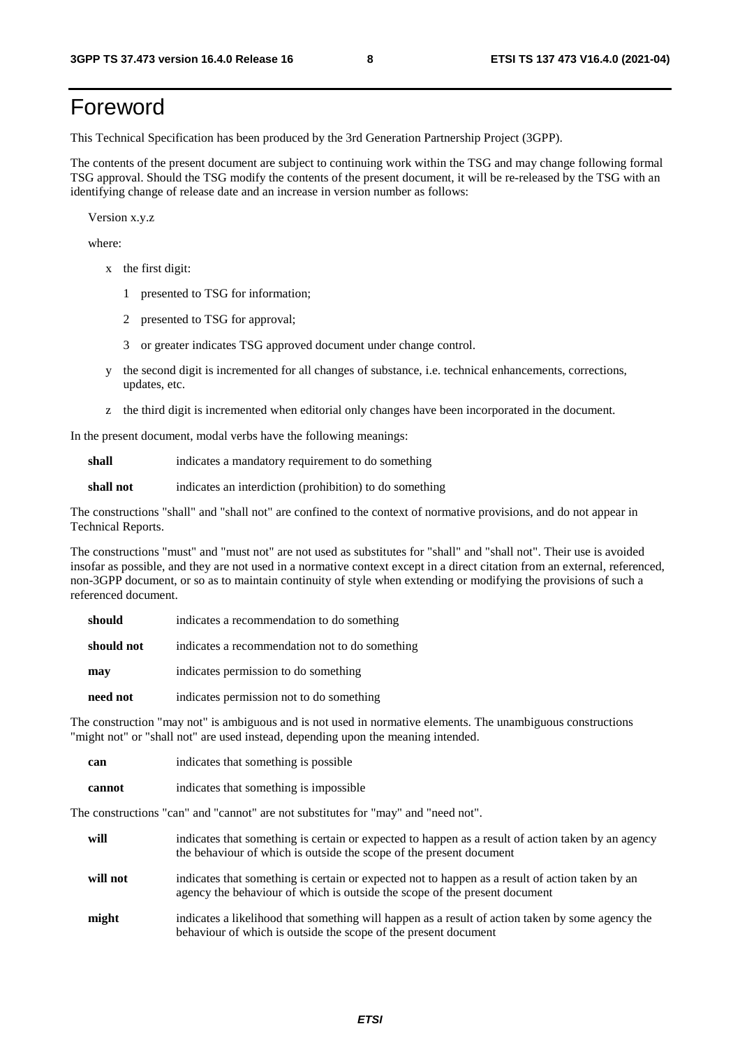# Foreword

This Technical Specification has been produced by the 3rd Generation Partnership Project (3GPP).

The contents of the present document are subject to continuing work within the TSG and may change following formal TSG approval. Should the TSG modify the contents of the present document, it will be re-released by the TSG with an identifying change of release date and an increase in version number as follows:

Version x.y.z

where:

- x the first digit:
  - 1 presented to TSG for information;
  - 2 presented to TSG for approval;
  - 3 or greater indicates TSG approved document under change control.
- y the second digit is incremented for all changes of substance, i.e. technical enhancements, corrections, updates, etc.
- z the third digit is incremented when editorial only changes have been incorporated in the document.

In the present document, modal verbs have the following meanings:

**shall** indicates a mandatory requirement to do something

**shall not** indicates an interdiction (prohibition) to do something

The constructions "shall" and "shall not" are confined to the context of normative provisions, and do not appear in Technical Reports.

The constructions "must" and "must not" are not used as substitutes for "shall" and "shall not". Their use is avoided insofar as possible, and they are not used in a normative context except in a direct citation from an external, referenced, non-3GPP document, or so as to maintain continuity of style when extending or modifying the provisions of such a referenced document.

**should** indicates a recommendation to do something

**should not** indicates a recommendation not to do something

**may** indicates permission to do something

**need not** indicates permission not to do something

The construction "may not" is ambiguous and is not used in normative elements. The unambiguous constructions "might not" or "shall not" are used instead, depending upon the meaning intended.

**can** indicates that something is possible

**cannot** indicates that something is impossible

The constructions "can" and "cannot" are not substitutes for "may" and "need not".

**will** indicates that something is certain or expected to happen as a result of action taken by an agency the behaviour of which is outside the scope of the present document

**will not** indicates that something is certain or expected not to happen as a result of action taken by an agency the behaviour of which is outside the scope of the present document

**might** indicates a likelihood that something will happen as a result of action taken by some agency the behaviour of which is outside the scope of the present document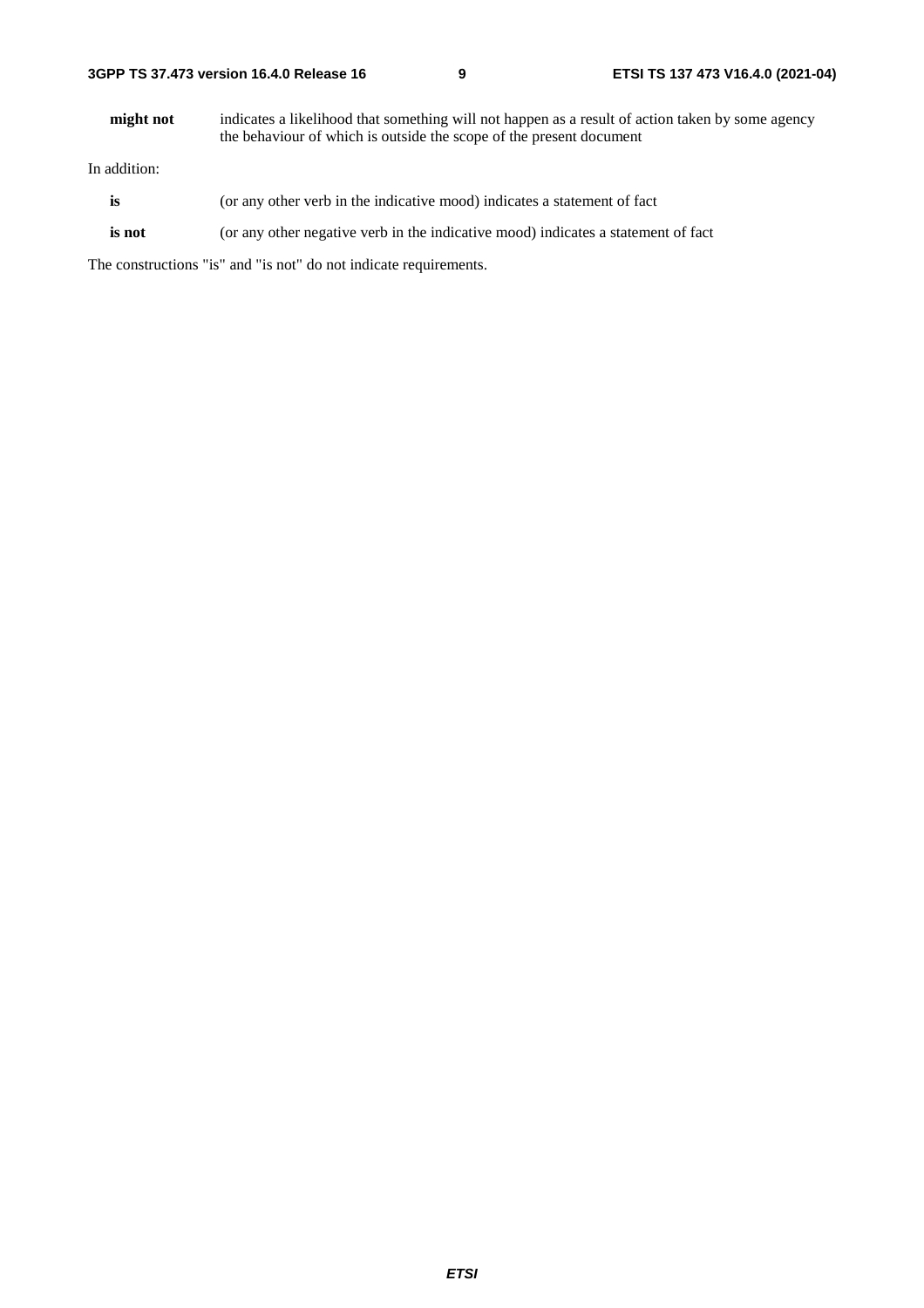**might not** indicates a likelihood that something will not happen as a result of action taken by some agency the behaviour of which is outside the scope of the present document

In addition:

**is** (or any other verb in the indicative mood) indicates a statement of fact

**is not** (or any other negative verb in the indicative mood) indicates a statement of fact

The constructions "is" and "is not" do not indicate requirements.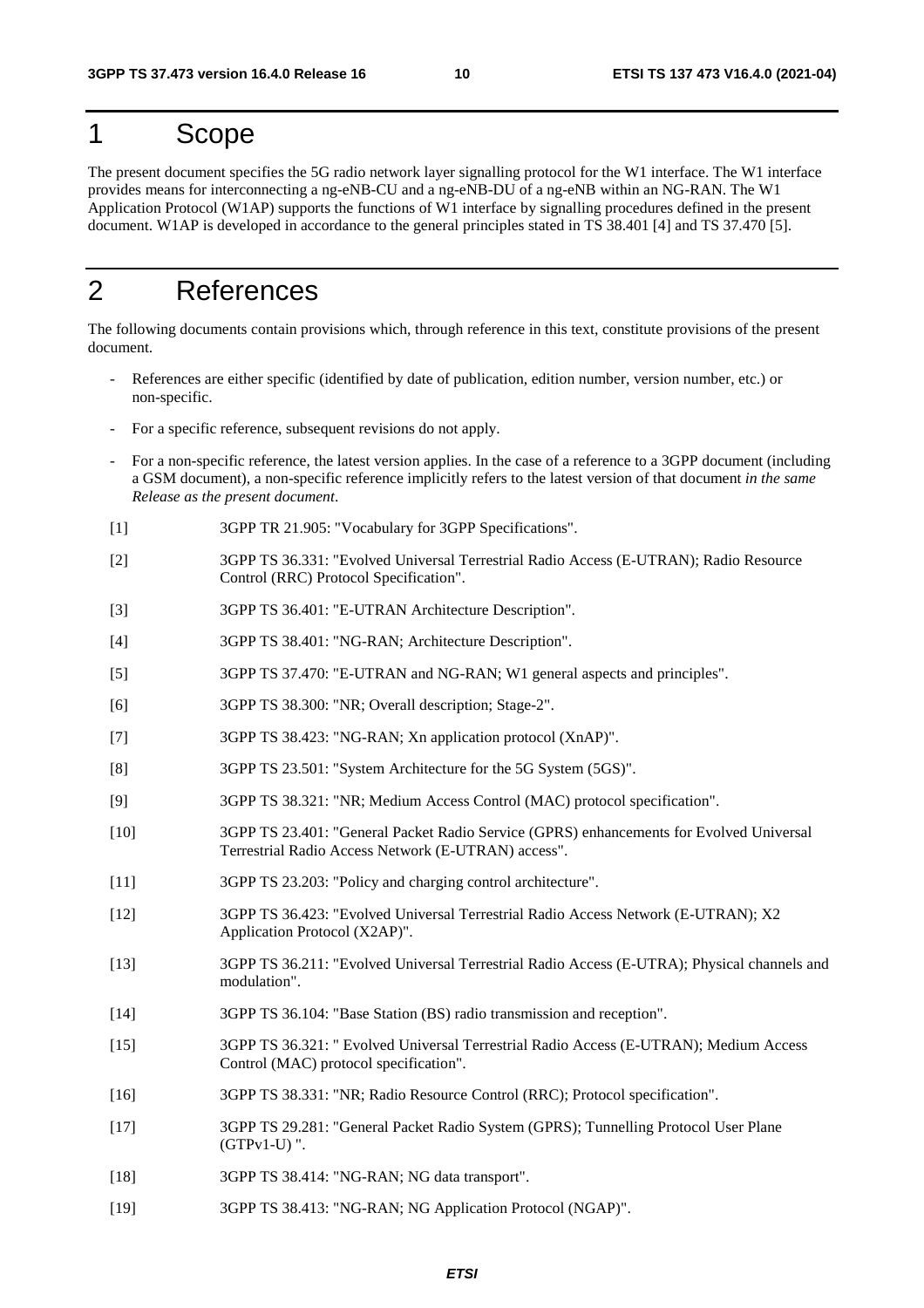# 1 Scope

The present document specifies the 5G radio network layer signalling protocol for the W1 interface. The W1 interface provides means for interconnecting a ng-eNB-CU and a ng-eNB-DU of a ng-eNB within an NG-RAN. The W1 Application Protocol (W1AP) supports the functions of W1 interface by signalling procedures defined in the present document. W1AP is developed in accordance to the general principles stated in TS 38.401 [4] and TS 37.470 [5].

# 2 References

The following documents contain provisions which, through reference in this text, constitute provisions of the present document.

- References are either specific (identified by date of publication, edition number, version number, etc.) or non-specific.
- For a specific reference, subsequent revisions do not apply.
- For a non-specific reference, the latest version applies. In the case of a reference to a 3GPP document (including a GSM document), a non-specific reference implicitly refers to the latest version of that document *in the same Release as the present document*.

[1] 3GPP TR 21.905: "Vocabulary for 3GPP Specifications".

[2] 3GPP TS 36.331: "Evolved Universal Terrestrial Radio Access (E-UTRAN); Radio Resource Control (RRC) Protocol Specification".

[3] 3GPP TS 36.401: "E-UTRAN Architecture Description".

[4] 3GPP TS 38.401: "NG-RAN; Architecture Description".

[5] 3GPP TS 37.470: "E-UTRAN and NG-RAN; W1 general aspects and principles".

[6] 3GPP TS 38.300: "NR; Overall description; Stage-2".

[7] 3GPP TS 38.423: "NG-RAN; Xn application protocol (XnAP)".

[8] 3GPP TS 23.501: "System Architecture for the 5G System (5GS)".

[9] 3GPP TS 38.321: "NR; Medium Access Control (MAC) protocol specification".

[10] 3GPP TS 23.401: "General Packet Radio Service (GPRS) enhancements for Evolved Universal Terrestrial Radio Access Network (E-UTRAN) access".

[11] 3GPP TS 23.203: "Policy and charging control architecture".

[12] 3GPP TS 36.423: "Evolved Universal Terrestrial Radio Access Network (E-UTRAN); X2 Application Protocol (X2AP)".

[13] 3GPP TS 36.211: "Evolved Universal Terrestrial Radio Access (E-UTRA); Physical channels and modulation".

[14] 3GPP TS 36.104: "Base Station (BS) radio transmission and reception".

[15] 3GPP TS 36.321: " Evolved Universal Terrestrial Radio Access (E-UTRAN); Medium Access Control (MAC) protocol specification".

[16] 3GPP TS 38.331: "NR; Radio Resource Control (RRC); Protocol specification".

[17] 3GPP TS 29.281: "General Packet Radio System (GPRS); Tunnelling Protocol User Plane (GTPv1-U) ".

[18] 3GPP TS 38.414: "NG-RAN; NG data transport".

[19] 3GPP TS 38.413: "NG-RAN; NG Application Protocol (NGAP)".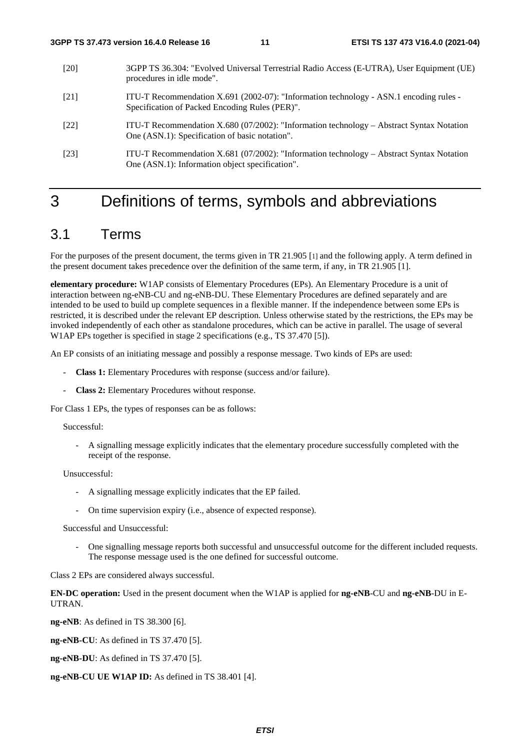[20] 3GPP TS 36.304: "Evolved Universal Terrestrial Radio Access (E-UTRA), User Equipment (UE) procedures in idle mode".

[21] ITU-T Recommendation X.691 (2002-07): "Information technology - ASN.1 encoding rules - Specification of Packed Encoding Rules (PER)".

[22] ITU-T Recommendation X.680 (07/2002): "Information technology – Abstract Syntax Notation One (ASN.1): Specification of basic notation".

[23] ITU-T Recommendation X.681 (07/2002): "Information technology – Abstract Syntax Notation One (ASN.1): Information object specification".

# 3 Definitions of terms, symbols and abbreviations

## 3.1 Terms

For the purposes of the present document, the terms given in TR 21.905 [1] and the following apply. A term defined in the present document takes precedence over the definition of the same term, if any, in TR 21.905 [1].

**elementary procedure:** W1AP consists of Elementary Procedures (EPs). An Elementary Procedure is a unit of interaction between ng-eNB-CU and ng-eNB-DU. These Elementary Procedures are defined separately and are intended to be used to build up complete sequences in a flexible manner. If the independence between some EPs is restricted, it is described under the relevant EP description. Unless otherwise stated by the restrictions, the EPs may be invoked independently of each other as standalone procedures, which can be active in parallel. The usage of several W1AP EPs together is specified in stage 2 specifications (e.g., TS 37.470 [5]).

An EP consists of an initiating message and possibly a response message. Two kinds of EPs are used:

- **Class 1:** Elementary Procedures with response (success and/or failure).
- **Class 2:** Elementary Procedures without response.

For Class 1 EPs, the types of responses can be as follows:

Successful:

- A signalling message explicitly indicates that the elementary procedure successfully completed with the receipt of the response.

Unsuccessful:

- A signalling message explicitly indicates that the EP failed.
- On time supervision expiry (i.e., absence of expected response).

Successful and Unsuccessful:

- One signalling message reports both successful and unsuccessful outcome for the different included requests. The response message used is the one defined for successful outcome.

Class 2 EPs are considered always successful.

**EN-DC operation:** Used in the present document when the W1AP is applied for **ng-eNB**-CU and **ng-eNB**-DU in E-UTRAN.

**ng-eNB**: As defined in TS 38.300 [6].

**ng-eNB-CU**: As defined in TS 37.470 [5].

**ng-eNB-DU**: As defined in TS 37.470 [5].

**ng-eNB-CU UE W1AP ID:** As defined in TS 38.401 [4].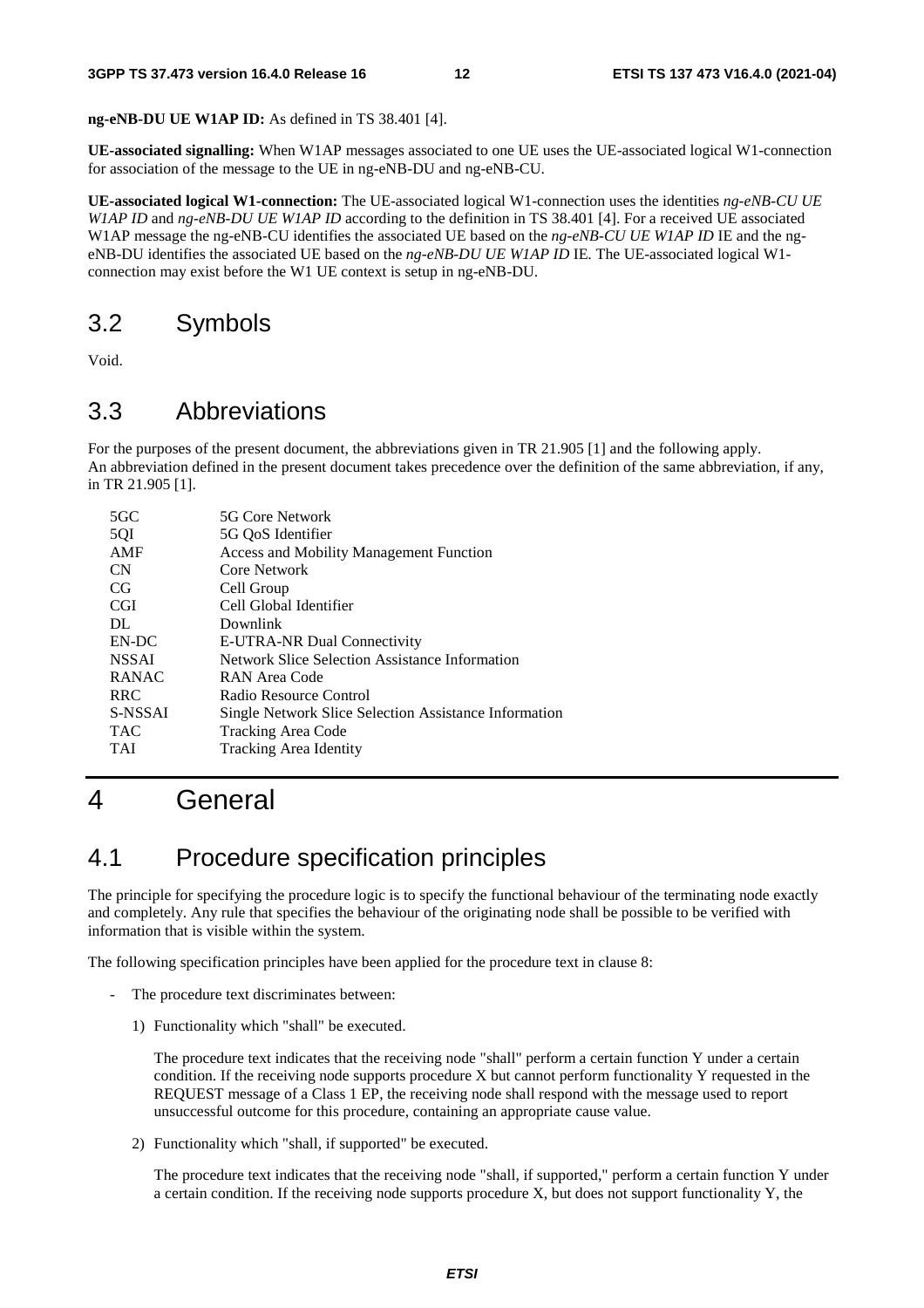**ng-eNB-DU UE W1AP ID:** As defined in TS 38.401 [4].

**UE-associated signalling:** When W1AP messages associated to one UE uses the UE-associated logical W1-connection for association of the message to the UE in ng-eNB-DU and ng-eNB-CU.

**UE-associated logical W1-connection:** The UE-associated logical W1-connection uses the identities *ng-eNB-CU UE W1AP ID* and *ng-eNB-DU UE W1AP ID* according to the definition in TS 38.401 [4]. For a received UE associated W1AP message the ng-eNB-CU identifies the associated UE based on the *ng-eNB-CU UE W1AP ID* IE and the ng-eNB-DU identifies the associated UE based on the *ng-eNB-DU UE W1AP ID* IE. The UE-associated logical W1-connection may exist before the W1 UE context is setup in ng-eNB-DU.

## 3.2 Symbols

Void.

## 3.3 Abbreviations

For the purposes of the present document, the abbreviations given in TR 21.905 [1] and the following apply.
An abbreviation defined in the present document takes precedence over the definition of the same abbreviation, if any, in TR 21.905 [1].

| | |
|---|---|
| 5GC | 5G Core Network |
| 5QI | 5G QoS Identifier |
| AMF | Access and Mobility Management Function |
| CN | Core Network |
| CG | Cell Group |
| CGI | Cell Global Identifier |
| DL | Downlink |
| EN-DC | E-UTRA-NR Dual Connectivity |
| NSSAI | Network Slice Selection Assistance Information |
| RANAC | RAN Area Code |
| RRC | Radio Resource Control |
| S-NSSAI | Single Network Slice Selection Assistance Information |
| TAC | Tracking Area Code |
| TAI | Tracking Area Identity |

# 4 General

## 4.1 Procedure specification principles

The principle for specifying the procedure logic is to specify the functional behaviour of the terminating node exactly and completely. Any rule that specifies the behaviour of the originating node shall be possible to be verified with information that is visible within the system.

The following specification principles have been applied for the procedure text in clause 8:

- The procedure text discriminates between:

  1) Functionality which "shall" be executed.

     The procedure text indicates that the receiving node "shall" perform a certain function Y under a certain condition. If the receiving node supports procedure X but cannot perform functionality Y requested in the REQUEST message of a Class 1 EP, the receiving node shall respond with the message used to report unsuccessful outcome for this procedure, containing an appropriate cause value.

  2) Functionality which "shall, if supported" be executed.

     The procedure text indicates that the receiving node "shall, if supported," perform a certain function Y under a certain condition. If the receiving node supports procedure X, but does not support functionality Y, the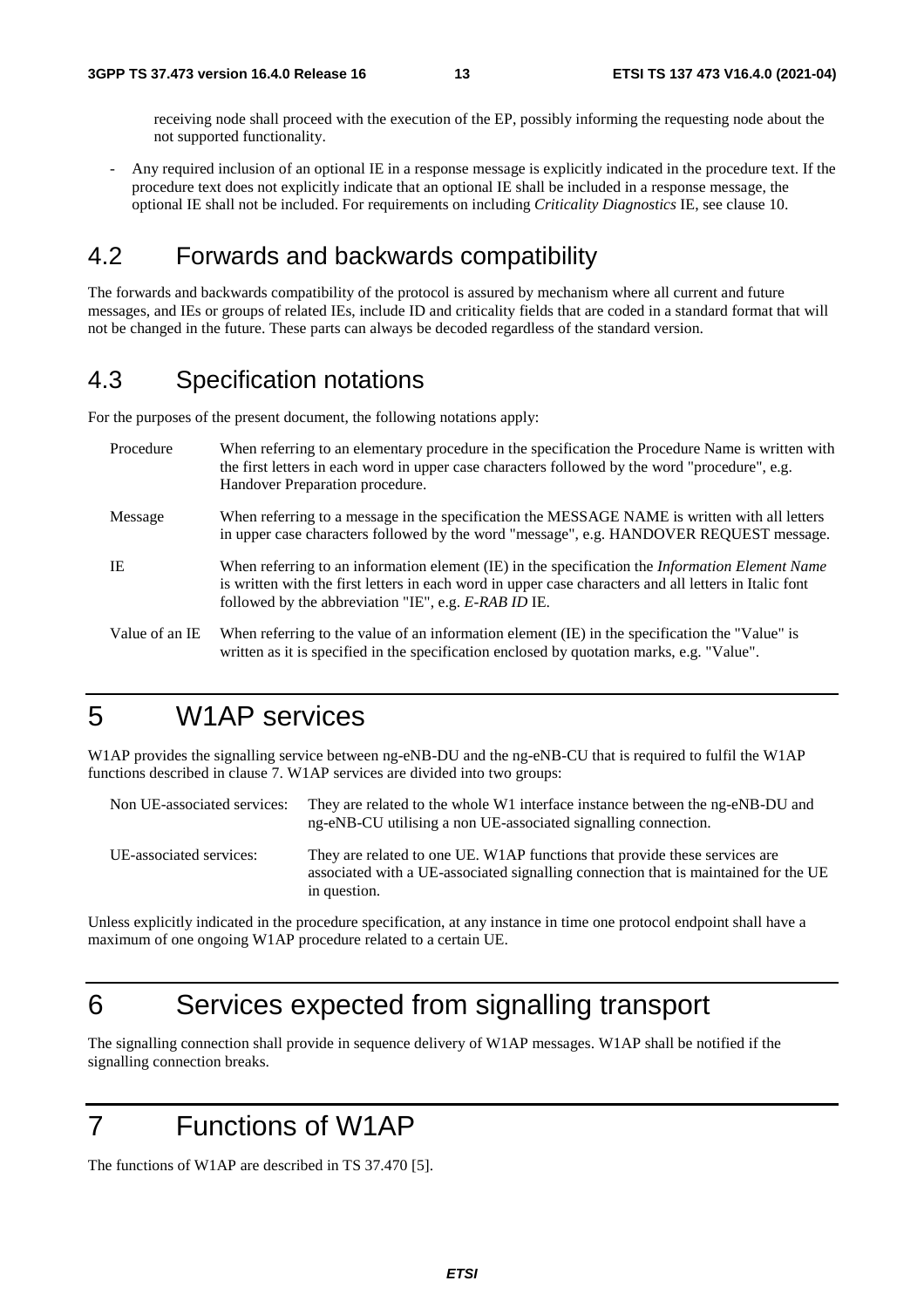receiving node shall proceed with the execution of the EP, possibly informing the requesting node about the not supported functionality.

- Any required inclusion of an optional IE in a response message is explicitly indicated in the procedure text. If the procedure text does not explicitly indicate that an optional IE shall be included in a response message, the optional IE shall not be included. For requirements on including *Criticality Diagnostics* IE, see clause 10.

## 4.2 Forwards and backwards compatibility

The forwards and backwards compatibility of the protocol is assured by mechanism where all current and future messages, and IEs or groups of related IEs, include ID and criticality fields that are coded in a standard format that will not be changed in the future. These parts can always be decoded regardless of the standard version.

## 4.3 Specification notations

For the purposes of the present document, the following notations apply:

Procedure When referring to an elementary procedure in the specification the Procedure Name is written with the first letters in each word in upper case characters followed by the word "procedure", e.g. Handover Preparation procedure.

Message When referring to a message in the specification the MESSAGE NAME is written with all letters in upper case characters followed by the word "message", e.g. HANDOVER REQUEST message.

IE When referring to an information element (IE) in the specification the *Information Element Name* is written with the first letters in each word in upper case characters and all letters in Italic font followed by the abbreviation "IE", e.g. *E-RAB ID* IE.

Value of an IE When referring to the value of an information element (IE) in the specification the "Value" is written as it is specified in the specification enclosed by quotation marks, e.g. "Value".

# 5 W1AP services

W1AP provides the signalling service between ng-eNB-DU and the ng-eNB-CU that is required to fulfil the W1AP functions described in clause 7. W1AP services are divided into two groups:

Non UE-associated services: They are related to the whole W1 interface instance between the ng-eNB-DU and ng-eNB-CU utilising a non UE-associated signalling connection.

UE-associated services: They are related to one UE. W1AP functions that provide these services are associated with a UE-associated signalling connection that is maintained for the UE in question.

Unless explicitly indicated in the procedure specification, at any instance in time one protocol endpoint shall have a maximum of one ongoing W1AP procedure related to a certain UE.

# 6 Services expected from signalling transport

The signalling connection shall provide in sequence delivery of W1AP messages. W1AP shall be notified if the signalling connection breaks.

# 7 Functions of W1AP

The functions of W1AP are described in TS 37.470 [5].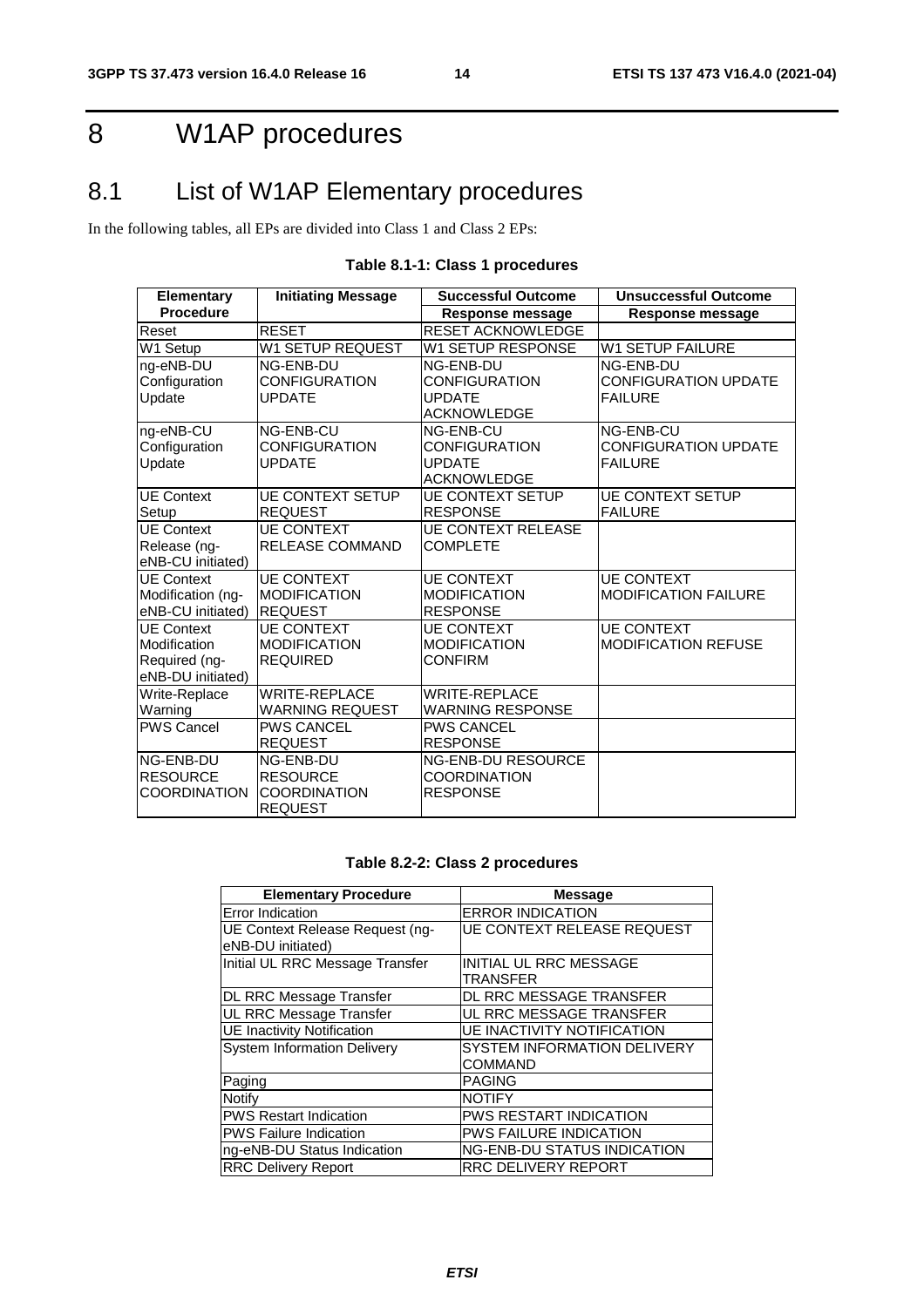# 8 W1AP procedures

## 8.1 List of W1AP Elementary procedures

In the following tables, all EPs are divided into Class 1 and Class 2 EPs:

**Table 8.1-1: Class 1 procedures**

| Elementary Procedure | Initiating Message | Successful Outcome | Unsuccessful Outcome |
|---|---|---|---|
| | | Response message | Response message |
| Reset | RESET | RESET ACKNOWLEDGE | |
| W1 Setup | W1 SETUP REQUEST | W1 SETUP RESPONSE | W1 SETUP FAILURE |
| ng-eNB-DU Configuration Update | NG-ENB-DU CONFIGURATION UPDATE | NG-ENB-DU CONFIGURATION UPDATE ACKNOWLEDGE | NG-ENB-DU CONFIGURATION UPDATE FAILURE |
| ng-eNB-CU Configuration Update | NG-ENB-CU CONFIGURATION UPDATE | NG-ENB-CU CONFIGURATION UPDATE ACKNOWLEDGE | NG-ENB-CU CONFIGURATION UPDATE FAILURE |
| UE Context Setup | UE CONTEXT SETUP REQUEST | UE CONTEXT SETUP RESPONSE | UE CONTEXT SETUP FAILURE |
| UE Context Release (ng-eNB-CU initiated) | UE CONTEXT RELEASE COMMAND | UE CONTEXT RELEASE COMPLETE | |
| UE Context Modification (ng-eNB-CU initiated) | UE CONTEXT MODIFICATION REQUEST | UE CONTEXT MODIFICATION RESPONSE | UE CONTEXT MODIFICATION FAILURE |
| UE Context Modification Required (ng-eNB-DU initiated) | UE CONTEXT MODIFICATION REQUIRED | UE CONTEXT MODIFICATION CONFIRM | UE CONTEXT MODIFICATION REFUSE |
| Write-Replace Warning | WRITE-REPLACE WARNING REQUEST | WRITE-REPLACE WARNING RESPONSE | |
| PWS Cancel | PWS CANCEL REQUEST | PWS CANCEL RESPONSE | |
| NG-ENB-DU RESOURCE COORDINATION | NG-ENB-DU RESOURCE COORDINATION REQUEST | NG-ENB-DU RESOURCE COORDINATION RESPONSE | |

**Table 8.2-2: Class 2 procedures**

| Elementary Procedure | Message |
|---|---|
| Error Indication | ERROR INDICATION |
| UE Context Release Request (ng-eNB-DU initiated) | UE CONTEXT RELEASE REQUEST |
| Initial UL RRC Message Transfer | INITIAL UL RRC MESSAGE TRANSFER |
| DL RRC Message Transfer | DL RRC MESSAGE TRANSFER |
| UL RRC Message Transfer | UL RRC MESSAGE TRANSFER |
| UE Inactivity Notification | UE INACTIVITY NOTIFICATION |
| System Information Delivery | SYSTEM INFORMATION DELIVERY COMMAND |
| Paging | PAGING |
| Notify | NOTIFY |
| PWS Restart Indication | PWS RESTART INDICATION |
| PWS Failure Indication | PWS FAILURE INDICATION |
| ng-eNB-DU Status Indication | NG-ENB-DU STATUS INDICATION |
| RRC Delivery Report | RRC DELIVERY REPORT |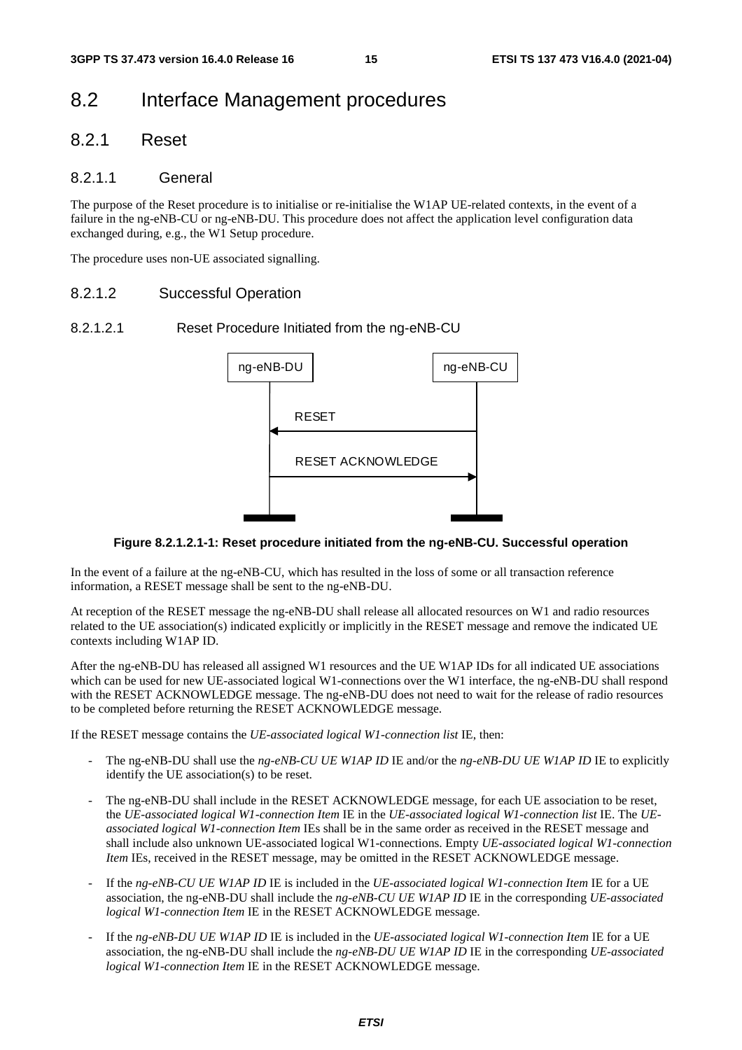# 8.2 Interface Management procedures

## 8.2.1 Reset

### 8.2.1.1 General

The purpose of the Reset procedure is to initialise or re-initialise the W1AP UE-related contexts, in the event of a failure in the ng-eNB-CU or ng-eNB-DU. This procedure does not affect the application level configuration data exchanged during, e.g., the W1 Setup procedure.

The procedure uses non-UE associated signalling.

### 8.2.1.2 Successful Operation

#### 8.2.1.2.1 Reset Procedure Initiated from the ng-eNB-CU

**Figure 8.2.1.2.1-1: Reset procedure initiated from the ng-eNB-CU. Successful operation**

In the event of a failure at the ng-eNB-CU, which has resulted in the loss of some or all transaction reference information, a RESET message shall be sent to the ng-eNB-DU.

At reception of the RESET message the ng-eNB-DU shall release all allocated resources on W1 and radio resources related to the UE association(s) indicated explicitly or implicitly in the RESET message and remove the indicated UE contexts including W1AP ID.

After the ng-eNB-DU has released all assigned W1 resources and the UE W1AP IDs for all indicated UE associations which can be used for new UE-associated logical W1-connections over the W1 interface, the ng-eNB-DU shall respond with the RESET ACKNOWLEDGE message. The ng-eNB-DU does not need to wait for the release of radio resources to be completed before returning the RESET ACKNOWLEDGE message.

If the RESET message contains the *UE-associated logical W1-connection list* IE, then:

- The ng-eNB-DU shall use the *ng-eNB-CU UE W1AP ID* IE and/or the *ng-eNB-DU UE W1AP ID* IE to explicitly identify the UE association(s) to be reset.
- The ng-eNB-DU shall include in the RESET ACKNOWLEDGE message, for each UE association to be reset, the *UE-associated logical W1-connection Item* IE in the *UE-associated logical W1-connection list* IE. The *UE-associated logical W1-connection Item* IEs shall be in the same order as received in the RESET message and shall include also unknown UE-associated logical W1-connections. Empty *UE-associated logical W1-connection Item* IEs, received in the RESET message, may be omitted in the RESET ACKNOWLEDGE message.
- If the *ng-eNB-CU UE W1AP ID* IE is included in the *UE-associated logical W1-connection Item* IE for a UE association, the ng-eNB-DU shall include the *ng-eNB-CU UE W1AP ID* IE in the corresponding *UE-associated logical W1-connection Item* IE in the RESET ACKNOWLEDGE message.
- If the *ng-eNB-DU UE W1AP ID* IE is included in the *UE-associated logical W1-connection Item* IE for a UE association, the ng-eNB-DU shall include the *ng-eNB-DU UE W1AP ID* IE in the corresponding *UE-associated logical W1-connection Item* IE in the RESET ACKNOWLEDGE message.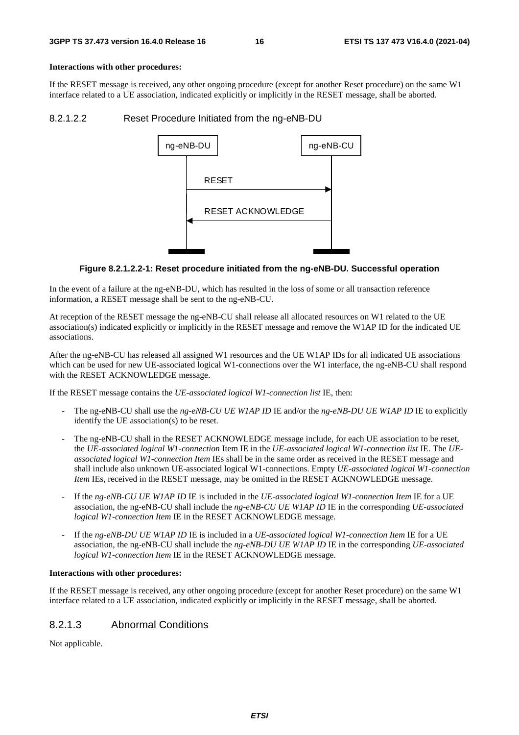**Interactions with other procedures:**

If the RESET message is received, any other ongoing procedure (except for another Reset procedure) on the same W1 interface related to a UE association, indicated explicitly or implicitly in the RESET message, shall be aborted.

#### 8.2.1.2.2 Reset Procedure Initiated from the ng-eNB-DU

**Figure 8.2.1.2.2-1: Reset procedure initiated from the ng-eNB-DU. Successful operation**

In the event of a failure at the ng-eNB-DU, which has resulted in the loss of some or all transaction reference information, a RESET message shall be sent to the ng-eNB-CU.

At reception of the RESET message the ng-eNB-CU shall release all allocated resources on W1 related to the UE association(s) indicated explicitly or implicitly in the RESET message and remove the W1AP ID for the indicated UE associations.

After the ng-eNB-CU has released all assigned W1 resources and the UE W1AP IDs for all indicated UE associations which can be used for new UE-associated logical W1-connections over the W1 interface, the ng-eNB-CU shall respond with the RESET ACKNOWLEDGE message.

If the RESET message contains the *UE-associated logical W1-connection list* IE, then:

- The ng-eNB-CU shall use the *ng-eNB-CU UE W1AP ID* IE and/or the *ng-eNB-DU UE W1AP ID* IE to explicitly identify the UE association(s) to be reset.
- The ng-eNB-CU shall in the RESET ACKNOWLEDGE message include, for each UE association to be reset, the *UE-associated logical W1-connection* Item IE in the *UE-associated logical W1-connection list* IE. The *UE-associated logical W1-connection Item* IEs shall be in the same order as received in the RESET message and shall include also unknown UE-associated logical W1-connections. Empty *UE-associated logical W1-connection Item* IEs, received in the RESET message, may be omitted in the RESET ACKNOWLEDGE message.
- If the *ng-eNB-CU UE W1AP ID* IE is included in the *UE-associated logical W1-connection Item* IE for a UE association, the ng-eNB-CU shall include the *ng-eNB-CU UE W1AP ID* IE in the corresponding *UE-associated logical W1-connection Item* IE in the RESET ACKNOWLEDGE message.
- If the *ng-eNB-DU UE W1AP ID* IE is included in a *UE-associated logical W1-connection Item* IE for a UE association, the ng-eNB-CU shall include the *ng-eNB-DU UE W1AP ID* IE in the corresponding *UE-associated logical W1-connection Item* IE in the RESET ACKNOWLEDGE message.

**Interactions with other procedures:**

If the RESET message is received, any other ongoing procedure (except for another Reset procedure) on the same W1 interface related to a UE association, indicated explicitly or implicitly in the RESET message, shall be aborted.

### 8.2.1.3 Abnormal Conditions

Not applicable.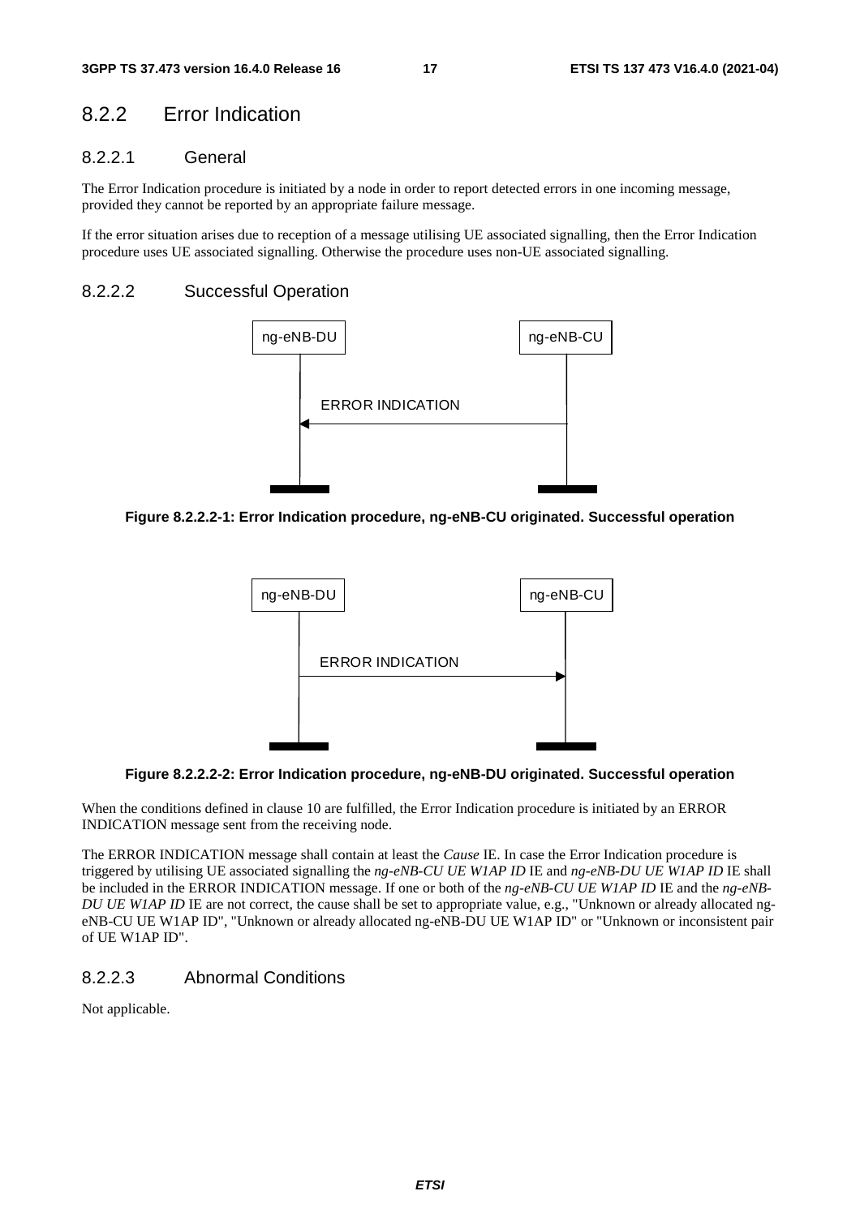## 8.2.2 Error Indication

### 8.2.2.1 General

The Error Indication procedure is initiated by a node in order to report detected errors in one incoming message, provided they cannot be reported by an appropriate failure message.

If the error situation arises due to reception of a message utilising UE associated signalling, then the Error Indication procedure uses UE associated signalling. Otherwise the procedure uses non-UE associated signalling.

### 8.2.2.2 Successful Operation

**Figure 8.2.2.2-1: Error Indication procedure, ng-eNB-CU originated. Successful operation**

**Figure 8.2.2.2-2: Error Indication procedure, ng-eNB-DU originated. Successful operation**

When the conditions defined in clause 10 are fulfilled, the Error Indication procedure is initiated by an ERROR INDICATION message sent from the receiving node.

The ERROR INDICATION message shall contain at least the *Cause* IE. In case the Error Indication procedure is triggered by utilising UE associated signalling the *ng-eNB-CU UE W1AP ID* IE and *ng-eNB-DU UE W1AP ID* IE shall be included in the ERROR INDICATION message. If one or both of the *ng-eNB-CU UE W1AP ID* IE and the *ng-eNB-DU UE W1AP ID* IE are not correct, the cause shall be set to appropriate value, e.g., "Unknown or already allocated ng-eNB-CU UE W1AP ID", "Unknown or already allocated ng-eNB-DU UE W1AP ID" or "Unknown or inconsistent pair of UE W1AP ID".

### 8.2.2.3 Abnormal Conditions

Not applicable.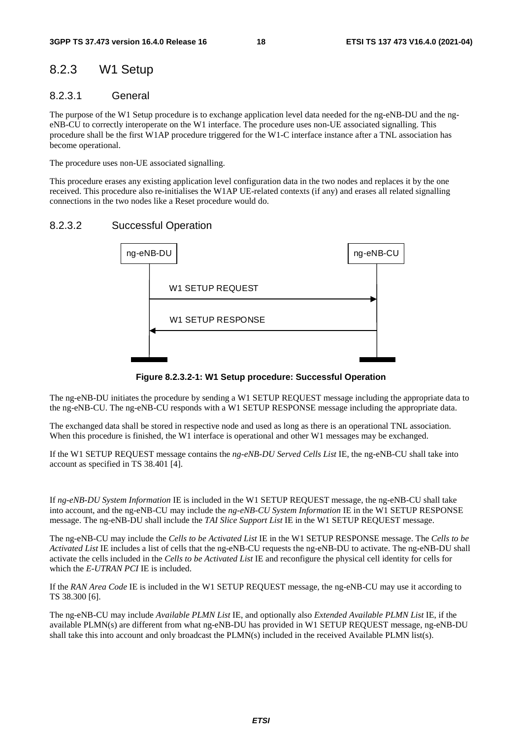## 8.2.3 W1 Setup

### 8.2.3.1 General

The purpose of the W1 Setup procedure is to exchange application level data needed for the ng-eNB-DU and the ng-eNB-CU to correctly interoperate on the W1 interface. The procedure uses non-UE associated signalling. This procedure shall be the first W1AP procedure triggered for the W1-C interface instance after a TNL association has become operational.

The procedure uses non-UE associated signalling.

This procedure erases any existing application level configuration data in the two nodes and replaces it by the one received. This procedure also re-initialises the W1AP UE-related contexts (if any) and erases all related signalling connections in the two nodes like a Reset procedure would do.

### 8.2.3.2 Successful Operation

**Figure 8.2.3.2-1: W1 Setup procedure: Successful Operation**

The ng-eNB-DU initiates the procedure by sending a W1 SETUP REQUEST message including the appropriate data to the ng-eNB-CU. The ng-eNB-CU responds with a W1 SETUP RESPONSE message including the appropriate data.

The exchanged data shall be stored in respective node and used as long as there is an operational TNL association. When this procedure is finished, the W1 interface is operational and other W1 messages may be exchanged.

If the W1 SETUP REQUEST message contains the *ng-eNB-DU Served Cells List* IE, the ng-eNB-CU shall take into account as specified in TS 38.401 [4].

If *ng-eNB-DU System Information* IE is included in the W1 SETUP REQUEST message, the ng-eNB-CU shall take into account, and the ng-eNB-CU may include the *ng-eNB-CU System Information* IE in the W1 SETUP RESPONSE message. The ng-eNB-DU shall include the *TAI Slice Support List* IE in the W1 SETUP REQUEST message.

The ng-eNB-CU may include the *Cells to be Activated List* IE in the W1 SETUP RESPONSE message. The *Cells to be Activated List* IE includes a list of cells that the ng-eNB-CU requests the ng-eNB-DU to activate. The ng-eNB-DU shall activate the cells included in the *Cells to be Activated List* IE and reconfigure the physical cell identity for cells for which the *E-UTRAN PCI* IE is included.

If the *RAN Area Code* IE is included in the W1 SETUP REQUEST message, the ng-eNB-CU may use it according to TS 38.300 [6].

The ng-eNB-CU may include *Available PLMN List* IE, and optionally also *Extended Available PLMN List* IE, if the available PLMN(s) are different from what ng-eNB-DU has provided in W1 SETUP REQUEST message, ng-eNB-DU shall take this into account and only broadcast the PLMN(s) included in the received Available PLMN list(s).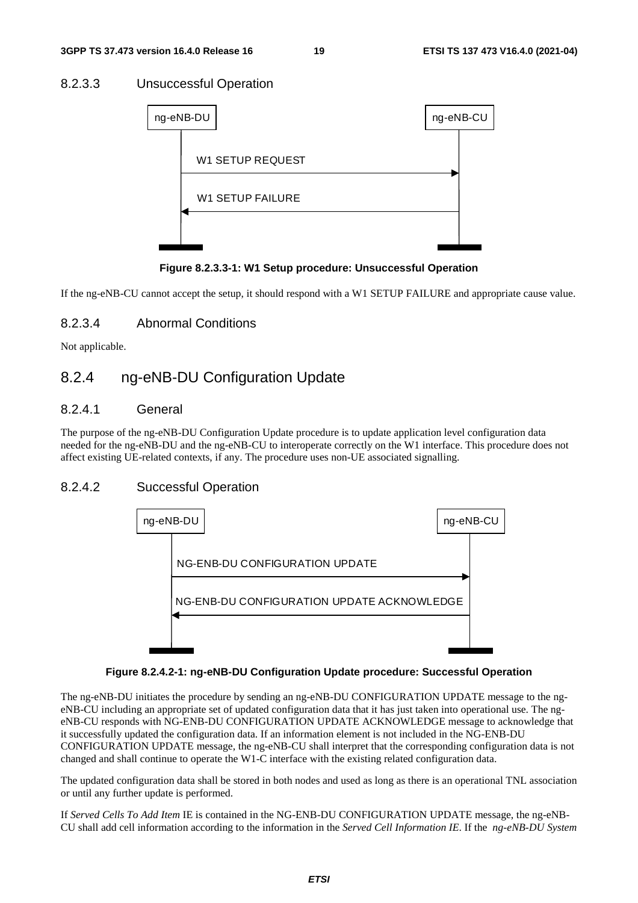### 8.2.3.3 Unsuccessful Operation

**Figure 8.2.3.3-1: W1 Setup procedure: Unsuccessful Operation**

If the ng-eNB-CU cannot accept the setup, it should respond with a W1 SETUP FAILURE and appropriate cause value.

### 8.2.3.4 Abnormal Conditions

Not applicable.

## 8.2.4 ng-eNB-DU Configuration Update

### 8.2.4.1 General

The purpose of the ng-eNB-DU Configuration Update procedure is to update application level configuration data needed for the ng-eNB-DU and the ng-eNB-CU to interoperate correctly on the W1 interface. This procedure does not affect existing UE-related contexts, if any. The procedure uses non-UE associated signalling.

### 8.2.4.2 Successful Operation

**Figure 8.2.4.2-1: ng-eNB-DU Configuration Update procedure: Successful Operation**

The ng-eNB-DU initiates the procedure by sending an ng-eNB-DU CONFIGURATION UPDATE message to the ng-eNB-CU including an appropriate set of updated configuration data that it has just taken into operational use. The ng-eNB-CU responds with NG-ENB-DU CONFIGURATION UPDATE ACKNOWLEDGE message to acknowledge that it successfully updated the configuration data. If an information element is not included in the NG-ENB-DU CONFIGURATION UPDATE message, the ng-eNB-CU shall interpret that the corresponding configuration data is not changed and shall continue to operate the W1-C interface with the existing related configuration data.

The updated configuration data shall be stored in both nodes and used as long as there is an operational TNL association or until any further update is performed.

If *Served Cells To Add Item* IE is contained in the NG-ENB-DU CONFIGURATION UPDATE message, the ng-eNB-CU shall add cell information according to the information in the *Served Cell Information IE*. If the *ng-eNB-DU System*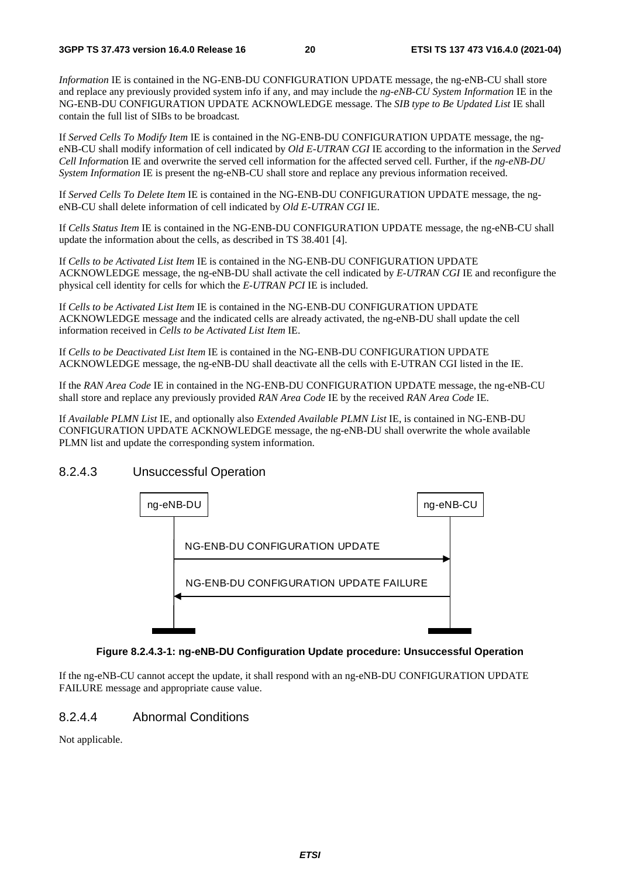*Information* IE is contained in the NG-ENB-DU CONFIGURATION UPDATE message, the ng-eNB-CU shall store and replace any previously provided system info if any, and may include the *ng-eNB-CU System Information* IE in the NG-ENB-DU CONFIGURATION UPDATE ACKNOWLEDGE message. The *SIB type to Be Updated List* IE shall contain the full list of SIBs to be broadcast.

If *Served Cells To Modify Item* IE is contained in the NG-ENB-DU CONFIGURATION UPDATE message, the ng-eNB-CU shall modify information of cell indicated by *Old E-UTRAN CGI* IE according to the information in the *Served Cell Information* IE and overwrite the served cell information for the affected served cell. Further, if the *ng-eNB-DU System Information* IE is present the ng-eNB-CU shall store and replace any previous information received.

If *Served Cells To Delete Item* IE is contained in the NG-ENB-DU CONFIGURATION UPDATE message, the ng-eNB-CU shall delete information of cell indicated by *Old E-UTRAN CGI* IE.

If *Cells Status Item* IE is contained in the NG-ENB-DU CONFIGURATION UPDATE message, the ng-eNB-CU shall update the information about the cells, as described in TS 38.401 [4].

If *Cells to be Activated List Item* IE is contained in the NG-ENB-DU CONFIGURATION UPDATE ACKNOWLEDGE message, the ng-eNB-DU shall activate the cell indicated by *E-UTRAN CGI* IE and reconfigure the physical cell identity for cells for which the *E-UTRAN PCI* IE is included.

If *Cells to be Activated List Item* IE is contained in the NG-ENB-DU CONFIGURATION UPDATE ACKNOWLEDGE message and the indicated cells are already activated, the ng-eNB-DU shall update the cell information received in *Cells to be Activated List Item* IE.

If *Cells to be Deactivated List Item* IE is contained in the NG-ENB-DU CONFIGURATION UPDATE ACKNOWLEDGE message, the ng-eNB-DU shall deactivate all the cells with E-UTRAN CGI listed in the IE.

If the *RAN Area Code* IE in contained in the NG-ENB-DU CONFIGURATION UPDATE message, the ng-eNB-CU shall store and replace any previously provided *RAN Area Code* IE by the received *RAN Area Code* IE.

If *Available PLMN List* IE, and optionally also *Extended Available PLMN List* IE, is contained in NG-ENB-DU CONFIGURATION UPDATE ACKNOWLEDGE message, the ng-eNB-DU shall overwrite the whole available PLMN list and update the corresponding system information.

#### 8.2.4.3 Unsuccessful Operation

ng-eNB-DU | ng-eNB-CU

NG-ENB-DU CONFIGURATION UPDATE

NG-ENB-DU CONFIGURATION UPDATE FAILURE

**Figure 8.2.4.3-1: ng-eNB-DU Configuration Update procedure: Unsuccessful Operation**

If the ng-eNB-CU cannot accept the update, it shall respond with an ng-eNB-DU CONFIGURATION UPDATE FAILURE message and appropriate cause value.

#### 8.2.4.4 Abnormal Conditions

Not applicable.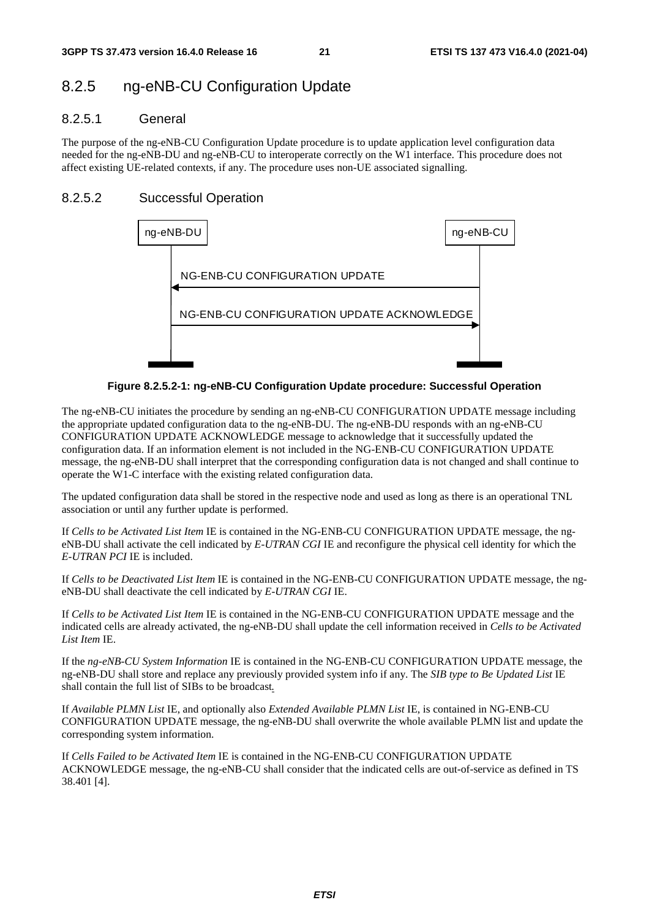## 8.2.5 ng-eNB-CU Configuration Update

### 8.2.5.1 General

The purpose of the ng-eNB-CU Configuration Update procedure is to update application level configuration data needed for the ng-eNB-DU and ng-eNB-CU to interoperate correctly on the W1 interface. This procedure does not affect existing UE-related contexts, if any. The procedure uses non-UE associated signalling.

### 8.2.5.2 Successful Operation

**Figure 8.2.5.2-1: ng-eNB-CU Configuration Update procedure: Successful Operation**

The ng-eNB-CU initiates the procedure by sending an ng-eNB-CU CONFIGURATION UPDATE message including the appropriate updated configuration data to the ng-eNB-DU. The ng-eNB-DU responds with an ng-eNB-CU CONFIGURATION UPDATE ACKNOWLEDGE message to acknowledge that it successfully updated the configuration data. If an information element is not included in the NG-ENB-CU CONFIGURATION UPDATE message, the ng-eNB-DU shall interpret that the corresponding configuration data is not changed and shall continue to operate the W1-C interface with the existing related configuration data.

The updated configuration data shall be stored in the respective node and used as long as there is an operational TNL association or until any further update is performed.

If *Cells to be Activated List Item* IE is contained in the NG-ENB-CU CONFIGURATION UPDATE message, the ng-eNB-DU shall activate the cell indicated by *E-UTRAN CGI* IE and reconfigure the physical cell identity for which the *E-UTRAN PCI* IE is included.

If *Cells to be Deactivated List Item* IE is contained in the NG-ENB-CU CONFIGURATION UPDATE message, the ng-eNB-DU shall deactivate the cell indicated by *E-UTRAN CGI* IE.

If *Cells to be Activated List Item* IE is contained in the NG-ENB-CU CONFIGURATION UPDATE message and the indicated cells are already activated, the ng-eNB-DU shall update the cell information received in *Cells to be Activated List Item* IE.

If the *ng-eNB-CU System Information* IE is contained in the NG-ENB-CU CONFIGURATION UPDATE message, the ng-eNB-DU shall store and replace any previously provided system info if any. The *SIB type to Be Updated List* IE shall contain the full list of SIBs to be broadcast.

If *Available PLMN List* IE, and optionally also *Extended Available PLMN List* IE, is contained in NG-ENB-CU CONFIGURATION UPDATE message, the ng-eNB-DU shall overwrite the whole available PLMN list and update the corresponding system information.

If *Cells Failed to be Activated Item* IE is contained in the NG-ENB-CU CONFIGURATION UPDATE ACKNOWLEDGE message, the ng-eNB-CU shall consider that the indicated cells are out-of-service as defined in TS 38.401 [4].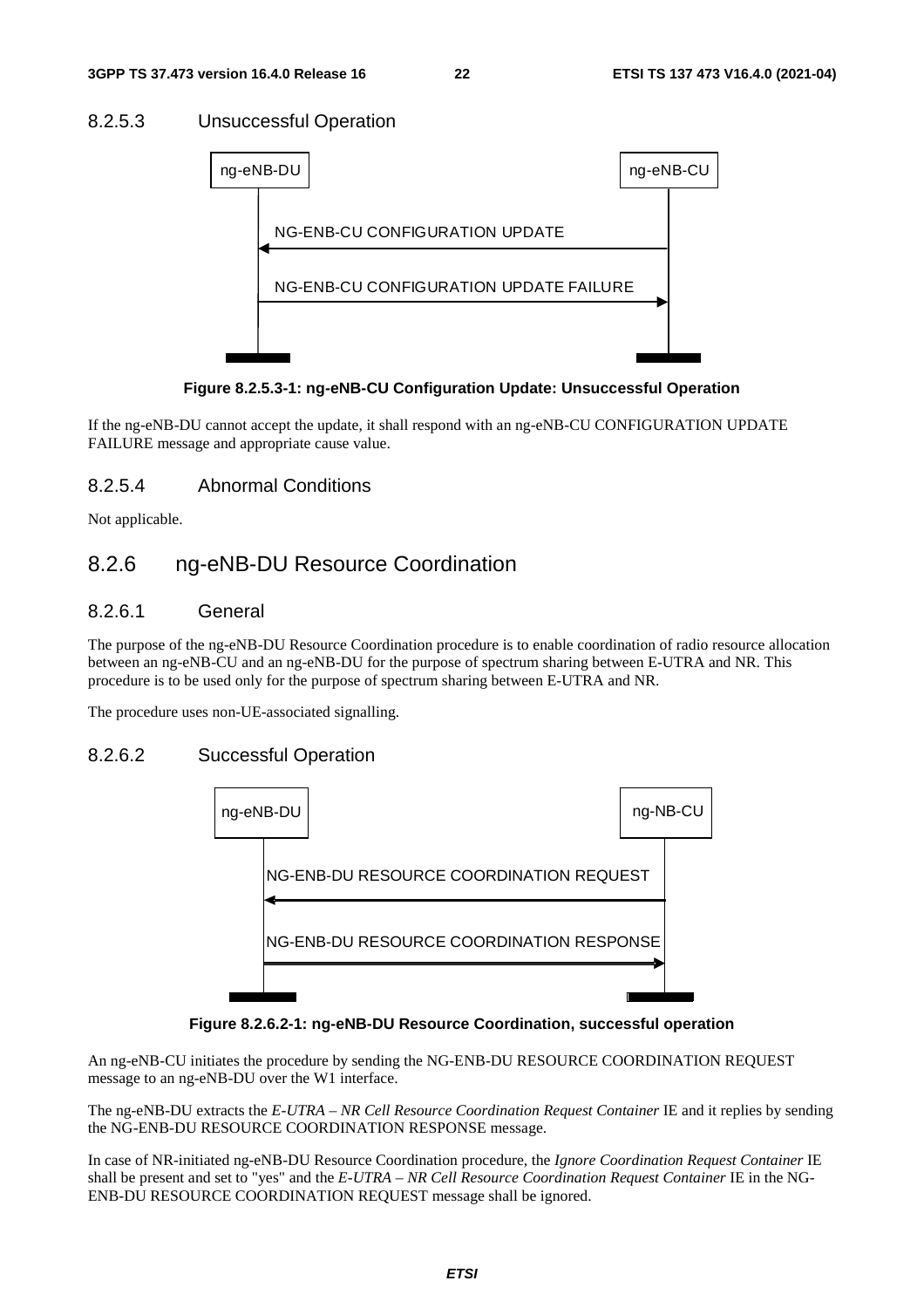### 8.2.5.3 Unsuccessful Operation

ng-eNB-DU ng-eNB-CU

NG-ENB-CU CONFIGURATION UPDATE

NG-ENB-CU CONFIGURATION UPDATE FAILURE

**Figure 8.2.5.3-1: ng-eNB-CU Configuration Update: Unsuccessful Operation**

If the ng-eNB-DU cannot accept the update, it shall respond with an ng-eNB-CU CONFIGURATION UPDATE FAILURE message and appropriate cause value.

### 8.2.5.4 Abnormal Conditions

Not applicable.

## 8.2.6 ng-eNB-DU Resource Coordination

### 8.2.6.1 General

The purpose of the ng-eNB-DU Resource Coordination procedure is to enable coordination of radio resource allocation between an ng-eNB-CU and an ng-eNB-DU for the purpose of spectrum sharing between E-UTRA and NR. This procedure is to be used only for the purpose of spectrum sharing between E-UTRA and NR.

The procedure uses non-UE-associated signalling.

### 8.2.6.2 Successful Operation

ng-eNB-DU ng-NB-CU

NG-ENB-DU RESOURCE COORDINATION REQUEST

NG-ENB-DU RESOURCE COORDINATION RESPONSE

**Figure 8.2.6.2-1: ng-eNB-DU Resource Coordination, successful operation**

An ng-eNB-CU initiates the procedure by sending the NG-ENB-DU RESOURCE COORDINATION REQUEST message to an ng-eNB-DU over the W1 interface.

The ng-eNB-DU extracts the *E-UTRA – NR Cell Resource Coordination Request Container* IE and it replies by sending the NG-ENB-DU RESOURCE COORDINATION RESPONSE message.

In case of NR-initiated ng-eNB-DU Resource Coordination procedure, the *Ignore Coordination Request Container* IE shall be present and set to "yes" and the *E-UTRA – NR Cell Resource Coordination Request Container* IE in the NG-ENB-DU RESOURCE COORDINATION REQUEST message shall be ignored.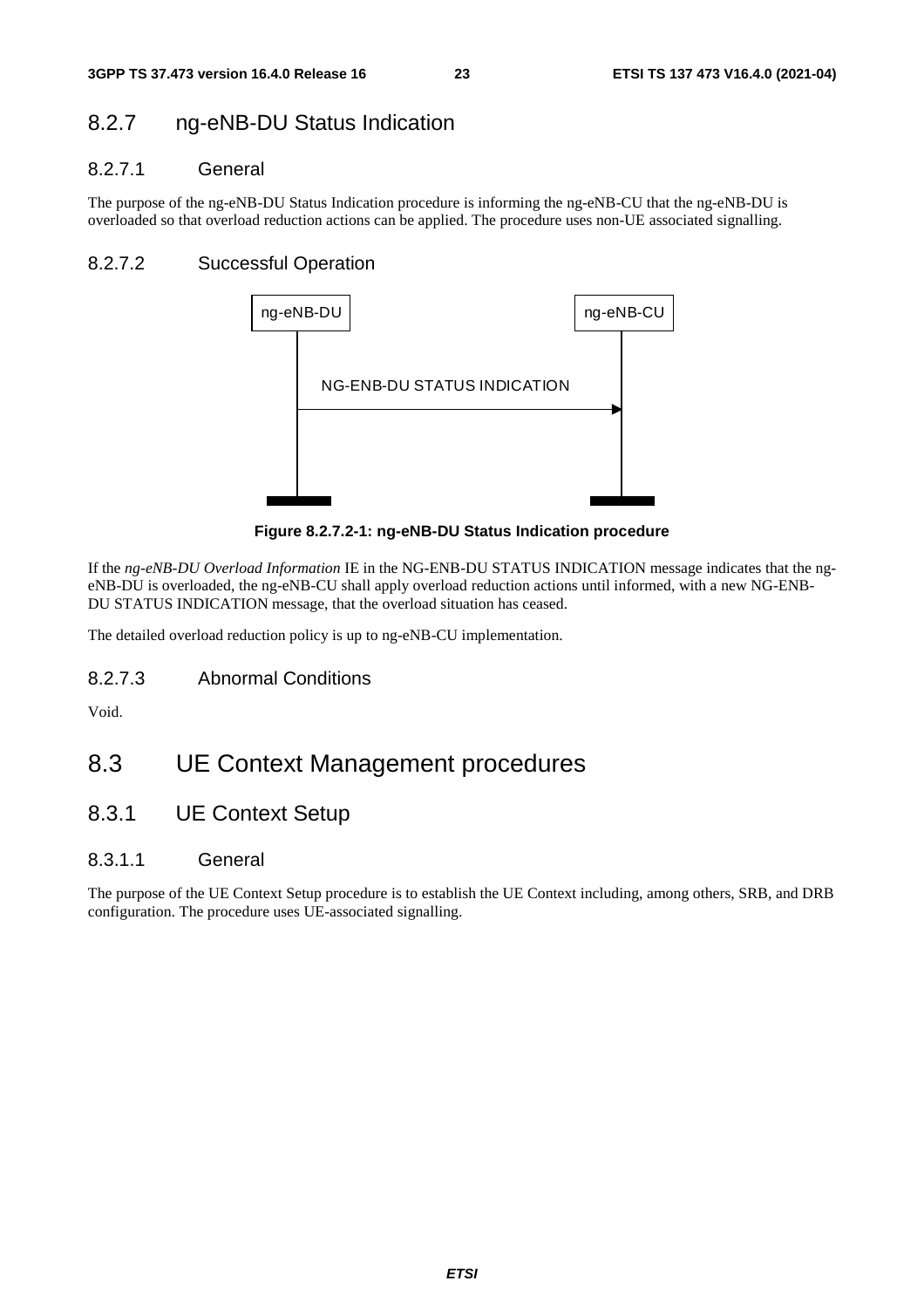### 8.2.7 ng-eNB-DU Status Indication

#### 8.2.7.1 General

The purpose of the ng-eNB-DU Status Indication procedure is informing the ng-eNB-CU that the ng-eNB-DU is overloaded so that overload reduction actions can be applied. The procedure uses non-UE associated signalling.

#### 8.2.7.2 Successful Operation

ng-eNB-DU → ng-eNB-CU: NG-ENB-DU STATUS INDICATION

**Figure 8.2.7.2-1: ng-eNB-DU Status Indication procedure**

If the *ng-eNB-DU Overload Information* IE in the NG-ENB-DU STATUS INDICATION message indicates that the ng-eNB-DU is overloaded, the ng-eNB-CU shall apply overload reduction actions until informed, with a new NG-ENB-DU STATUS INDICATION message, that the overload situation has ceased.

The detailed overload reduction policy is up to ng-eNB-CU implementation.

#### 8.2.7.3 Abnormal Conditions

Void.

## 8.3 UE Context Management procedures

### 8.3.1 UE Context Setup

#### 8.3.1.1 General

The purpose of the UE Context Setup procedure is to establish the UE Context including, among others, SRB, and DRB configuration. The procedure uses UE-associated signalling.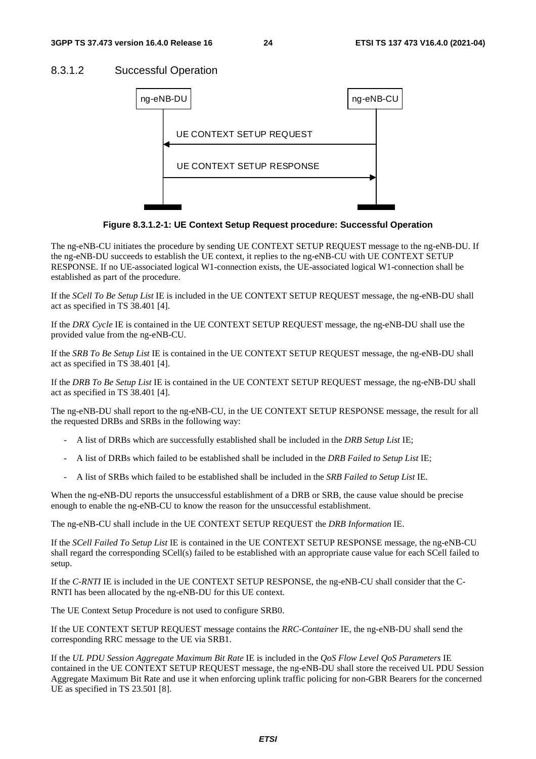#### 8.3.1.2 Successful Operation

ng-eNB-DU ng-eNB-CU

UE CONTEXT SETUP REQUEST

UE CONTEXT SETUP RESPONSE

**Figure 8.3.1.2-1: UE Context Setup Request procedure: Successful Operation**

The ng-eNB-CU initiates the procedure by sending UE CONTEXT SETUP REQUEST message to the ng-eNB-DU. If the ng-eNB-DU succeeds to establish the UE context, it replies to the ng-eNB-CU with UE CONTEXT SETUP RESPONSE. If no UE-associated logical W1-connection exists, the UE-associated logical W1-connection shall be established as part of the procedure.

If the *SCell To Be Setup List* IE is included in the UE CONTEXT SETUP REQUEST message, the ng-eNB-DU shall act as specified in TS 38.401 [4].

If the *DRX Cycle* IE is contained in the UE CONTEXT SETUP REQUEST message, the ng-eNB-DU shall use the provided value from the ng-eNB-CU.

If the *SRB To Be Setup List* IE is contained in the UE CONTEXT SETUP REQUEST message, the ng-eNB-DU shall act as specified in TS 38.401 [4].

If the *DRB To Be Setup List* IE is contained in the UE CONTEXT SETUP REQUEST message, the ng-eNB-DU shall act as specified in TS 38.401 [4].

The ng-eNB-DU shall report to the ng-eNB-CU, in the UE CONTEXT SETUP RESPONSE message, the result for all the requested DRBs and SRBs in the following way:

- A list of DRBs which are successfully established shall be included in the *DRB Setup List* IE;
- A list of DRBs which failed to be established shall be included in the *DRB Failed to Setup List* IE;
- A list of SRBs which failed to be established shall be included in the *SRB Failed to Setup List* IE.

When the ng-eNB-DU reports the unsuccessful establishment of a DRB or SRB, the cause value should be precise enough to enable the ng-eNB-CU to know the reason for the unsuccessful establishment.

The ng-eNB-CU shall include in the UE CONTEXT SETUP REQUEST the *DRB Information* IE.

If the *SCell Failed To Setup List* IE is contained in the UE CONTEXT SETUP RESPONSE message, the ng-eNB-CU shall regard the corresponding SCell(s) failed to be established with an appropriate cause value for each SCell failed to setup.

If the *C-RNTI* IE is included in the UE CONTEXT SETUP RESPONSE, the ng-eNB-CU shall consider that the C-RNTI has been allocated by the ng-eNB-DU for this UE context.

The UE Context Setup Procedure is not used to configure SRB0.

If the UE CONTEXT SETUP REQUEST message contains the *RRC-Container* IE, the ng-eNB-DU shall send the corresponding RRC message to the UE via SRB1.

If the *UL PDU Session Aggregate Maximum Bit Rate* IE is included in the *QoS Flow Level QoS Parameters* IE contained in the UE CONTEXT SETUP REQUEST message, the ng-eNB-DU shall store the received UL PDU Session Aggregate Maximum Bit Rate and use it when enforcing uplink traffic policing for non-GBR Bearers for the concerned UE as specified in TS 23.501 [8].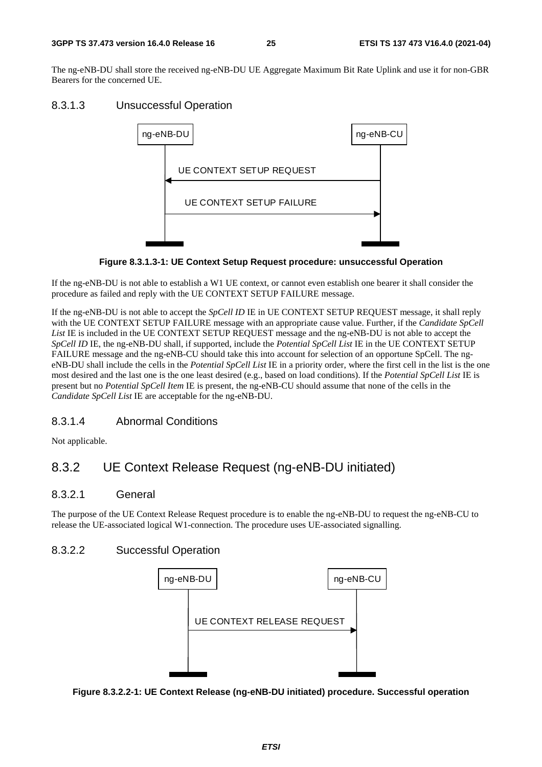The ng-eNB-DU shall store the received ng-eNB-DU UE Aggregate Maximum Bit Rate Uplink and use it for non-GBR Bearers for the concerned UE.

#### 8.3.1.3 Unsuccessful Operation

**Figure 8.3.1.3-1: UE Context Setup Request procedure: unsuccessful Operation**

If the ng-eNB-DU is not able to establish a W1 UE context, or cannot even establish one bearer it shall consider the procedure as failed and reply with the UE CONTEXT SETUP FAILURE message.

If the ng-eNB-DU is not able to accept the *SpCell ID* IE in UE CONTEXT SETUP REQUEST message, it shall reply with the UE CONTEXT SETUP FAILURE message with an appropriate cause value. Further, if the *Candidate SpCell List* IE is included in the UE CONTEXT SETUP REQUEST message and the ng-eNB-DU is not able to accept the *SpCell ID* IE, the ng-eNB-DU shall, if supported, include the *Potential SpCell List* IE in the UE CONTEXT SETUP FAILURE message and the ng-eNB-CU should take this into account for selection of an opportune SpCell. The ng-eNB-DU shall include the cells in the *Potential SpCell List* IE in a priority order, where the first cell in the list is the one most desired and the last one is the one least desired (e.g., based on load conditions). If the *Potential SpCell List* IE is present but no *Potential SpCell Item* IE is present, the ng-eNB-CU should assume that none of the cells in the *Candidate SpCell List* IE are acceptable for the ng-eNB-DU.

#### 8.3.1.4 Abnormal Conditions

Not applicable.

### 8.3.2 UE Context Release Request (ng-eNB-DU initiated)

#### 8.3.2.1 General

The purpose of the UE Context Release Request procedure is to enable the ng-eNB-DU to request the ng-eNB-CU to release the UE-associated logical W1-connection. The procedure uses UE-associated signalling.

#### 8.3.2.2 Successful Operation

**Figure 8.3.2.2-1: UE Context Release (ng-eNB-DU initiated) procedure. Successful operation**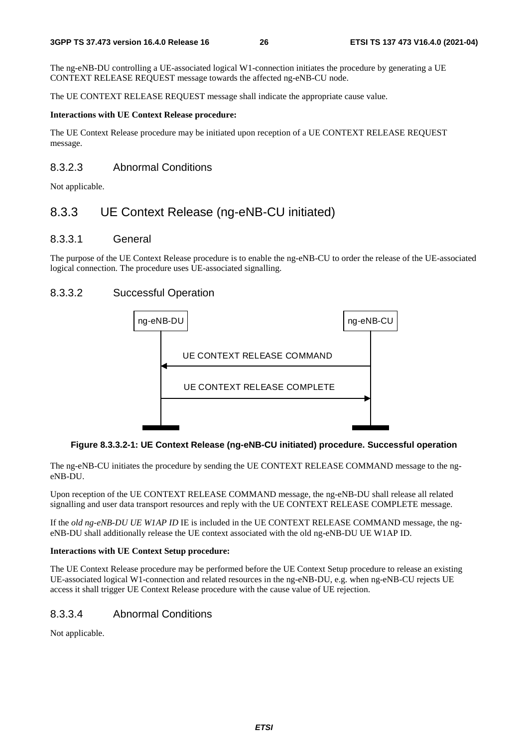The ng-eNB-DU controlling a UE-associated logical W1-connection initiates the procedure by generating a UE CONTEXT RELEASE REQUEST message towards the affected ng-eNB-CU node.

The UE CONTEXT RELEASE REQUEST message shall indicate the appropriate cause value.

**Interactions with UE Context Release procedure:**

The UE Context Release procedure may be initiated upon reception of a UE CONTEXT RELEASE REQUEST message.

#### 8.3.2.3 Abnormal Conditions

Not applicable.

### 8.3.3 UE Context Release (ng-eNB-CU initiated)

#### 8.3.3.1 General

The purpose of the UE Context Release procedure is to enable the ng-eNB-CU to order the release of the UE-associated logical connection. The procedure uses UE-associated signalling.

#### 8.3.3.2 Successful Operation

ng-eNB-DU ng-eNB-CU

UE CONTEXT RELEASE COMMAND

UE CONTEXT RELEASE COMPLETE

**Figure 8.3.3.2-1: UE Context Release (ng-eNB-CU initiated) procedure. Successful operation**

The ng-eNB-CU initiates the procedure by sending the UE CONTEXT RELEASE COMMAND message to the ng-eNB-DU.

Upon reception of the UE CONTEXT RELEASE COMMAND message, the ng-eNB-DU shall release all related signalling and user data transport resources and reply with the UE CONTEXT RELEASE COMPLETE message.

If the *old ng-eNB-DU UE W1AP ID* IE is included in the UE CONTEXT RELEASE COMMAND message, the ng-eNB-DU shall additionally release the UE context associated with the old ng-eNB-DU UE W1AP ID.

**Interactions with UE Context Setup procedure:**

The UE Context Release procedure may be performed before the UE Context Setup procedure to release an existing UE-associated logical W1-connection and related resources in the ng-eNB-DU, e.g. when ng-eNB-CU rejects UE access it shall trigger UE Context Release procedure with the cause value of UE rejection.

#### 8.3.3.4 Abnormal Conditions

Not applicable.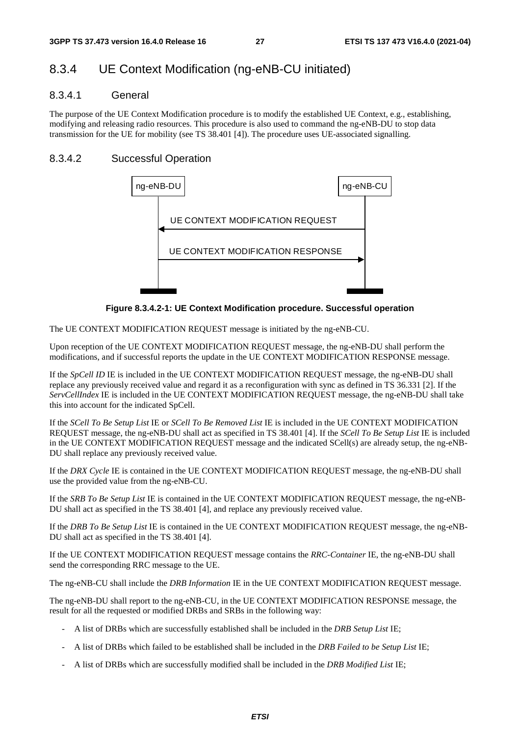## 8.3.4 UE Context Modification (ng-eNB-CU initiated)

### 8.3.4.1 General

The purpose of the UE Context Modification procedure is to modify the established UE Context, e.g., establishing, modifying and releasing radio resources. This procedure is also used to command the ng-eNB-DU to stop data transmission for the UE for mobility (see TS 38.401 [4]). The procedure uses UE-associated signalling.

### 8.3.4.2 Successful Operation

**Figure 8.3.4.2-1: UE Context Modification procedure. Successful operation**

The UE CONTEXT MODIFICATION REQUEST message is initiated by the ng-eNB-CU.

Upon reception of the UE CONTEXT MODIFICATION REQUEST message, the ng-eNB-DU shall perform the modifications, and if successful reports the update in the UE CONTEXT MODIFICATION RESPONSE message.

If the *SpCell ID* IE is included in the UE CONTEXT MODIFICATION REQUEST message, the ng-eNB-DU shall replace any previously received value and regard it as a reconfiguration with sync as defined in TS 36.331 [2]. If the *ServCellIndex* IE is included in the UE CONTEXT MODIFICATION REQUEST message, the ng-eNB-DU shall take this into account for the indicated SpCell.

If the *SCell To Be Setup List* IE or *SCell To Be Removed List* IE is included in the UE CONTEXT MODIFICATION REQUEST message, the ng-eNB-DU shall act as specified in TS 38.401 [4]. If the *SCell To Be Setup List* IE is included in the UE CONTEXT MODIFICATION REQUEST message and the indicated SCell(s) are already setup, the ng-eNB-DU shall replace any previously received value.

If the *DRX Cycle* IE is contained in the UE CONTEXT MODIFICATION REQUEST message, the ng-eNB-DU shall use the provided value from the ng-eNB-CU.

If the *SRB To Be Setup List* IE is contained in the UE CONTEXT MODIFICATION REQUEST message, the ng-eNB-DU shall act as specified in the TS 38.401 [4], and replace any previously received value.

If the *DRB To Be Setup List* IE is contained in the UE CONTEXT MODIFICATION REQUEST message, the ng-eNB-DU shall act as specified in the TS 38.401 [4].

If the UE CONTEXT MODIFICATION REQUEST message contains the *RRC-Container* IE, the ng-eNB-DU shall send the corresponding RRC message to the UE.

The ng-eNB-CU shall include the *DRB Information* IE in the UE CONTEXT MODIFICATION REQUEST message.

The ng-eNB-DU shall report to the ng-eNB-CU, in the UE CONTEXT MODIFICATION RESPONSE message, the result for all the requested or modified DRBs and SRBs in the following way:

- A list of DRBs which are successfully established shall be included in the *DRB Setup List* IE;
- A list of DRBs which failed to be established shall be included in the *DRB Failed to be Setup List* IE;
- A list of DRBs which are successfully modified shall be included in the *DRB Modified List* IE;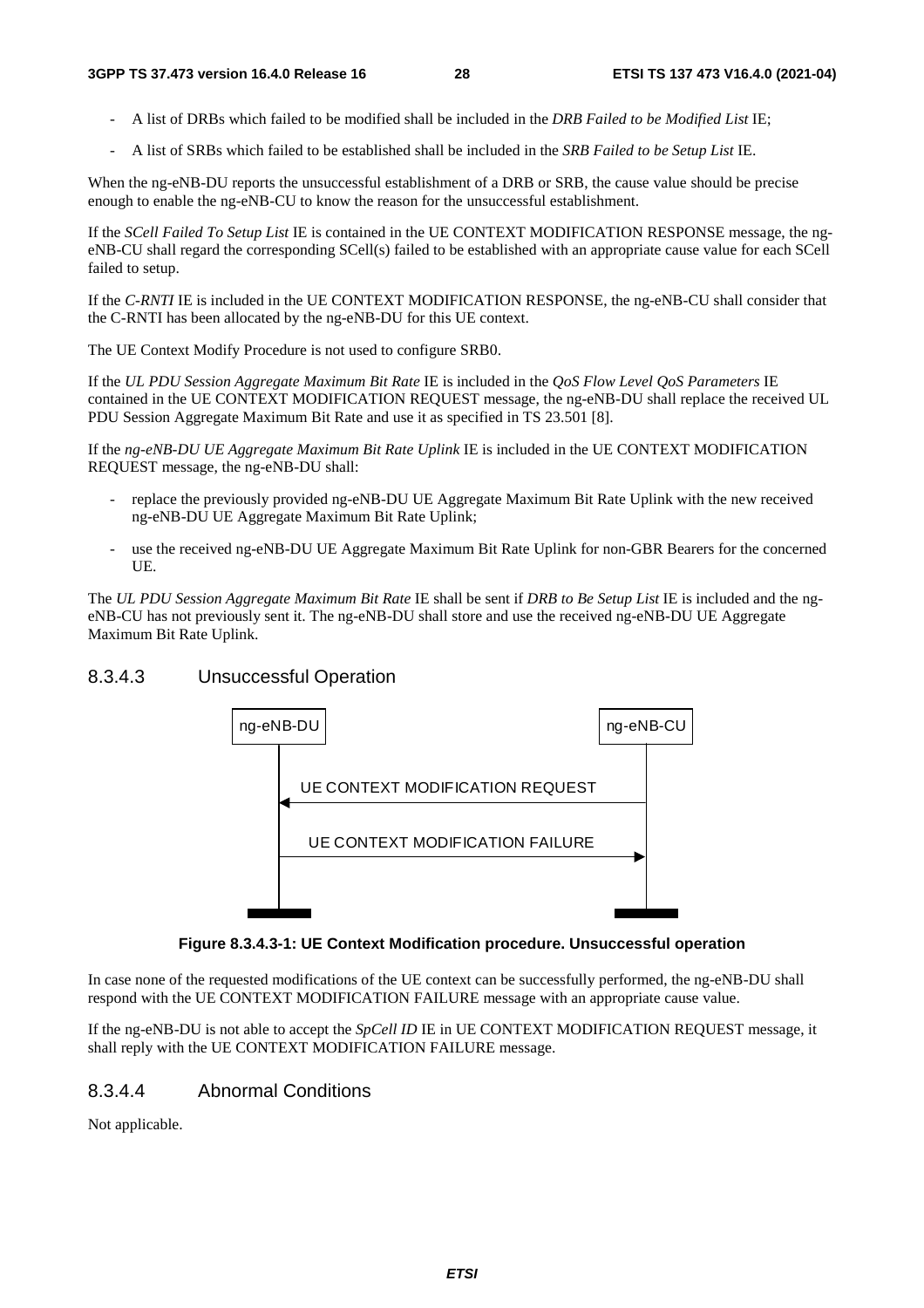- A list of DRBs which failed to be modified shall be included in the *DRB Failed to be Modified List* IE;
- A list of SRBs which failed to be established shall be included in the *SRB Failed to be Setup List* IE.

When the ng-eNB-DU reports the unsuccessful establishment of a DRB or SRB, the cause value should be precise enough to enable the ng-eNB-CU to know the reason for the unsuccessful establishment.

If the *SCell Failed To Setup List* IE is contained in the UE CONTEXT MODIFICATION RESPONSE message, the ng-eNB-CU shall regard the corresponding SCell(s) failed to be established with an appropriate cause value for each SCell failed to setup.

If the *C-RNTI* IE is included in the UE CONTEXT MODIFICATION RESPONSE, the ng-eNB-CU shall consider that the C-RNTI has been allocated by the ng-eNB-DU for this UE context.

The UE Context Modify Procedure is not used to configure SRB0.

If the *UL PDU Session Aggregate Maximum Bit Rate* IE is included in the *QoS Flow Level QoS Parameters* IE contained in the UE CONTEXT MODIFICATION REQUEST message, the ng-eNB-DU shall replace the received UL PDU Session Aggregate Maximum Bit Rate and use it as specified in TS 23.501 [8].

If the *ng-eNB-DU UE Aggregate Maximum Bit Rate Uplink* IE is included in the UE CONTEXT MODIFICATION REQUEST message, the ng-eNB-DU shall:

- replace the previously provided ng-eNB-DU UE Aggregate Maximum Bit Rate Uplink with the new received ng-eNB-DU UE Aggregate Maximum Bit Rate Uplink;
- use the received ng-eNB-DU UE Aggregate Maximum Bit Rate Uplink for non-GBR Bearers for the concerned UE.

The *UL PDU Session Aggregate Maximum Bit Rate* IE shall be sent if *DRB to Be Setup List* IE is included and the ng-eNB-CU has not previously sent it. The ng-eNB-DU shall store and use the received ng-eNB-DU UE Aggregate Maximum Bit Rate Uplink.

### 8.3.4.3 Unsuccessful Operation

ng-eNB-DU | ng-eNB-CU

UE CONTEXT MODIFICATION REQUEST

UE CONTEXT MODIFICATION FAILURE

**Figure 8.3.4.3-1: UE Context Modification procedure. Unsuccessful operation**

In case none of the requested modifications of the UE context can be successfully performed, the ng-eNB-DU shall respond with the UE CONTEXT MODIFICATION FAILURE message with an appropriate cause value.

If the ng-eNB-DU is not able to accept the *SpCell ID* IE in UE CONTEXT MODIFICATION REQUEST message, it shall reply with the UE CONTEXT MODIFICATION FAILURE message.

### 8.3.4.4 Abnormal Conditions

Not applicable.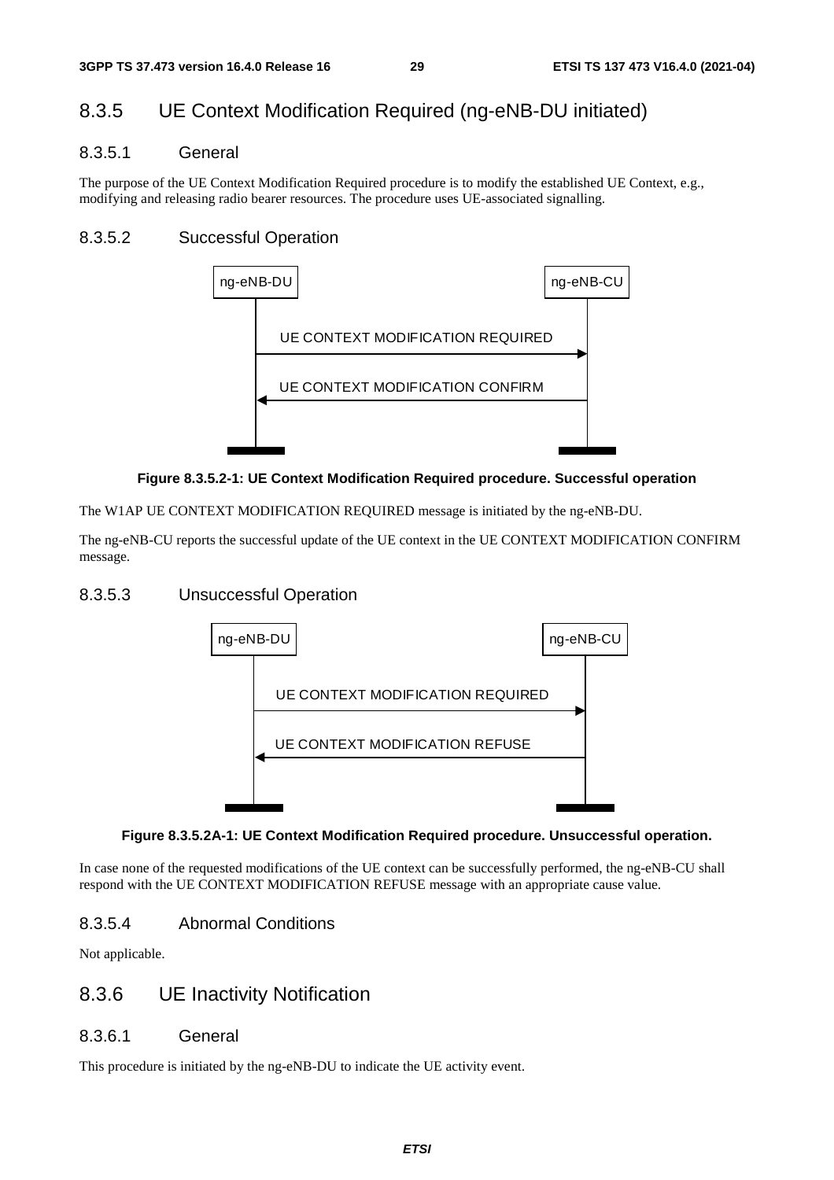### 8.3.5 UE Context Modification Required (ng-eNB-DU initiated)

#### 8.3.5.1 General

The purpose of the UE Context Modification Required procedure is to modify the established UE Context, e.g., modifying and releasing radio bearer resources. The procedure uses UE-associated signalling.

#### 8.3.5.2 Successful Operation

**Figure 8.3.5.2-1: UE Context Modification Required procedure. Successful operation**

The W1AP UE CONTEXT MODIFICATION REQUIRED message is initiated by the ng-eNB-DU.

The ng-eNB-CU reports the successful update of the UE context in the UE CONTEXT MODIFICATION CONFIRM message.

#### 8.3.5.3 Unsuccessful Operation

**Figure 8.3.5.2A-1: UE Context Modification Required procedure. Unsuccessful operation.**

In case none of the requested modifications of the UE context can be successfully performed, the ng-eNB-CU shall respond with the UE CONTEXT MODIFICATION REFUSE message with an appropriate cause value.

#### 8.3.5.4 Abnormal Conditions

Not applicable.

### 8.3.6 UE Inactivity Notification

#### 8.3.6.1 General

This procedure is initiated by the ng-eNB-DU to indicate the UE activity event.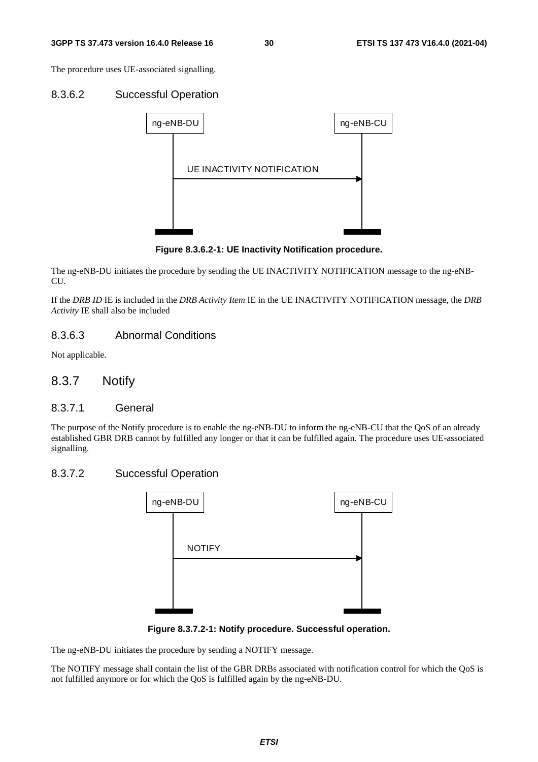The procedure uses UE-associated signalling.

#### 8.3.6.2 Successful Operation

**Figure 8.3.6.2-1: UE Inactivity Notification procedure.**

The ng-eNB-DU initiates the procedure by sending the UE INACTIVITY NOTIFICATION message to the ng-eNB-CU.

If the *DRB ID* IE is included in the *DRB Activity Item* IE in the UE INACTIVITY NOTIFICATION message, the *DRB Activity* IE shall also be included

#### 8.3.6.3 Abnormal Conditions

Not applicable.

### 8.3.7 Notify

#### 8.3.7.1 General

The purpose of the Notify procedure is to enable the ng-eNB-DU to inform the ng-eNB-CU that the QoS of an already established GBR DRB cannot by fulfilled any longer or that it can be fulfilled again. The procedure uses UE-associated signalling.

#### 8.3.7.2 Successful Operation

**Figure 8.3.7.2-1: Notify procedure. Successful operation.**

The ng-eNB-DU initiates the procedure by sending a NOTIFY message.

The NOTIFY message shall contain the list of the GBR DRBs associated with notification control for which the QoS is not fulfilled anymore or for which the QoS is fulfilled again by the ng-eNB-DU.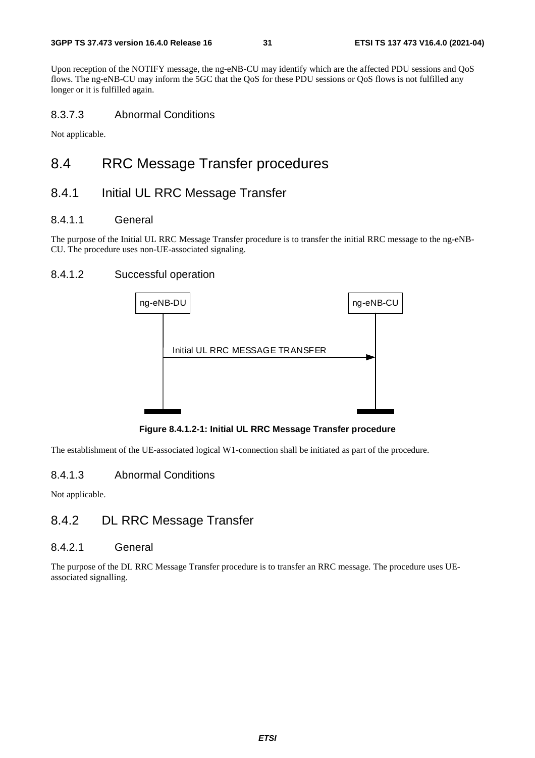Upon reception of the NOTIFY message, the ng-eNB-CU may identify which are the affected PDU sessions and QoS flows. The ng-eNB-CU may inform the 5GC that the QoS for these PDU sessions or QoS flows is not fulfilled any longer or it is fulfilled again.

#### 8.3.7.3 Abnormal Conditions

Not applicable.

## 8.4 RRC Message Transfer procedures

### 8.4.1 Initial UL RRC Message Transfer

#### 8.4.1.1 General

The purpose of the Initial UL RRC Message Transfer procedure is to transfer the initial RRC message to the ng-eNB-CU. The procedure uses non-UE-associated signaling.

#### 8.4.1.2 Successful operation

ng-eNB-DU → ng-eNB-CU: Initial UL RRC MESSAGE TRANSFER

**Figure 8.4.1.2-1: Initial UL RRC Message Transfer procedure**

The establishment of the UE-associated logical W1-connection shall be initiated as part of the procedure.

#### 8.4.1.3 Abnormal Conditions

Not applicable.

### 8.4.2 DL RRC Message Transfer

#### 8.4.2.1 General

The purpose of the DL RRC Message Transfer procedure is to transfer an RRC message. The procedure uses UE-associated signalling.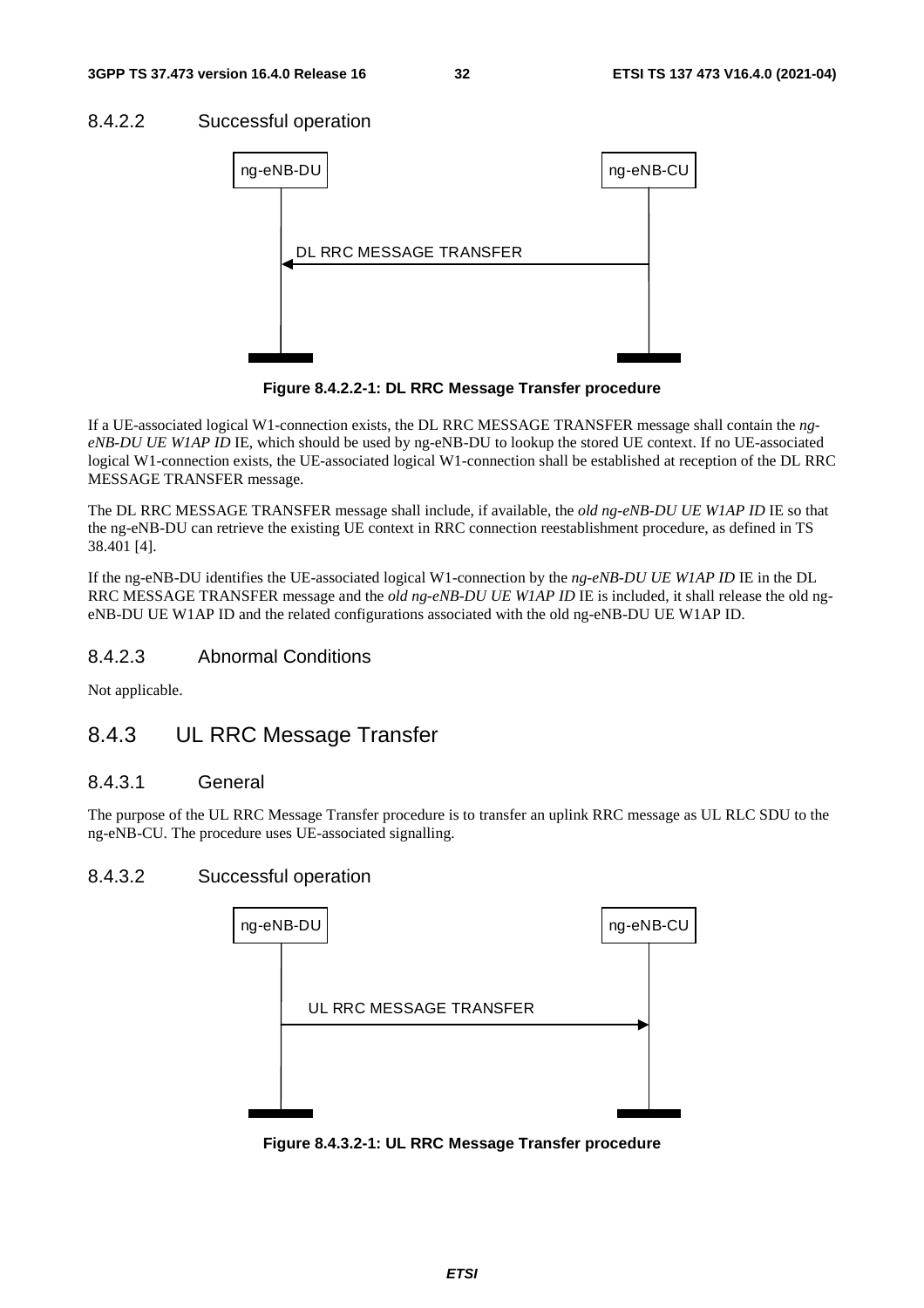#### 8.4.2.2 Successful operation

**Figure 8.4.2.2-1: DL RRC Message Transfer procedure**

If a UE-associated logical W1-connection exists, the DL RRC MESSAGE TRANSFER message shall contain the *ng-eNB-DU UE W1AP ID* IE, which should be used by ng-eNB-DU to lookup the stored UE context. If no UE-associated logical W1-connection exists, the UE-associated logical W1-connection shall be established at reception of the DL RRC MESSAGE TRANSFER message.

The DL RRC MESSAGE TRANSFER message shall include, if available, the *old ng-eNB-DU UE W1AP ID* IE so that the ng-eNB-DU can retrieve the existing UE context in RRC connection reestablishment procedure, as defined in TS 38.401 [4].

If the ng-eNB-DU identifies the UE-associated logical W1-connection by the *ng-eNB-DU UE W1AP ID* IE in the DL RRC MESSAGE TRANSFER message and the *old ng-eNB-DU UE W1AP ID* IE is included, it shall release the old ng-eNB-DU UE W1AP ID and the related configurations associated with the old ng-eNB-DU UE W1AP ID.

#### 8.4.2.3 Abnormal Conditions

Not applicable.

### 8.4.3 UL RRC Message Transfer

#### 8.4.3.1 General

The purpose of the UL RRC Message Transfer procedure is to transfer an uplink RRC message as UL RLC SDU to the ng-eNB-CU. The procedure uses UE-associated signalling.

#### 8.4.3.2 Successful operation

**Figure 8.4.3.2-1: UL RRC Message Transfer procedure**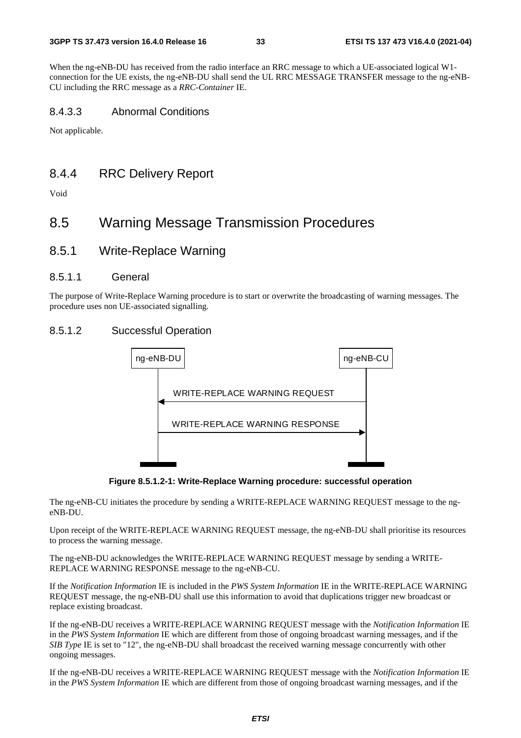When the ng-eNB-DU has received from the radio interface an RRC message to which a UE-associated logical W1-connection for the UE exists, the ng-eNB-DU shall send the UL RRC MESSAGE TRANSFER message to the ng-eNB-CU including the RRC message as a *RRC-Container* IE.

#### 8.4.3.3 Abnormal Conditions

Not applicable.

### 8.4.4 RRC Delivery Report

Void

## 8.5 Warning Message Transmission Procedures

### 8.5.1 Write-Replace Warning

#### 8.5.1.1 General

The purpose of Write-Replace Warning procedure is to start or overwrite the broadcasting of warning messages. The procedure uses non UE-associated signalling.

#### 8.5.1.2 Successful Operation

ng-eNB-DU ng-eNB-CU

WRITE-REPLACE WARNING REQUEST

WRITE-REPLACE WARNING RESPONSE

**Figure 8.5.1.2-1: Write-Replace Warning procedure: successful operation**

The ng-eNB-CU initiates the procedure by sending a WRITE-REPLACE WARNING REQUEST message to the ng-eNB-DU.

Upon receipt of the WRITE-REPLACE WARNING REQUEST message, the ng-eNB-DU shall prioritise its resources to process the warning message.

The ng-eNB-DU acknowledges the WRITE-REPLACE WARNING REQUEST message by sending a WRITE-REPLACE WARNING RESPONSE message to the ng-eNB-CU.

If the *Notification Information* IE is included in the *PWS System Information* IE in the WRITE-REPLACE WARNING REQUEST message, the ng-eNB-DU shall use this information to avoid that duplications trigger new broadcast or replace existing broadcast.

If the ng-eNB-DU receives a WRITE-REPLACE WARNING REQUEST message with the *Notification Information* IE in the *PWS System Information* IE which are different from those of ongoing broadcast warning messages, and if the *SIB Type* IE is set to "12", the ng-eNB-DU shall broadcast the received warning message concurrently with other ongoing messages.

If the ng-eNB-DU receives a WRITE-REPLACE WARNING REQUEST message with the *Notification Information* IE in the *PWS System Information* IE which are different from those of ongoing broadcast warning messages, and if the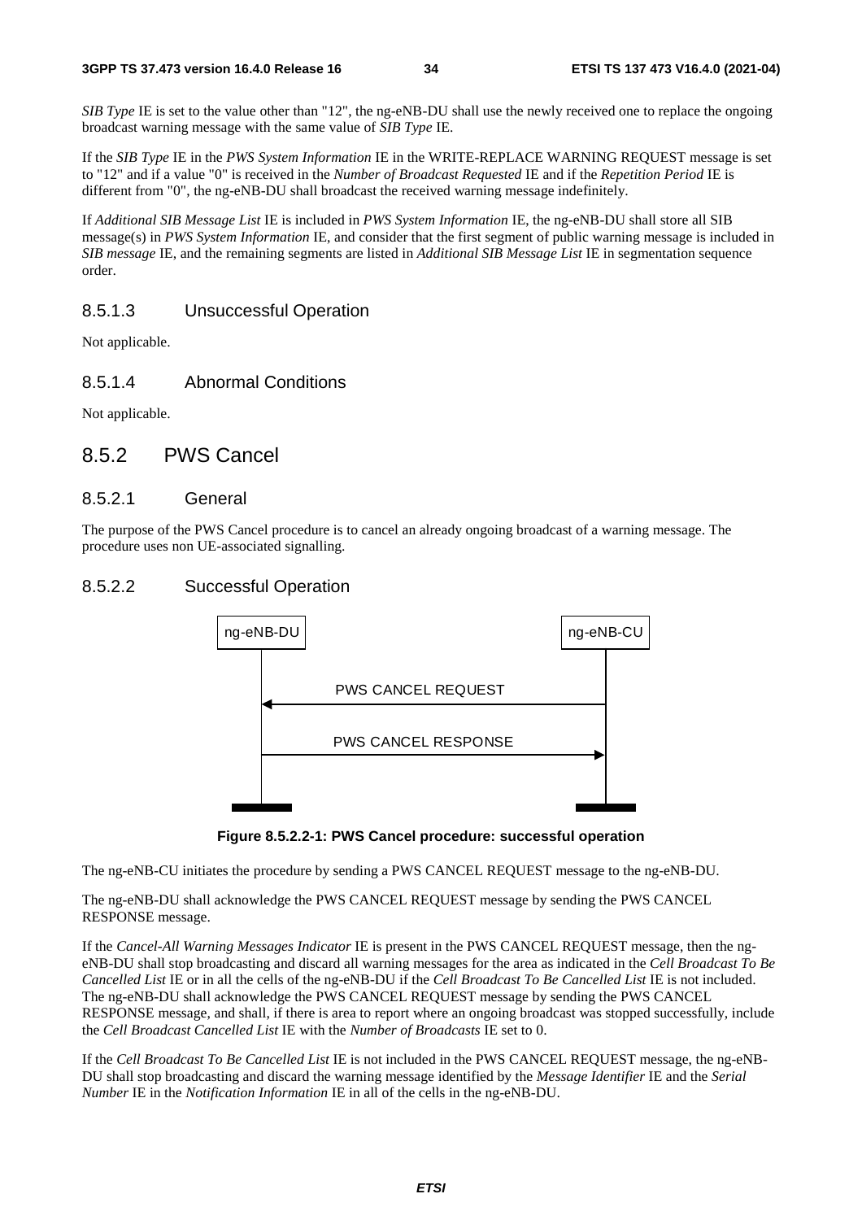*SIB Type* IE is set to the value other than "12", the ng-eNB-DU shall use the newly received one to replace the ongoing broadcast warning message with the same value of *SIB Type* IE.

If the *SIB Type* IE in the *PWS System Information* IE in the WRITE-REPLACE WARNING REQUEST message is set to "12" and if a value "0" is received in the *Number of Broadcast Requested* IE and if the *Repetition Period* IE is different from "0", the ng-eNB-DU shall broadcast the received warning message indefinitely.

If *Additional SIB Message List* IE is included in *PWS System Information* IE, the ng-eNB-DU shall store all SIB message(s) in *PWS System Information* IE, and consider that the first segment of public warning message is included in *SIB message* IE, and the remaining segments are listed in *Additional SIB Message List* IE in segmentation sequence order.

#### 8.5.1.3 Unsuccessful Operation

Not applicable.

#### 8.5.1.4 Abnormal Conditions

Not applicable.

### 8.5.2 PWS Cancel

#### 8.5.2.1 General

The purpose of the PWS Cancel procedure is to cancel an already ongoing broadcast of a warning message. The procedure uses non UE-associated signalling.

#### 8.5.2.2 Successful Operation

```
ng-eNB-DU                                   ng-eNB-CU
    |                                            |
    |           PWS CANCEL REQUEST               |
    |<-------------------------------------------|
    |                                            |
    |           PWS CANCEL RESPONSE              |
    |------------------------------------------->|
    |                                            |
```

**Figure 8.5.2.2-1: PWS Cancel procedure: successful operation**

The ng-eNB-CU initiates the procedure by sending a PWS CANCEL REQUEST message to the ng-eNB-DU.

The ng-eNB-DU shall acknowledge the PWS CANCEL REQUEST message by sending the PWS CANCEL RESPONSE message.

If the *Cancel-All Warning Messages Indicator* IE is present in the PWS CANCEL REQUEST message, then the ng-eNB-DU shall stop broadcasting and discard all warning messages for the area as indicated in the *Cell Broadcast To Be Cancelled List* IE or in all the cells of the ng-eNB-DU if the *Cell Broadcast To Be Cancelled List* IE is not included. The ng-eNB-DU shall acknowledge the PWS CANCEL REQUEST message by sending the PWS CANCEL RESPONSE message, and shall, if there is area to report where an ongoing broadcast was stopped successfully, include the *Cell Broadcast Cancelled List* IE with the *Number of Broadcasts* IE set to 0.

If the *Cell Broadcast To Be Cancelled List* IE is not included in the PWS CANCEL REQUEST message, the ng-eNB-DU shall stop broadcasting and discard the warning message identified by the *Message Identifier* IE and the *Serial Number* IE in the *Notification Information* IE in all of the cells in the ng-eNB-DU.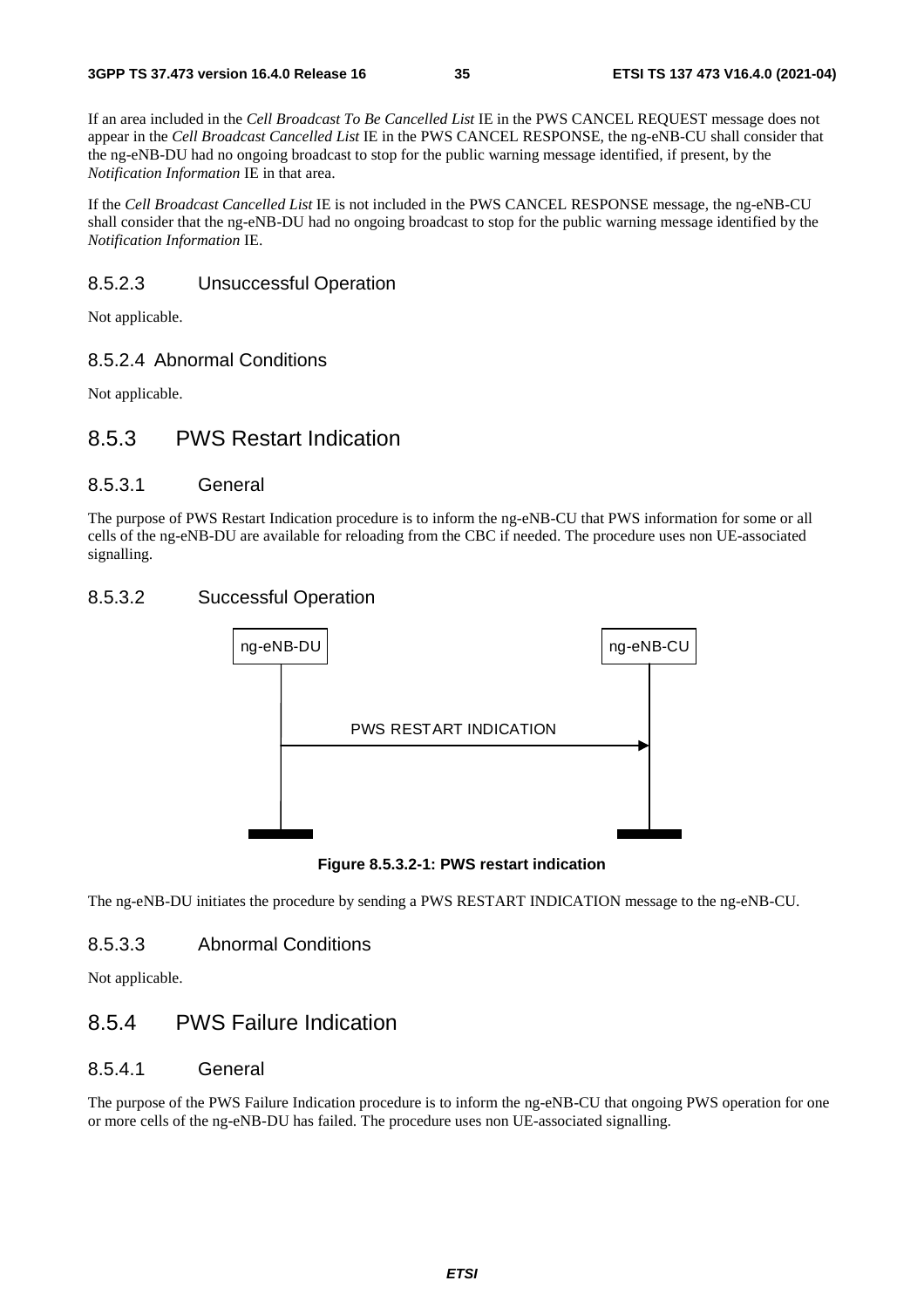If an area included in the *Cell Broadcast To Be Cancelled List* IE in the PWS CANCEL REQUEST message does not appear in the *Cell Broadcast Cancelled List* IE in the PWS CANCEL RESPONSE, the ng-eNB-CU shall consider that the ng-eNB-DU had no ongoing broadcast to stop for the public warning message identified, if present, by the *Notification Information* IE in that area.

If the *Cell Broadcast Cancelled List* IE is not included in the PWS CANCEL RESPONSE message, the ng-eNB-CU shall consider that the ng-eNB-DU had no ongoing broadcast to stop for the public warning message identified by the *Notification Information* IE.

#### 8.5.2.3 Unsuccessful Operation

Not applicable.

#### 8.5.2.4 Abnormal Conditions

Not applicable.

### 8.5.3 PWS Restart Indication

#### 8.5.3.1 General

The purpose of PWS Restart Indication procedure is to inform the ng-eNB-CU that PWS information for some or all cells of the ng-eNB-DU are available for reloading from the CBC if needed. The procedure uses non UE-associated signalling.

#### 8.5.3.2 Successful Operation

ng-eNB-DU → ng-eNB-CU: PWS RESTART INDICATION

**Figure 8.5.3.2-1: PWS restart indication**

The ng-eNB-DU initiates the procedure by sending a PWS RESTART INDICATION message to the ng-eNB-CU.

#### 8.5.3.3 Abnormal Conditions

Not applicable.

### 8.5.4 PWS Failure Indication

#### 8.5.4.1 General

The purpose of the PWS Failure Indication procedure is to inform the ng-eNB-CU that ongoing PWS operation for one or more cells of the ng-eNB-DU has failed. The procedure uses non UE-associated signalling.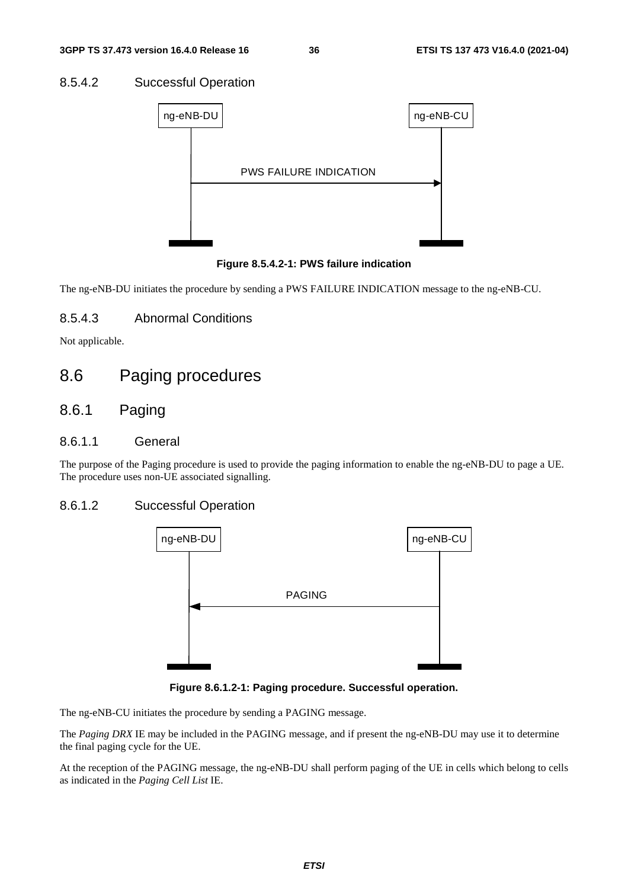#### 8.5.4.2 Successful Operation

**Figure 8.5.4.2-1: PWS failure indication**

The ng-eNB-DU initiates the procedure by sending a PWS FAILURE INDICATION message to the ng-eNB-CU.

#### 8.5.4.3 Abnormal Conditions

Not applicable.

## 8.6 Paging procedures

### 8.6.1 Paging

#### 8.6.1.1 General

The purpose of the Paging procedure is used to provide the paging information to enable the ng-eNB-DU to page a UE. The procedure uses non-UE associated signalling.

#### 8.6.1.2 Successful Operation

**Figure 8.6.1.2-1: Paging procedure. Successful operation.**

The ng-eNB-CU initiates the procedure by sending a PAGING message.

The *Paging DRX* IE may be included in the PAGING message, and if present the ng-eNB-DU may use it to determine the final paging cycle for the UE.

At the reception of the PAGING message, the ng-eNB-DU shall perform paging of the UE in cells which belong to cells as indicated in the *Paging Cell List* IE.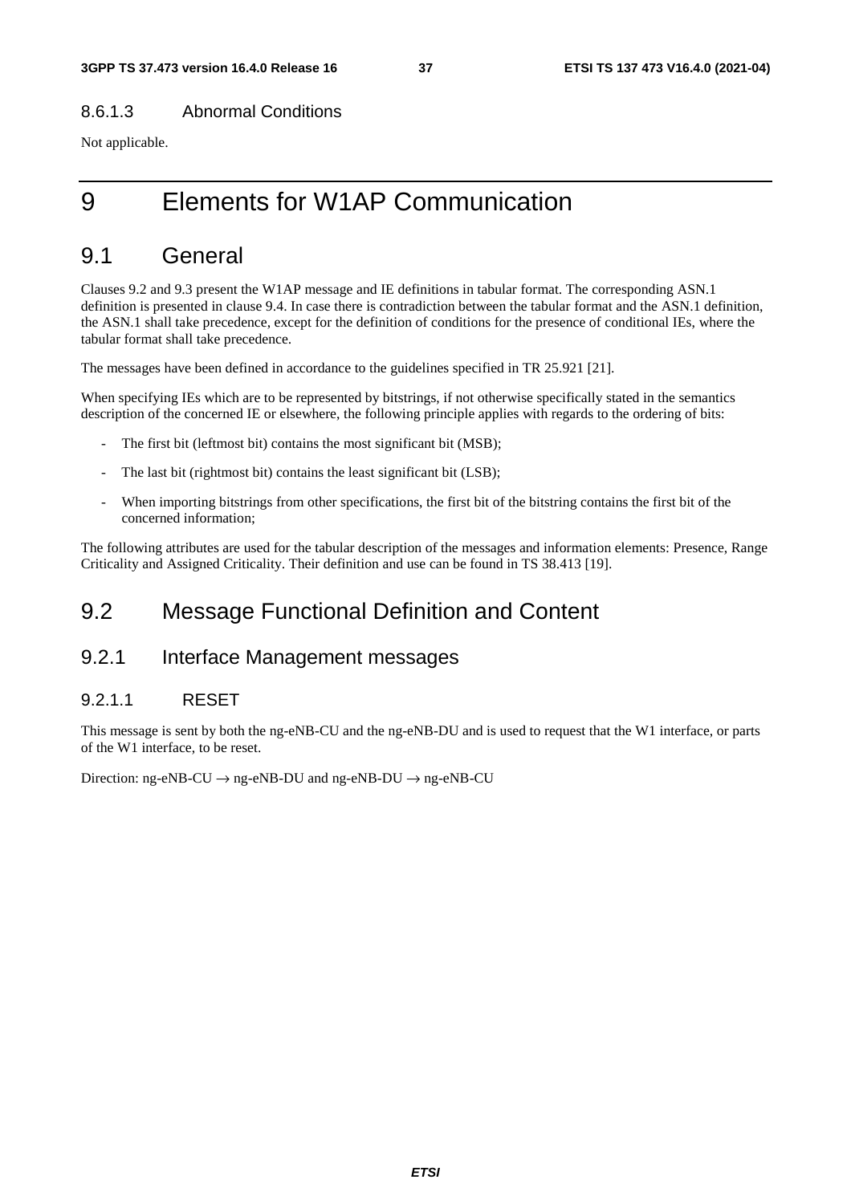#### 8.6.1.3 Abnormal Conditions

Not applicable.

# 9 Elements for W1AP Communication

## 9.1 General

Clauses 9.2 and 9.3 present the W1AP message and IE definitions in tabular format. The corresponding ASN.1 definition is presented in clause 9.4. In case there is contradiction between the tabular format and the ASN.1 definition, the ASN.1 shall take precedence, except for the definition of conditions for the presence of conditional IEs, where the tabular format shall take precedence.

The messages have been defined in accordance to the guidelines specified in TR 25.921 [21].

When specifying IEs which are to be represented by bitstrings, if not otherwise specifically stated in the semantics description of the concerned IE or elsewhere, the following principle applies with regards to the ordering of bits:

- The first bit (leftmost bit) contains the most significant bit (MSB);
- The last bit (rightmost bit) contains the least significant bit (LSB);
- When importing bitstrings from other specifications, the first bit of the bitstring contains the first bit of the concerned information;

The following attributes are used for the tabular description of the messages and information elements: Presence, Range Criticality and Assigned Criticality. Their definition and use can be found in TS 38.413 [19].

## 9.2 Message Functional Definition and Content

### 9.2.1 Interface Management messages

#### 9.2.1.1 RESET

This message is sent by both the ng-eNB-CU and the ng-eNB-DU and is used to request that the W1 interface, or parts of the W1 interface, to be reset.

Direction: ng-eNB-CU → ng-eNB-DU and ng-eNB-DU → ng-eNB-CU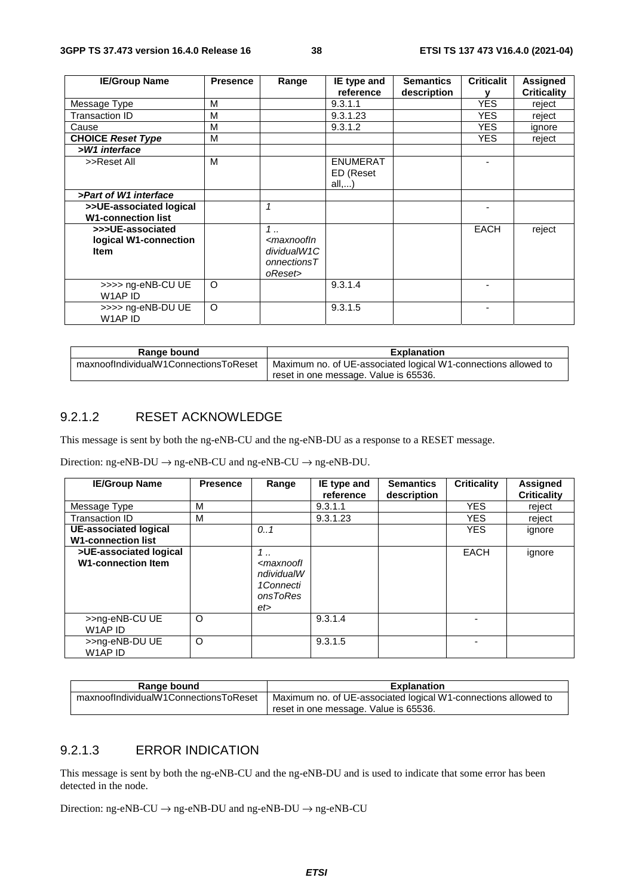| IE/Group Name | Presence | Range | IE type and reference | Semantics description | Criticality | Assigned Criticality |
|---|---|---|---|---|---|---|
| Message Type | M | | 9.3.1.1 | | YES | reject |
| Transaction ID | M | | 9.3.1.23 | | YES | reject |
| Cause | M | | 9.3.1.2 | | YES | ignore |
| **CHOICE *Reset Type*** | M | | | | YES | reject |
| ***>W1 interface*** | | | | | | |
| >>Reset All | M | | ENUMERATED (Reset all,...) | | - | |
| ***>Part of W1 interface*** | | | | | | |
| **>>UE-associated logical W1-connection list** | | *1* | | | - | |
| **>>>UE-associated logical W1-connection Item** | | *1 .. <maxnoofIndividualW1ConnectionsToReset>* | | | EACH | reject |
| >>>> ng-eNB-CU UE W1AP ID | O | | 9.3.1.4 | | - | |
| >>>> ng-eNB-DU UE W1AP ID | O | | 9.3.1.5 | | - | |

| Range bound | Explanation |
|---|---|
| maxnoofIndividualW1ConnectionsToReset | Maximum no. of UE-associated logical W1-connections allowed to reset in one message. Value is 65536. |

## 9.2.1.2 RESET ACKNOWLEDGE

This message is sent by both the ng-eNB-CU and the ng-eNB-DU as a response to a RESET message.

Direction: ng-eNB-DU → ng-eNB-CU and ng-eNB-CU → ng-eNB-DU.

| IE/Group Name | Presence | Range | IE type and reference | Semantics description | Criticality | Assigned Criticality |
|---|---|---|---|---|---|---|
| Message Type | M | | 9.3.1.1 | | YES | reject |
| Transaction ID | M | | 9.3.1.23 | | YES | reject |
| **UE-associated logical W1-connection list** | | *0..1* | | | YES | ignore |
| **>UE-associated logical W1-connection Item** | | *1 .. <maxnoofIndividualW1ConnectionsToReset>* | | | EACH | ignore |
| >>ng-eNB-CU UE W1AP ID | O | | 9.3.1.4 | | - | |
| >>ng-eNB-DU UE W1AP ID | O | | 9.3.1.5 | | - | |

| Range bound | Explanation |
|---|---|
| maxnoofIndividualW1ConnectionsToReset | Maximum no. of UE-associated logical W1-connections allowed to reset in one message. Value is 65536. |

## 9.2.1.3 ERROR INDICATION

This message is sent by both the ng-eNB-CU and the ng-eNB-DU and is used to indicate that some error has been detected in the node.

Direction: ng-eNB-CU → ng-eNB-DU and ng-eNB-DU → ng-eNB-CU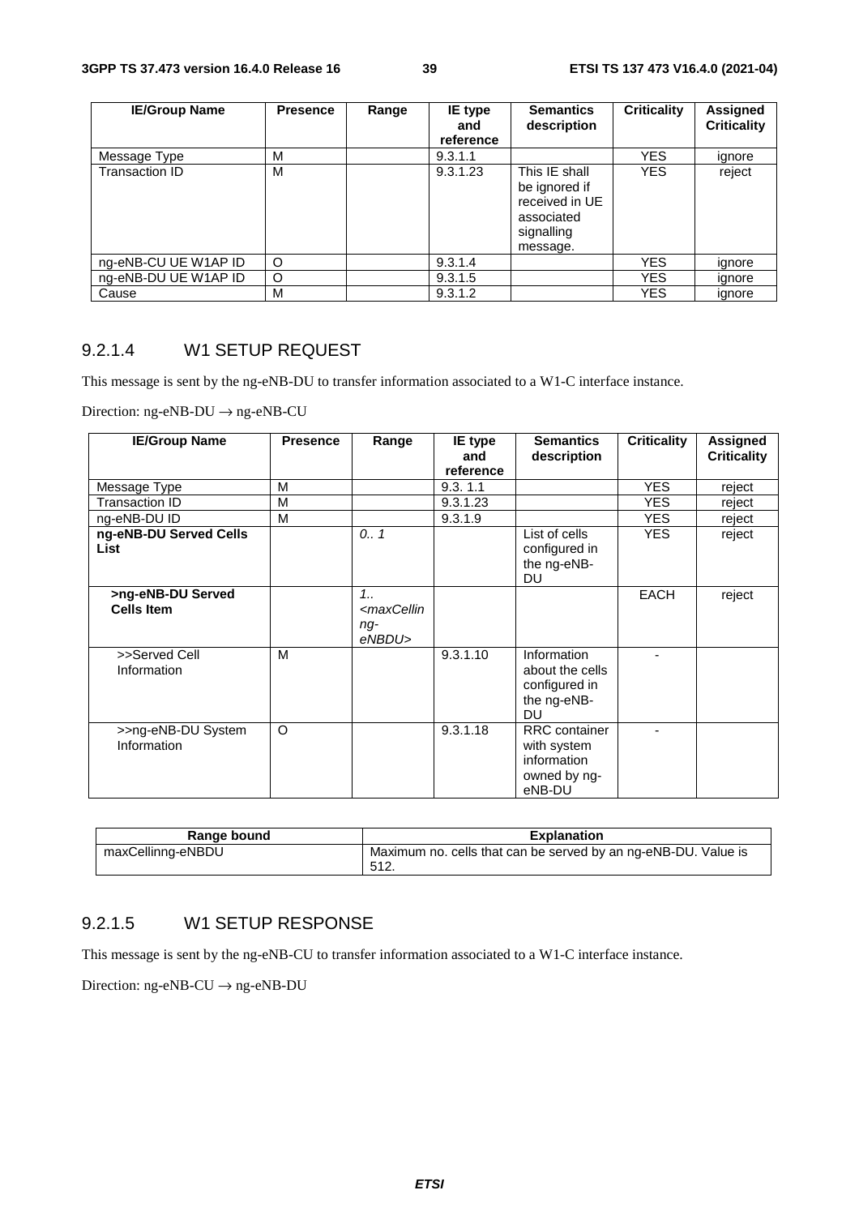| IE/Group Name | Presence | Range | IE type and reference | Semantics description | Criticality | Assigned Criticality |
|---|---|---|---|---|---|---|
| Message Type | M | | 9.3.1.1 | | YES | ignore |
| Transaction ID | M | | 9.3.1.23 | This IE shall be ignored if received in UE associated signalling message. | YES | reject |
| ng-eNB-CU UE W1AP ID | O | | 9.3.1.4 | | YES | ignore |
| ng-eNB-DU UE W1AP ID | O | | 9.3.1.5 | | YES | ignore |
| Cause | M | | 9.3.1.2 | | YES | ignore |

### 9.2.1.4 W1 SETUP REQUEST

This message is sent by the ng-eNB-DU to transfer information associated to a W1-C interface instance.

Direction: ng-eNB-DU → ng-eNB-CU

| IE/Group Name | Presence | Range | IE type and reference | Semantics description | Criticality | Assigned Criticality |
|---|---|---|---|---|---|---|
| Message Type | M | | 9.3. 1.1 | | YES | reject |
| Transaction ID | M | | 9.3.1.23 | | YES | reject |
| ng-eNB-DU ID | M | | 9.3.1.9 | | YES | reject |
| **ng-eNB-DU Served Cells List** | | *0.. 1* | | List of cells configured in the ng-eNB-DU | YES | reject |
| **>ng-eNB-DU Served Cells Item** | | *1.. <maxCellinng-eNBDU>* | | | EACH | reject |
| >>Served Cell Information | M | | 9.3.1.10 | Information about the cells configured in the ng-eNB-DU | - | |
| >>ng-eNB-DU System Information | O | | 9.3.1.18 | RRC container with system information owned by ng-eNB-DU | - | |

| Range bound | Explanation |
|---|---|
| maxCellinng-eNBDU | Maximum no. cells that can be served by an ng-eNB-DU. Value is 512. |

### 9.2.1.5 W1 SETUP RESPONSE

This message is sent by the ng-eNB-CU to transfer information associated to a W1-C interface instance.

Direction: ng-eNB-CU → ng-eNB-DU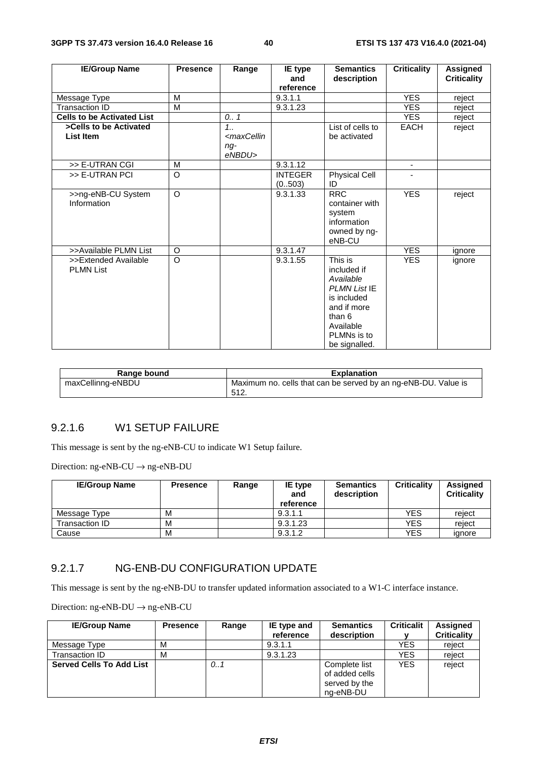| IE/Group Name | Presence | Range | IE type and reference | Semantics description | Criticality | Assigned Criticality |
|---|---|---|---|---|---|---|
| Message Type | M | | 9.3.1.1 | | YES | reject |
| Transaction ID | M | | 9.3.1.23 | | YES | reject |
| **Cells to be Activated List** | | *0.. 1* | | | YES | reject |
| **>Cells to be Activated List Item** | | *1.. <maxCellinng-eNBDU>* | | List of cells to be activated | EACH | reject |
| >> E-UTRAN CGI | M | | 9.3.1.12 | | - | |
| >> E-UTRAN PCI | O | | INTEGER (0..503) | Physical Cell ID | - | |
| >>ng-eNB-CU System Information | O | | 9.3.1.33 | RRC container with system information owned by ng-eNB-CU | YES | reject |
| >>Available PLMN List | O | | 9.3.1.47 | | YES | ignore |
| >>Extended Available PLMN List | O | | 9.3.1.55 | This is included if *Available PLMN List* IE is included and if more than 6 Available PLMNs is to be signalled. | YES | ignore |

| Range bound | Explanation |
|---|---|
| maxCellinng-eNBDU | Maximum no. cells that can be served by an ng-eNB-DU. Value is 512. |

### 9.2.1.6 W1 SETUP FAILURE

This message is sent by the ng-eNB-CU to indicate W1 Setup failure.

Direction: ng-eNB-CU → ng-eNB-DU

| IE/Group Name | Presence | Range | IE type and reference | Semantics description | Criticality | Assigned Criticality |
|---|---|---|---|---|---|---|
| Message Type | M | | 9.3.1.1 | | YES | reject |
| Transaction ID | M | | 9.3.1.23 | | YES | reject |
| Cause | M | | 9.3.1.2 | | YES | ignore |

### 9.2.1.7 NG-ENB-DU CONFIGURATION UPDATE

This message is sent by the ng-eNB-DU to transfer updated information associated to a W1-C interface instance.

Direction: ng-eNB-DU → ng-eNB-CU

| IE/Group Name | Presence | Range | IE type and reference | Semantics description | Criticality | Assigned Criticality |
|---|---|---|---|---|---|---|
| Message Type | M | | 9.3.1.1 | | YES | reject |
| Transaction ID | M | | 9.3.1.23 | | YES | reject |
| **Served Cells To Add List** | | *0..1* | | Complete list of added cells served by the ng-eNB-DU | YES | reject |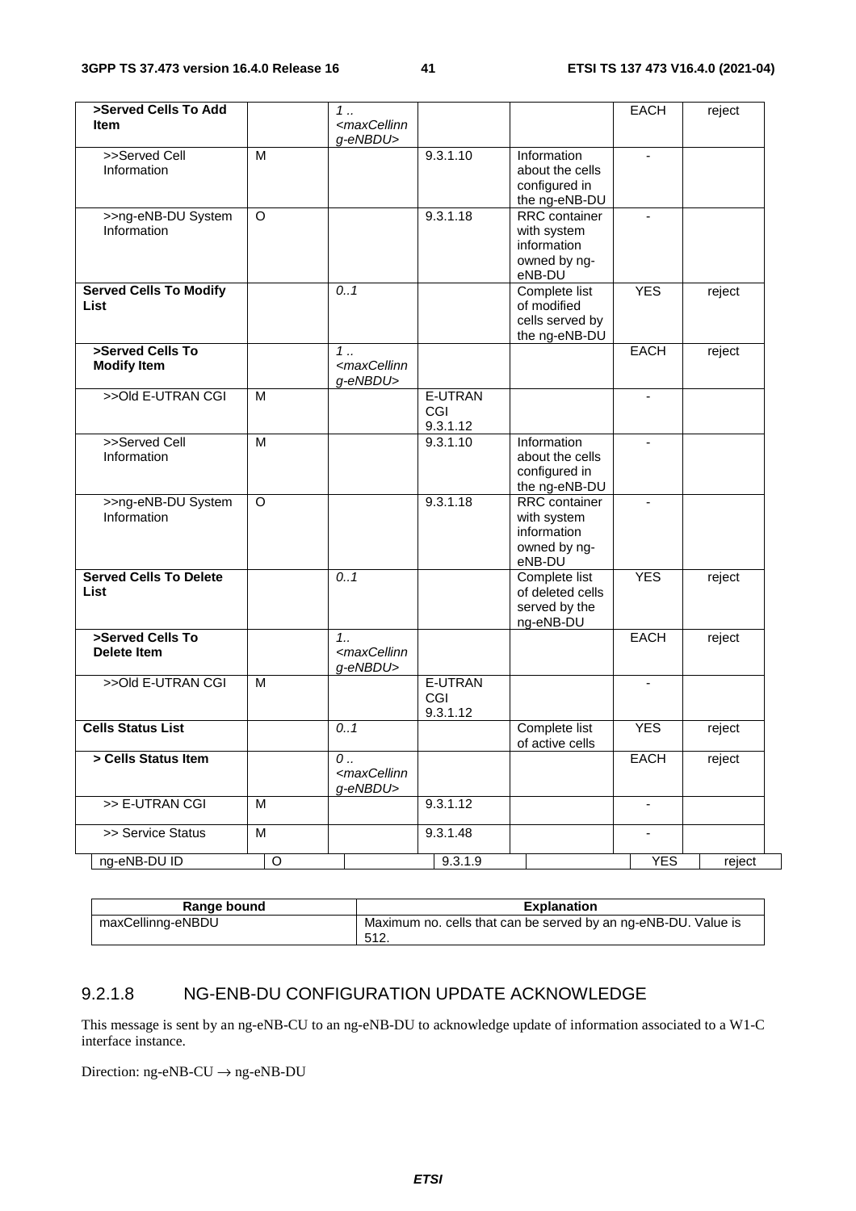| >Served Cells To Add Item | | 1 .. <maxCellinng-eNBDU> | | | EACH | reject |
|---|---|---|---|---|---|---|
| >>Served Cell Information | M | | 9.3.1.10 | Information about the cells configured in the ng-eNB-DU | - | |
| >>ng-eNB-DU System Information | O | | 9.3.1.18 | RRC container with system information owned by ng-eNB-DU | - | |
| **Served Cells To Modify List** | | 0..1 | | Complete list of modified cells served by the ng-eNB-DU | YES | reject |
| **>Served Cells To Modify Item** | | 1 .. <maxCellinng-eNBDU> | | | EACH | reject |
| >>Old E-UTRAN CGI | M | | E-UTRAN CGI 9.3.1.12 | | - | |
| >>Served Cell Information | M | | 9.3.1.10 | Information about the cells configured in the ng-eNB-DU | - | |
| >>ng-eNB-DU System Information | O | | 9.3.1.18 | RRC container with system information owned by ng-eNB-DU | - | |
| **Served Cells To Delete List** | | 0..1 | | Complete list of deleted cells served by the ng-eNB-DU | YES | reject |
| **>Served Cells To Delete Item** | | 1.. <maxCellinng-eNBDU> | | | EACH | reject |
| >>Old E-UTRAN CGI | M | | E-UTRAN CGI 9.3.1.12 | | - | |
| **Cells Status List** | | 0..1 | | Complete list of active cells | YES | reject |
| **> Cells Status Item** | | 0 .. <maxCellinng-eNBDU> | | | EACH | reject |
| >> E-UTRAN CGI | M | | 9.3.1.12 | | - | |
| >> Service Status | M | | 9.3.1.48 | | - | |
| ng-eNB-DU ID | O | | 9.3.1.9 | | YES | reject |

| Range bound | Explanation |
|---|---|
| maxCellinng-eNBDU | Maximum no. cells that can be served by an ng-eNB-DU. Value is 512. |

### 9.2.1.8 NG-ENB-DU CONFIGURATION UPDATE ACKNOWLEDGE

This message is sent by an ng-eNB-CU to an ng-eNB-DU to acknowledge update of information associated to a W1-C interface instance.

Direction: ng-eNB-CU → ng-eNB-DU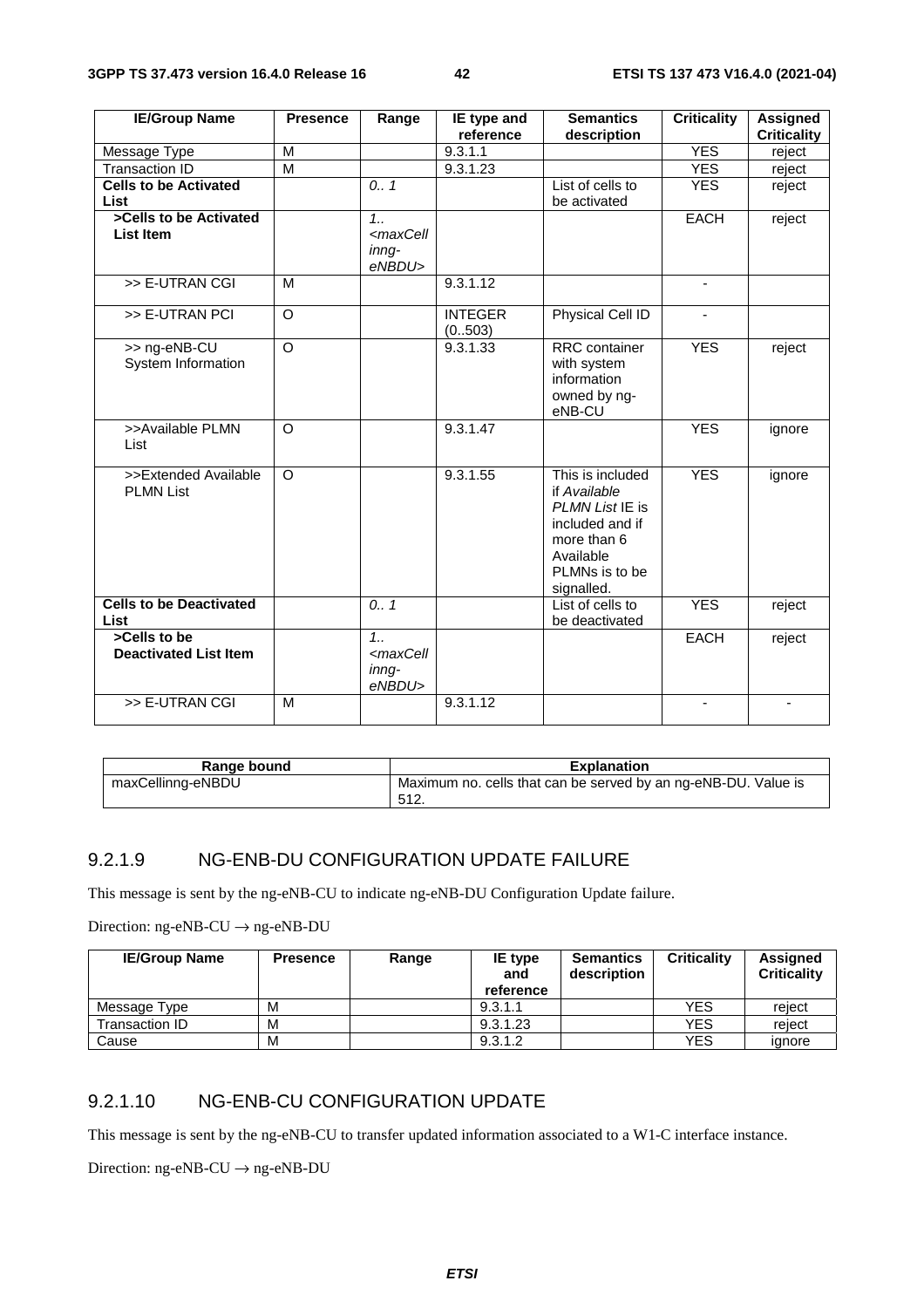| IE/Group Name | Presence | Range | IE type and reference | Semantics description | Criticality | Assigned Criticality |
|---|---|---|---|---|---|---|
| Message Type | M | | 9.3.1.1 | | YES | reject |
| Transaction ID | M | | 9.3.1.23 | | YES | reject |
| **Cells to be Activated List** | | *0.. 1* | | List of cells to be activated | YES | reject |
| **>Cells to be Activated List Item** | | *1.. <maxCellinng-eNBDU>* | | | EACH | reject |
| >> E-UTRAN CGI | M | | 9.3.1.12 | | - | |
| >> E-UTRAN PCI | O | | INTEGER (0..503) | Physical Cell ID | - | |
| >> ng-eNB-CU System Information | O | | 9.3.1.33 | RRC container with system information owned by ng-eNB-CU | YES | reject |
| >>Available PLMN List | O | | 9.3.1.47 | | YES | ignore |
| >>Extended Available PLMN List | O | | 9.3.1.55 | This is included if *Available PLMN List* IE is included and if more than 6 Available PLMNs is to be signalled. | YES | ignore |
| **Cells to be Deactivated List** | | *0.. 1* | | List of cells to be deactivated | YES | reject |
| **>Cells to be Deactivated List Item** | | *1.. <maxCellinng-eNBDU>* | | | EACH | reject |
| >> E-UTRAN CGI | M | | 9.3.1.12 | | - | - |

| Range bound | Explanation |
|---|---|
| maxCellinng-eNBDU | Maximum no. cells that can be served by an ng-eNB-DU. Value is 512. |

### 9.2.1.9 NG-ENB-DU CONFIGURATION UPDATE FAILURE

This message is sent by the ng-eNB-CU to indicate ng-eNB-DU Configuration Update failure.

Direction: ng-eNB-CU → ng-eNB-DU

| IE/Group Name | Presence | Range | IE type and reference | Semantics description | Criticality | Assigned Criticality |
|---|---|---|---|---|---|---|
| Message Type | M | | 9.3.1.1 | | YES | reject |
| Transaction ID | M | | 9.3.1.23 | | YES | reject |
| Cause | M | | 9.3.1.2 | | YES | ignore |

### 9.2.1.10 NG-ENB-CU CONFIGURATION UPDATE

This message is sent by the ng-eNB-CU to transfer updated information associated to a W1-C interface instance.

Direction: ng-eNB-CU → ng-eNB-DU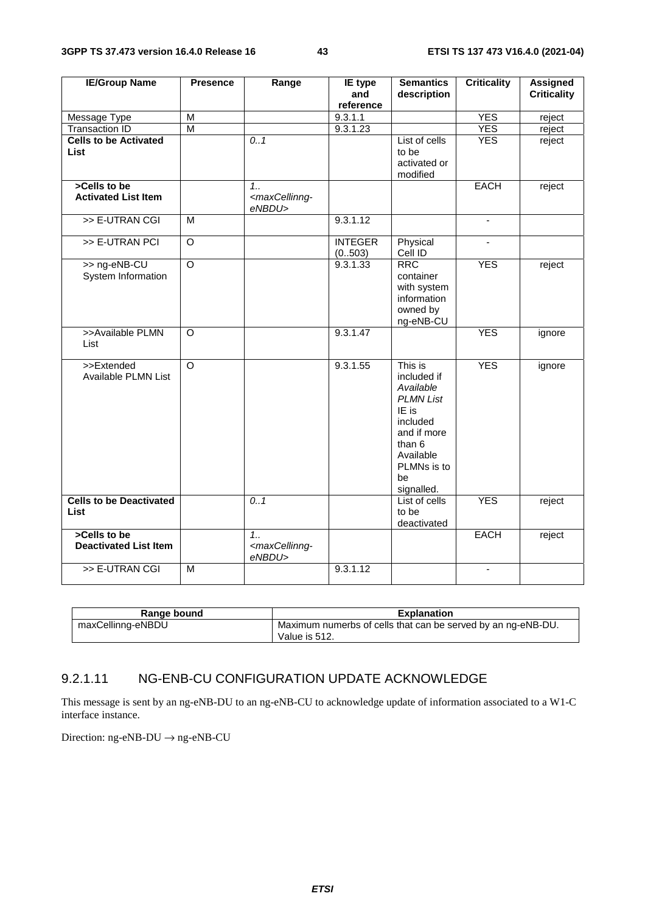| IE/Group Name | Presence | Range | IE type and reference | Semantics description | Criticality | Assigned Criticality |
|---|---|---|---|---|---|---|
| Message Type | M | | 9.3.1.1 | | YES | reject |
| Transaction ID | M | | 9.3.1.23 | | YES | reject |
| **Cells to be Activated List** | | *0..1* | | List of cells to be activated or modified | YES | reject |
| **>Cells to be Activated List Item** | | *1..<maxCellinng-eNBDU>* | | | EACH | reject |
| >> E-UTRAN CGI | M | | 9.3.1.12 | | - | |
| >> E-UTRAN PCI | O | | INTEGER (0..503) | Physical Cell ID | - | |
| >> ng-eNB-CU System Information | O | | 9.3.1.33 | RRC container with system information owned by ng-eNB-CU | YES | reject |
| >>Available PLMN List | O | | 9.3.1.47 | | YES | ignore |
| >>Extended Available PLMN List | O | | 9.3.1.55 | This is included if *Available PLMN List* IE is included and if more than 6 Available PLMNs is to be signalled. | YES | ignore |
| **Cells to be Deactivated List** | | *0..1* | | List of cells to be deactivated | YES | reject |
| **>Cells to be Deactivated List Item** | | *1..<maxCellinng-eNBDU>* | | | EACH | reject |
| >> E-UTRAN CGI | M | | 9.3.1.12 | | - | |

| Range bound | Explanation |
|---|---|
| maxCellinng-eNBDU | Maximum numerbs of cells that can be served by an ng-eNB-DU. Value is 512. |

### 9.2.1.11 NG-ENB-CU CONFIGURATION UPDATE ACKNOWLEDGE

This message is sent by an ng-eNB-DU to an ng-eNB-CU to acknowledge update of information associated to a W1-C interface instance.

Direction: ng-eNB-DU → ng-eNB-CU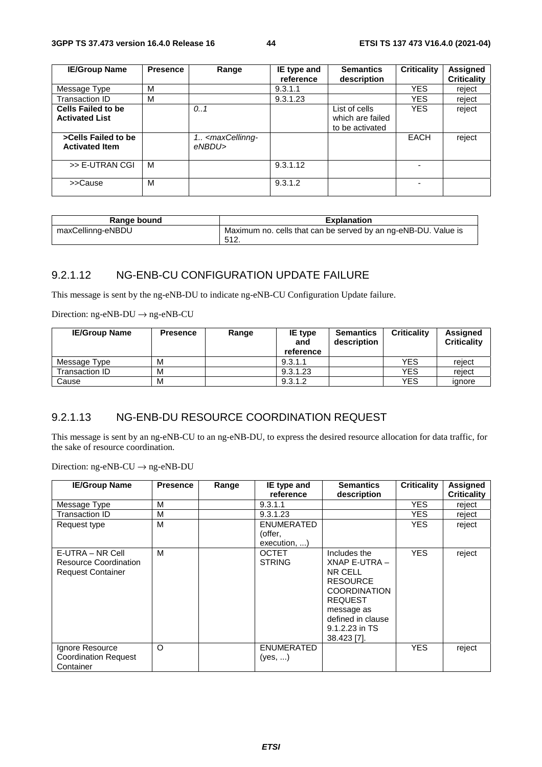| IE/Group Name | Presence | Range | IE type and reference | Semantics description | Criticality | Assigned Criticality |
|---|---|---|---|---|---|---|
| Message Type | M | | 9.3.1.1 | | YES | reject |
| Transaction ID | M | | 9.3.1.23 | | YES | reject |
| **Cells Failed to be Activated List** | | *0..1* | | List of cells which are failed to be activated | YES | reject |
| **>Cells Failed to be Activated Item** | | *1.. <maxCellinng-eNBDU>* | | | EACH | reject |
| >> E-UTRAN CGI | M | | 9.3.1.12 | | - | |
| >>Cause | M | | 9.3.1.2 | | - | |

| Range bound | Explanation |
|---|---|
| maxCellinng-eNBDU | Maximum no. cells that can be served by an ng-eNB-DU. Value is 512. |

### 9.2.1.12 NG-ENB-CU CONFIGURATION UPDATE FAILURE

This message is sent by the ng-eNB-DU to indicate ng-eNB-CU Configuration Update failure.

Direction: ng-eNB-DU → ng-eNB-CU

| IE/Group Name | Presence | Range | IE type and reference | Semantics description | Criticality | Assigned Criticality |
|---|---|---|---|---|---|---|
| Message Type | M | | 9.3.1.1 | | YES | reject |
| Transaction ID | M | | 9.3.1.23 | | YES | reject |
| Cause | M | | 9.3.1.2 | | YES | ignore |

### 9.2.1.13 NG-ENB-DU RESOURCE COORDINATION REQUEST

This message is sent by an ng-eNB-CU to an ng-eNB-DU, to express the desired resource allocation for data traffic, for the sake of resource coordination.

Direction: ng-eNB-CU → ng-eNB-DU

| IE/Group Name | Presence | Range | IE type and reference | Semantics description | Criticality | Assigned Criticality |
|---|---|---|---|---|---|---|
| Message Type | M | | 9.3.1.1 | | YES | reject |
| Transaction ID | M | | 9.3.1.23 | | YES | reject |
| Request type | M | | ENUMERATED (offer, execution, ...) | | YES | reject |
| E-UTRA – NR Cell Resource Coordination Request Container | M | | OCTET STRING | Includes the XNAP E-UTRA – NR CELL RESOURCE COORDINATION REQUEST message as defined in clause 9.1.2.23 in TS 38.423 [7]. | YES | reject |
| Ignore Resource Coordination Request Container | O | | ENUMERATED (yes, ...) | | YES | reject |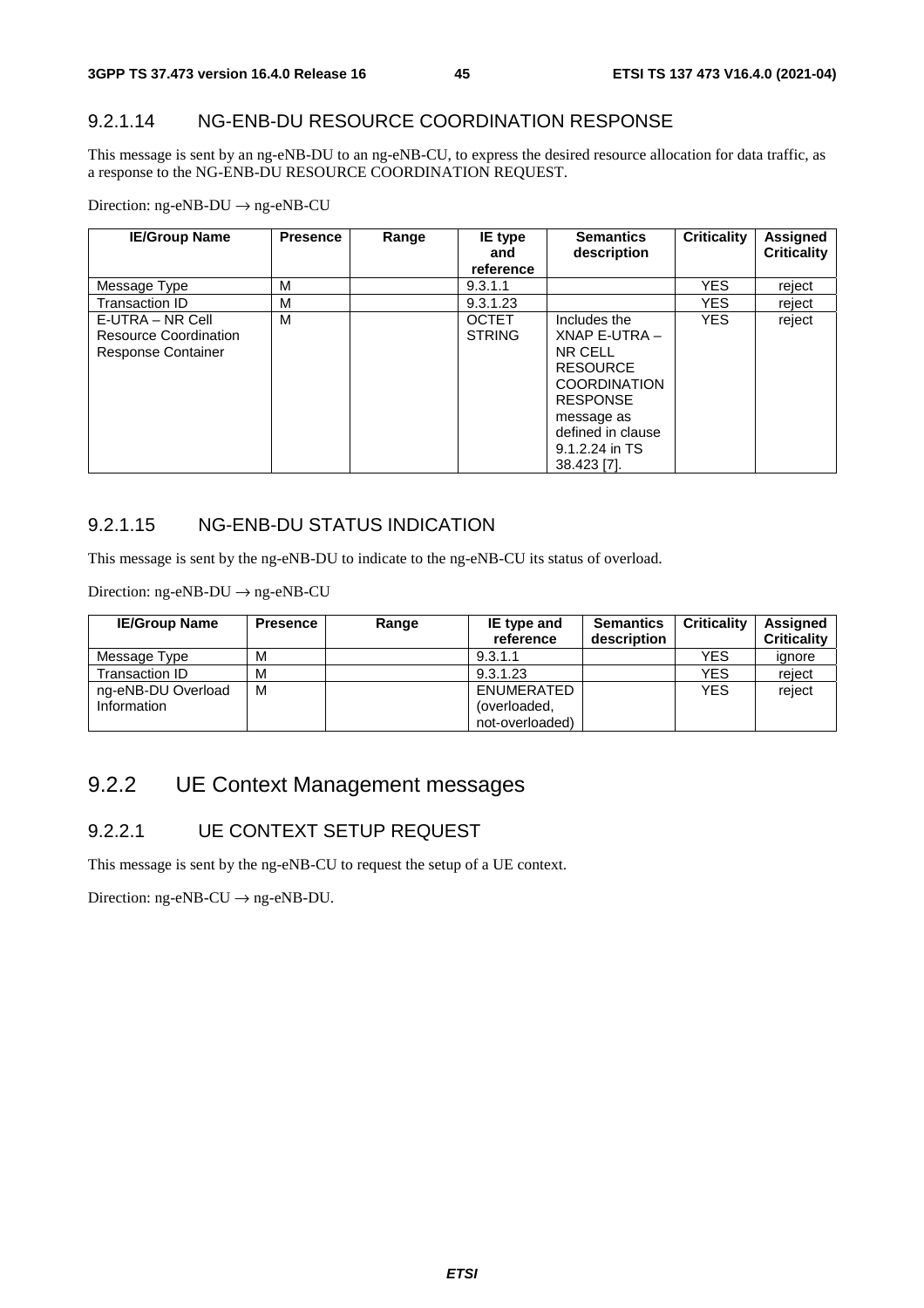### 9.2.1.14 NG-ENB-DU RESOURCE COORDINATION RESPONSE

This message is sent by an ng-eNB-DU to an ng-eNB-CU, to express the desired resource allocation for data traffic, as a response to the NG-ENB-DU RESOURCE COORDINATION REQUEST.

Direction: ng-eNB-DU → ng-eNB-CU

| IE/Group Name | Presence | Range | IE type and reference | Semantics description | Criticality | Assigned Criticality |
|---|---|---|---|---|---|---|
| Message Type | M | | 9.3.1.1 | | YES | reject |
| Transaction ID | M | | 9.3.1.23 | | YES | reject |
| E-UTRA – NR Cell Resource Coordination Response Container | M | | OCTET STRING | Includes the XNAP E-UTRA – NR CELL RESOURCE COORDINATION RESPONSE message as defined in clause 9.1.2.24 in TS 38.423 [7]. | YES | reject |

### 9.2.1.15 NG-ENB-DU STATUS INDICATION

This message is sent by the ng-eNB-DU to indicate to the ng-eNB-CU its status of overload.

Direction: ng-eNB-DU → ng-eNB-CU

| IE/Group Name | Presence | Range | IE type and reference | Semantics description | Criticality | Assigned Criticality |
|---|---|---|---|---|---|---|
| Message Type | M | | 9.3.1.1 | | YES | ignore |
| Transaction ID | M | | 9.3.1.23 | | YES | reject |
| ng-eNB-DU Overload Information | M | | ENUMERATED (overloaded, not-overloaded) | | YES | reject |

## 9.2.2 UE Context Management messages

### 9.2.2.1 UE CONTEXT SETUP REQUEST

This message is sent by the ng-eNB-CU to request the setup of a UE context.

Direction: ng-eNB-CU → ng-eNB-DU.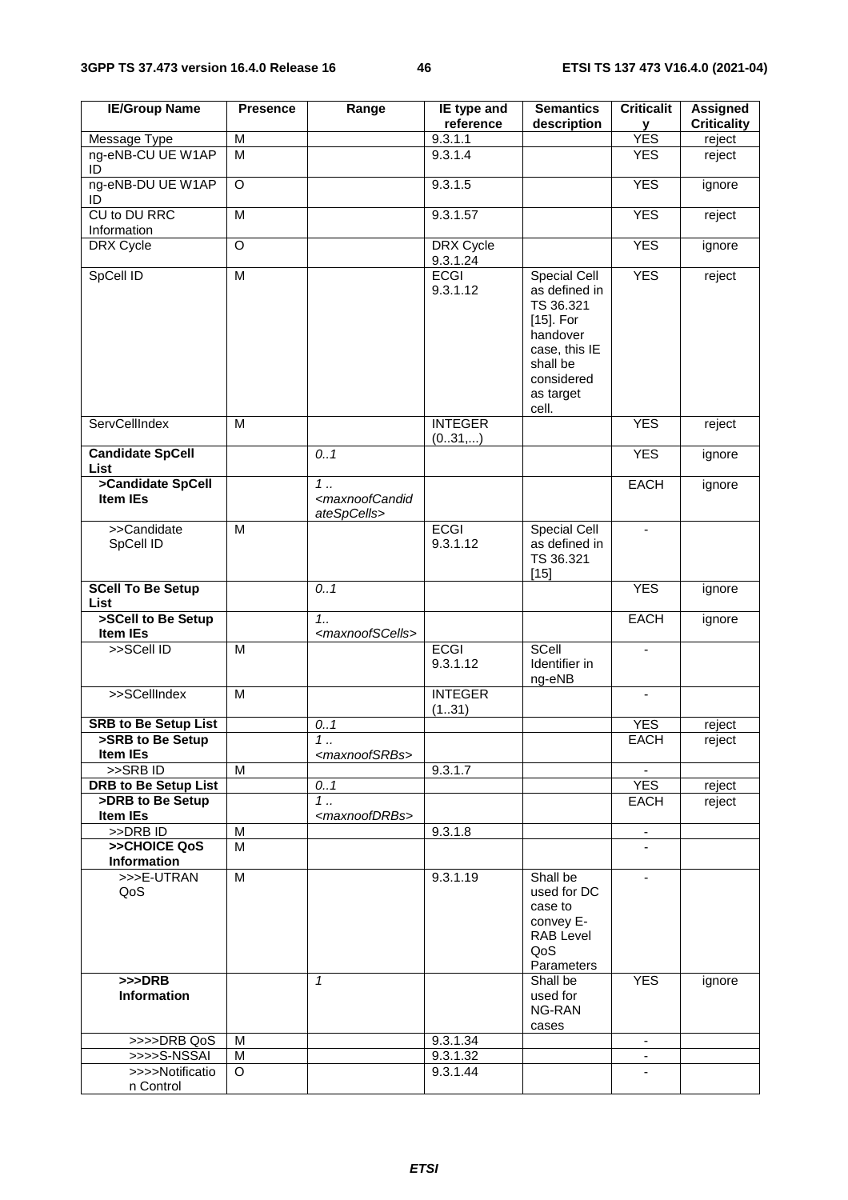| IE/Group Name | Presence | Range | IE type and reference | Semantics description | Criticality | Assigned Criticality |
|---|---|---|---|---|---|---|
| Message Type | M | | 9.3.1.1 | | YES | reject |
| ng-eNB-CU UE W1AP ID | M | | 9.3.1.4 | | YES | reject |
| ng-eNB-DU UE W1AP ID | O | | 9.3.1.5 | | YES | ignore |
| CU to DU RRC Information | M | | 9.3.1.57 | | YES | reject |
| DRX Cycle | O | | DRX Cycle 9.3.1.24 | | YES | ignore |
| SpCell ID | M | | ECGI 9.3.1.12 | Special Cell as defined in TS 36.321 [15]. For handover case, this IE shall be considered as target cell. | YES | reject |
| ServCellIndex | M | | INTEGER (0..31,...) | | YES | reject |
| **Candidate SpCell List** | | *0..1* | | | YES | ignore |
| **>Candidate SpCell Item IEs** | | *1 .. <maxnoofCandidateSpCells>* | | | EACH | ignore |
| >>Candidate SpCell ID | M | | ECGI 9.3.1.12 | Special Cell as defined in TS 36.321 [15] | - | |
| **SCell To Be Setup List** | | *0..1* | | | YES | ignore |
| **>SCell to Be Setup Item IEs** | | *1.. <maxnoofSCells>* | | | EACH | ignore |
| >>SCell ID | M | | ECGI 9.3.1.12 | SCell Identifier in ng-eNB | - | |
| >>SCellIndex | M | | INTEGER (1..31) | | - | |
| **SRB to Be Setup List** | | *0..1* | | | YES | reject |
| **>SRB to Be Setup Item IEs** | | *1 .. <maxnoofSRBs>* | | | EACH | reject |
| >>SRB ID | M | | 9.3.1.7 | | - | |
| **DRB to Be Setup List** | | *0..1* | | | YES | reject |
| **>DRB to Be Setup Item IEs** | | *1 .. <maxnoofDRBs>* | | | EACH | reject |
| >>DRB ID | M | | 9.3.1.8 | | - | |
| **>>CHOICE QoS Information** | M | | | | - | |
| >>>E-UTRAN QoS | M | | 9.3.1.19 | Shall be used for DC case to convey E-RAB Level QoS Parameters | - | |
| **>>>DRB Information** | | *1* | | Shall be used for NG-RAN cases | YES | ignore |
| >>>>DRB QoS | M | | 9.3.1.34 | | - | |
| >>>>S-NSSAI | M | | 9.3.1.32 | | - | |
| >>>>Notification Control | O | | 9.3.1.44 | | - | |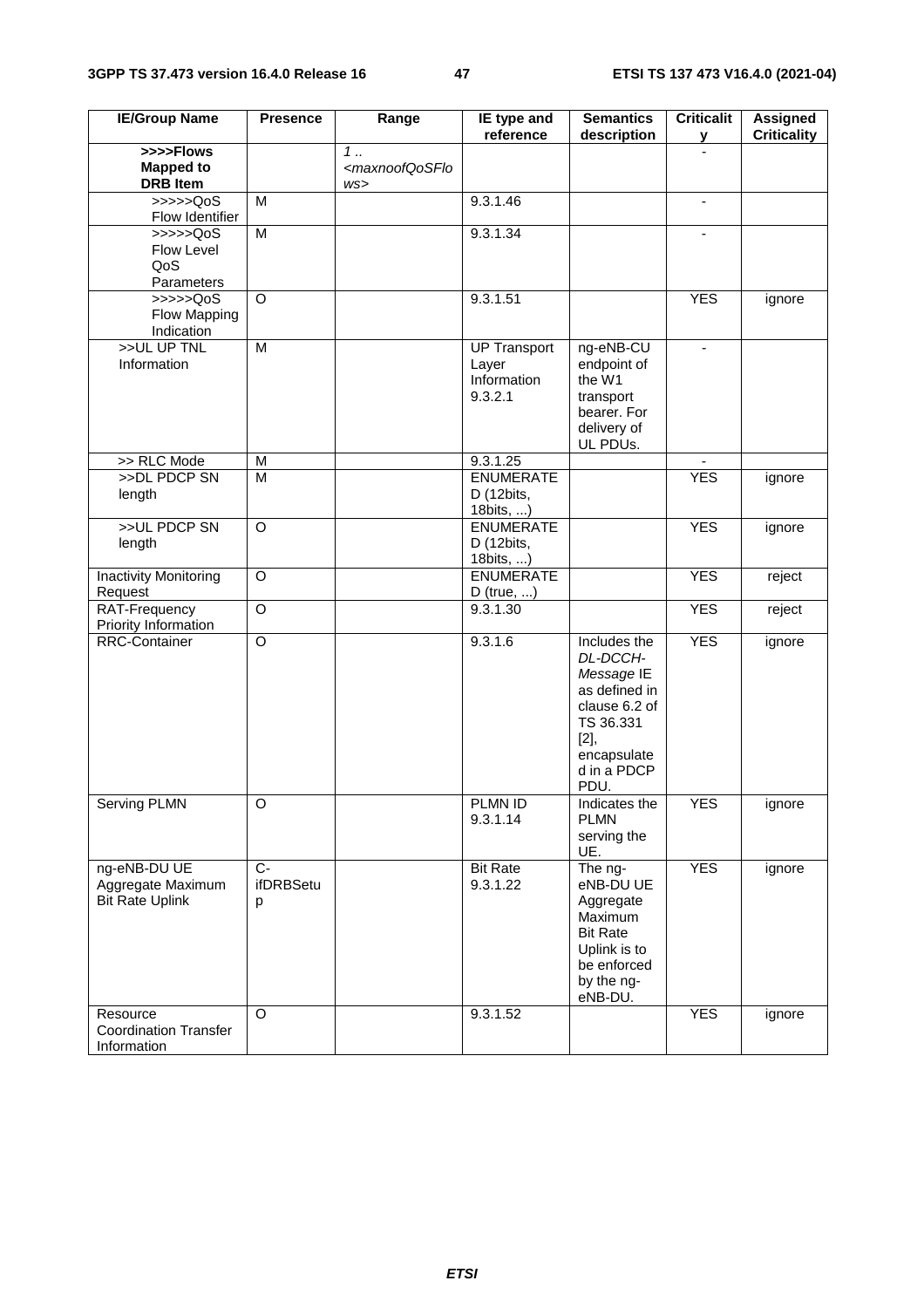| IE/Group Name | Presence | Range | IE type and reference | Semantics description | Criticality | Assigned Criticality |
|---|---|---|---|---|---|---|
| **>>>>Flows Mapped to DRB Item** | | *1 .. <maxnoofQoSFlows>* | | | - | |
| >>>>>QoS Flow Identifier | M | | 9.3.1.46 | | - | |
| >>>>>QoS Flow Level QoS Parameters | M | | 9.3.1.34 | | - | |
| >>>>>QoS Flow Mapping Indication | O | | 9.3.1.51 | | YES | ignore |
| >>UL UP TNL Information | M | | UP Transport Layer Information 9.3.2.1 | ng-eNB-CU endpoint of the W1 transport bearer. For delivery of UL PDUs. | - | |
| >> RLC Mode | M | | 9.3.1.25 | | - | |
| >>DL PDCP SN length | M | | ENUMERATED (12bits, 18bits, ...) | | YES | ignore |
| >>UL PDCP SN length | O | | ENUMERATED (12bits, 18bits, ...) | | YES | ignore |
| Inactivity Monitoring Request | O | | ENUMERATED (true, ...) | | YES | reject |
| RAT-Frequency Priority Information | O | | 9.3.1.30 | | YES | reject |
| RRC-Container | O | | 9.3.1.6 | Includes the *DL-DCCH-Message* IE as defined in clause 6.2 of TS 36.331 [2], encapsulated in a PDCP PDU. | YES | ignore |
| Serving PLMN | O | | PLMN ID 9.3.1.14 | Indicates the PLMN serving the UE. | YES | ignore |
| ng-eNB-DU UE Aggregate Maximum Bit Rate Uplink | C-ifDRBSetup | | Bit Rate 9.3.1.22 | The ng-eNB-DU UE Aggregate Maximum Bit Rate Uplink is to be enforced by the ng-eNB-DU. | YES | ignore |
| Resource Coordination Transfer Information | O | | 9.3.1.52 | | YES | ignore |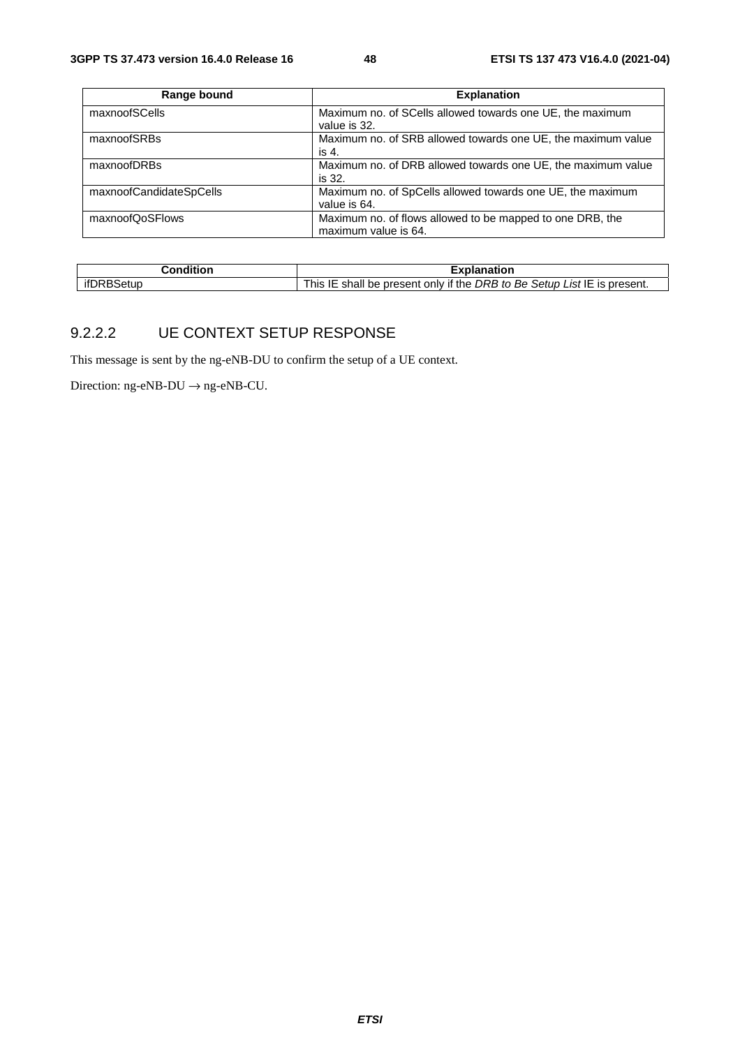| Range bound | Explanation |
|---|---|
| maxnoofSCells | Maximum no. of SCells allowed towards one UE, the maximum value is 32. |
| maxnoofSRBs | Maximum no. of SRB allowed towards one UE, the maximum value is 4. |
| maxnoofDRBs | Maximum no. of DRB allowed towards one UE, the maximum value is 32. |
| maxnoofCandidateSpCells | Maximum no. of SpCells allowed towards one UE, the maximum value is 64. |
| maxnoofQoSFlows | Maximum no. of flows allowed to be mapped to one DRB, the maximum value is 64. |

| Condition | Explanation |
|---|---|
| ifDRBSetup | This IE shall be present only if the *DRB to Be Setup List* IE is present. |

### 9.2.2.2 UE CONTEXT SETUP RESPONSE

This message is sent by the ng-eNB-DU to confirm the setup of a UE context.

Direction: ng-eNB-DU → ng-eNB-CU.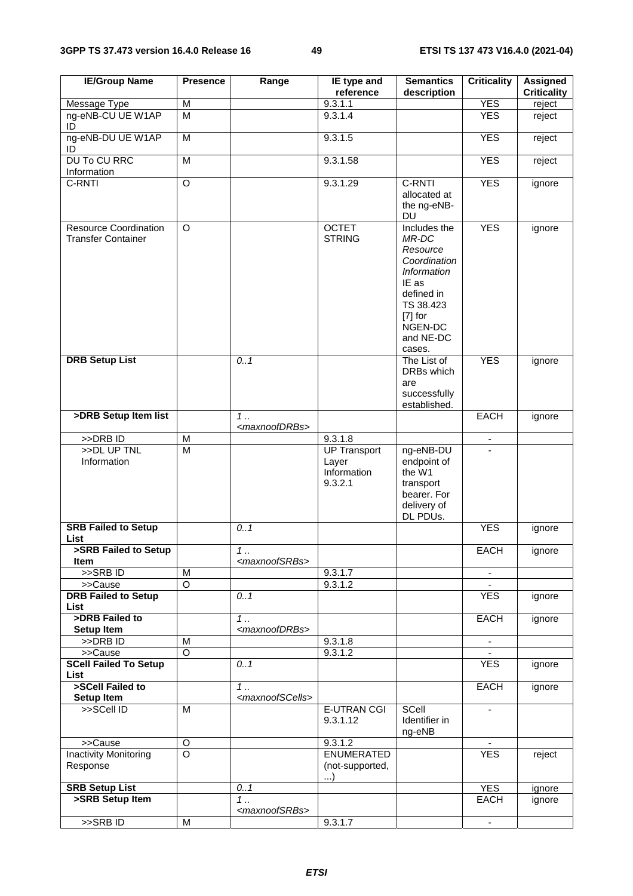| IE/Group Name | Presence | Range | IE type and reference | Semantics description | Criticality | Assigned Criticality |
|---|---|---|---|---|---|---|
| Message Type | M | | 9.3.1.1 | | YES | reject |
| ng-eNB-CU UE W1AP ID | M | | 9.3.1.4 | | YES | reject |
| ng-eNB-DU UE W1AP ID | M | | 9.3.1.5 | | YES | reject |
| DU To CU RRC Information | M | | 9.3.1.58 | | YES | reject |
| C-RNTI | O | | 9.3.1.29 | C-RNTI allocated at the ng-eNB-DU | YES | ignore |
| Resource Coordination Transfer Container | O | | OCTET STRING | Includes the *MR-DC Resource Coordination Information* IE as defined in TS 38.423 [7] for NGEN-DC and NE-DC cases. | YES | ignore |
| **DRB Setup List** | | *0..1* | | The List of DRBs which are successfully established. | YES | ignore |
| **>DRB Setup Item list** | | *1 .. <maxnoofDRBs>* | | | EACH | ignore |
| >>DRB ID | M | | 9.3.1.8 | | - | |
| >>DL UP TNL Information | M | | UP Transport Layer Information 9.3.2.1 | ng-eNB-DU endpoint of the W1 transport bearer. For delivery of DL PDUs. | - | |
| **SRB Failed to Setup List** | | *0..1* | | | YES | ignore |
| **>SRB Failed to Setup Item** | | *1 .. <maxnoofSRBs>* | | | EACH | ignore |
| >>SRB ID | M | | 9.3.1.7 | | - | |
| >>Cause | O | | 9.3.1.2 | | - | |
| **DRB Failed to Setup List** | | *0..1* | | | YES | ignore |
| **>DRB Failed to Setup Item** | | *1 .. <maxnoofDRBs>* | | | EACH | ignore |
| >>DRB ID | M | | 9.3.1.8 | | - | |
| >>Cause | O | | 9.3.1.2 | | - | |
| **SCell Failed To Setup List** | | *0..1* | | | YES | ignore |
| **>SCell Failed to Setup Item** | | *1 .. <maxnoofSCells>* | | | EACH | ignore |
| >>SCell ID | M | | E-UTRAN CGI 9.3.1.12 | SCell Identifier in ng-eNB | - | |
| >>Cause | O | | 9.3.1.2 | | - | |
| Inactivity Monitoring Response | O | | ENUMERATED (not-supported, ...) | | YES | reject |
| **SRB Setup List** | | *0..1* | | | YES | ignore |
| **>SRB Setup Item** | | *1 .. <maxnoofSRBs>* | | | EACH | ignore |
| >>SRB ID | M | | 9.3.1.7 | | - | |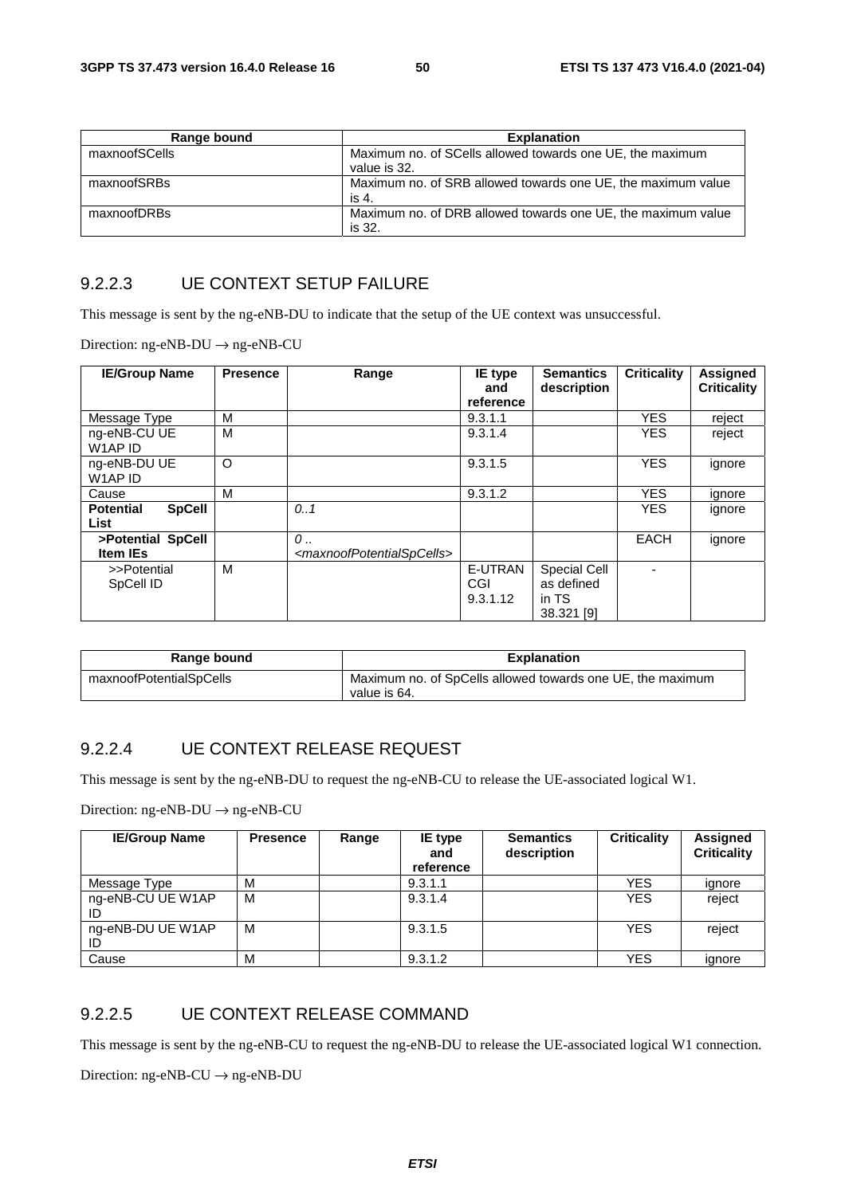| Range bound | Explanation |
| --- | --- |
| maxnoofSCells | Maximum no. of SCells allowed towards one UE, the maximum value is 32. |
| maxnoofSRBs | Maximum no. of SRB allowed towards one UE, the maximum value is 4. |
| maxnoofDRBs | Maximum no. of DRB allowed towards one UE, the maximum value is 32. |

### 9.2.2.3 UE CONTEXT SETUP FAILURE

This message is sent by the ng-eNB-DU to indicate that the setup of the UE context was unsuccessful.

Direction: ng-eNB-DU → ng-eNB-CU

| IE/Group Name | Presence | Range | IE type and reference | Semantics description | Criticality | Assigned Criticality |
| --- | --- | --- | --- | --- | --- | --- |
| Message Type | M | | 9.3.1.1 | | YES | reject |
| ng-eNB-CU UE W1AP ID | M | | 9.3.1.4 | | YES | reject |
| ng-eNB-DU UE W1AP ID | O | | 9.3.1.5 | | YES | ignore |
| Cause | M | | 9.3.1.2 | | YES | ignore |
| **Potential SpCell List** | | *0..1* | | | YES | ignore |
| **>Potential SpCell Item IEs** | | *0 .. <maxnoofPotentialSpCells>* | | | EACH | ignore |
| >>Potential SpCell ID | M | | E-UTRAN CGI 9.3.1.12 | Special Cell as defined in TS 38.321 [9] | - | |

| Range bound | Explanation |
| --- | --- |
| maxnoofPotentialSpCells | Maximum no. of SpCells allowed towards one UE, the maximum value is 64. |

### 9.2.2.4 UE CONTEXT RELEASE REQUEST

This message is sent by the ng-eNB-DU to request the ng-eNB-CU to release the UE-associated logical W1.

Direction: ng-eNB-DU → ng-eNB-CU

| IE/Group Name | Presence | Range | IE type and reference | Semantics description | Criticality | Assigned Criticality |
| --- | --- | --- | --- | --- | --- | --- |
| Message Type | M | | 9.3.1.1 | | YES | ignore |
| ng-eNB-CU UE W1AP ID | M | | 9.3.1.4 | | YES | reject |
| ng-eNB-DU UE W1AP ID | M | | 9.3.1.5 | | YES | reject |
| Cause | M | | 9.3.1.2 | | YES | ignore |

### 9.2.2.5 UE CONTEXT RELEASE COMMAND

This message is sent by the ng-eNB-CU to request the ng-eNB-DU to release the UE-associated logical W1 connection.

Direction: ng-eNB-CU → ng-eNB-DU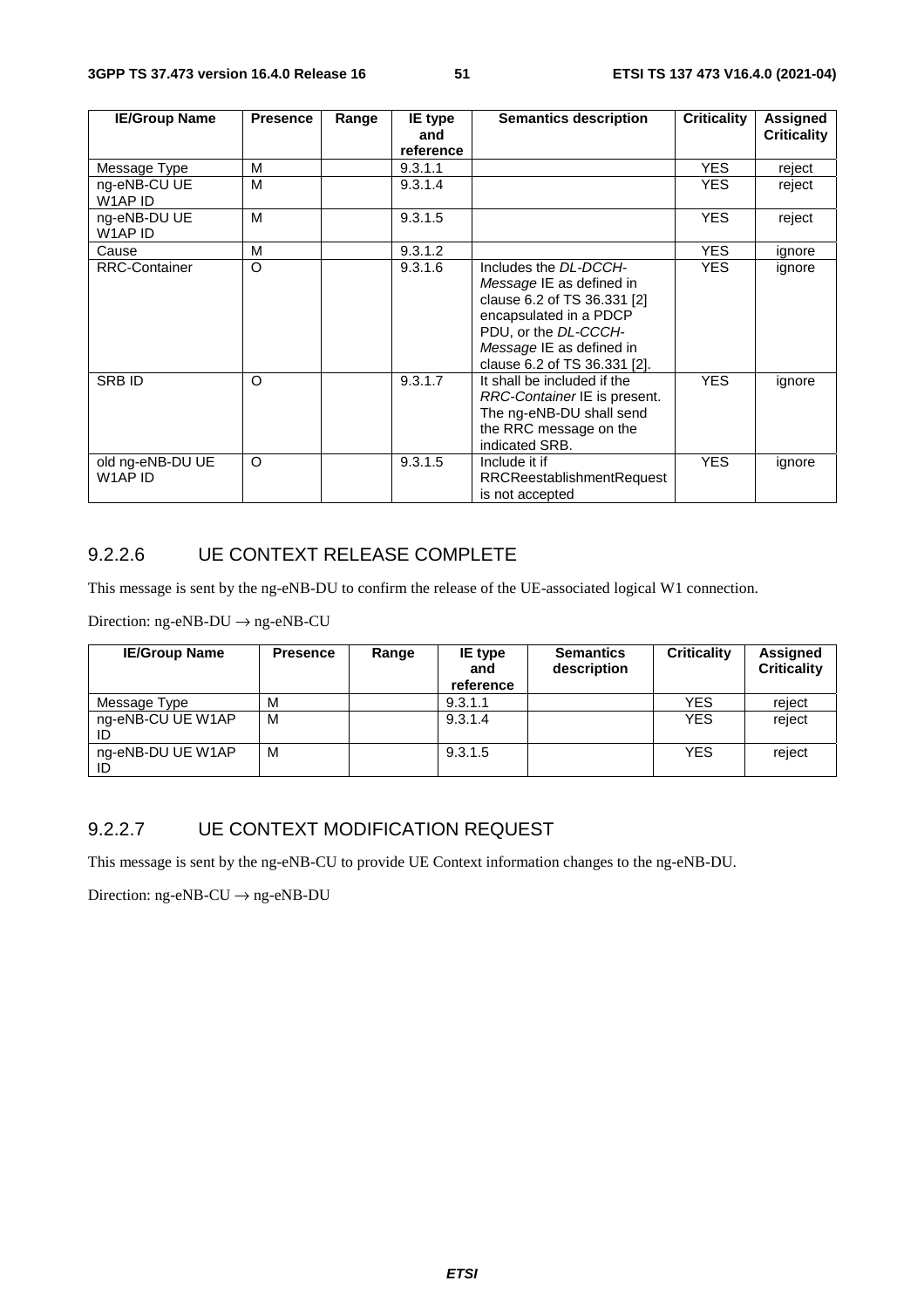| IE/Group Name | Presence | Range | IE type and reference | Semantics description | Criticality | Assigned Criticality |
|---|---|---|---|---|---|---|
| Message Type | M | | 9.3.1.1 | | YES | reject |
| ng-eNB-CU UE W1AP ID | M | | 9.3.1.4 | | YES | reject |
| ng-eNB-DU UE W1AP ID | M | | 9.3.1.5 | | YES | reject |
| Cause | M | | 9.3.1.2 | | YES | ignore |
| RRC-Container | O | | 9.3.1.6 | Includes the *DL-DCCH-Message* IE as defined in clause 6.2 of TS 36.331 [2] encapsulated in a PDCP PDU, or the *DL-CCCH-Message* IE as defined in clause 6.2 of TS 36.331 [2]. | YES | ignore |
| SRB ID | O | | 9.3.1.7 | It shall be included if the *RRC-Container* IE is present. The ng-eNB-DU shall send the RRC message on the indicated SRB. | YES | ignore |
| old ng-eNB-DU UE W1AP ID | O | | 9.3.1.5 | Include it if RRCReestablishmentRequest is not accepted | YES | ignore |

### 9.2.2.6 UE CONTEXT RELEASE COMPLETE

This message is sent by the ng-eNB-DU to confirm the release of the UE-associated logical W1 connection.

Direction: ng-eNB-DU → ng-eNB-CU

| IE/Group Name | Presence | Range | IE type and reference | Semantics description | Criticality | Assigned Criticality |
|---|---|---|---|---|---|---|
| Message Type | M | | 9.3.1.1 | | YES | reject |
| ng-eNB-CU UE W1AP ID | M | | 9.3.1.4 | | YES | reject |
| ng-eNB-DU UE W1AP ID | M | | 9.3.1.5 | | YES | reject |

### 9.2.2.7 UE CONTEXT MODIFICATION REQUEST

This message is sent by the ng-eNB-CU to provide UE Context information changes to the ng-eNB-DU.

Direction: ng-eNB-CU → ng-eNB-DU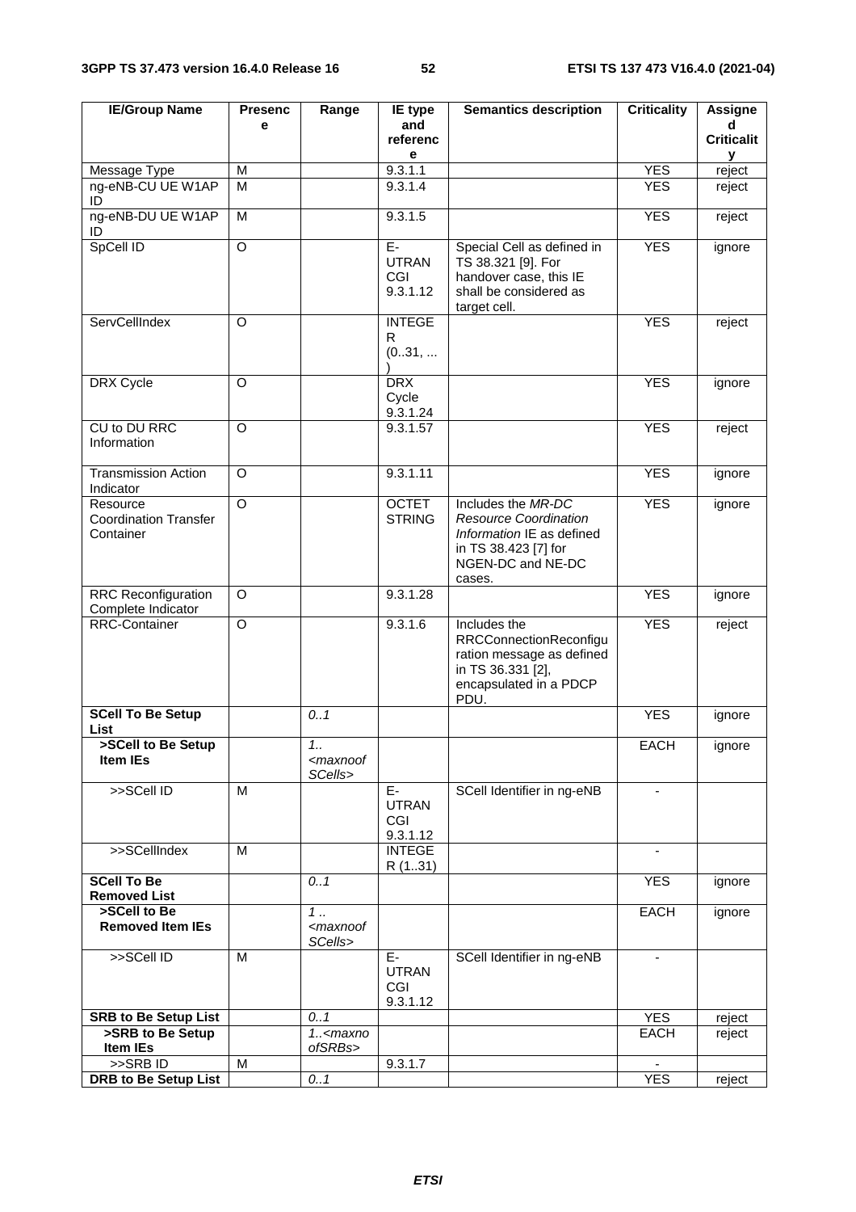| IE/Group Name | Presence | Range | IE type and reference | Semantics description | Criticality | Assigned Criticality |
|---|---|---|---|---|---|---|
| Message Type | M | | 9.3.1.1 | | YES | reject |
| ng-eNB-CU UE W1AP ID | M | | 9.3.1.4 | | YES | reject |
| ng-eNB-DU UE W1AP ID | M | | 9.3.1.5 | | YES | reject |
| SpCell ID | O | | E-UTRAN CGI 9.3.1.12 | Special Cell as defined in TS 38.321 [9]. For handover case, this IE shall be considered as target cell. | YES | ignore |
| ServCellIndex | O | | INTEGER (0..31, ...) | | YES | reject |
| DRX Cycle | O | | DRX Cycle 9.3.1.24 | | YES | ignore |
| CU to DU RRC Information | O | | 9.3.1.57 | | YES | reject |
| Transmission Action Indicator | O | | 9.3.1.11 | | YES | ignore |
| Resource Coordination Transfer Container | O | | OCTET STRING | Includes the *MR-DC Resource Coordination Information* IE as defined in TS 38.423 [7] for NGEN-DC and NE-DC cases. | YES | ignore |
| RRC Reconfiguration Complete Indicator | O | | 9.3.1.28 | | YES | ignore |
| RRC-Container | O | | 9.3.1.6 | Includes the RRCConnectionReconfiguration message as defined in TS 36.331 [2], encapsulated in a PDCP PDU. | YES | reject |
| **SCell To Be Setup List** | | *0..1* | | | YES | ignore |
| **>SCell to Be Setup Item IEs** | | *1..<maxnoofSCells>* | | | EACH | ignore |
| >>SCell ID | M | | E-UTRAN CGI 9.3.1.12 | SCell Identifier in ng-eNB | - | |
| >>SCellIndex | M | | INTEGER (1..31) | | - | |
| **SCell To Be Removed List** | | *0..1* | | | YES | ignore |
| **>SCell to Be Removed Item IEs** | | *1 ..<maxnoofSCells>* | | | EACH | ignore |
| >>SCell ID | M | | E-UTRAN CGI 9.3.1.12 | SCell Identifier in ng-eNB | - | |
| **SRB to Be Setup List** | | *0..1* | | | YES | reject |
| **>SRB to Be Setup Item IEs** | | *1..<maxnoofSRBs>* | | | EACH | reject |
| >>SRB ID | M | | 9.3.1.7 | | - | |
| **DRB to Be Setup List** | | *0..1* | | | YES | reject |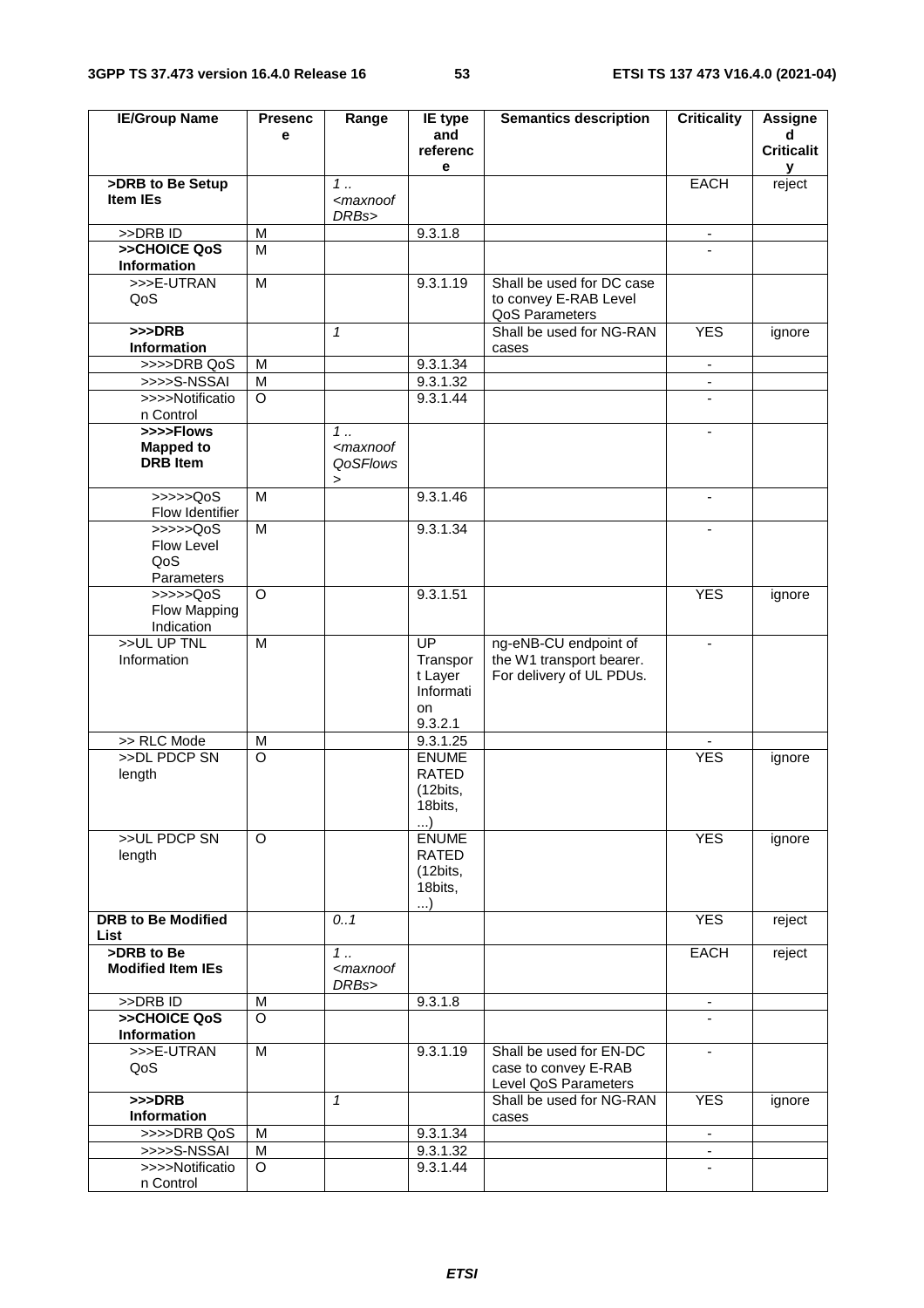| IE/Group Name | Presence | Range | IE type and reference | Semantics description | Criticality | Assigned Criticality |
|---|---|---|---|---|---|---|
| **>DRB to Be Setup Item IEs** | | *1 .. <maxnoofDRBs>* | | | EACH | reject |
| >>DRB ID | M | | 9.3.1.8 | | - | |
| **>>CHOICE QoS Information** | M | | | | - | |
| >>>E-UTRAN QoS | M | | 9.3.1.19 | Shall be used for DC case to convey E-RAB Level QoS Parameters | | |
| **>>>DRB Information** | | *1* | | Shall be used for NG-RAN cases | YES | ignore |
| >>>>DRB QoS | M | | 9.3.1.34 | | - | |
| >>>>S-NSSAI | M | | 9.3.1.32 | | - | |
| >>>>Notification Control | O | | 9.3.1.44 | | - | |
| **>>>>Flows Mapped to DRB Item** | | *1 .. <maxnoofQoSFlows>* | | | - | |
| >>>>>QoS Flow Identifier | M | | 9.3.1.46 | | - | |
| >>>>>QoS Flow Level QoS Parameters | M | | 9.3.1.34 | | - | |
| >>>>>QoS Flow Mapping Indication | O | | 9.3.1.51 | | YES | ignore |
| >>UL UP TNL Information | M | | UP Transport Layer Information 9.3.2.1 | ng-eNB-CU endpoint of the W1 transport bearer. For delivery of UL PDUs. | - | |
| >> RLC Mode | M | | 9.3.1.25 | | - | |
| >>DL PDCP SN length | O | | ENUMERATED (12bits, 18bits, ...) | | YES | ignore |
| >>UL PDCP SN length | O | | ENUMERATED (12bits, 18bits, ...) | | YES | ignore |
| **DRB to Be Modified List** | | *0..1* | | | YES | reject |
| **>DRB to Be Modified Item IEs** | | *1 .. <maxnoofDRBs>* | | | EACH | reject |
| >>DRB ID | M | | 9.3.1.8 | | - | |
| **>>CHOICE QoS Information** | O | | | | - | |
| >>>E-UTRAN QoS | M | | 9.3.1.19 | Shall be used for EN-DC case to convey E-RAB Level QoS Parameters | - | |
| **>>>DRB Information** | | *1* | | Shall be used for NG-RAN cases | YES | ignore |
| >>>>DRB QoS | M | | 9.3.1.34 | | - | |
| >>>>S-NSSAI | M | | 9.3.1.32 | | - | |
| >>>>Notification Control | O | | 9.3.1.44 | | - | |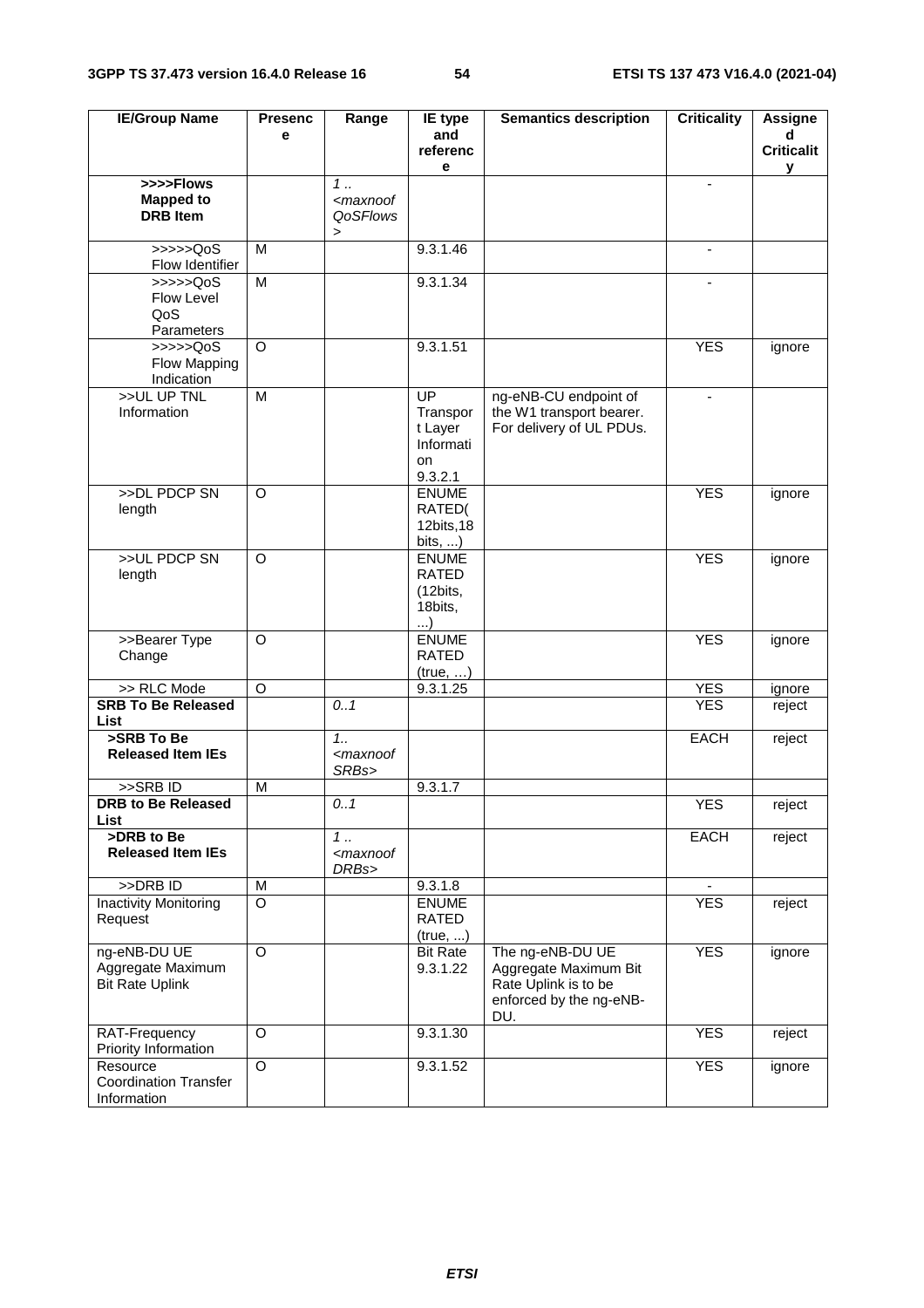| IE/Group Name | Presence | Range | IE type and reference | Semantics description | Criticality | Assigned Criticality |
|---|---|---|---|---|---|---|
| **>>>>Flows Mapped to DRB Item** | | *1 .. <maxnoofQoSFlows>* | | | - | |
| >>>>>QoS Flow Identifier | M | | 9.3.1.46 | | - | |
| >>>>>QoS Flow Level QoS Parameters | M | | 9.3.1.34 | | - | |
| >>>>>QoS Flow Mapping Indication | O | | 9.3.1.51 | | YES | ignore |
| >>UL UP TNL Information | M | | UP Transport Layer Information 9.3.2.1 | ng-eNB-CU endpoint of the W1 transport bearer. For delivery of UL PDUs. | - | |
| >>DL PDCP SN length | O | | ENUMERATED( 12bits,18bits, ...) | | YES | ignore |
| >>UL PDCP SN length | O | | ENUMERATED (12bits, 18bits, ...) | | YES | ignore |
| >>Bearer Type Change | O | | ENUMERATED (true, …) | | YES | ignore |
| >> RLC Mode | O | | 9.3.1.25 | | YES | ignore |
| **SRB To Be Released List** | | *0..1* | | | YES | reject |
| **>SRB To Be Released Item IEs** | | *1.. <maxnoofSRBs>* | | | EACH | reject |
| >>SRB ID | M | | 9.3.1.7 | | | |
| **DRB to Be Released List** | | *0..1* | | | YES | reject |
| **>DRB to Be Released Item IEs** | | *1 .. <maxnoofDRBs>* | | | EACH | reject |
| >>DRB ID | M | | 9.3.1.8 | | - | |
| Inactivity Monitoring Request | O | | ENUMERATED (true, ...) | | YES | reject |
| ng-eNB-DU UE Aggregate Maximum Bit Rate Uplink | O | | Bit Rate 9.3.1.22 | The ng-eNB-DU UE Aggregate Maximum Bit Rate Uplink is to be enforced by the ng-eNB-DU. | YES | ignore |
| RAT-Frequency Priority Information | O | | 9.3.1.30 | | YES | reject |
| Resource Coordination Transfer Information | O | | 9.3.1.52 | | YES | ignore |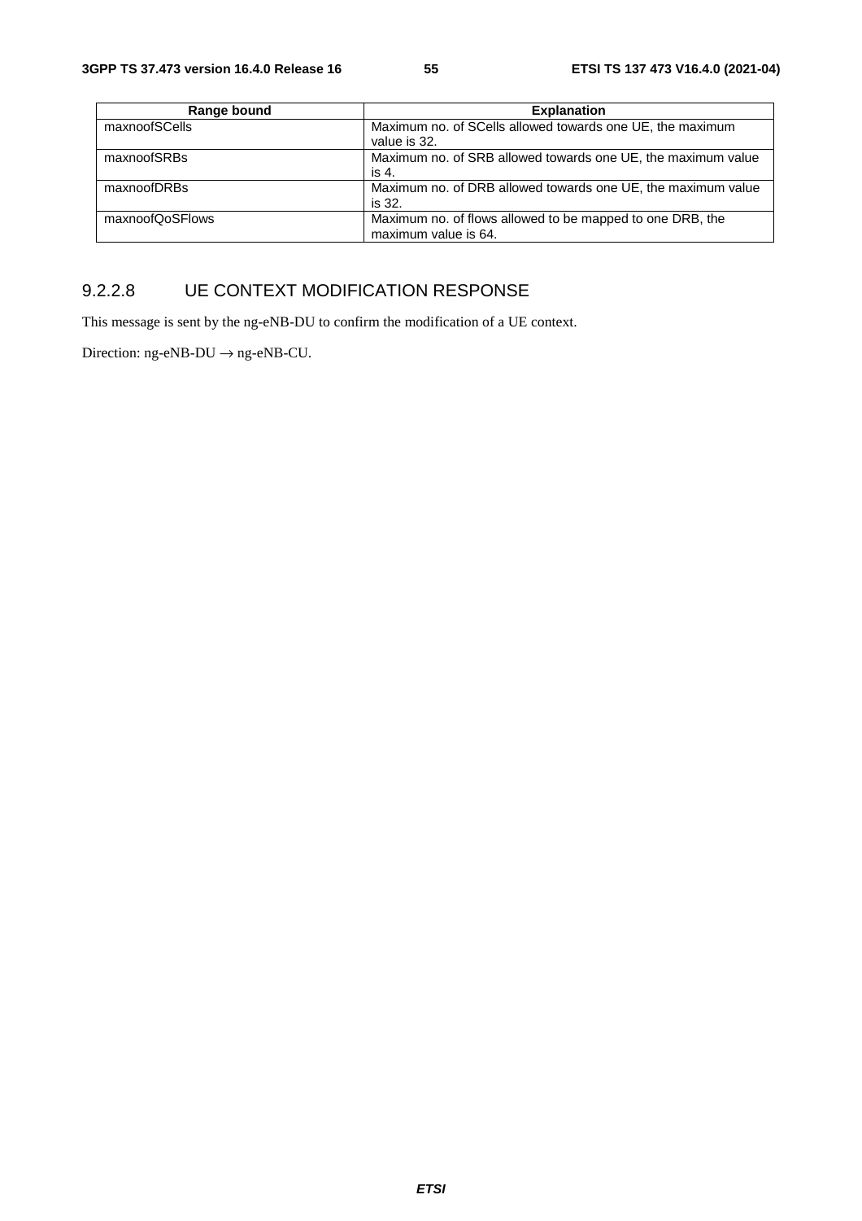| Range bound | Explanation |
| --- | --- |
| maxnoofSCells | Maximum no. of SCells allowed towards one UE, the maximum value is 32. |
| maxnoofSRBs | Maximum no. of SRB allowed towards one UE, the maximum value is 4. |
| maxnoofDRBs | Maximum no. of DRB allowed towards one UE, the maximum value is 32. |
| maxnoofQoSFlows | Maximum no. of flows allowed to be mapped to one DRB, the maximum value is 64. |

### 9.2.2.8 UE CONTEXT MODIFICATION RESPONSE

This message is sent by the ng-eNB-DU to confirm the modification of a UE context.

Direction: ng-eNB-DU → ng-eNB-CU.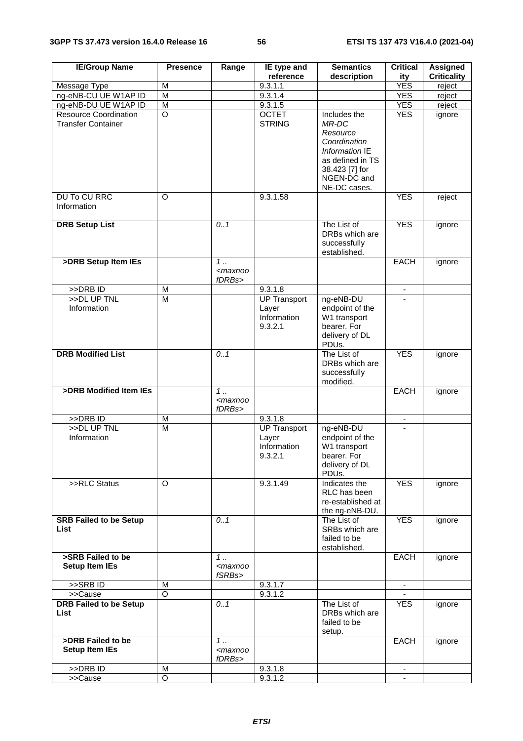| IE/Group Name | Presence | Range | IE type and reference | Semantics description | Criticality | Assigned Criticality |
|---|---|---|---|---|---|---|
| Message Type | M | | 9.3.1.1 | | YES | reject |
| ng-eNB-CU UE W1AP ID | M | | 9.3.1.4 | | YES | reject |
| ng-eNB-DU UE W1AP ID | M | | 9.3.1.5 | | YES | reject |
| Resource Coordination Transfer Container | O | | OCTET STRING | Includes the *MR-DC Resource Coordination Information* IE as defined in TS 38.423 [7] for NGEN-DC and NE-DC cases. | YES | ignore |
| DU To CU RRC Information | O | | 9.3.1.58 | | YES | reject |
| **DRB Setup List** | | *0..1* | | The List of DRBs which are successfully established. | YES | ignore |
| **>DRB Setup Item IEs** | | *1 .. <maxnoofDRBs>* | | | EACH | ignore |
| >>DRB ID | M | | 9.3.1.8 | | - | |
| >>DL UP TNL Information | M | | UP Transport Layer Information 9.3.2.1 | ng-eNB-DU endpoint of the W1 transport bearer. For delivery of DL PDUs. | - | |
| **DRB Modified List** | | *0..1* | | The List of DRBs which are successfully modified. | YES | ignore |
| **>DRB Modified Item IEs** | | *1 .. <maxnoofDRBs>* | | | EACH | ignore |
| >>DRB ID | M | | 9.3.1.8 | | - | |
| >>DL UP TNL Information | M | | UP Transport Layer Information 9.3.2.1 | ng-eNB-DU endpoint of the W1 transport bearer. For delivery of DL PDUs. | - | |
| >>RLC Status | O | | 9.3.1.49 | Indicates the RLC has been re-established at the ng-eNB-DU. | YES | ignore |
| **SRB Failed to be Setup List** | | *0..1* | | The List of SRBs which are failed to be established. | YES | ignore |
| **>SRB Failed to be Setup Item IEs** | | *1 .. <maxnoofSRBs>* | | | EACH | ignore |
| >>SRB ID | M | | 9.3.1.7 | | - | |
| >>Cause | O | | 9.3.1.2 | | - | |
| **DRB Failed to be Setup List** | | *0..1* | | The List of DRBs which are failed to be setup. | YES | ignore |
| **>DRB Failed to be Setup Item IEs** | | *1 .. <maxnoofDRBs>* | | | EACH | ignore |
| >>DRB ID | M | | 9.3.1.8 | | - | |
| >>Cause | O | | 9.3.1.2 | | - | |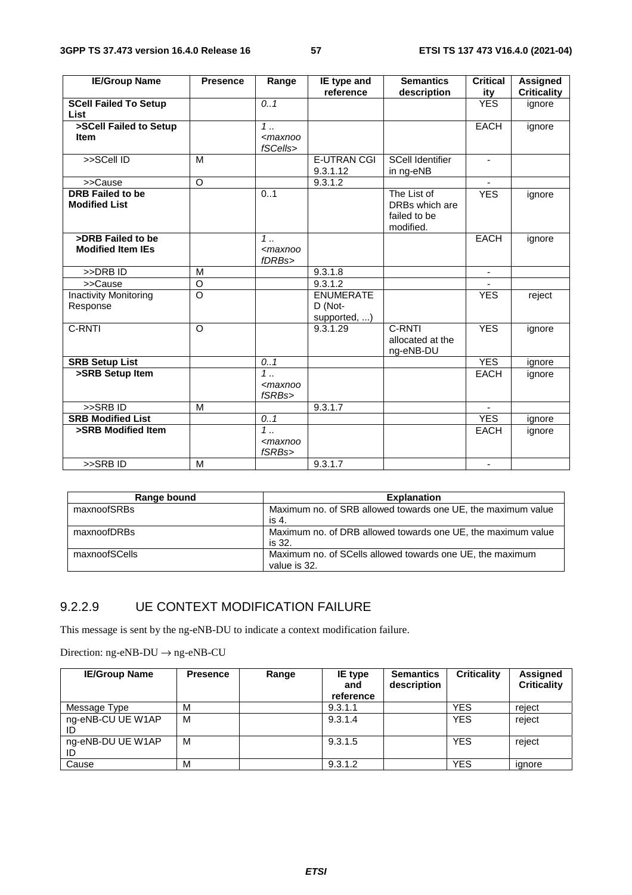| IE/Group Name | Presence | Range | IE type and reference | Semantics description | Criticality | Assigned Criticality |
|---|---|---|---|---|---|---|
| **SCell Failed To Setup List** | | *0..1* | | | YES | ignore |
| **>SCell Failed to Setup Item** | | *1 .. <maxnoofSCells>* | | | EACH | ignore |
| >>SCell ID | M | | E-UTRAN CGI 9.3.1.12 | SCell Identifier in ng-eNB | - | |
| >>Cause | O | | 9.3.1.2 | | - | |
| **DRB Failed to be Modified List** | | 0..1 | | The List of DRBs which are failed to be modified. | YES | ignore |
| **>DRB Failed to be Modified Item IEs** | | *1 .. <maxnoofDRBs>* | | | EACH | ignore |
| >>DRB ID | M | | 9.3.1.8 | | - | |
| >>Cause | O | | 9.3.1.2 | | - | |
| Inactivity Monitoring Response | O | | ENUMERATED (Not-supported, ...) | | YES | reject |
| C-RNTI | O | | 9.3.1.29 | C-RNTI allocated at the ng-eNB-DU | YES | ignore |
| **SRB Setup List** | | *0..1* | | | YES | ignore |
| **>SRB Setup Item** | | *1 .. <maxnoofSRBs>* | | | EACH | ignore |
| >>SRB ID | M | | 9.3.1.7 | | - | |
| **SRB Modified List** | | *0..1* | | | YES | ignore |
| **>SRB Modified Item** | | *1 .. <maxnoofSRBs>* | | | EACH | ignore |
| >>SRB ID | M | | 9.3.1.7 | | - | |

| Range bound | Explanation |
|---|---|
| maxnoofSRBs | Maximum no. of SRB allowed towards one UE, the maximum value is 4. |
| maxnoofDRBs | Maximum no. of DRB allowed towards one UE, the maximum value is 32. |
| maxnoofSCells | Maximum no. of SCells allowed towards one UE, the maximum value is 32. |

#### 9.2.2.9 UE CONTEXT MODIFICATION FAILURE

This message is sent by the ng-eNB-DU to indicate a context modification failure.

Direction: ng-eNB-DU → ng-eNB-CU

| IE/Group Name | Presence | Range | IE type and reference | Semantics description | Criticality | Assigned Criticality |
|---|---|---|---|---|---|---|
| Message Type | M | | 9.3.1.1 | | YES | reject |
| ng-eNB-CU UE W1AP ID | M | | 9.3.1.4 | | YES | reject |
| ng-eNB-DU UE W1AP ID | M | | 9.3.1.5 | | YES | reject |
| Cause | M | | 9.3.1.2 | | YES | ignore |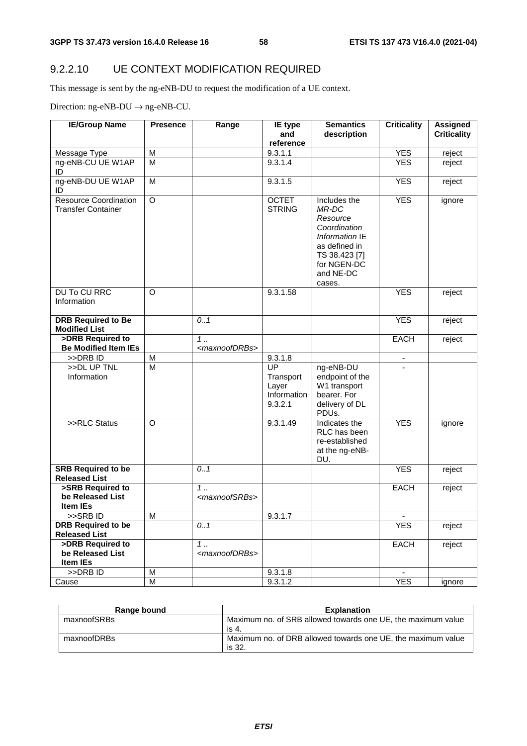### 9.2.2.10 UE CONTEXT MODIFICATION REQUIRED

This message is sent by the ng-eNB-DU to request the modification of a UE context.

Direction: ng-eNB-DU → ng-eNB-CU.

| IE/Group Name | Presence | Range | IE type and reference | Semantics description | Criticality | Assigned Criticality |
|---|---|---|---|---|---|---|
| Message Type | M | | 9.3.1.1 | | YES | reject |
| ng-eNB-CU UE W1AP ID | M | | 9.3.1.4 | | YES | reject |
| ng-eNB-DU UE W1AP ID | M | | 9.3.1.5 | | YES | reject |
| Resource Coordination Transfer Container | O | | OCTET STRING | Includes the *MR-DC Resource Coordination Information* IE as defined in TS 38.423 [7] for NGEN-DC and NE-DC cases. | YES | ignore |
| DU To CU RRC Information | O | | 9.3.1.58 | | YES | reject |
| **DRB Required to Be Modified List** | | *0..1* | | | YES | reject |
| **>DRB Required to Be Modified Item IEs** | | *1 .. <maxnoofDRBs>* | | | EACH | reject |
| >>DRB ID | M | | 9.3.1.8 | | - | |
| >>DL UP TNL Information | M | | UP Transport Layer Information 9.3.2.1 | ng-eNB-DU endpoint of the W1 transport bearer. For delivery of DL PDUs. | - | |
| >>RLC Status | O | | 9.3.1.49 | Indicates the RLC has been re-established at the ng-eNB-DU. | YES | ignore |
| **SRB Required to be Released List** | | *0..1* | | | YES | reject |
| **>SRB Required to be Released List Item IEs** | | *1 .. <maxnoofSRBs>* | | | EACH | reject |
| >>SRB ID | M | | 9.3.1.7 | | - | |
| **DRB Required to be Released List** | | *0..1* | | | YES | reject |
| **>DRB Required to be Released List Item IEs** | | *1 .. <maxnoofDRBs>* | | | EACH | reject |
| >>DRB ID | M | | 9.3.1.8 | | - | |
| Cause | M | | 9.3.1.2 | | YES | ignore |

| Range bound | Explanation |
|---|---|
| maxnoofSRBs | Maximum no. of SRB allowed towards one UE, the maximum value is 4. |
| maxnoofDRBs | Maximum no. of DRB allowed towards one UE, the maximum value is 32. |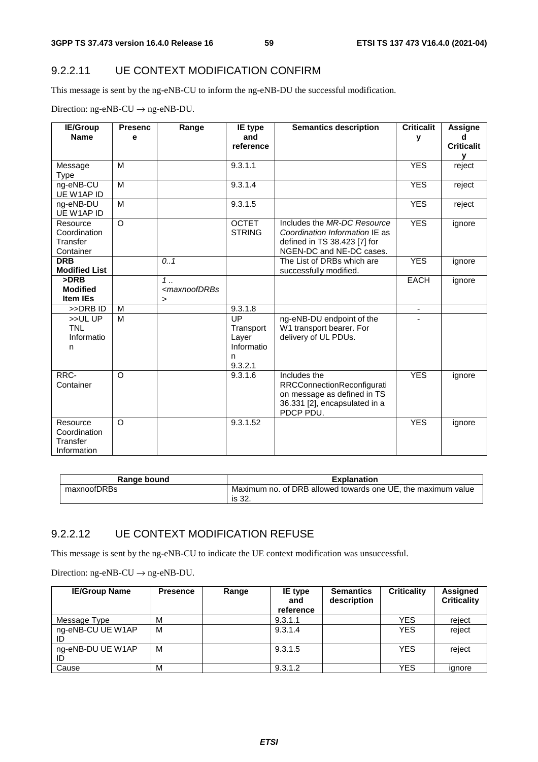### 9.2.2.11 UE CONTEXT MODIFICATION CONFIRM

This message is sent by the ng-eNB-CU to inform the ng-eNB-DU the successful modification.

Direction: ng-eNB-CU → ng-eNB-DU.

| IE/Group Name | Presence | Range | IE type and reference | Semantics description | Criticality | Assigned Criticality |
|---|---|---|---|---|---|---|
| Message Type | M | | 9.3.1.1 | | YES | reject |
| ng-eNB-CU UE W1AP ID | M | | 9.3.1.4 | | YES | reject |
| ng-eNB-DU UE W1AP ID | M | | 9.3.1.5 | | YES | reject |
| Resource Coordination Transfer Container | O | | OCTET STRING | Includes the *MR-DC Resource Coordination Information* IE as defined in TS 38.423 [7] for NGEN-DC and NE-DC cases. | YES | ignore |
| **DRB Modified List** | | *0..1* | | The List of DRBs which are successfully modified. | YES | ignore |
| **>DRB Modified Item IEs** | | *1 .. <maxnoofDRBs>* | | | EACH | ignore |
| >>DRB ID | M | | 9.3.1.8 | | - | |
| >>UL UP TNL Information | M | | UP Transport Layer Information 9.3.2.1 | ng-eNB-DU endpoint of the W1 transport bearer. For delivery of UL PDUs. | - | |
| RRC-Container | O | | 9.3.1.6 | Includes the RRCConnectionReconfiguration message as defined in TS 36.331 [2], encapsulated in a PDCP PDU. | YES | ignore |
| Resource Coordination Transfer Information | O | | 9.3.1.52 | | YES | ignore |

| Range bound | Explanation |
|---|---|
| maxnoofDRBs | Maximum no. of DRB allowed towards one UE, the maximum value is 32. |

### 9.2.2.12 UE CONTEXT MODIFICATION REFUSE

This message is sent by the ng-eNB-CU to indicate the UE context modification was unsuccessful.

Direction: ng-eNB-CU → ng-eNB-DU.

| IE/Group Name | Presence | Range | IE type and reference | Semantics description | Criticality | Assigned Criticality |
|---|---|---|---|---|---|---|
| Message Type | M | | 9.3.1.1 | | YES | reject |
| ng-eNB-CU UE W1AP ID | M | | 9.3.1.4 | | YES | reject |
| ng-eNB-DU UE W1AP ID | M | | 9.3.1.5 | | YES | reject |
| Cause | M | | 9.3.1.2 | | YES | ignore |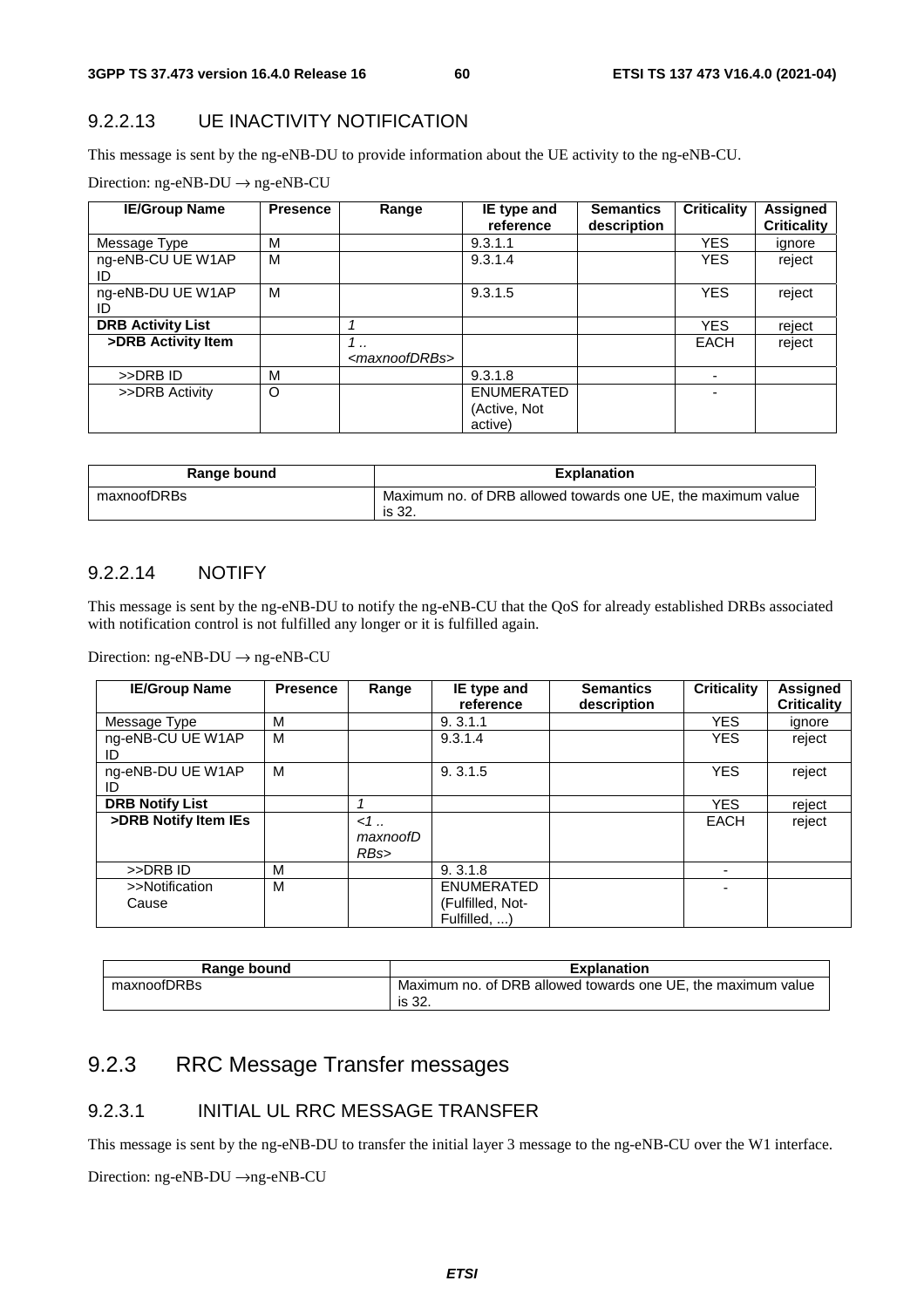### 9.2.2.13 UE INACTIVITY NOTIFICATION

This message is sent by the ng-eNB-DU to provide information about the UE activity to the ng-eNB-CU.

Direction: ng-eNB-DU → ng-eNB-CU

| IE/Group Name | Presence | Range | IE type and reference | Semantics description | Criticality | Assigned Criticality |
|---|---|---|---|---|---|---|
| Message Type | M | | 9.3.1.1 | | YES | ignore |
| ng-eNB-CU UE W1AP ID | M | | 9.3.1.4 | | YES | reject |
| ng-eNB-DU UE W1AP ID | M | | 9.3.1.5 | | YES | reject |
| **DRB Activity List** | | *1* | | | YES | reject |
| **>DRB Activity Item** | | *1 .. <maxnoofDRBs>* | | | EACH | reject |
| >>DRB ID | M | | 9.3.1.8 | | - | |
| >>DRB Activity | O | | ENUMERATED (Active, Not active) | | - | |

| Range bound | Explanation |
|---|---|
| maxnoofDRBs | Maximum no. of DRB allowed towards one UE, the maximum value is 32. |

### 9.2.2.14 NOTIFY

This message is sent by the ng-eNB-DU to notify the ng-eNB-CU that the QoS for already established DRBs associated with notification control is not fulfilled any longer or it is fulfilled again.

Direction: ng-eNB-DU → ng-eNB-CU

| IE/Group Name | Presence | Range | IE type and reference | Semantics description | Criticality | Assigned Criticality |
|---|---|---|---|---|---|---|
| Message Type | M | | 9. 3.1.1 | | YES | ignore |
| ng-eNB-CU UE W1AP ID | M | | 9.3.1.4 | | YES | reject |
| ng-eNB-DU UE W1AP ID | M | | 9. 3.1.5 | | YES | reject |
| **DRB Notify List** | | *1* | | | YES | reject |
| **>DRB Notify Item IEs** | | *<1 .. maxnoofDRBs>* | | | EACH | reject |
| >>DRB ID | M | | 9. 3.1.8 | | - | |
| >>Notification Cause | M | | ENUMERATED (Fulfilled, Not-Fulfilled, ...) | | - | |

| Range bound | Explanation |
|---|---|
| maxnoofDRBs | Maximum no. of DRB allowed towards one UE, the maximum value is 32. |

## 9.2.3 RRC Message Transfer messages

### 9.2.3.1 INITIAL UL RRC MESSAGE TRANSFER

This message is sent by the ng-eNB-DU to transfer the initial layer 3 message to the ng-eNB-CU over the W1 interface.

Direction: ng-eNB-DU →ng-eNB-CU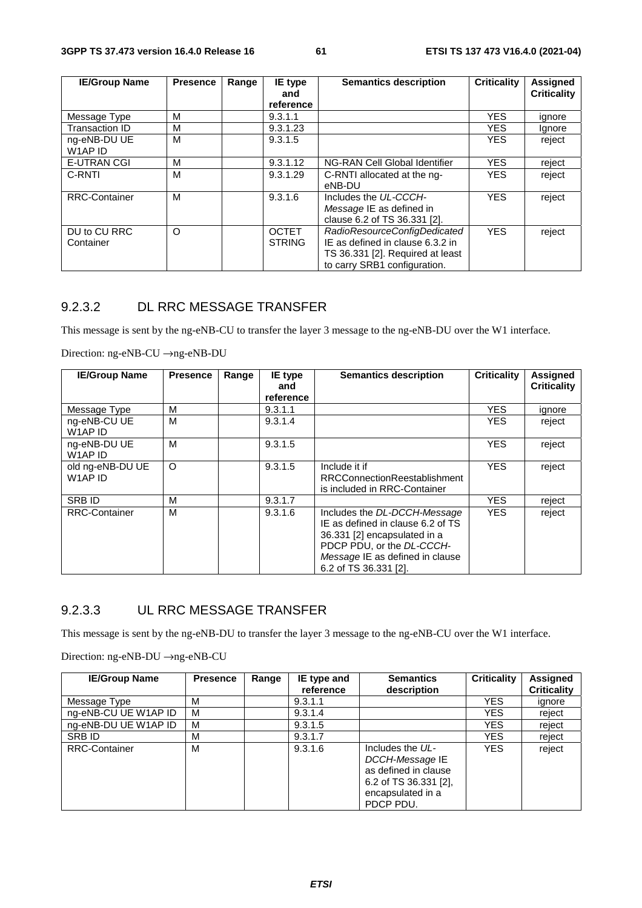| IE/Group Name | Presence | Range | IE type and reference | Semantics description | Criticality | Assigned Criticality |
|---|---|---|---|---|---|---|
| Message Type | M | | 9.3.1.1 | | YES | ignore |
| Transaction ID | M | | 9.3.1.23 | | YES | Ignore |
| ng-eNB-DU UE W1AP ID | M | | 9.3.1.5 | | YES | reject |
| E-UTRAN CGI | M | | 9.3.1.12 | NG-RAN Cell Global Identifier | YES | reject |
| C-RNTI | M | | 9.3.1.29 | C-RNTI allocated at the ng-eNB-DU | YES | reject |
| RRC-Container | M | | 9.3.1.6 | Includes the *UL-CCCH-Message* IE as defined in clause 6.2 of TS 36.331 [2]. | YES | reject |
| DU to CU RRC Container | O | | OCTET STRING | *RadioResourceConfigDedicated* IE as defined in clause 6.3.2 in TS 36.331 [2]. Required at least to carry SRB1 configuration. | YES | reject |

### 9.2.3.2 DL RRC MESSAGE TRANSFER

This message is sent by the ng-eNB-CU to transfer the layer 3 message to the ng-eNB-DU over the W1 interface.

Direction: ng-eNB-CU →ng-eNB-DU

| IE/Group Name | Presence | Range | IE type and reference | Semantics description | Criticality | Assigned Criticality |
|---|---|---|---|---|---|---|
| Message Type | M | | 9.3.1.1 | | YES | ignore |
| ng-eNB-CU UE W1AP ID | M | | 9.3.1.4 | | YES | reject |
| ng-eNB-DU UE W1AP ID | M | | 9.3.1.5 | | YES | reject |
| old ng-eNB-DU UE W1AP ID | O | | 9.3.1.5 | Include it if RRCConnectionReestablishment is included in RRC-Container | YES | reject |
| SRB ID | M | | 9.3.1.7 | | YES | reject |
| RRC-Container | M | | 9.3.1.6 | Includes the *DL-DCCH-Message* IE as defined in clause 6.2 of TS 36.331 [2] encapsulated in a PDCP PDU, or the *DL-CCCH-Message* IE as defined in clause 6.2 of TS 36.331 [2]. | YES | reject |

### 9.2.3.3 UL RRC MESSAGE TRANSFER

This message is sent by the ng-eNB-DU to transfer the layer 3 message to the ng-eNB-CU over the W1 interface.

Direction: ng-eNB-DU →ng-eNB-CU

| IE/Group Name | Presence | Range | IE type and reference | Semantics description | Criticality | Assigned Criticality |
|---|---|---|---|---|---|---|
| Message Type | M | | 9.3.1.1 | | YES | ignore |
| ng-eNB-CU UE W1AP ID | M | | 9.3.1.4 | | YES | reject |
| ng-eNB-DU UE W1AP ID | M | | 9.3.1.5 | | YES | reject |
| SRB ID | M | | 9.3.1.7 | | YES | reject |
| RRC-Container | M | | 9.3.1.6 | Includes the *UL-DCCH-Message* IE as defined in clause 6.2 of TS 36.331 [2], encapsulated in a PDCP PDU. | YES | reject |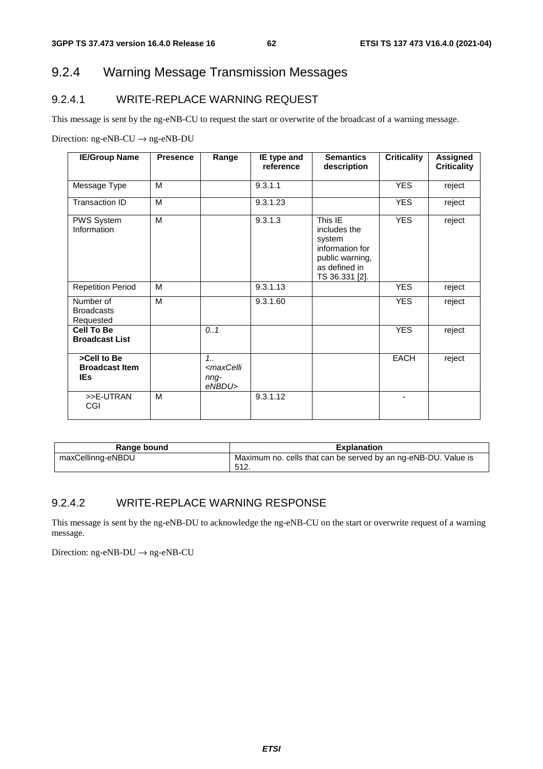## 9.2.4 Warning Message Transmission Messages

### 9.2.4.1 WRITE-REPLACE WARNING REQUEST

This message is sent by the ng-eNB-CU to request the start or overwrite of the broadcast of a warning message.

Direction: ng-eNB-CU → ng-eNB-DU

| IE/Group Name | Presence | Range | IE type and reference | Semantics description | Criticality | Assigned Criticality |
|---|---|---|---|---|---|---|
| Message Type | M | | 9.3.1.1 | | YES | reject |
| Transaction ID | M | | 9.3.1.23 | | YES | reject |
| PWS System Information | M | | 9.3.1.3 | This IE includes the system information for public warning, as defined in TS 36.331 [2]. | YES | reject |
| Repetition Period | M | | 9.3.1.13 | | YES | reject |
| Number of Broadcasts Requested | M | | 9.3.1.60 | | YES | reject |
| **Cell To Be Broadcast List** | | *0..1* | | | YES | reject |
| **>Cell to Be Broadcast Item IEs** | | *1..<maxCellinng-eNBDU>* | | | EACH | reject |
| >>E-UTRAN CGI | M | | 9.3.1.12 | | - | |

| Range bound | Explanation |
|---|---|
| maxCellinng-eNBDU | Maximum no. cells that can be served by an ng-eNB-DU. Value is 512. |

### 9.2.4.2 WRITE-REPLACE WARNING RESPONSE

This message is sent by the ng-eNB-DU to acknowledge the ng-eNB-CU on the start or overwrite request of a warning message.

Direction: ng-eNB-DU → ng-eNB-CU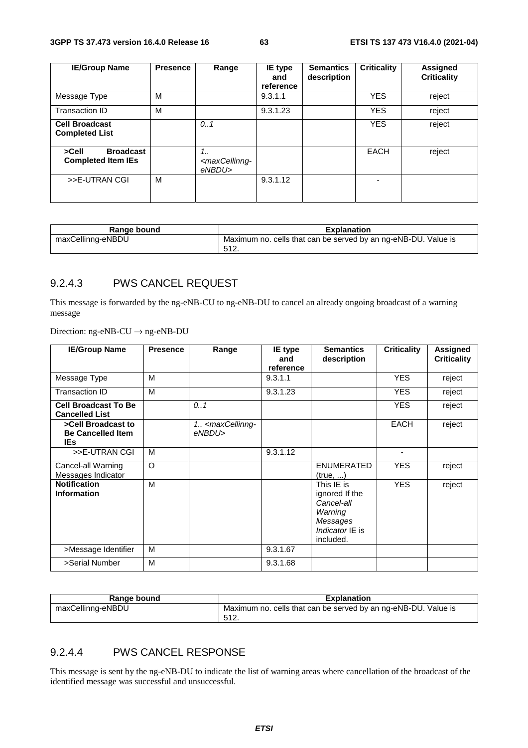| IE/Group Name | Presence | Range | IE type and reference | Semantics description | Criticality | Assigned Criticality |
|---|---|---|---|---|---|---|
| Message Type | M | | 9.3.1.1 | | YES | reject |
| Transaction ID | M | | 9.3.1.23 | | YES | reject |
| **Cell Broadcast Completed List** | | *0..1* | | | YES | reject |
| **>Cell Broadcast Completed Item IEs** | | *1.. <maxCellinng-eNBDU>* | | | EACH | reject |
| >>E-UTRAN CGI | M | | 9.3.1.12 | | - | |

| Range bound | Explanation |
|---|---|
| maxCellinng-eNBDU | Maximum no. cells that can be served by an ng-eNB-DU. Value is 512. |

### 9.2.4.3 PWS CANCEL REQUEST

This message is forwarded by the ng-eNB-CU to ng-eNB-DU to cancel an already ongoing broadcast of a warning message

Direction: ng-eNB-CU → ng-eNB-DU

| IE/Group Name | Presence | Range | IE type and reference | Semantics description | Criticality | Assigned Criticality |
|---|---|---|---|---|---|---|
| Message Type | M | | 9.3.1.1 | | YES | reject |
| Transaction ID | M | | 9.3.1.23 | | YES | reject |
| **Cell Broadcast To Be Cancelled List** | | *0..1* | | | YES | reject |
| **>Cell Broadcast to Be Cancelled Item IEs** | | *1.. <maxCellinng-eNBDU>* | | | EACH | reject |
| >>E-UTRAN CGI | M | | 9.3.1.12 | | - | |
| Cancel-all Warning Messages Indicator | O | | | ENUMERATED (true, ...) | YES | reject |
| **Notification Information** | M | | | This IE is ignored If the *Cancel-all Warning Messages Indicator* IE is included. | YES | reject |
| >Message Identifier | M | | 9.3.1.67 | | | |
| >Serial Number | M | | 9.3.1.68 | | | |

| Range bound | Explanation |
|---|---|
| maxCellinng-eNBDU | Maximum no. cells that can be served by an ng-eNB-DU. Value is 512. |

### 9.2.4.4 PWS CANCEL RESPONSE

This message is sent by the ng-eNB-DU to indicate the list of warning areas where cancellation of the broadcast of the identified message was successful and unsuccessful.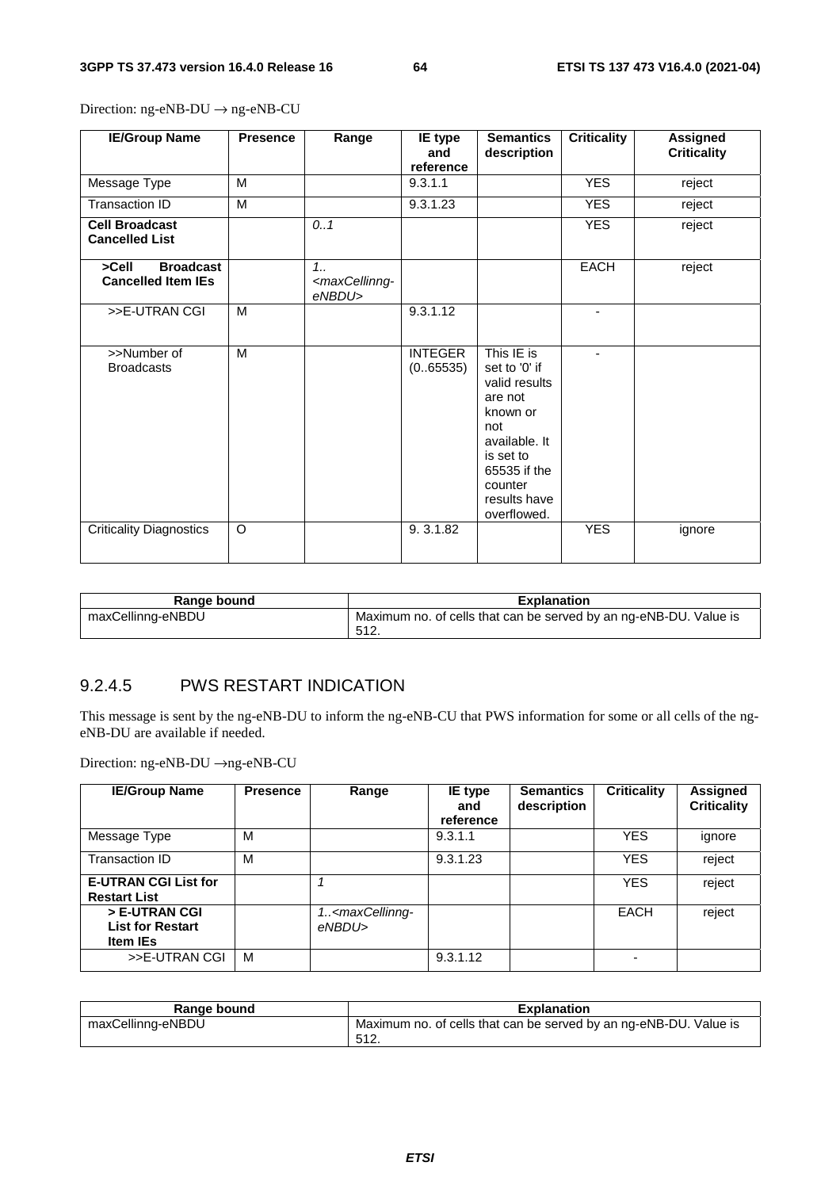Direction: ng-eNB-DU → ng-eNB-CU

| IE/Group Name | Presence | Range | IE type and reference | Semantics description | Criticality | Assigned Criticality |
|---|---|---|---|---|---|---|
| Message Type | M | | 9.3.1.1 | | YES | reject |
| Transaction ID | M | | 9.3.1.23 | | YES | reject |
| **Cell Broadcast Cancelled List** | | *0..1* | | | YES | reject |
| **>Cell Broadcast Cancelled Item IEs** | | *1..<maxCellinng-eNBDU>* | | | EACH | reject |
| >>E-UTRAN CGI | M | | 9.3.1.12 | | - | |
| >>Number of Broadcasts | M | | INTEGER (0..65535) | This IE is set to '0' if valid results are not known or not available. It is set to 65535 if the counter results have overflowed. | - | |
| Criticality Diagnostics | O | | 9. 3.1.82 | | YES | ignore |

| Range bound | Explanation |
|---|---|
| maxCellinng-eNBDU | Maximum no. of cells that can be served by an ng-eNB-DU. Value is 512. |

### 9.2.4.5 PWS RESTART INDICATION

This message is sent by the ng-eNB-DU to inform the ng-eNB-CU that PWS information for some or all cells of the ng-eNB-DU are available if needed.

Direction: ng-eNB-DU →ng-eNB-CU

| IE/Group Name | Presence | Range | IE type and reference | Semantics description | Criticality | Assigned Criticality |
|---|---|---|---|---|---|---|
| Message Type | M | | 9.3.1.1 | | YES | ignore |
| Transaction ID | M | | 9.3.1.23 | | YES | reject |
| **E-UTRAN CGI List for Restart List** | | *1* | | | YES | reject |
| **> E-UTRAN CGI List for Restart Item IEs** | | *1..<maxCellinng-eNBDU>* | | | EACH | reject |
| >>E-UTRAN CGI | M | | 9.3.1.12 | | - | |

| Range bound | Explanation |
|---|---|
| maxCellinng-eNBDU | Maximum no. of cells that can be served by an ng-eNB-DU. Value is 512. |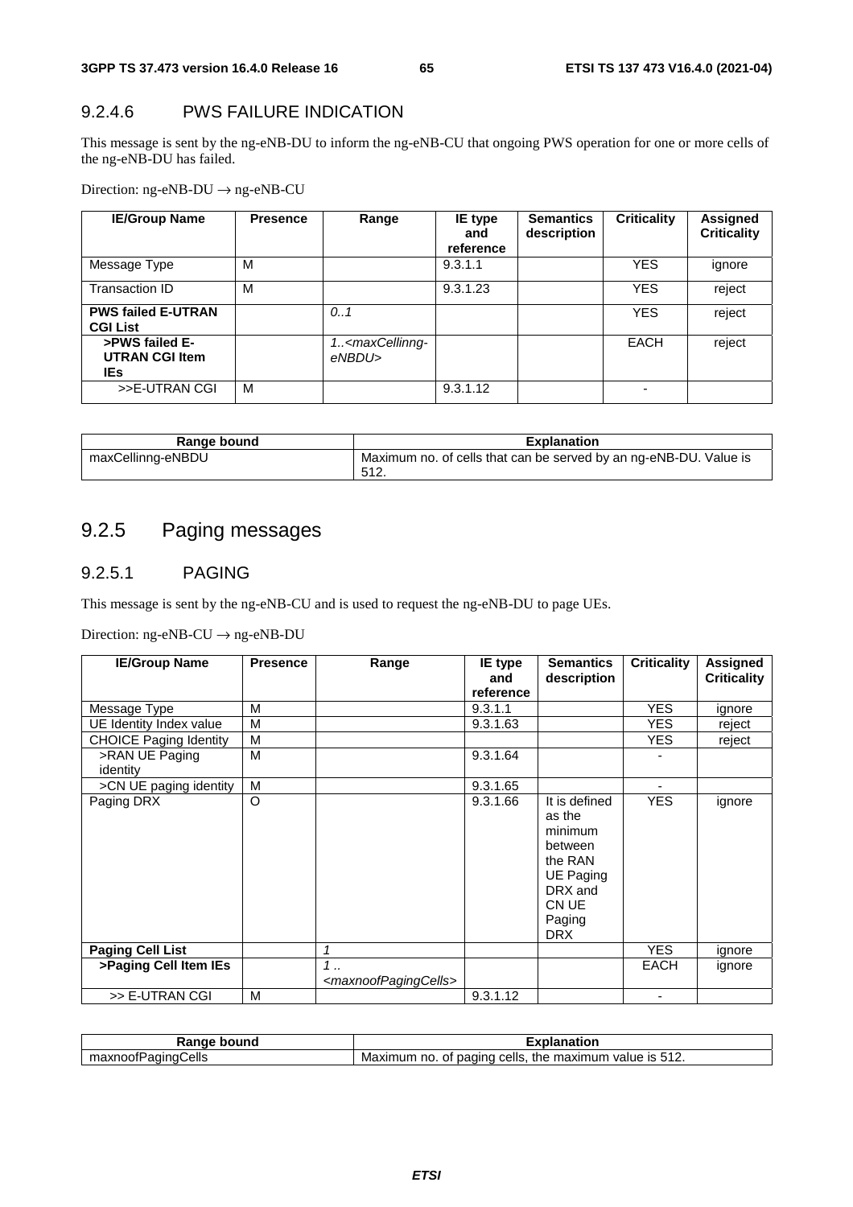### 9.2.4.6 PWS FAILURE INDICATION

This message is sent by the ng-eNB-DU to inform the ng-eNB-CU that ongoing PWS operation for one or more cells of the ng-eNB-DU has failed.

Direction: ng-eNB-DU → ng-eNB-CU

| IE/Group Name | Presence | Range | IE type and reference | Semantics description | Criticality | Assigned Criticality |
|---|---|---|---|---|---|---|
| Message Type | M | | 9.3.1.1 | | YES | ignore |
| Transaction ID | M | | 9.3.1.23 | | YES | reject |
| **PWS failed E-UTRAN CGI List** | | *0..1* | | | YES | reject |
| **>PWS failed E-UTRAN CGI Item IEs** | | *1..<maxCellinng-eNBDU>* | | | EACH | reject |
| >>E-UTRAN CGI | M | | 9.3.1.12 | | - | |

| Range bound | Explanation |
|---|---|
| maxCellinng-eNBDU | Maximum no. of cells that can be served by an ng-eNB-DU. Value is 512. |

## 9.2.5 Paging messages

### 9.2.5.1 PAGING

This message is sent by the ng-eNB-CU and is used to request the ng-eNB-DU to page UEs.

Direction: ng-eNB-CU → ng-eNB-DU

| IE/Group Name | Presence | Range | IE type and reference | Semantics description | Criticality | Assigned Criticality |
|---|---|---|---|---|---|---|
| Message Type | M | | 9.3.1.1 | | YES | ignore |
| UE Identity Index value | M | | 9.3.1.63 | | YES | reject |
| CHOICE Paging Identity | M | | | | YES | reject |
| >RAN UE Paging identity | M | | 9.3.1.64 | | - | |
| >CN UE paging identity | M | | 9.3.1.65 | | - | |
| Paging DRX | O | | 9.3.1.66 | It is defined as the minimum between the RAN UE Paging DRX and CN UE Paging DRX | YES | ignore |
| **Paging Cell List** | | *1* | | | YES | ignore |
| **>Paging Cell Item IEs** | | *1 .. <maxnoofPagingCells>* | | | EACH | ignore |
| >> E-UTRAN CGI | M | | 9.3.1.12 | | - | |

| Range bound | Explanation |
|---|---|
| maxnoofPagingCells | Maximum no. of paging cells, the maximum value is 512. |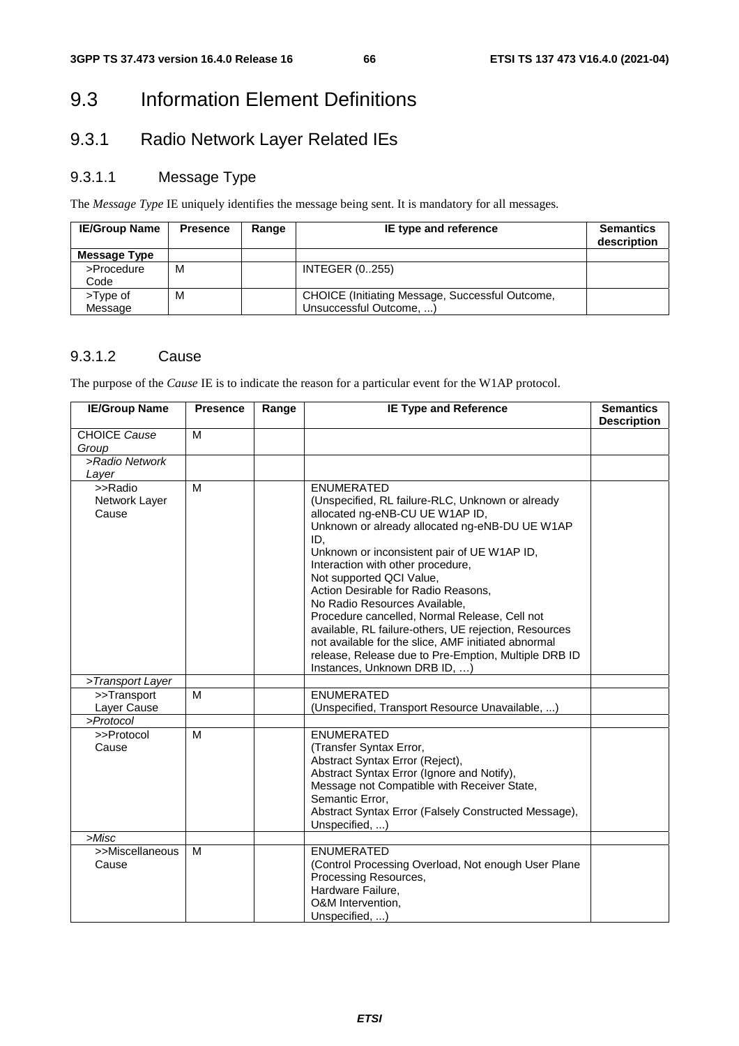# 9.3 Information Element Definitions

## 9.3.1 Radio Network Layer Related IEs

### 9.3.1.1 Message Type

The *Message Type* IE uniquely identifies the message being sent. It is mandatory for all messages.

| IE/Group Name | Presence | Range | IE type and reference | Semantics description |
|---|---|---|---|---|
| **Message Type** | | | | |
| >Procedure Code | M | | INTEGER (0..255) | |
| >Type of Message | M | | CHOICE (Initiating Message, Successful Outcome, Unsuccessful Outcome, ...) | |

### 9.3.1.2 Cause

The purpose of the *Cause* IE is to indicate the reason for a particular event for the W1AP protocol.

| IE/Group Name | Presence | Range | IE Type and Reference | Semantics Description |
|---|---|---|---|---|
| CHOICE *Cause Group* | M | | | |
| *>Radio Network Layer* | | | | |
| >>Radio Network Layer Cause | M | | ENUMERATED (Unspecified, RL failure-RLC, Unknown or already allocated ng-eNB-CU UE W1AP ID, Unknown or already allocated ng-eNB-DU UE W1AP ID, Unknown or inconsistent pair of UE W1AP ID, Interaction with other procedure, Not supported QCI Value, Action Desirable for Radio Reasons, No Radio Resources Available, Procedure cancelled, Normal Release, Cell not available, RL failure-others, UE rejection, Resources not available for the slice, AMF initiated abnormal release, Release due to Pre-Emption, Multiple DRB ID Instances, Unknown DRB ID, …) | |
| *>Transport Layer* | | | | |
| >>Transport Layer Cause | M | | ENUMERATED (Unspecified, Transport Resource Unavailable, ...) | |
| *>Protocol* | | | | |
| >>Protocol Cause | M | | ENUMERATED (Transfer Syntax Error, Abstract Syntax Error (Reject), Abstract Syntax Error (Ignore and Notify), Message not Compatible with Receiver State, Semantic Error, Abstract Syntax Error (Falsely Constructed Message), Unspecified, ...) | |
| *>Misc* | | | | |
| >>Miscellaneous Cause | M | | ENUMERATED (Control Processing Overload, Not enough User Plane Processing Resources, Hardware Failure, O&M Intervention, Unspecified, ...) | |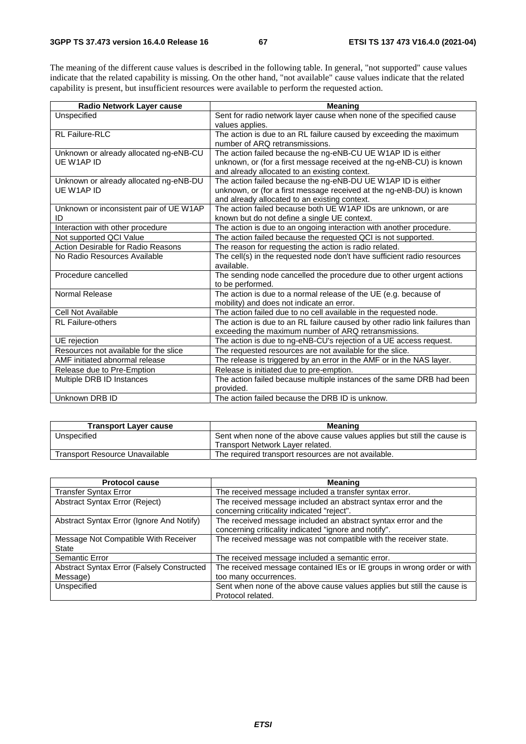The meaning of the different cause values is described in the following table. In general, "not supported" cause values indicate that the related capability is missing. On the other hand, "not available" cause values indicate that the related capability is present, but insufficient resources were available to perform the requested action.

| Radio Network Layer cause | Meaning |
|---|---|
| Unspecified | Sent for radio network layer cause when none of the specified cause values applies. |
| RL Failure-RLC | The action is due to an RL failure caused by exceeding the maximum number of ARQ retransmissions. |
| Unknown or already allocated ng-eNB-CU UE W1AP ID | The action failed because the ng-eNB-CU UE W1AP ID is either unknown, or (for a first message received at the ng-eNB-CU) is known and already allocated to an existing context. |
| Unknown or already allocated ng-eNB-DU UE W1AP ID | The action failed because the ng-eNB-DU UE W1AP ID is either unknown, or (for a first message received at the ng-eNB-DU) is known and already allocated to an existing context. |
| Unknown or inconsistent pair of UE W1AP ID | The action failed because both UE W1AP IDs are unknown, or are known but do not define a single UE context. |
| Interaction with other procedure | The action is due to an ongoing interaction with another procedure. |
| Not supported QCI Value | The action failed because the requested QCI is not supported. |
| Action Desirable for Radio Reasons | The reason for requesting the action is radio related. |
| No Radio Resources Available | The cell(s) in the requested node don't have sufficient radio resources available. |
| Procedure cancelled | The sending node cancelled the procedure due to other urgent actions to be performed. |
| Normal Release | The action is due to a normal release of the UE (e.g. because of mobility) and does not indicate an error. |
| Cell Not Available | The action failed due to no cell available in the requested node. |
| RL Failure-others | The action is due to an RL failure caused by other radio link failures than exceeding the maximum number of ARQ retransmissions. |
| UE rejection | The action is due to ng-eNB-CU's rejection of a UE access request. |
| Resources not available for the slice | The requested resources are not available for the slice. |
| AMF initiated abnormal release | The release is triggered by an error in the AMF or in the NAS layer. |
| Release due to Pre-Emption | Release is initiated due to pre-emption. |
| Multiple DRB ID Instances | The action failed because multiple instances of the same DRB had been provided. |
| Unknown DRB ID | The action failed because the DRB ID is unknow. |

| Transport Layer cause | Meaning |
|---|---|
| Unspecified | Sent when none of the above cause values applies but still the cause is Transport Network Layer related. |
| Transport Resource Unavailable | The required transport resources are not available. |

| Protocol cause | Meaning |
|---|---|
| Transfer Syntax Error | The received message included a transfer syntax error. |
| Abstract Syntax Error (Reject) | The received message included an abstract syntax error and the concerning criticality indicated "reject". |
| Abstract Syntax Error (Ignore And Notify) | The received message included an abstract syntax error and the concerning criticality indicated "ignore and notify". |
| Message Not Compatible With Receiver State | The received message was not compatible with the receiver state. |
| Semantic Error | The received message included a semantic error. |
| Abstract Syntax Error (Falsely Constructed Message) | The received message contained IEs or IE groups in wrong order or with too many occurrences. |
| Unspecified | Sent when none of the above cause values applies but still the cause is Protocol related. |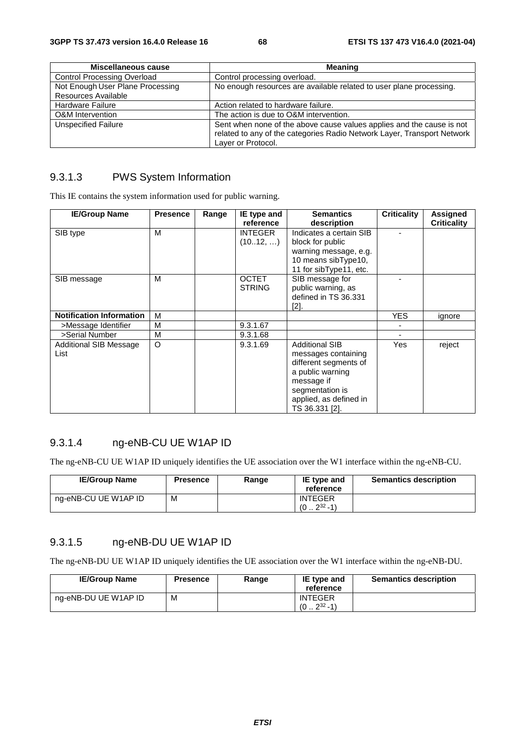| Miscellaneous cause | Meaning |
|---|---|
| Control Processing Overload | Control processing overload. |
| Not Enough User Plane Processing Resources Available | No enough resources are available related to user plane processing. |
| Hardware Failure | Action related to hardware failure. |
| O&M Intervention | The action is due to O&M intervention. |
| Unspecified Failure | Sent when none of the above cause values applies and the cause is not related to any of the categories Radio Network Layer, Transport Network Layer or Protocol. |

### 9.3.1.3 PWS System Information

This IE contains the system information used for public warning.

| IE/Group Name | Presence | Range | IE type and reference | Semantics description | Criticality | Assigned Criticality |
|---|---|---|---|---|---|---|
| SIB type | M | | INTEGER (10..12, …) | Indicates a certain SIB block for public warning message, e.g. 10 means sibType10, 11 for sibType11, etc. | - | |
| SIB message | M | | OCTET STRING | SIB message for public warning, as defined in TS 36.331 [2]. | - | |
| **Notification Information** | M | | | | YES | ignore |
| >Message Identifier | M | | 9.3.1.67 | | - | |
| >Serial Number | M | | 9.3.1.68 | | - | |
| Additional SIB Message List | O | | 9.3.1.69 | Additional SIB messages containing different segments of a public warning message if segmentation is applied, as defined in TS 36.331 [2]. | Yes | reject |

### 9.3.1.4 ng-eNB-CU UE W1AP ID

The ng-eNB-CU UE W1AP ID uniquely identifies the UE association over the W1 interface within the ng-eNB-CU.

| IE/Group Name | Presence | Range | IE type and reference | Semantics description |
|---|---|---|---|---|
| ng-eNB-CU UE W1AP ID | M | | INTEGER ($0 .. 2^{32}-1$) | |

### 9.3.1.5 ng-eNB-DU UE W1AP ID

The ng-eNB-DU UE W1AP ID uniquely identifies the UE association over the W1 interface within the ng-eNB-DU.

| IE/Group Name | Presence | Range | IE type and reference | Semantics description |
|---|---|---|---|---|
| ng-eNB-DU UE W1AP ID | M | | INTEGER ($0 .. 2^{32}-1$) | |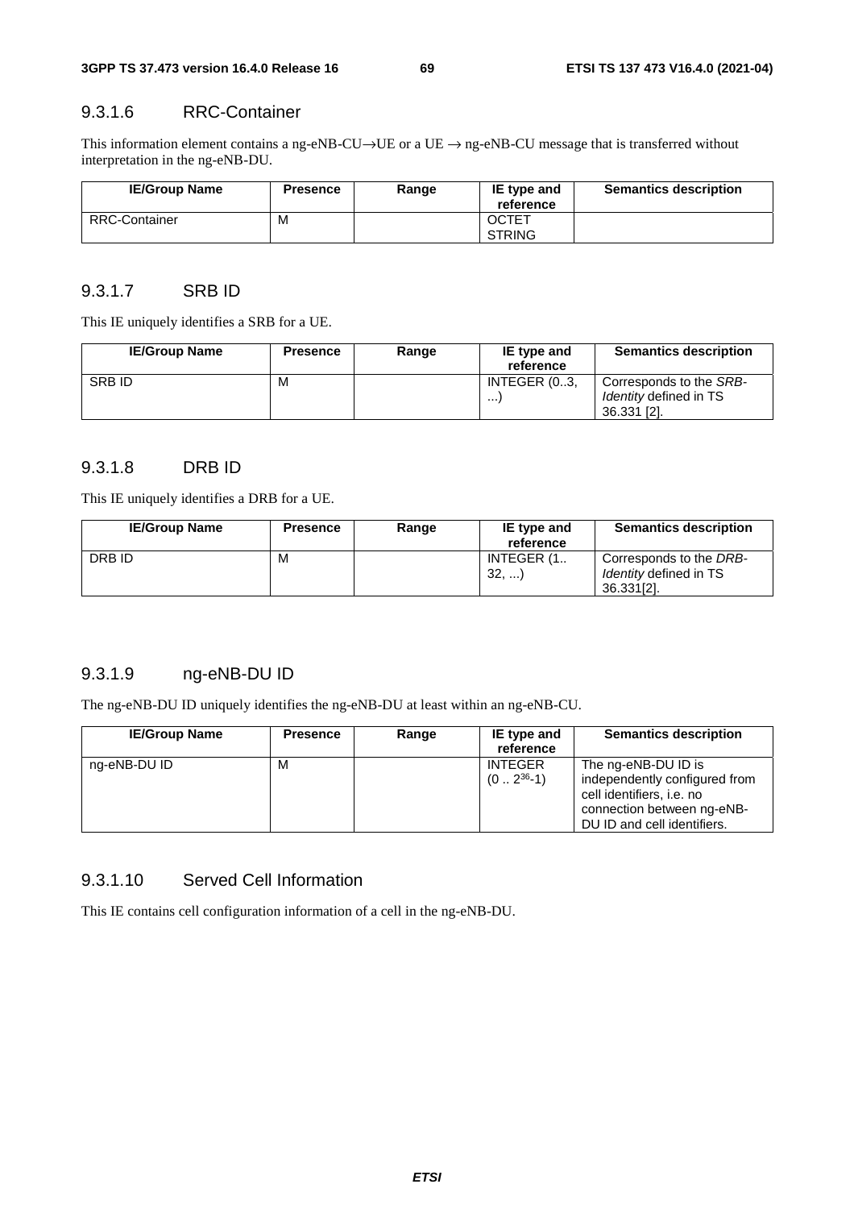### 9.3.1.6 RRC-Container

This information element contains a ng-eNB-CU→UE or a UE → ng-eNB-CU message that is transferred without interpretation in the ng-eNB-DU.

| IE/Group Name | Presence | Range | IE type and reference | Semantics description |
|---|---|---|---|---|
| RRC-Container | M | | OCTET STRING | |

### 9.3.1.7 SRB ID

This IE uniquely identifies a SRB for a UE.

| IE/Group Name | Presence | Range | IE type and reference | Semantics description |
|---|---|---|---|---|
| SRB ID | M | | INTEGER (0..3, ...) | Corresponds to the *SRB-Identity* defined in TS 36.331 [2]. |

### 9.3.1.8 DRB ID

This IE uniquely identifies a DRB for a UE.

| IE/Group Name | Presence | Range | IE type and reference | Semantics description |
|---|---|---|---|---|
| DRB ID | M | | INTEGER (1.. 32, ...) | Corresponds to the *DRB-Identity* defined in TS 36.331[2]. |

### 9.3.1.9 ng-eNB-DU ID

The ng-eNB-DU ID uniquely identifies the ng-eNB-DU at least within an ng-eNB-CU.

| IE/Group Name | Presence | Range | IE type and reference | Semantics description |
|---|---|---|---|---|
| ng-eNB-DU ID | M | | INTEGER ($0 .. 2^{36}-1$) | The ng-eNB-DU ID is independently configured from cell identifiers, i.e. no connection between ng-eNB-DU ID and cell identifiers. |

### 9.3.1.10 Served Cell Information

This IE contains cell configuration information of a cell in the ng-eNB-DU.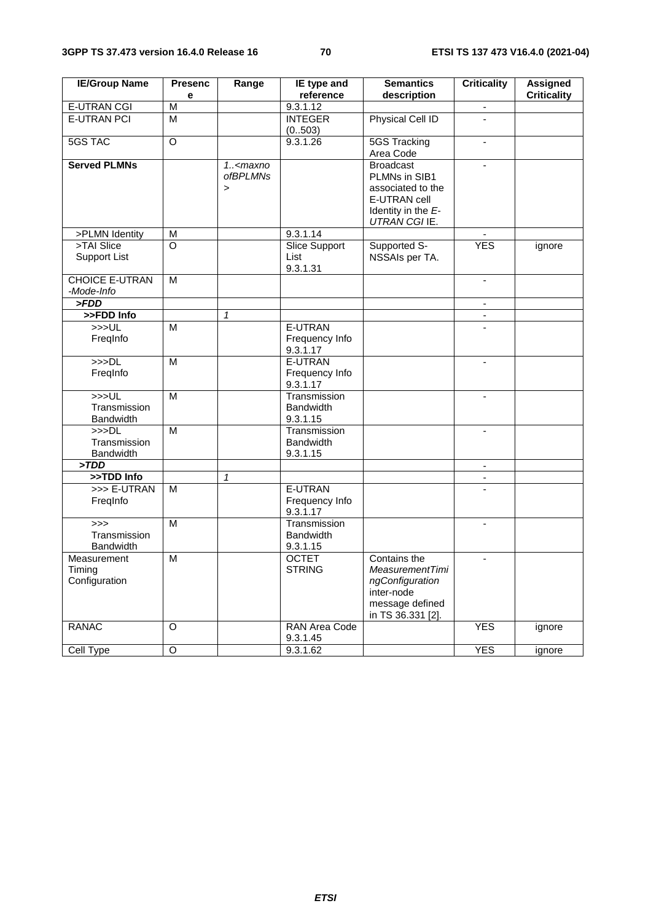| IE/Group Name | Presence | Range | IE type and reference | Semantics description | Criticality | Assigned Criticality |
|---|---|---|---|---|---|---|
| E-UTRAN CGI | M | | 9.3.1.12 | | - | |
| E-UTRAN PCI | M | | INTEGER (0..503) | Physical Cell ID | - | |
| 5GS TAC | O | | 9.3.1.26 | 5GS Tracking Area Code | - | |
| **Served PLMNs** | | *1..<maxnoofBPLMNs>* | | Broadcast PLMNs in SIB1 associated to the E-UTRAN cell Identity in the *E-UTRAN CGI* IE. | - | |
| >PLMN Identity | M | | 9.3.1.14 | | - | |
| >TAI Slice Support List | O | | Slice Support List 9.3.1.31 | Supported S-NSSAIs per TA. | YES | ignore |
| CHOICE *E-UTRAN-Mode-Info* | M | | | | - | |
| ***>FDD*** | | | | | - | |
| **>>FDD Info** | | *1* | | | - | |
| >>>UL FreqInfo | M | | E-UTRAN Frequency Info 9.3.1.17 | | - | |
| >>>DL FreqInfo | M | | E-UTRAN Frequency Info 9.3.1.17 | | - | |
| >>>UL Transmission Bandwidth | M | | Transmission Bandwidth 9.3.1.15 | | - | |
| >>>DL Transmission Bandwidth | M | | Transmission Bandwidth 9.3.1.15 | | - | |
| ***>TDD*** | | | | | - | |
| **>>TDD Info** | | *1* | | | - | |
| >>> E-UTRAN FreqInfo | M | | E-UTRAN Frequency Info 9.3.1.17 | | - | |
| >>> Transmission Bandwidth | M | | Transmission Bandwidth 9.3.1.15 | | - | |
| Measurement Timing Configuration | M | | OCTET STRING | Contains the *MeasurementTimingConfiguration* inter-node message defined in TS 36.331 [2]. | - | |
| RANAC | O | | RAN Area Code 9.3.1.45 | | YES | ignore |
| Cell Type | O | | 9.3.1.62 | | YES | ignore |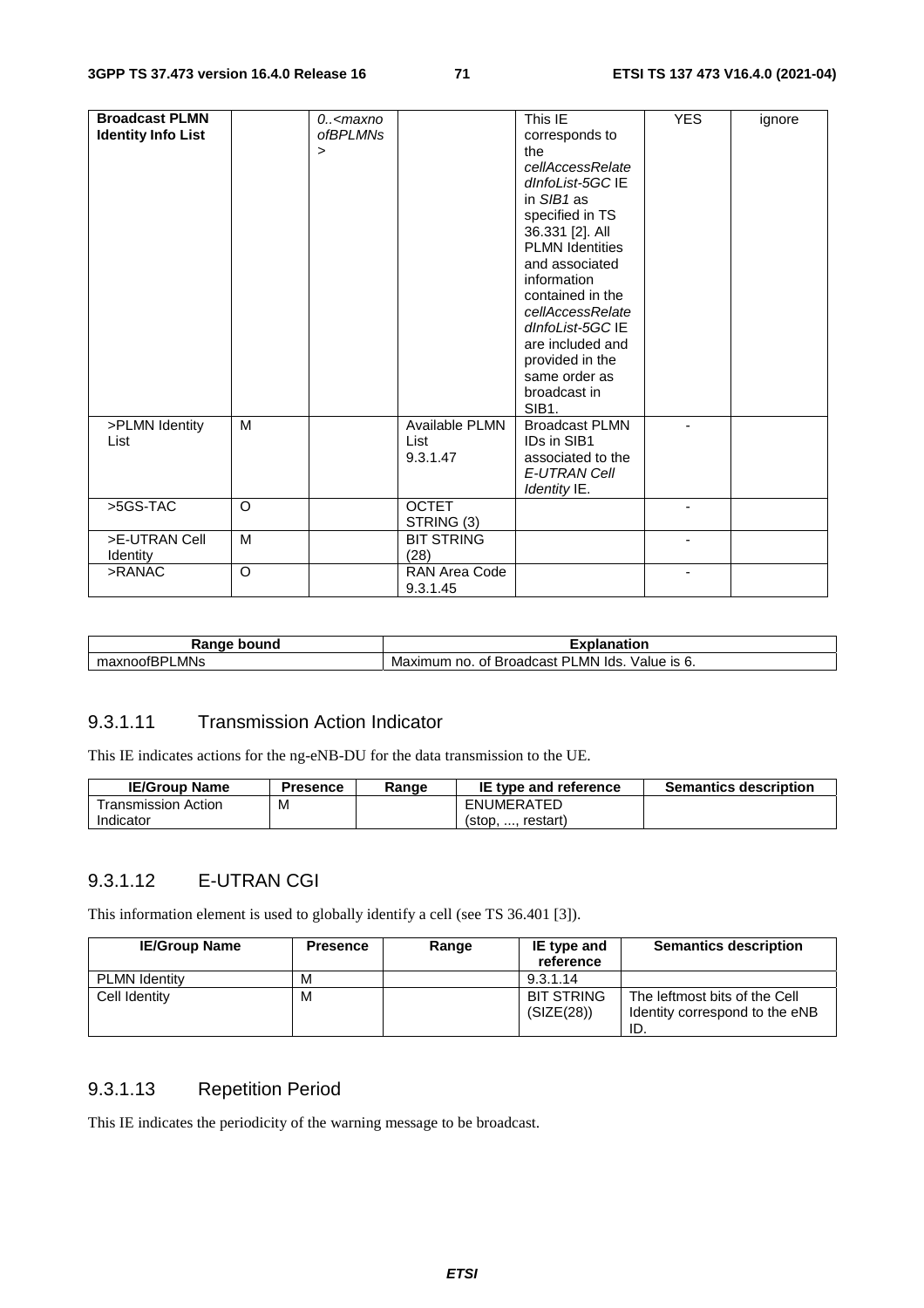| Broadcast PLMN Identity Info List | | 0..<maxnoofBPLMNs> | | This IE corresponds to the *cellAccessRelatedInfoList-5GC* IE in *SIB1* as specified in TS 36.331 [2]. All PLMN Identities and associated information contained in the *cellAccessRelatedInfoList-5GC* IE are included and provided in the same order as broadcast in SIB1. | YES | ignore |
|---|---|---|---|---|---|---|
| >PLMN Identity List | M | | Available PLMN List 9.3.1.47 | Broadcast PLMN IDs in SIB1 associated to the *E-UTRAN Cell Identity* IE. | - | |
| >5GS-TAC | O | | OCTET STRING (3) | | - | |
| >E-UTRAN Cell Identity | M | | BIT STRING (28) | | - | |
| >RANAC | O | | RAN Area Code 9.3.1.45 | | - | |

| Range bound | Explanation |
|---|---|
| maxnoofBPLMNs | Maximum no. of Broadcast PLMN Ids. Value is 6. |

### 9.3.1.11 Transmission Action Indicator

This IE indicates actions for the ng-eNB-DU for the data transmission to the UE.

| IE/Group Name | Presence | Range | IE type and reference | Semantics description |
|---|---|---|---|---|
| Transmission Action Indicator | M | | ENUMERATED (stop, ..., restart) | |

### 9.3.1.12 E-UTRAN CGI

This information element is used to globally identify a cell (see TS 36.401 [3]).

| IE/Group Name | Presence | Range | IE type and reference | Semantics description |
|---|---|---|---|---|
| PLMN Identity | M | | 9.3.1.14 | |
| Cell Identity | M | | BIT STRING (SIZE(28)) | The leftmost bits of the Cell Identity correspond to the eNB ID. |

### 9.3.1.13 Repetition Period

This IE indicates the periodicity of the warning message to be broadcast.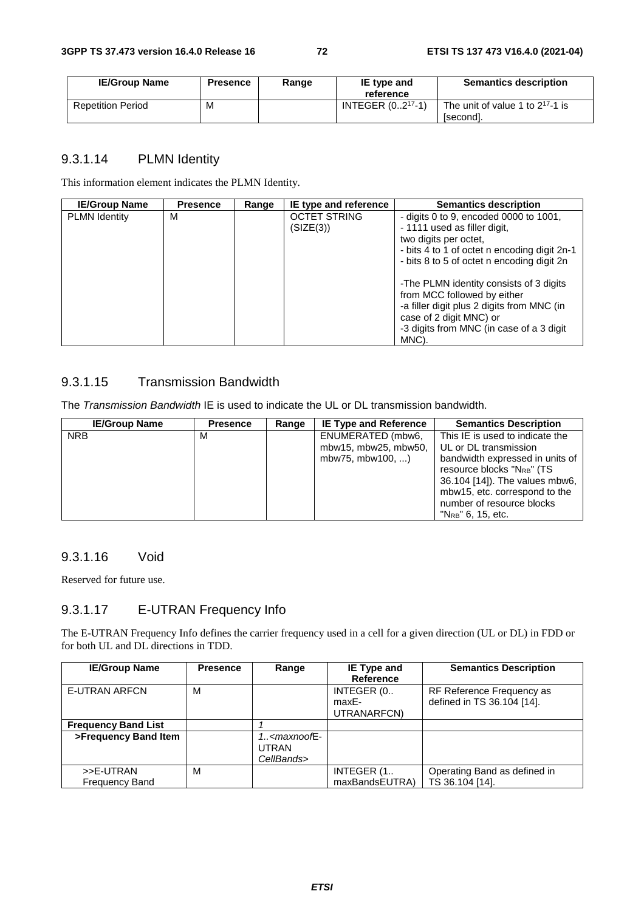| IE/Group Name | Presence | Range | IE type and reference | Semantics description |
|---|---|---|---|---|
| Repetition Period | M | | INTEGER (0..$2^{17}$-1) | The unit of value 1 to $2^{17}$-1 is [second]. |

### 9.3.1.14 PLMN Identity

This information element indicates the PLMN Identity.

| IE/Group Name | Presence | Range | IE type and reference | Semantics description |
|---|---|---|---|---|
| PLMN Identity | M | | OCTET STRING (SIZE(3)) | - digits 0 to 9, encoded 0000 to 1001,<br>- 1111 used as filler digit,<br>two digits per octet,<br>- bits 4 to 1 of octet n encoding digit 2n-1<br>- bits 8 to 5 of octet n encoding digit 2n<br><br>-The PLMN identity consists of 3 digits from MCC followed by either<br>-a filler digit plus 2 digits from MNC (in case of 2 digit MNC) or<br>-3 digits from MNC (in case of a 3 digit MNC). |

### 9.3.1.15 Transmission Bandwidth

The *Transmission Bandwidth* IE is used to indicate the UL or DL transmission bandwidth.

| IE/Group Name | Presence | Range | IE Type and Reference | Semantics Description |
|---|---|---|---|---|
| NRB | M | | ENUMERATED (mbw6, mbw15, mbw25, mbw50, mbw75, mbw100, ...) | This IE is used to indicate the UL or DL transmission bandwidth expressed in units of resource blocks "$N_{RB}$" (TS 36.104 [14]). The values mbw6, mbw15, etc. correspond to the number of resource blocks "$N_{RB}$" 6, 15, etc. |

### 9.3.1.16 Void

Reserved for future use.

### 9.3.1.17 E-UTRAN Frequency Info

The E-UTRAN Frequency Info defines the carrier frequency used in a cell for a given direction (UL or DL) in FDD or for both UL and DL directions in TDD.

| IE/Group Name | Presence | Range | IE Type and Reference | Semantics Description |
|---|---|---|---|---|
| E-UTRAN ARFCN | M | | INTEGER (0.. maxE-UTRANARFCN) | RF Reference Frequency as defined in TS 36.104 [14]. |
| **Frequency Band List** | | *1* | | |
| **>Frequency Band Item** | | *1..<maxnoofE-UTRAN CellBands>* | | |
| >>E-UTRAN Frequency Band | M | | INTEGER (1.. maxBandsEUTRA) | Operating Band as defined in TS 36.104 [14]. |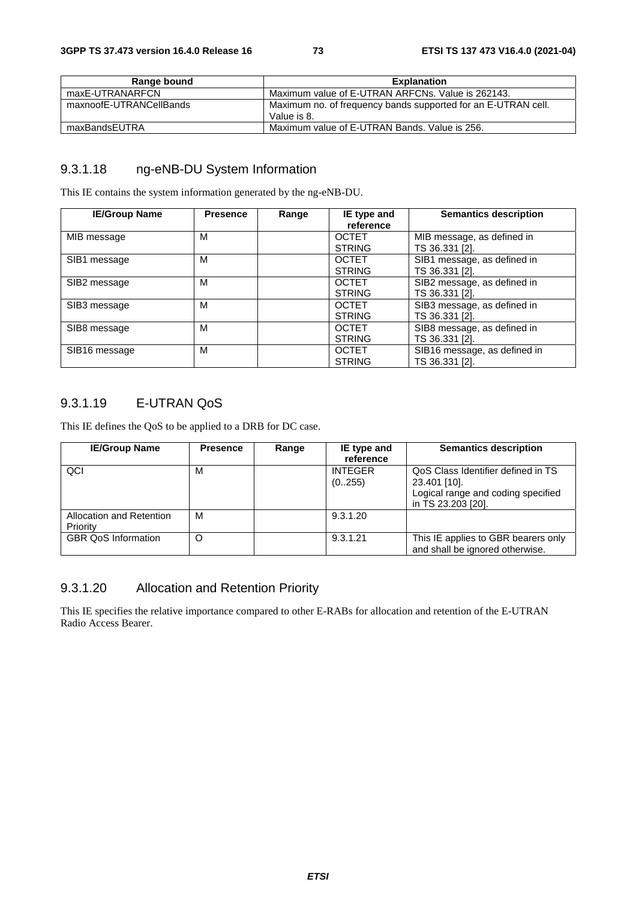| Range bound | Explanation |
| --- | --- |
| maxE-UTRANARFCN | Maximum value of E-UTRAN ARFCNs. Value is 262143. |
| maxnoofE-UTRANCellBands | Maximum no. of frequency bands supported for an E-UTRAN cell. Value is 8. |
| maxBandsEUTRA | Maximum value of E-UTRAN Bands. Value is 256. |

### 9.3.1.18 ng-eNB-DU System Information

This IE contains the system information generated by the ng-eNB-DU.

| IE/Group Name | Presence | Range | IE type and reference | Semantics description |
| --- | --- | --- | --- | --- |
| MIB message | M | | OCTET STRING | MIB message, as defined in TS 36.331 [2]. |
| SIB1 message | M | | OCTET STRING | SIB1 message, as defined in TS 36.331 [2]. |
| SIB2 message | M | | OCTET STRING | SIB2 message, as defined in TS 36.331 [2]. |
| SIB3 message | M | | OCTET STRING | SIB3 message, as defined in TS 36.331 [2]. |
| SIB8 message | M | | OCTET STRING | SIB8 message, as defined in TS 36.331 [2]. |
| SIB16 message | M | | OCTET STRING | SIB16 message, as defined in TS 36.331 [2]. |

### 9.3.1.19 E-UTRAN QoS

This IE defines the QoS to be applied to a DRB for DC case.

| IE/Group Name | Presence | Range | IE type and reference | Semantics description |
| --- | --- | --- | --- | --- |
| QCI | M | | INTEGER (0..255) | QoS Class Identifier defined in TS 23.401 [10]. Logical range and coding specified in TS 23.203 [20]. |
| Allocation and Retention Priority | M | | 9.3.1.20 | |
| GBR QoS Information | O | | 9.3.1.21 | This IE applies to GBR bearers only and shall be ignored otherwise. |

### 9.3.1.20 Allocation and Retention Priority

This IE specifies the relative importance compared to other E-RABs for allocation and retention of the E-UTRAN Radio Access Bearer.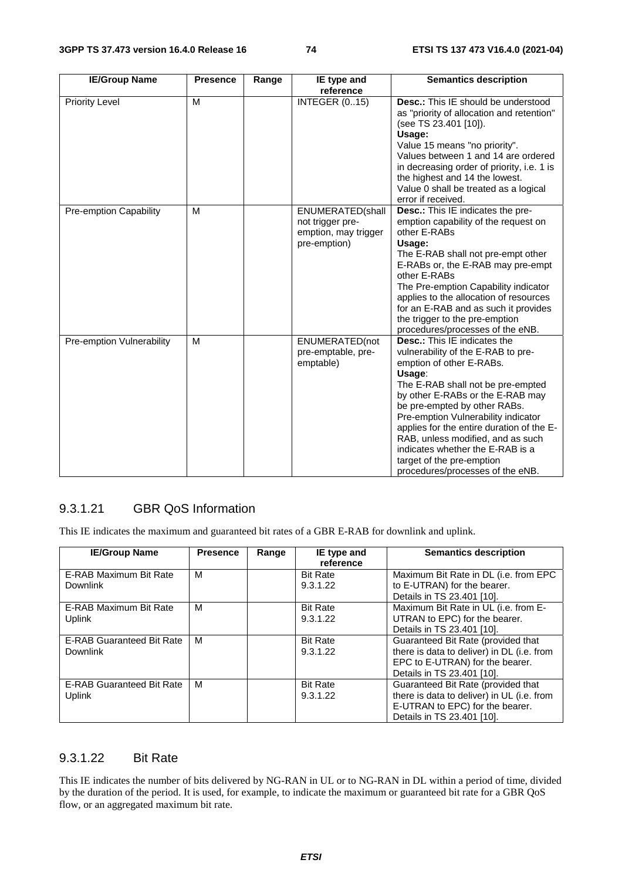| IE/Group Name | Presence | Range | IE type and reference | Semantics description |
|---|---|---|---|---|
| Priority Level | M | | INTEGER (0..15) | **Desc.:** This IE should be understood as "priority of allocation and retention" (see TS 23.401 [10]).<br>**Usage:**<br>Value 15 means "no priority".<br>Values between 1 and 14 are ordered in decreasing order of priority, i.e. 1 is the highest and 14 the lowest.<br>Value 0 shall be treated as a logical error if received. |
| Pre-emption Capability | M | | ENUMERATED(shall not trigger pre-emption, may trigger pre-emption) | **Desc.:** This IE indicates the pre-emption capability of the request on other E-RABs<br>**Usage:**<br>The E-RAB shall not pre-empt other E-RABs or, the E-RAB may pre-empt other E-RABs<br>The Pre-emption Capability indicator applies to the allocation of resources for an E-RAB and as such it provides the trigger to the pre-emption procedures/processes of the eNB. |
| Pre-emption Vulnerability | M | | ENUMERATED(not pre-emptable, pre-emptable) | **Desc.:** This IE indicates the vulnerability of the E-RAB to pre-emption of other E-RABs.<br>**Usage**:<br>The E-RAB shall not be pre-empted by other E-RABs or the E-RAB may be pre-empted by other RABs.<br>Pre-emption Vulnerability indicator applies for the entire duration of the E-RAB, unless modified, and as such indicates whether the E-RAB is a target of the pre-emption procedures/processes of the eNB. |

### 9.3.1.21 GBR QoS Information

This IE indicates the maximum and guaranteed bit rates of a GBR E-RAB for downlink and uplink.

| IE/Group Name | Presence | Range | IE type and reference | Semantics description |
|---|---|---|---|---|
| E-RAB Maximum Bit Rate Downlink | M | | Bit Rate 9.3.1.22 | Maximum Bit Rate in DL (i.e. from EPC to E-UTRAN) for the bearer. Details in TS 23.401 [10]. |
| E-RAB Maximum Bit Rate Uplink | M | | Bit Rate 9.3.1.22 | Maximum Bit Rate in UL (i.e. from E-UTRAN to EPC) for the bearer. Details in TS 23.401 [10]. |
| E-RAB Guaranteed Bit Rate Downlink | M | | Bit Rate 9.3.1.22 | Guaranteed Bit Rate (provided that there is data to deliver) in DL (i.e. from EPC to E-UTRAN) for the bearer. Details in TS 23.401 [10]. |
| E-RAB Guaranteed Bit Rate Uplink | M | | Bit Rate 9.3.1.22 | Guaranteed Bit Rate (provided that there is data to deliver) in UL (i.e. from E-UTRAN to EPC) for the bearer. Details in TS 23.401 [10]. |

### 9.3.1.22 Bit Rate

This IE indicates the number of bits delivered by NG-RAN in UL or to NG-RAN in DL within a period of time, divided by the duration of the period. It is used, for example, to indicate the maximum or guaranteed bit rate for a GBR QoS flow, or an aggregated maximum bit rate.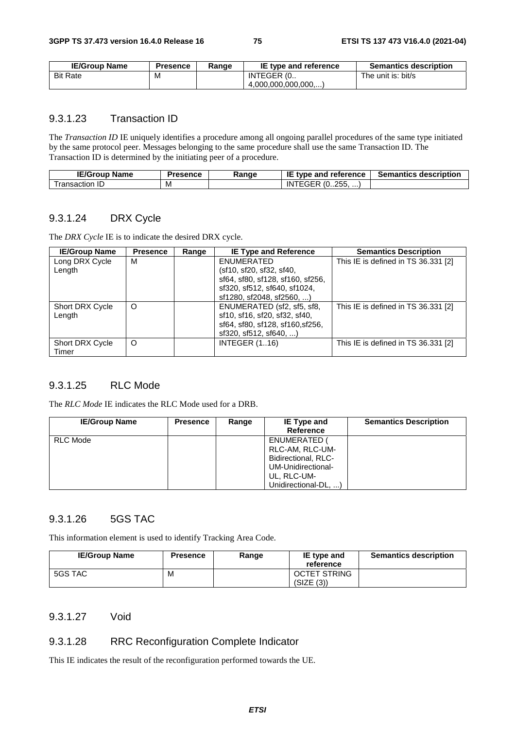| IE/Group Name | Presence | Range | IE type and reference | Semantics description |
| --- | --- | --- | --- | --- |
| Bit Rate | M | | INTEGER (0.. 4,000,000,000,000,...) | The unit is: bit/s |

### 9.3.1.23 Transaction ID

The *Transaction ID* IE uniquely identifies a procedure among all ongoing parallel procedures of the same type initiated by the same protocol peer. Messages belonging to the same procedure shall use the same Transaction ID. The Transaction ID is determined by the initiating peer of a procedure.

| IE/Group Name | Presence | Range | IE type and reference | Semantics description |
| --- | --- | --- | --- | --- |
| Transaction ID | M | | INTEGER (0..255, ...) | |

### 9.3.1.24 DRX Cycle

The *DRX Cycle* IE is to indicate the desired DRX cycle.

| IE/Group Name | Presence | Range | IE Type and Reference | Semantics Description |
| --- | --- | --- | --- | --- |
| Long DRX Cycle Length | M | | ENUMERATED (sf10, sf20, sf32, sf40, sf64, sf80, sf128, sf160, sf256, sf320, sf512, sf640, sf1024, sf1280, sf2048, sf2560, ...) | This IE is defined in TS 36.331 [2] |
| Short DRX Cycle Length | O | | ENUMERATED (sf2, sf5, sf8, sf10, sf16, sf20, sf32, sf40, sf64, sf80, sf128, sf160,sf256, sf320, sf512, sf640, ...) | This IE is defined in TS 36.331 [2] |
| Short DRX Cycle Timer | O | | INTEGER (1..16) | This IE is defined in TS 36.331 [2] |

### 9.3.1.25 RLC Mode

The *RLC Mode* IE indicates the RLC Mode used for a DRB.

| IE/Group Name | Presence | Range | IE Type and Reference | Semantics Description |
| --- | --- | --- | --- | --- |
| RLC Mode | | | ENUMERATED ( RLC-AM, RLC-UM-Bidirectional, RLC-UM-Unidirectional-UL, RLC-UM-Unidirectional-DL, ...) | |

### 9.3.1.26 5GS TAC

This information element is used to identify Tracking Area Code.

| IE/Group Name | Presence | Range | IE type and reference | Semantics description |
| --- | --- | --- | --- | --- |
| 5GS TAC | M | | OCTET STRING (SIZE (3)) | |

### 9.3.1.27 Void

### 9.3.1.28 RRC Reconfiguration Complete Indicator

This IE indicates the result of the reconfiguration performed towards the UE.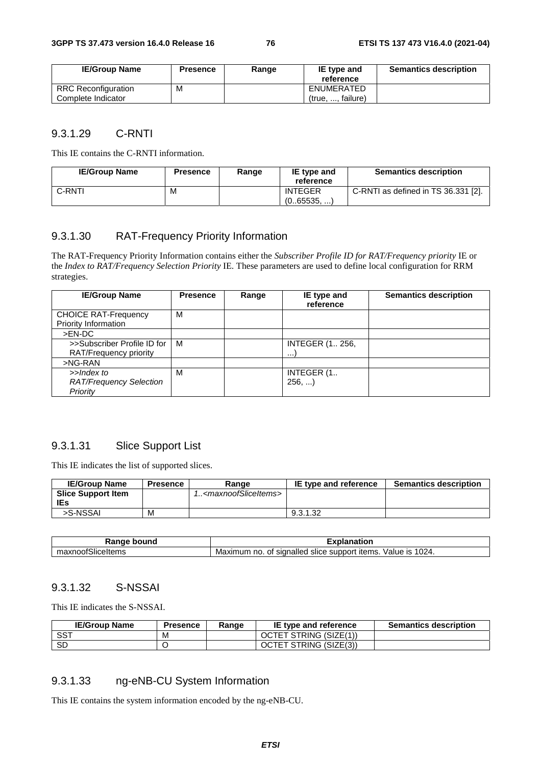| IE/Group Name | Presence | Range | IE type and reference | Semantics description |
|---|---|---|---|---|
| RRC Reconfiguration Complete Indicator | M | | ENUMERATED (true, ..., failure) | |

### 9.3.1.29 C-RNTI

This IE contains the C-RNTI information.

| IE/Group Name | Presence | Range | IE type and reference | Semantics description |
|---|---|---|---|---|
| C-RNTI | M | | INTEGER (0..65535, ...) | C-RNTI as defined in TS 36.331 [2]. |

### 9.3.1.30 RAT-Frequency Priority Information

The RAT-Frequency Priority Information contains either the *Subscriber Profile ID for RAT/Frequency priority* IE or the *Index to RAT/Frequency Selection Priority* IE. These parameters are used to define local configuration for RRM strategies.

| IE/Group Name | Presence | Range | IE type and reference | Semantics description |
|---|---|---|---|---|
| CHOICE RAT-Frequency Priority Information | M | | | |
| >EN-DC | | | | |
| >>Subscriber Profile ID for RAT/Frequency priority | M | | INTEGER (1.. 256, ...) | |
| >NG-RAN | | | | |
| *>>Index to RAT/Frequency Selection Priority* | M | | INTEGER (1.. 256, ...) | |

### 9.3.1.31 Slice Support List

This IE indicates the list of supported slices.

| IE/Group Name | Presence | Range | IE type and reference | Semantics description |
|---|---|---|---|---|
| **Slice Support Item IEs** | | *1..<maxnoofSliceItems>* | | |
| >S-NSSAI | M | | 9.3.1.32 | |

| Range bound | Explanation |
|---|---|
| maxnoofSliceItems | Maximum no. of signalled slice support items. Value is 1024. |

### 9.3.1.32 S-NSSAI

This IE indicates the S-NSSAI.

| IE/Group Name | Presence | Range | IE type and reference | Semantics description |
|---|---|---|---|---|
| SST | M | | OCTET STRING (SIZE(1)) | |
| SD | O | | OCTET STRING (SIZE(3)) | |

### 9.3.1.33 ng-eNB-CU System Information

This IE contains the system information encoded by the ng-eNB-CU.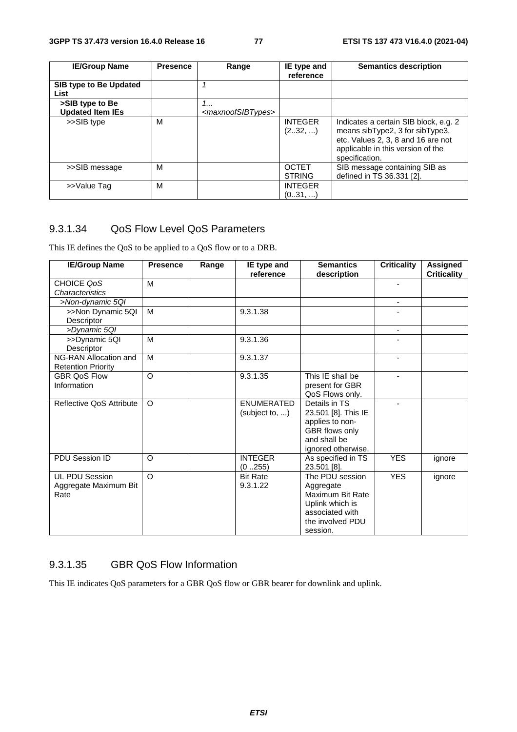| IE/Group Name | Presence | Range | IE type and reference | Semantics description |
|---|---|---|---|---|
| **SIB type to Be Updated List** | | *1* | | |
| **>SIB type to Be Updated Item IEs** | | *1...<maxnoofSIBTypes>* | | |
| >>SIB type | M | | INTEGER (2..32, ...) | Indicates a certain SIB block, e.g. 2 means sibType2, 3 for sibType3, etc. Values 2, 3, 8 and 16 are not applicable in this version of the specification. |
| >>SIB message | M | | OCTET STRING | SIB message containing SIB as defined in TS 36.331 [2]. |
| >>Value Tag | M | | INTEGER (0..31, ...) | |

### 9.3.1.34 QoS Flow Level QoS Parameters

This IE defines the QoS to be applied to a QoS flow or to a DRB.

| IE/Group Name | Presence | Range | IE type and reference | Semantics description | Criticality | Assigned Criticality |
|---|---|---|---|---|---|---|
| CHOICE *QoS Characteristics* | M | | | | - | |
| *>Non-dynamic 5QI* | | | | | - | |
| >>Non Dynamic 5QI Descriptor | M | | 9.3.1.38 | | - | |
| *>Dynamic 5QI* | | | | | - | |
| >>Dynamic 5QI Descriptor | M | | 9.3.1.36 | | - | |
| NG-RAN Allocation and Retention Priority | M | | 9.3.1.37 | | - | |
| GBR QoS Flow Information | O | | 9.3.1.35 | This IE shall be present for GBR QoS Flows only. | - | |
| Reflective QoS Attribute | O | | ENUMERATED (subject to, ...) | Details in TS 23.501 [8]. This IE applies to non-GBR flows only and shall be ignored otherwise. | - | |
| PDU Session ID | O | | INTEGER (0 ..255) | As specified in TS 23.501 [8]. | YES | ignore |
| UL PDU Session Aggregate Maximum Bit Rate | O | | Bit Rate 9.3.1.22 | The PDU session Aggregate Maximum Bit Rate Uplink which is associated with the involved PDU session. | YES | ignore |

### 9.3.1.35 GBR QoS Flow Information

This IE indicates QoS parameters for a GBR QoS flow or GBR bearer for downlink and uplink.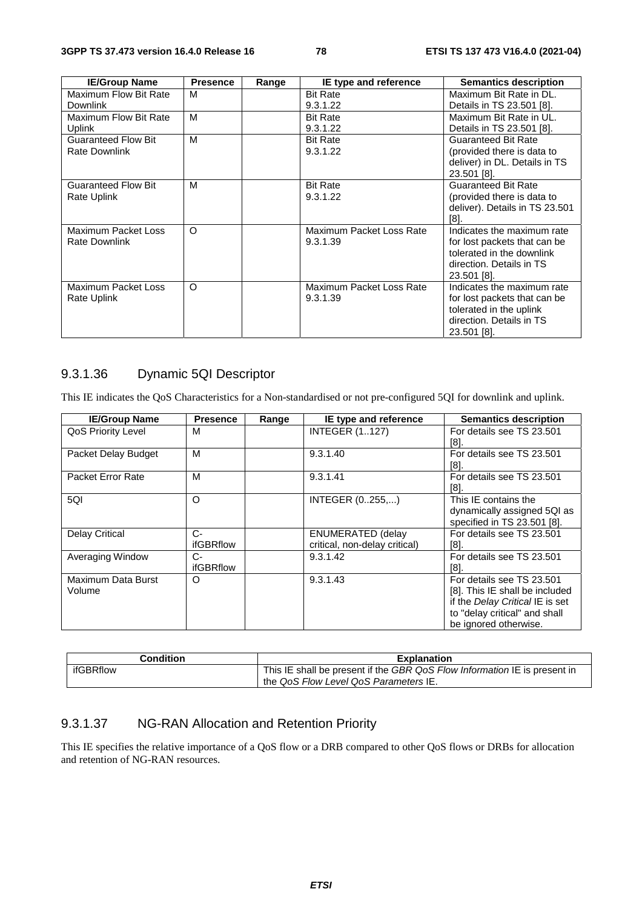| IE/Group Name | Presence | Range | IE type and reference | Semantics description |
|---|---|---|---|---|
| Maximum Flow Bit Rate Downlink | M | | Bit Rate 9.3.1.22 | Maximum Bit Rate in DL. Details in TS 23.501 [8]. |
| Maximum Flow Bit Rate Uplink | M | | Bit Rate 9.3.1.22 | Maximum Bit Rate in UL. Details in TS 23.501 [8]. |
| Guaranteed Flow Bit Rate Downlink | M | | Bit Rate 9.3.1.22 | Guaranteed Bit Rate (provided there is data to deliver) in DL. Details in TS 23.501 [8]. |
| Guaranteed Flow Bit Rate Uplink | M | | Bit Rate 9.3.1.22 | Guaranteed Bit Rate (provided there is data to deliver). Details in TS 23.501 [8]. |
| Maximum Packet Loss Rate Downlink | O | | Maximum Packet Loss Rate 9.3.1.39 | Indicates the maximum rate for lost packets that can be tolerated in the downlink direction. Details in TS 23.501 [8]. |
| Maximum Packet Loss Rate Uplink | O | | Maximum Packet Loss Rate 9.3.1.39 | Indicates the maximum rate for lost packets that can be tolerated in the uplink direction. Details in TS 23.501 [8]. |

### 9.3.1.36 Dynamic 5QI Descriptor

This IE indicates the QoS Characteristics for a Non-standardised or not pre-configured 5QI for downlink and uplink.

| IE/Group Name | Presence | Range | IE type and reference | Semantics description |
|---|---|---|---|---|
| QoS Priority Level | M | | INTEGER (1..127) | For details see TS 23.501 [8]. |
| Packet Delay Budget | M | | 9.3.1.40 | For details see TS 23.501 [8]. |
| Packet Error Rate | M | | 9.3.1.41 | For details see TS 23.501 [8]. |
| 5QI | O | | INTEGER (0..255,...) | This IE contains the dynamically assigned 5QI as specified in TS 23.501 [8]. |
| Delay Critical | C-ifGBRflow | | ENUMERATED (delay critical, non-delay critical) | For details see TS 23.501 [8]. |
| Averaging Window | C-ifGBRflow | | 9.3.1.42 | For details see TS 23.501 [8]. |
| Maximum Data Burst Volume | O | | 9.3.1.43 | For details see TS 23.501 [8]. This IE shall be included if the *Delay Critical* IE is set to "delay critical" and shall be ignored otherwise. |

| Condition | Explanation |
|---|---|
| ifGBRflow | This IE shall be present if the *GBR QoS Flow Information* IE is present in the *QoS Flow Level QoS Parameters* IE. |

### 9.3.1.37 NG-RAN Allocation and Retention Priority

This IE specifies the relative importance of a QoS flow or a DRB compared to other QoS flows or DRBs for allocation and retention of NG-RAN resources.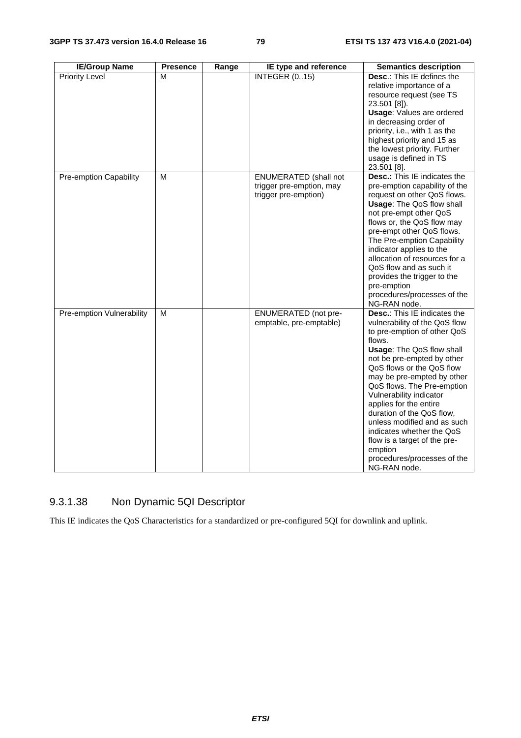| IE/Group Name | Presence | Range | IE type and reference | Semantics description |
|---|---|---|---|---|
| Priority Level | M | | INTEGER (0..15) | **Desc**.: This IE defines the relative importance of a resource request (see TS 23.501 [8]).<br>**Usage**: Values are ordered in decreasing order of priority, i.e., with 1 as the highest priority and 15 as the lowest priority. Further usage is defined in TS 23.501 [8]. |
| Pre-emption Capability | M | | ENUMERATED (shall not trigger pre-emption, may trigger pre-emption) | **Desc.:** This IE indicates the pre-emption capability of the request on other QoS flows.<br>**Usage**: The QoS flow shall not pre-empt other QoS flows or, the QoS flow may pre-empt other QoS flows. The Pre-emption Capability indicator applies to the allocation of resources for a QoS flow and as such it provides the trigger to the pre-emption procedures/processes of the NG-RAN node. |
| Pre-emption Vulnerability | M | | ENUMERATED (not pre-emptable, pre-emptable) | **Desc.**: This IE indicates the vulnerability of the QoS flow to pre-emption of other QoS flows.<br>**Usage**: The QoS flow shall not be pre-empted by other QoS flows or the QoS flow may be pre-empted by other QoS flows. The Pre-emption Vulnerability indicator applies for the entire duration of the QoS flow, unless modified and as such indicates whether the QoS flow is a target of the pre-emption procedures/processes of the NG-RAN node. |

### 9.3.1.38 Non Dynamic 5QI Descriptor

This IE indicates the QoS Characteristics for a standardized or pre-configured 5QI for downlink and uplink.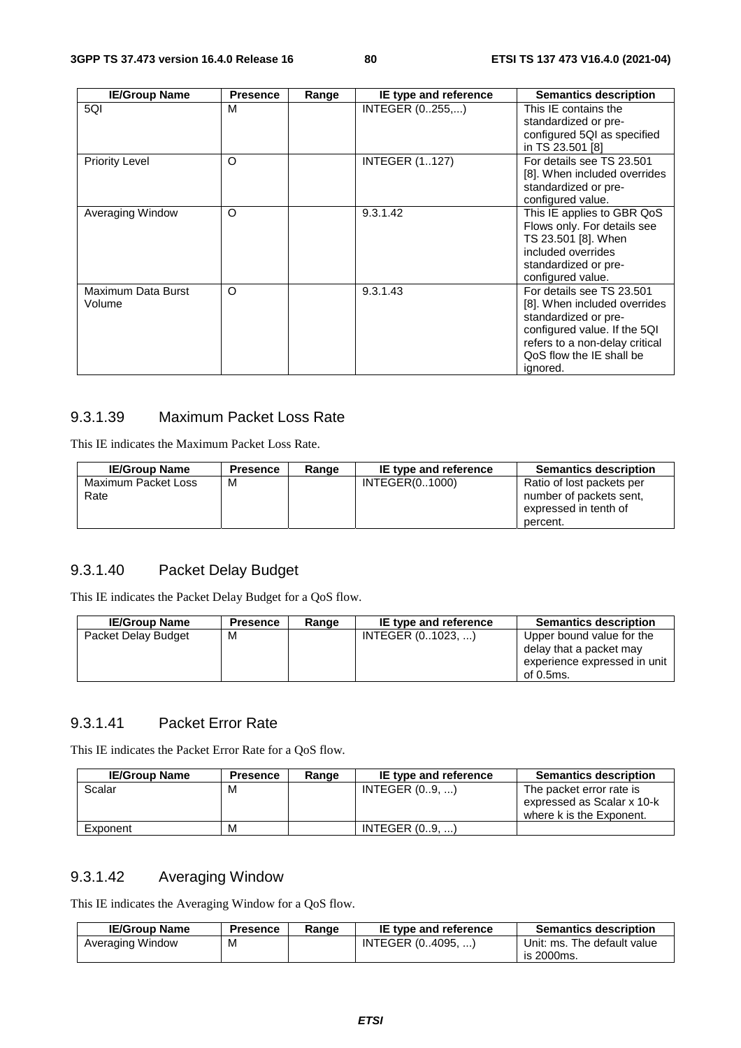| IE/Group Name | Presence | Range | IE type and reference | Semantics description |
|---|---|---|---|---|
| 5QI | M | | INTEGER (0..255,...) | This IE contains the standardized or pre-configured 5QI as specified in TS 23.501 [8] |
| Priority Level | O | | INTEGER (1..127) | For details see TS 23.501 [8]. When included overrides standardized or pre-configured value. |
| Averaging Window | O | | 9.3.1.42 | This IE applies to GBR QoS Flows only. For details see TS 23.501 [8]. When included overrides standardized or pre-configured value. |
| Maximum Data Burst Volume | O | | 9.3.1.43 | For details see TS 23.501 [8]. When included overrides standardized or pre-configured value. If the 5QI refers to a non-delay critical QoS flow the IE shall be ignored. |

### 9.3.1.39 Maximum Packet Loss Rate

This IE indicates the Maximum Packet Loss Rate.

| IE/Group Name | Presence | Range | IE type and reference | Semantics description |
|---|---|---|---|---|
| Maximum Packet Loss Rate | M | | INTEGER(0..1000) | Ratio of lost packets per number of packets sent, expressed in tenth of percent. |

### 9.3.1.40 Packet Delay Budget

This IE indicates the Packet Delay Budget for a QoS flow.

| IE/Group Name | Presence | Range | IE type and reference | Semantics description |
|---|---|---|---|---|
| Packet Delay Budget | M | | INTEGER (0..1023, ...) | Upper bound value for the delay that a packet may experience expressed in unit of 0.5ms. |

### 9.3.1.41 Packet Error Rate

This IE indicates the Packet Error Rate for a QoS flow.

| IE/Group Name | Presence | Range | IE type and reference | Semantics description |
|---|---|---|---|---|
| Scalar | M | | INTEGER (0..9, ...) | The packet error rate is expressed as Scalar x 10-k where k is the Exponent. |
| Exponent | M | | INTEGER (0..9, ...) | |

### 9.3.1.42 Averaging Window

This IE indicates the Averaging Window for a QoS flow.

| IE/Group Name | Presence | Range | IE type and reference | Semantics description |
|---|---|---|---|---|
| Averaging Window | M | | INTEGER (0..4095, ...) | Unit: ms. The default value is 2000ms. |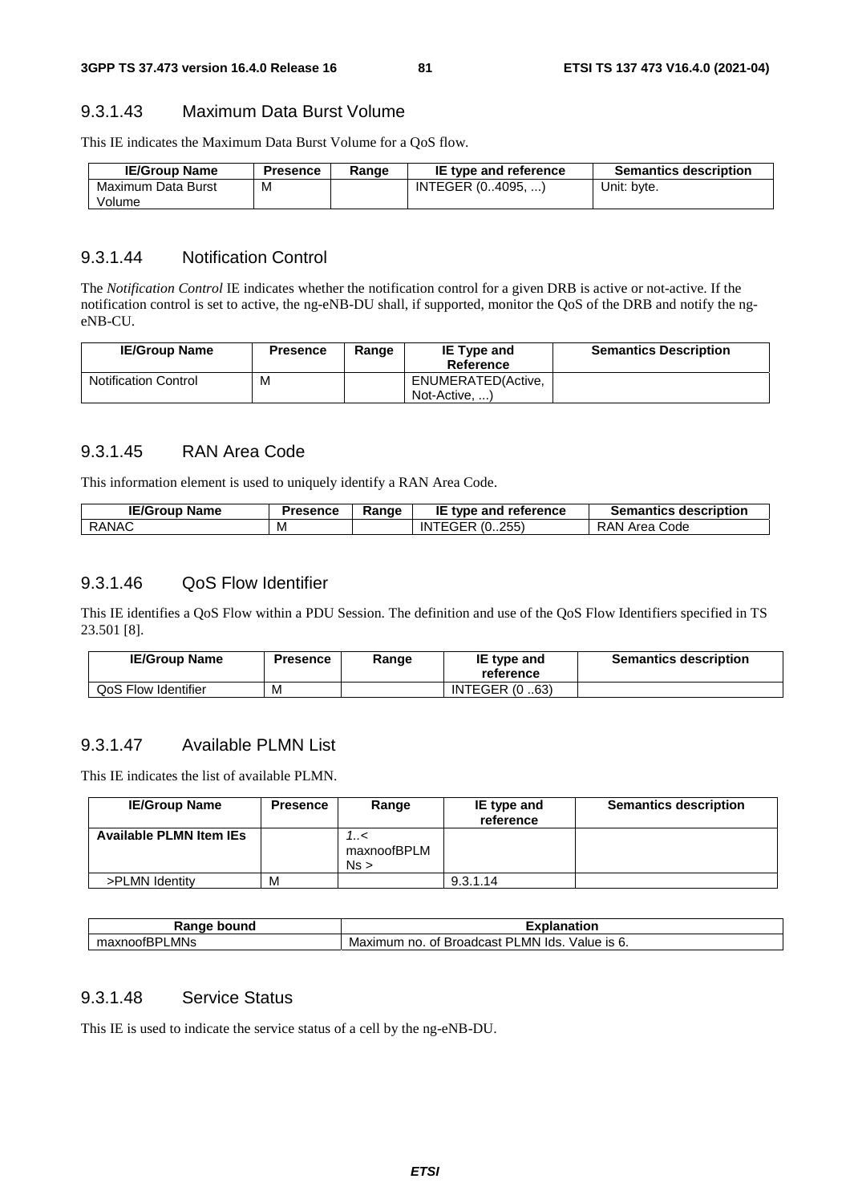### 9.3.1.43 Maximum Data Burst Volume

This IE indicates the Maximum Data Burst Volume for a QoS flow.

| IE/Group Name | Presence | Range | IE type and reference | Semantics description |
|---|---|---|---|---|
| Maximum Data Burst Volume | M | | INTEGER (0..4095, ...) | Unit: byte. |

### 9.3.1.44 Notification Control

The *Notification Control* IE indicates whether the notification control for a given DRB is active or not-active. If the notification control is set to active, the ng-eNB-DU shall, if supported, monitor the QoS of the DRB and notify the ng-eNB-CU.

| IE/Group Name | Presence | Range | IE Type and Reference | Semantics Description |
|---|---|---|---|---|
| Notification Control | M | | ENUMERATED(Active, Not-Active, ...) | |

### 9.3.1.45 RAN Area Code

This information element is used to uniquely identify a RAN Area Code.

| IE/Group Name | Presence | Range | IE type and reference | Semantics description |
|---|---|---|---|---|
| RANAC | M | | INTEGER (0..255) | RAN Area Code |

### 9.3.1.46 QoS Flow Identifier

This IE identifies a QoS Flow within a PDU Session. The definition and use of the QoS Flow Identifiers specified in TS 23.501 [8].

| IE/Group Name | Presence | Range | IE type and reference | Semantics description |
|---|---|---|---|---|
| QoS Flow Identifier | M | | INTEGER (0 ..63) | |

### 9.3.1.47 Available PLMN List

This IE indicates the list of available PLMN.

| IE/Group Name | Presence | Range | IE type and reference | Semantics description |
|---|---|---|---|---|
| **Available PLMN Item IEs** | | *1..< maxnoofBPLMNs >* | | |
| >PLMN Identity | M | | 9.3.1.14 | |

| Range bound | Explanation |
|---|---|
| maxnoofBPLMNs | Maximum no. of Broadcast PLMN Ids. Value is 6. |

### 9.3.1.48 Service Status

This IE is used to indicate the service status of a cell by the ng-eNB-DU.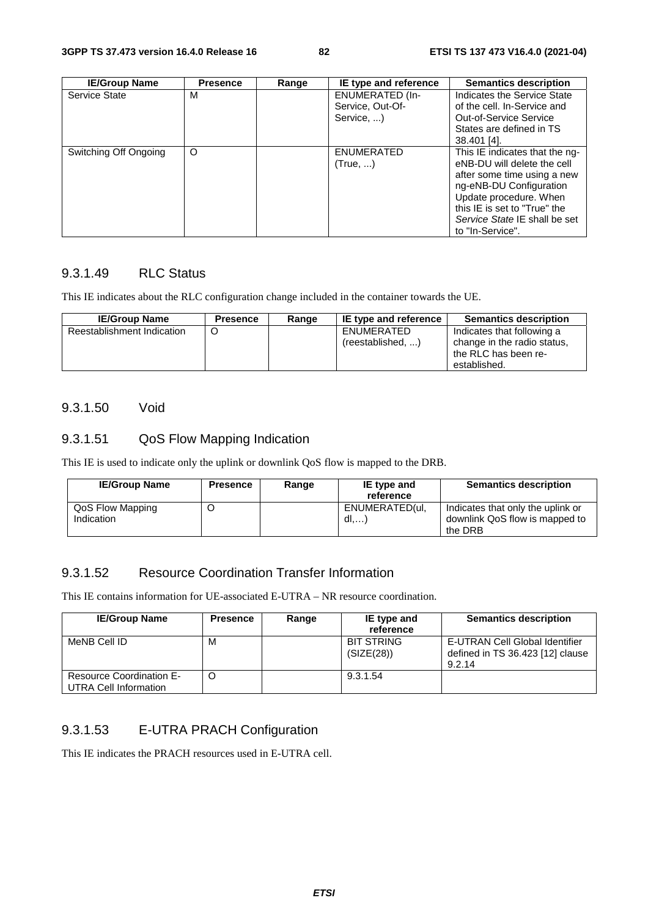| IE/Group Name | Presence | Range | IE type and reference | Semantics description |
| --- | --- | --- | --- | --- |
| Service State | M | | ENUMERATED (In-Service, Out-Of-Service, ...) | Indicates the Service State of the cell. In-Service and Out-of-Service Service States are defined in TS 38.401 [4]. |
| Switching Off Ongoing | O | | ENUMERATED (True, ...) | This IE indicates that the ng-eNB-DU will delete the cell after some time using a new ng-eNB-DU Configuration Update procedure. When this IE is set to "True" the *Service State* IE shall be set to "In-Service". |

### 9.3.1.49 RLC Status

This IE indicates about the RLC configuration change included in the container towards the UE.

| IE/Group Name | Presence | Range | IE type and reference | Semantics description |
| --- | --- | --- | --- | --- |
| Reestablishment Indication | O | | ENUMERATED (reestablished, ...) | Indicates that following a change in the radio status, the RLC has been re-established. |

### 9.3.1.50 Void

### 9.3.1.51 QoS Flow Mapping Indication

This IE is used to indicate only the uplink or downlink QoS flow is mapped to the DRB.

| IE/Group Name | Presence | Range | IE type and reference | Semantics description |
| --- | --- | --- | --- | --- |
| QoS Flow Mapping Indication | O | | ENUMERATED(ul, dl,…) | Indicates that only the uplink or downlink QoS flow is mapped to the DRB |

### 9.3.1.52 Resource Coordination Transfer Information

This IE contains information for UE-associated E-UTRA – NR resource coordination.

| IE/Group Name | Presence | Range | IE type and reference | Semantics description |
| --- | --- | --- | --- | --- |
| MeNB Cell ID | M | | BIT STRING (SIZE(28)) | E-UTRAN Cell Global Identifier defined in TS 36.423 [12] clause 9.2.14 |
| Resource Coordination E-UTRA Cell Information | O | | 9.3.1.54 | |

### 9.3.1.53 E-UTRA PRACH Configuration

This IE indicates the PRACH resources used in E-UTRA cell.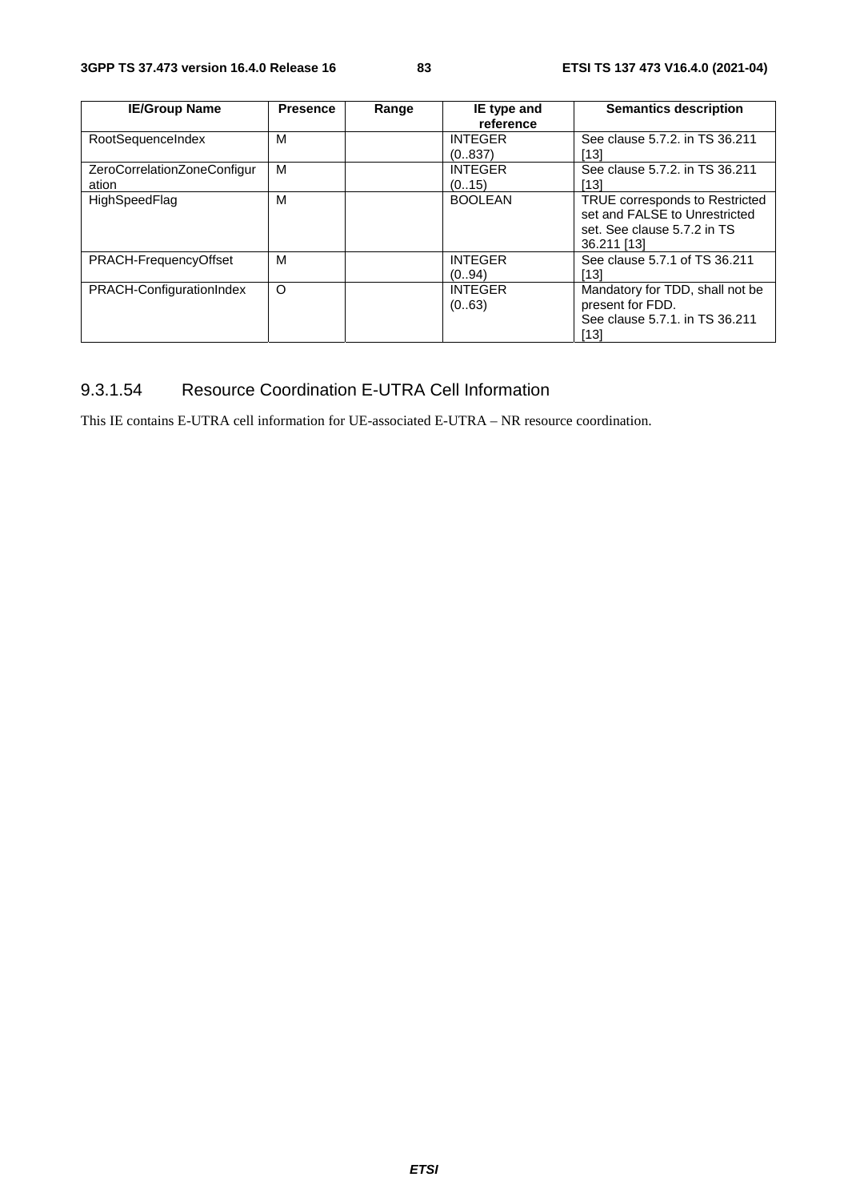| IE/Group Name | Presence | Range | IE type and reference | Semantics description |
|---|---|---|---|---|
| RootSequenceIndex | M | | INTEGER (0..837) | See clause 5.7.2. in TS 36.211 [13] |
| ZeroCorrelationZoneConfiguration | M | | INTEGER (0..15) | See clause 5.7.2. in TS 36.211 [13] |
| HighSpeedFlag | M | | BOOLEAN | TRUE corresponds to Restricted set and FALSE to Unrestricted set. See clause 5.7.2 in TS 36.211 [13] |
| PRACH-FrequencyOffset | M | | INTEGER (0..94) | See clause 5.7.1 of TS 36.211 [13] |
| PRACH-ConfigurationIndex | O | | INTEGER (0..63) | Mandatory for TDD, shall not be present for FDD. See clause 5.7.1. in TS 36.211 [13] |

### 9.3.1.54 Resource Coordination E-UTRA Cell Information

This IE contains E-UTRA cell information for UE-associated E-UTRA – NR resource coordination.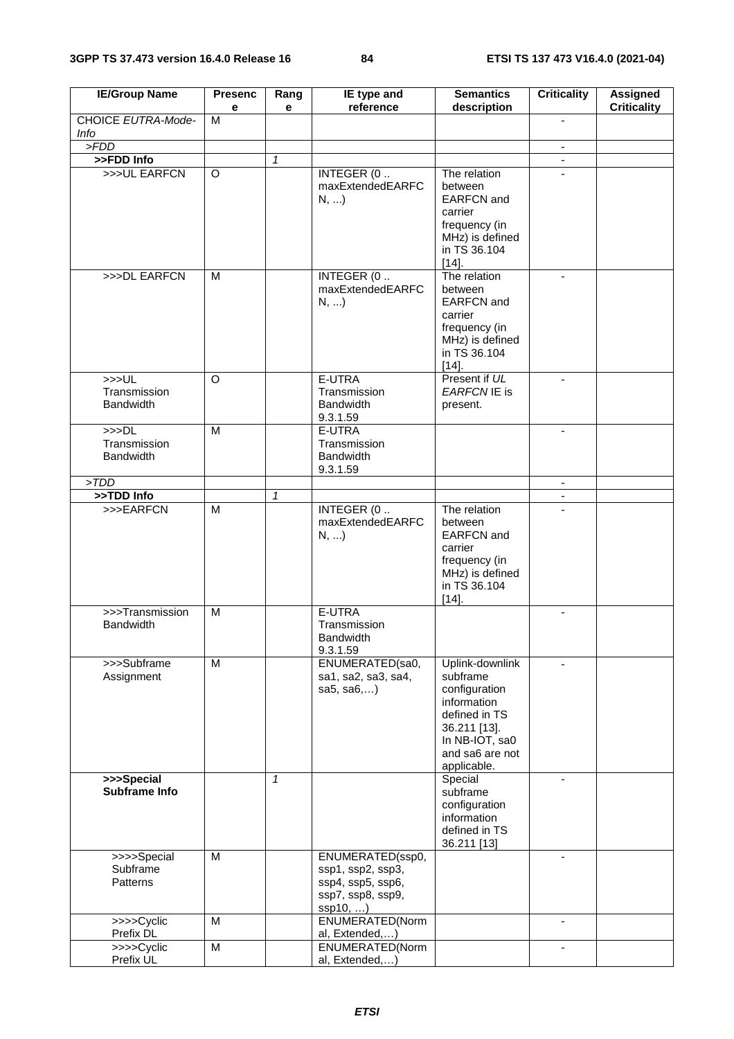| IE/Group Name | Presence | Range | IE type and reference | Semantics description | Criticality | Assigned Criticality |
|---|---|---|---|---|---|---|
| CHOICE *EUTRA-Mode-Info* | M | | | | - | |
| *>FDD* | | | | | - | |
| **>>FDD Info** | | *1* | | | - | |
| >>>UL EARFCN | O | | INTEGER (0 .. maxExtendedEARFCN, ...) | The relation between EARFCN and carrier frequency (in MHz) is defined in TS 36.104 [14]. | - | |
| >>>DL EARFCN | M | | INTEGER (0 .. maxExtendedEARFCN, ...) | The relation between EARFCN and carrier frequency (in MHz) is defined in TS 36.104 [14]. | - | |
| >>>UL Transmission Bandwidth | O | | E-UTRA Transmission Bandwidth 9.3.1.59 | Present if *UL EARFCN* IE is present. | - | |
| >>>DL Transmission Bandwidth | M | | E-UTRA Transmission Bandwidth 9.3.1.59 | | - | |
| *>TDD* | | | | | - | |
| **>>TDD Info** | | *1* | | | - | |
| >>>EARFCN | M | | INTEGER (0 .. maxExtendedEARFCN, ...) | The relation between EARFCN and carrier frequency (in MHz) is defined in TS 36.104 [14]. | - | |
| >>>Transmission Bandwidth | M | | E-UTRA Transmission Bandwidth 9.3.1.59 | | - | |
| >>>Subframe Assignment | M | | ENUMERATED(sa0, sa1, sa2, sa3, sa4, sa5, sa6,…) | Uplink-downlink subframe configuration information defined in TS 36.211 [13]. In NB-IOT, sa0 and sa6 are not applicable. | - | |
| **>>>Special Subframe Info** | | *1* | | Special subframe configuration information defined in TS 36.211 [13] | - | |
| >>>>Special Subframe Patterns | M | | ENUMERATED(ssp0, ssp1, ssp2, ssp3, ssp4, ssp5, ssp6, ssp7, ssp8, ssp9, ssp10, …) | | - | |
| >>>>Cyclic Prefix DL | M | | ENUMERATED(Normal, Extended,…) | | - | |
| >>>>Cyclic Prefix UL | M | | ENUMERATED(Normal, Extended,…) | | - | |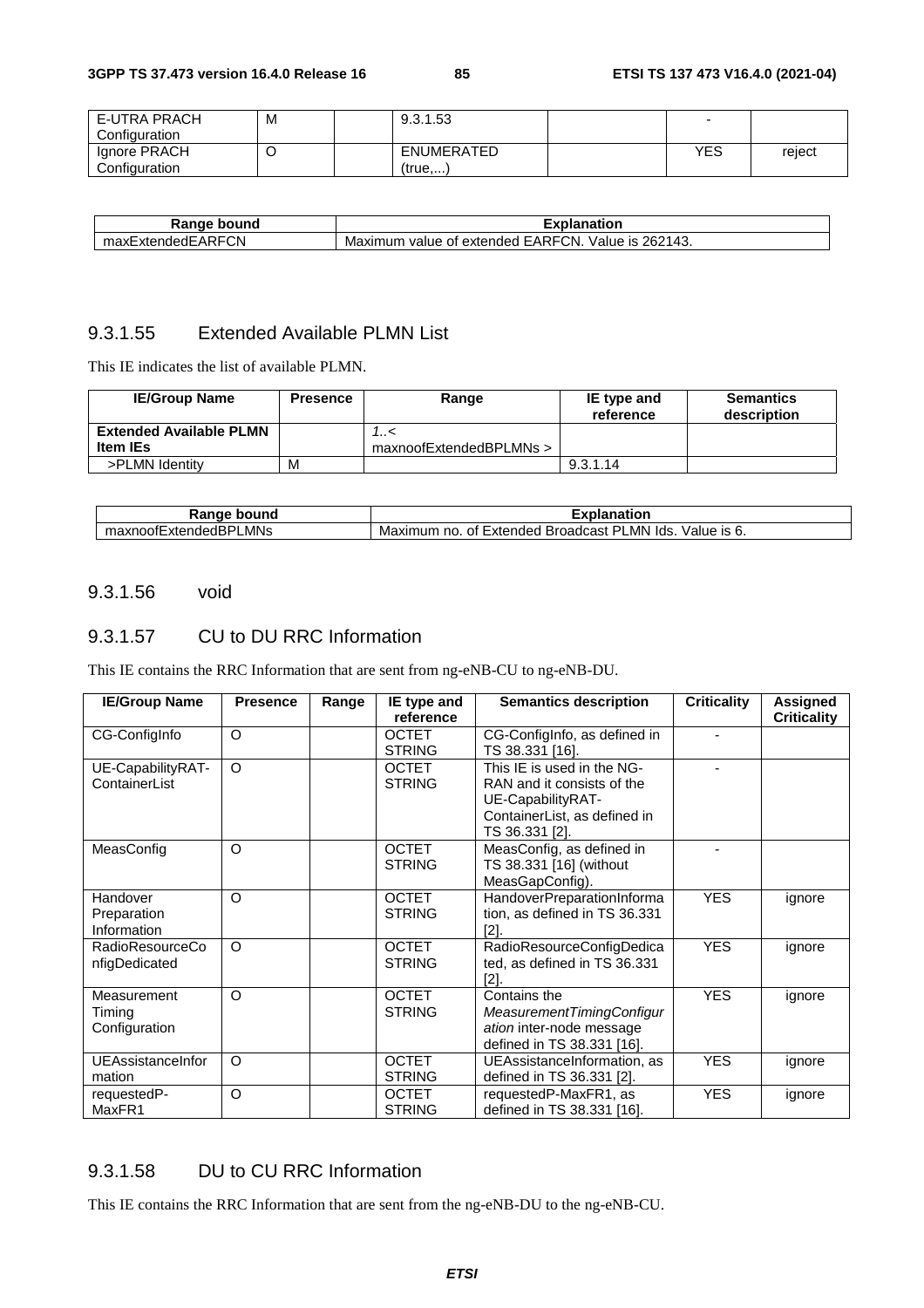| E-UTRA PRACH Configuration | M | | 9.3.1.53 | | - | |
|---|---|---|---|---|---|---|
| Ignore PRACH Configuration | O | | ENUMERATED (true,...) | | YES | reject |

| Range bound | Explanation |
|---|---|
| maxExtendedEARFCN | Maximum value of extended EARFCN. Value is 262143. |

### 9.3.1.55 Extended Available PLMN List

This IE indicates the list of available PLMN.

| IE/Group Name | Presence | Range | IE type and reference | Semantics description |
|---|---|---|---|---|
| **Extended Available PLMN Item IEs** | | *1..< maxnoofExtendedBPLMNs >* | | |
| >PLMN Identity | M | | 9.3.1.14 | |

| Range bound | Explanation |
|---|---|
| maxnoofExtendedBPLMNs | Maximum no. of Extended Broadcast PLMN Ids. Value is 6. |

### 9.3.1.56 void

### 9.3.1.57 CU to DU RRC Information

This IE contains the RRC Information that are sent from ng-eNB-CU to ng-eNB-DU.

| IE/Group Name | Presence | Range | IE type and reference | Semantics description | Criticality | Assigned Criticality |
|---|---|---|---|---|---|---|
| CG-ConfigInfo | O | | OCTET STRING | CG-ConfigInfo, as defined in TS 38.331 [16]. | - | |
| UE-CapabilityRAT-ContainerList | O | | OCTET STRING | This IE is used in the NG-RAN and it consists of the UE-CapabilityRAT-ContainerList, as defined in TS 36.331 [2]. | - | |
| MeasConfig | O | | OCTET STRING | MeasConfig, as defined in TS 38.331 [16] (without MeasGapConfig). | - | |
| Handover Preparation Information | O | | OCTET STRING | HandoverPreparationInformation, as defined in TS 36.331 [2]. | YES | ignore |
| RadioResourceConfigDedicated | O | | OCTET STRING | RadioResourceConfigDedicated, as defined in TS 36.331 [2]. | YES | ignore |
| Measurement Timing Configuration | O | | OCTET STRING | Contains the *MeasurementTimingConfiguration* inter-node message defined in TS 38.331 [16]. | YES | ignore |
| UEAssistanceInformation | O | | OCTET STRING | UEAssistanceInformation, as defined in TS 36.331 [2]. | YES | ignore |
| requestedP-MaxFR1 | O | | OCTET STRING | requestedP-MaxFR1, as defined in TS 38.331 [16]. | YES | ignore |

### 9.3.1.58 DU to CU RRC Information

This IE contains the RRC Information that are sent from the ng-eNB-DU to the ng-eNB-CU.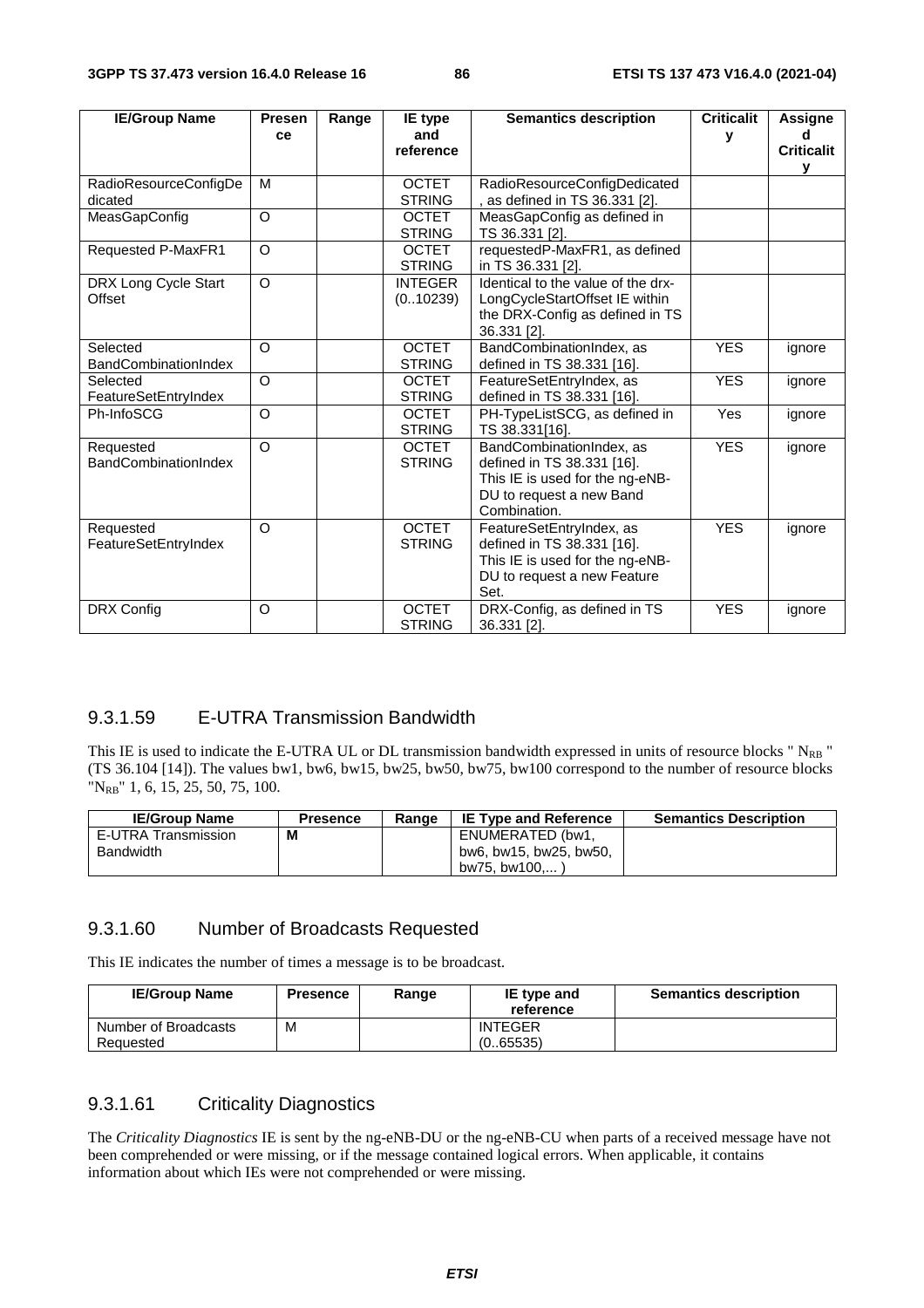| IE/Group Name | Presence | Range | IE type and reference | Semantics description | Criticality | Assigned Criticality |
|---|---|---|---|---|---|---|
| RadioResourceConfigDedicated | M | | OCTET STRING | RadioResourceConfigDedicated, as defined in TS 36.331 [2]. | | |
| MeasGapConfig | O | | OCTET STRING | MeasGapConfig as defined in TS 36.331 [2]. | | |
| Requested P-MaxFR1 | O | | OCTET STRING | requestedP-MaxFR1, as defined in TS 36.331 [2]. | | |
| DRX Long Cycle Start Offset | O | | INTEGER (0..10239) | Identical to the value of the drx-LongCycleStartOffset IE within the DRX-Config as defined in TS 36.331 [2]. | | |
| Selected BandCombinationIndex | O | | OCTET STRING | BandCombinationIndex, as defined in TS 38.331 [16]. | YES | ignore |
| Selected FeatureSetEntryIndex | O | | OCTET STRING | FeatureSetEntryIndex, as defined in TS 38.331 [16]. | YES | ignore |
| Ph-InfoSCG | O | | OCTET STRING | PH-TypeListSCG, as defined in TS 38.331[16]. | Yes | ignore |
| Requested BandCombinationIndex | O | | OCTET STRING | BandCombinationIndex, as defined in TS 38.331 [16]. This IE is used for the ng-eNB-DU to request a new Band Combination. | YES | ignore |
| Requested FeatureSetEntryIndex | O | | OCTET STRING | FeatureSetEntryIndex, as defined in TS 38.331 [16]. This IE is used for the ng-eNB-DU to request a new Feature Set. | YES | ignore |
| DRX Config | O | | OCTET STRING | DRX-Config, as defined in TS 36.331 [2]. | YES | ignore |

### 9.3.1.59 E-UTRA Transmission Bandwidth

This IE is used to indicate the E-UTRA UL or DL transmission bandwidth expressed in units of resource blocks " $N_{RB}$ " (TS 36.104 [14]). The values bw1, bw6, bw15, bw25, bw50, bw75, bw100 correspond to the number of resource blocks "$N_{RB}$" 1, 6, 15, 25, 50, 75, 100.

| IE/Group Name | Presence | Range | IE Type and Reference | Semantics Description |
|---|---|---|---|---|
| E-UTRA Transmission Bandwidth | **M** | | ENUMERATED (bw1, bw6, bw15, bw25, bw50, bw75, bw100,... ) | |

### 9.3.1.60 Number of Broadcasts Requested

This IE indicates the number of times a message is to be broadcast.

| IE/Group Name | Presence | Range | IE type and reference | Semantics description |
|---|---|---|---|---|
| Number of Broadcasts Requested | M | | INTEGER (0..65535) | |

### 9.3.1.61 Criticality Diagnostics

The *Criticality Diagnostics* IE is sent by the ng-eNB-DU or the ng-eNB-CU when parts of a received message have not been comprehended or were missing, or if the message contained logical errors. When applicable, it contains information about which IEs were not comprehended or were missing.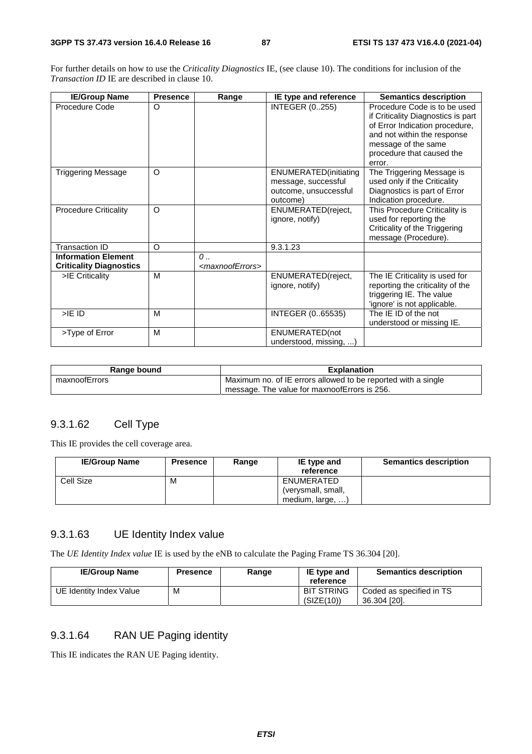For further details on how to use the *Criticality Diagnostics* IE, (see clause 10). The conditions for inclusion of the *Transaction ID* IE are described in clause 10.

| IE/Group Name | Presence | Range | IE type and reference | Semantics description |
|---|---|---|---|---|
| Procedure Code | O | | INTEGER (0..255) | Procedure Code is to be used if Criticality Diagnostics is part of Error Indication procedure, and not within the response message of the same procedure that caused the error. |
| Triggering Message | O | | ENUMERATED(initiating message, successful outcome, unsuccessful outcome) | The Triggering Message is used only if the Criticality Diagnostics is part of Error Indication procedure. |
| Procedure Criticality | O | | ENUMERATED(reject, ignore, notify) | This Procedure Criticality is used for reporting the Criticality of the Triggering message (Procedure). |
| Transaction ID | O | | 9.3.1.23 | |
| **Information Element Criticality Diagnostics** | | *0 .. <maxnoofErrors>* | | |
| >IE Criticality | M | | ENUMERATED(reject, ignore, notify) | The IE Criticality is used for reporting the criticality of the triggering IE. The value 'ignore' is not applicable. |
| >IE ID | M | | INTEGER (0..65535) | The IE ID of the not understood or missing IE. |
| >Type of Error | M | | ENUMERATED(not understood, missing, ...) | |

| Range bound | Explanation |
|---|---|
| maxnoofErrors | Maximum no. of IE errors allowed to be reported with a single message. The value for maxnoofErrors is 256. |

### 9.3.1.62 Cell Type

This IE provides the cell coverage area.

| IE/Group Name | Presence | Range | IE type and reference | Semantics description |
|---|---|---|---|---|
| Cell Size | M | | ENUMERATED (verysmall, small, medium, large, …) | |

### 9.3.1.63 UE Identity Index value

The *UE Identity Index value* IE is used by the eNB to calculate the Paging Frame TS 36.304 [20].

| IE/Group Name | Presence | Range | IE type and reference | Semantics description |
|---|---|---|---|---|
| UE Identity Index Value | M | | BIT STRING (SIZE(10)) | Coded as specified in TS 36.304 [20]. |

### 9.3.1.64 RAN UE Paging identity

This IE indicates the RAN UE Paging identity.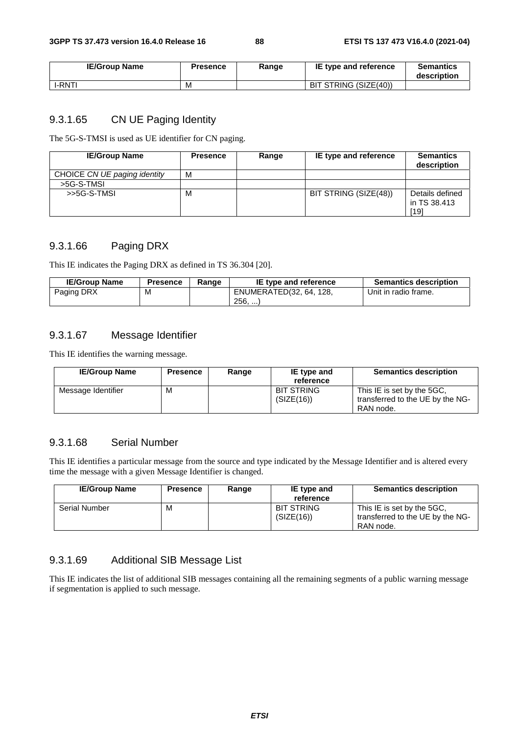| IE/Group Name | Presence | Range | IE type and reference | Semantics description |
|---|---|---|---|---|
| I-RNTI | M | | BIT STRING (SIZE(40)) | |

### 9.3.1.65 CN UE Paging Identity

The 5G-S-TMSI is used as UE identifier for CN paging.

| IE/Group Name | Presence | Range | IE type and reference | Semantics description |
|---|---|---|---|---|
| CHOICE *CN UE paging identity* | M | | | |
| >5G-S-TMSI | | | | |
| >>5G-S-TMSI | M | | BIT STRING (SIZE(48)) | Details defined in TS 38.413 [19] |

### 9.3.1.66 Paging DRX

This IE indicates the Paging DRX as defined in TS 36.304 [20].

| IE/Group Name | Presence | Range | IE type and reference | Semantics description |
|---|---|---|---|---|
| Paging DRX | M | | ENUMERATED(32, 64, 128, 256, ...) | Unit in radio frame. |

### 9.3.1.67 Message Identifier

This IE identifies the warning message.

| IE/Group Name | Presence | Range | IE type and reference | Semantics description |
|---|---|---|---|---|
| Message Identifier | M | | BIT STRING (SIZE(16)) | This IE is set by the 5GC, transferred to the UE by the NG-RAN node. |

### 9.3.1.68 Serial Number

This IE identifies a particular message from the source and type indicated by the Message Identifier and is altered every time the message with a given Message Identifier is changed.

| IE/Group Name | Presence | Range | IE type and reference | Semantics description |
|---|---|---|---|---|
| Serial Number | M | | BIT STRING (SIZE(16)) | This IE is set by the 5GC, transferred to the UE by the NG-RAN node. |

### 9.3.1.69 Additional SIB Message List

This IE indicates the list of additional SIB messages containing all the remaining segments of a public warning message if segmentation is applied to such message.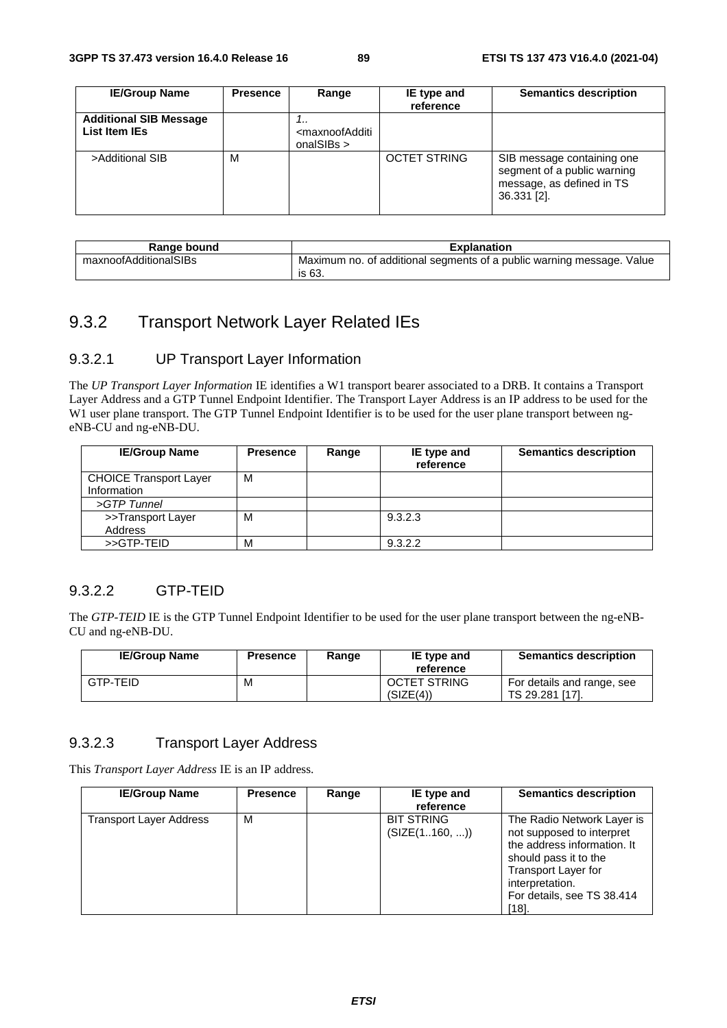| IE/Group Name | Presence | Range | IE type and reference | Semantics description |
|---|---|---|---|---|
| **Additional SIB Message List Item IEs** | | *1..<maxnoofAdditionalSIBs >* | | |
| >Additional SIB | M | | OCTET STRING | SIB message containing one segment of a public warning message, as defined in TS 36.331 [2]. |

| Range bound | Explanation |
|---|---|
| maxnoofAdditionalSIBs | Maximum no. of additional segments of a public warning message. Value is 63. |

## 9.3.2 Transport Network Layer Related IEs

### 9.3.2.1 UP Transport Layer Information

The *UP Transport Layer Information* IE identifies a W1 transport bearer associated to a DRB. It contains a Transport Layer Address and a GTP Tunnel Endpoint Identifier. The Transport Layer Address is an IP address to be used for the W1 user plane transport. The GTP Tunnel Endpoint Identifier is to be used for the user plane transport between ng-eNB-CU and ng-eNB-DU.

| IE/Group Name | Presence | Range | IE type and reference | Semantics description |
|---|---|---|---|---|
| CHOICE Transport Layer Information | M | | | |
| *>GTP Tunnel* | | | | |
| >>Transport Layer Address | M | | 9.3.2.3 | |
| >>GTP-TEID | M | | 9.3.2.2 | |

### 9.3.2.2 GTP-TEID

The *GTP-TEID* IE is the GTP Tunnel Endpoint Identifier to be used for the user plane transport between the ng-eNB-CU and ng-eNB-DU.

| IE/Group Name | Presence | Range | IE type and reference | Semantics description |
|---|---|---|---|---|
| GTP-TEID | M | | OCTET STRING (SIZE(4)) | For details and range, see TS 29.281 [17]. |

### 9.3.2.3 Transport Layer Address

This *Transport Layer Address* IE is an IP address.

| IE/Group Name | Presence | Range | IE type and reference | Semantics description |
|---|---|---|---|---|
| Transport Layer Address | M | | BIT STRING (SIZE(1..160, ...)) | The Radio Network Layer is not supposed to interpret the address information. It should pass it to the Transport Layer for interpretation.<br>For details, see TS 38.414 [18]. |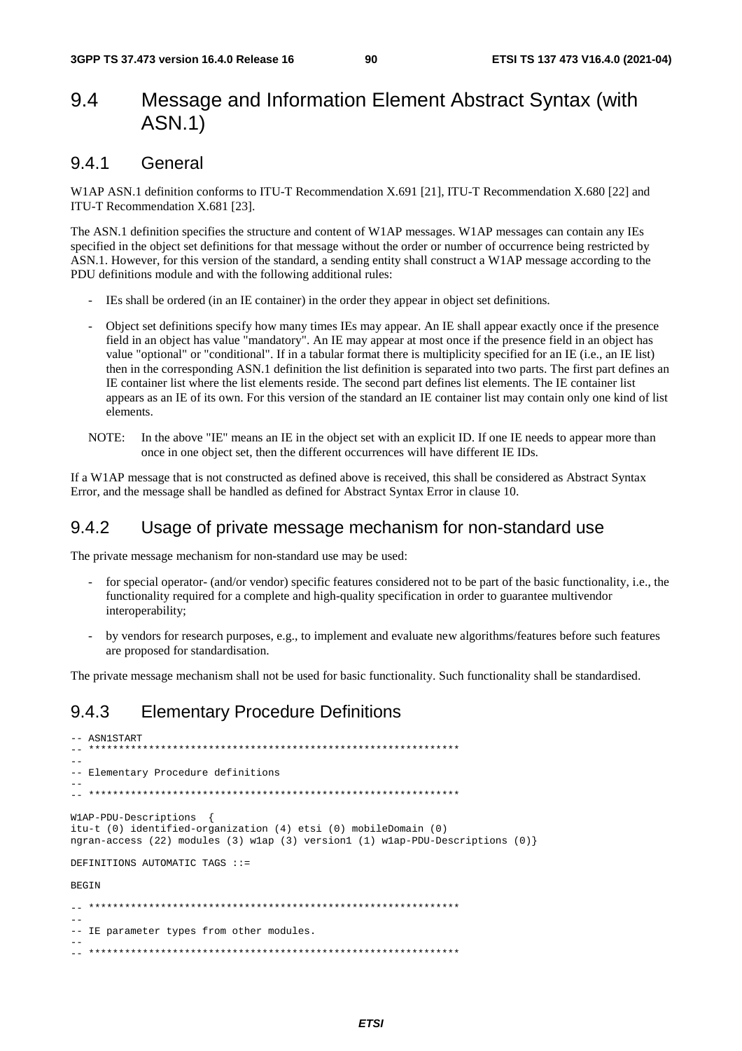## 9.4 Message and Information Element Abstract Syntax (with ASN.1)

### 9.4.1 General

W1AP ASN.1 definition conforms to ITU-T Recommendation X.691 [21], ITU-T Recommendation X.680 [22] and ITU-T Recommendation X.681 [23].

The ASN.1 definition specifies the structure and content of W1AP messages. W1AP messages can contain any IEs specified in the object set definitions for that message without the order or number of occurrence being restricted by ASN.1. However, for this version of the standard, a sending entity shall construct a W1AP message according to the PDU definitions module and with the following additional rules:

- IEs shall be ordered (in an IE container) in the order they appear in object set definitions.
- Object set definitions specify how many times IEs may appear. An IE shall appear exactly once if the presence field in an object has value "mandatory". An IE may appear at most once if the presence field in an object has value "optional" or "conditional". If in a tabular format there is multiplicity specified for an IE (i.e., an IE list) then in the corresponding ASN.1 definition the list definition is separated into two parts. The first part defines an IE container list where the list elements reside. The second part defines list elements. The IE container list appears as an IE of its own. For this version of the standard an IE container list may contain only one kind of list elements.

NOTE: In the above "IE" means an IE in the object set with an explicit ID. If one IE needs to appear more than once in one object set, then the different occurrences will have different IE IDs.

If a W1AP message that is not constructed as defined above is received, this shall be considered as Abstract Syntax Error, and the message shall be handled as defined for Abstract Syntax Error in clause 10.

### 9.4.2 Usage of private message mechanism for non-standard use

The private message mechanism for non-standard use may be used:

- for special operator- (and/or vendor) specific features considered not to be part of the basic functionality, i.e., the functionality required for a complete and high-quality specification in order to guarantee multivendor interoperability;
- by vendors for research purposes, e.g., to implement and evaluate new algorithms/features before such features are proposed for standardisation.

The private message mechanism shall not be used for basic functionality. Such functionality shall be standardised.

### 9.4.3 Elementary Procedure Definitions

```
-- ASN1START
-- **************************************************************
--
-- Elementary Procedure definitions
--
-- **************************************************************

W1AP-PDU-Descriptions  {
itu-t (0) identified-organization (4) etsi (0) mobileDomain (0)
ngran-access (22) modules (3) w1ap (3) version1 (1) w1ap-PDU-Descriptions (0)}

DEFINITIONS AUTOMATIC TAGS ::=

BEGIN

-- **************************************************************
--
-- IE parameter types from other modules.
--
-- **************************************************************
```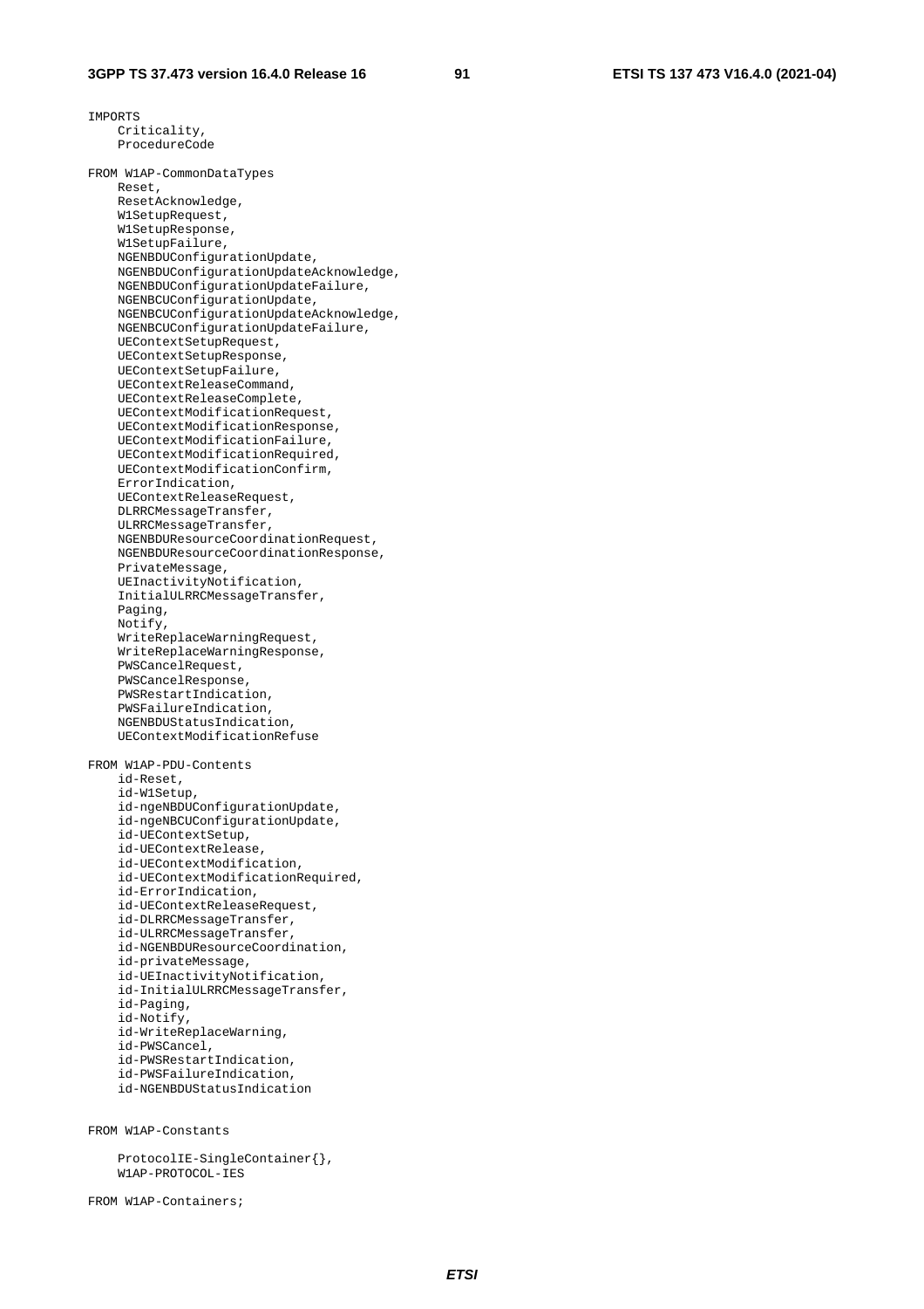```
IMPORTS
	Criticality,
	ProcedureCode

FROM W1AP-CommonDataTypes
	Reset,
	ResetAcknowledge,
	W1SetupRequest,
	W1SetupResponse,
	W1SetupFailure,
	NGENBDUConfigurationUpdate,
	NGENBDUConfigurationUpdateAcknowledge,
	NGENBDUConfigurationUpdateFailure,
	NGENBCUConfigurationUpdate,
	NGENBCUConfigurationUpdateAcknowledge,
	NGENBCUConfigurationUpdateFailure,
	UEContextSetupRequest,
	UEContextSetupResponse,
	UEContextSetupFailure,
	UEContextReleaseCommand,
	UEContextReleaseComplete,
	UEContextModificationRequest,
	UEContextModificationResponse,
	UEContextModificationFailure,
	UEContextModificationRequired,
	UEContextModificationConfirm,
	ErrorIndication,
	UEContextReleaseRequest,
	DLRRCMessageTransfer,
	ULRRCMessageTransfer,
	NGENBDUResourceCoordinationRequest,
	NGENBDUResourceCoordinationResponse,
	PrivateMessage,
	UEInactivityNotification,
	InitialULRRCMessageTransfer,
	Paging,
	Notify,
	WriteReplaceWarningRequest,
	WriteReplaceWarningResponse,
	PWSCancelRequest,
	PWSCancelResponse,
	PWSRestartIndication,
	PWSFailureIndication,
	NGENBDUStatusIndication,
	UEContextModificationRefuse

FROM W1AP-PDU-Contents
	id-Reset,
	id-W1Setup,
	id-ngeNBDUConfigurationUpdate,
	id-ngeNBCUConfigurationUpdate,
	id-UEContextSetup,
	id-UEContextRelease,
	id-UEContextModification,
	id-UEContextModificationRequired,
	id-ErrorIndication,
	id-UEContextReleaseRequest,
	id-DLRRCMessageTransfer,
	id-ULRRCMessageTransfer,
	id-NGENBDUResourceCoordination,
	id-privateMessage,
	id-UEInactivityNotification,
	id-InitialULRRCMessageTransfer,
	id-Paging,
	id-Notify,
	id-WriteReplaceWarning,
	id-PWSCancel,
	id-PWSRestartIndication,
	id-PWSFailureIndication,
	id-NGENBDUStatusIndication


FROM W1AP-Constants

	ProtocolIE-SingleContainer{},
	W1AP-PROTOCOL-IES

FROM W1AP-Containers;
```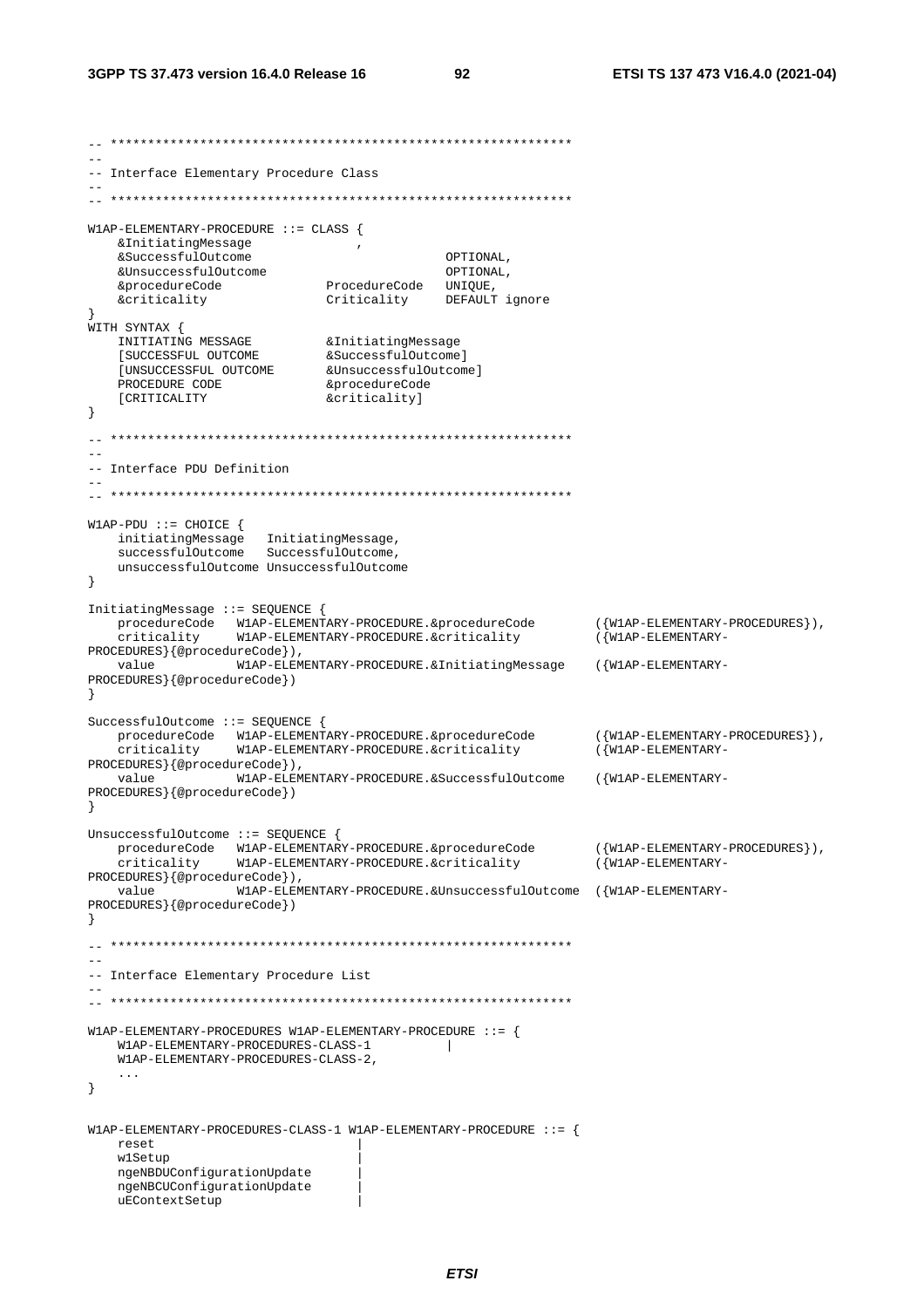```
-- **************************************************************
--
-- Interface Elementary Procedure Class
--
-- **************************************************************

W1AP-ELEMENTARY-PROCEDURE ::= CLASS {
	&InitiatingMessage				,
	&SuccessfulOutcome							OPTIONAL,
	&UnsuccessfulOutcome						OPTIONAL,
	&procedureCode				ProcedureCode 	UNIQUE,
	&criticality				Criticality 	DEFAULT ignore
}
WITH SYNTAX {
	INITIATING MESSAGE			&InitiatingMessage
	[SUCCESSFUL OUTCOME			&SuccessfulOutcome]
	[UNSUCCESSFUL OUTCOME		&UnsuccessfulOutcome]
	PROCEDURE CODE				&procedureCode
	[CRITICALITY				&criticality]
}

-- **************************************************************
--
-- Interface PDU Definition
--
-- **************************************************************

W1AP-PDU ::= CHOICE {
	initiatingMessage	InitiatingMessage,
	successfulOutcome	SuccessfulOutcome,
	unsuccessfulOutcome	UnsuccessfulOutcome
}

InitiatingMessage ::= SEQUENCE {
	procedureCode	W1AP-ELEMENTARY-PROCEDURE.&procedureCode		({W1AP-ELEMENTARY-PROCEDURES}),
	criticality		W1AP-ELEMENTARY-PROCEDURE.&criticality			({W1AP-ELEMENTARY-PROCEDURES}{@procedureCode}),
	value			W1AP-ELEMENTARY-PROCEDURE.&InitiatingMessage	({W1AP-ELEMENTARY-PROCEDURES}{@procedureCode})
}

SuccessfulOutcome ::= SEQUENCE {
	procedureCode	W1AP-ELEMENTARY-PROCEDURE.&procedureCode		({W1AP-ELEMENTARY-PROCEDURES}),
	criticality		W1AP-ELEMENTARY-PROCEDURE.&criticality			({W1AP-ELEMENTARY-PROCEDURES}{@procedureCode}),
	value			W1AP-ELEMENTARY-PROCEDURE.&SuccessfulOutcome	({W1AP-ELEMENTARY-PROCEDURES}{@procedureCode})
}

UnsuccessfulOutcome ::= SEQUENCE {
	procedureCode	W1AP-ELEMENTARY-PROCEDURE.&procedureCode		({W1AP-ELEMENTARY-PROCEDURES}),
	criticality		W1AP-ELEMENTARY-PROCEDURE.&criticality			({W1AP-ELEMENTARY-PROCEDURES}{@procedureCode}),
	value			W1AP-ELEMENTARY-PROCEDURE.&UnsuccessfulOutcome	({W1AP-ELEMENTARY-PROCEDURES}{@procedureCode})
}

-- **************************************************************
--
-- Interface Elementary Procedure List
--
-- **************************************************************

W1AP-ELEMENTARY-PROCEDURES W1AP-ELEMENTARY-PROCEDURE ::= {
	W1AP-ELEMENTARY-PROCEDURES-CLASS-1			|
	W1AP-ELEMENTARY-PROCEDURES-CLASS-2,
	...
}


W1AP-ELEMENTARY-PROCEDURES-CLASS-1 W1AP-ELEMENTARY-PROCEDURE ::= {
	reset							|
	w1Setup							|
	ngeNBDUConfigurationUpdate		|
	ngeNBCUConfigurationUpdate		|
	uEContextSetup					|
```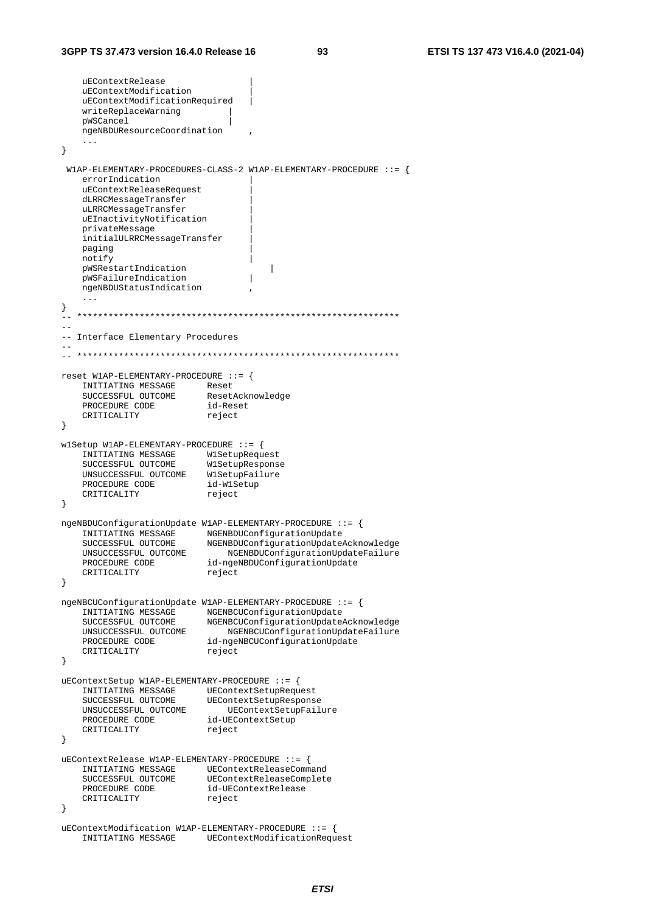```
	uEContextRelease				|
	uEContextModification			|
	uEContextModificationRequired	|
	writeReplaceWarning			|
	pWSCancel					|
	ngeNBDUResourceCoordination		,
	...
}

 W1AP-ELEMENTARY-PROCEDURES-CLASS-2 W1AP-ELEMENTARY-PROCEDURE ::= {
	errorIndication				|
	uEContextReleaseRequest			|
	dLRRCMessageTransfer			|
	uLRRCMessageTransfer			|
	uEInactivityNotification		|
	privateMessage				|
	initialULRRCMessageTransfer		|
	paging					|
	notify					|
	pWSRestartIndication				|
	pWSFailureIndication			|
	ngeNBDUStatusIndication			,
	...
}
-- **************************************************************
--
-- Interface Elementary Procedures
--
-- **************************************************************

reset W1AP-ELEMENTARY-PROCEDURE ::= {
	INITIATING MESSAGE		Reset
	SUCCESSFUL OUTCOME		ResetAcknowledge
	PROCEDURE CODE			id-Reset
	CRITICALITY			reject
}

w1Setup W1AP-ELEMENTARY-PROCEDURE ::= {
	INITIATING MESSAGE		W1SetupRequest
	SUCCESSFUL OUTCOME		W1SetupResponse
	UNSUCCESSFUL OUTCOME	W1SetupFailure
	PROCEDURE CODE			id-W1Setup
	CRITICALITY			reject
}

ngeNBDUConfigurationUpdate W1AP-ELEMENTARY-PROCEDURE ::= {
	INITIATING MESSAGE		NGENBDUConfigurationUpdate
	SUCCESSFUL OUTCOME		NGENBDUConfigurationUpdateAcknowledge
	UNSUCCESSFUL OUTCOME		NGENBDUConfigurationUpdateFailure
	PROCEDURE CODE			id-ngeNBDUConfigurationUpdate
	CRITICALITY			reject
}

ngeNBCUConfigurationUpdate W1AP-ELEMENTARY-PROCEDURE ::= {
	INITIATING MESSAGE		NGENBCUConfigurationUpdate
	SUCCESSFUL OUTCOME		NGENBCUConfigurationUpdateAcknowledge
	UNSUCCESSFUL OUTCOME		NGENBCUConfigurationUpdateFailure
	PROCEDURE CODE			id-ngeNBCUConfigurationUpdate
	CRITICALITY			reject
}

uEContextSetup W1AP-ELEMENTARY-PROCEDURE ::= {
	INITIATING MESSAGE		UEContextSetupRequest
	SUCCESSFUL OUTCOME		UEContextSetupResponse
	UNSUCCESSFUL OUTCOME		UEContextSetupFailure
	PROCEDURE CODE			id-UEContextSetup
	CRITICALITY			reject
}

uEContextRelease W1AP-ELEMENTARY-PROCEDURE ::= {
	INITIATING MESSAGE		UEContextReleaseCommand
	SUCCESSFUL OUTCOME		UEContextReleaseComplete
	PROCEDURE CODE			id-UEContextRelease
	CRITICALITY			reject
}

uEContextModification W1AP-ELEMENTARY-PROCEDURE ::= {
	INITIATING MESSAGE		UEContextModificationRequest
```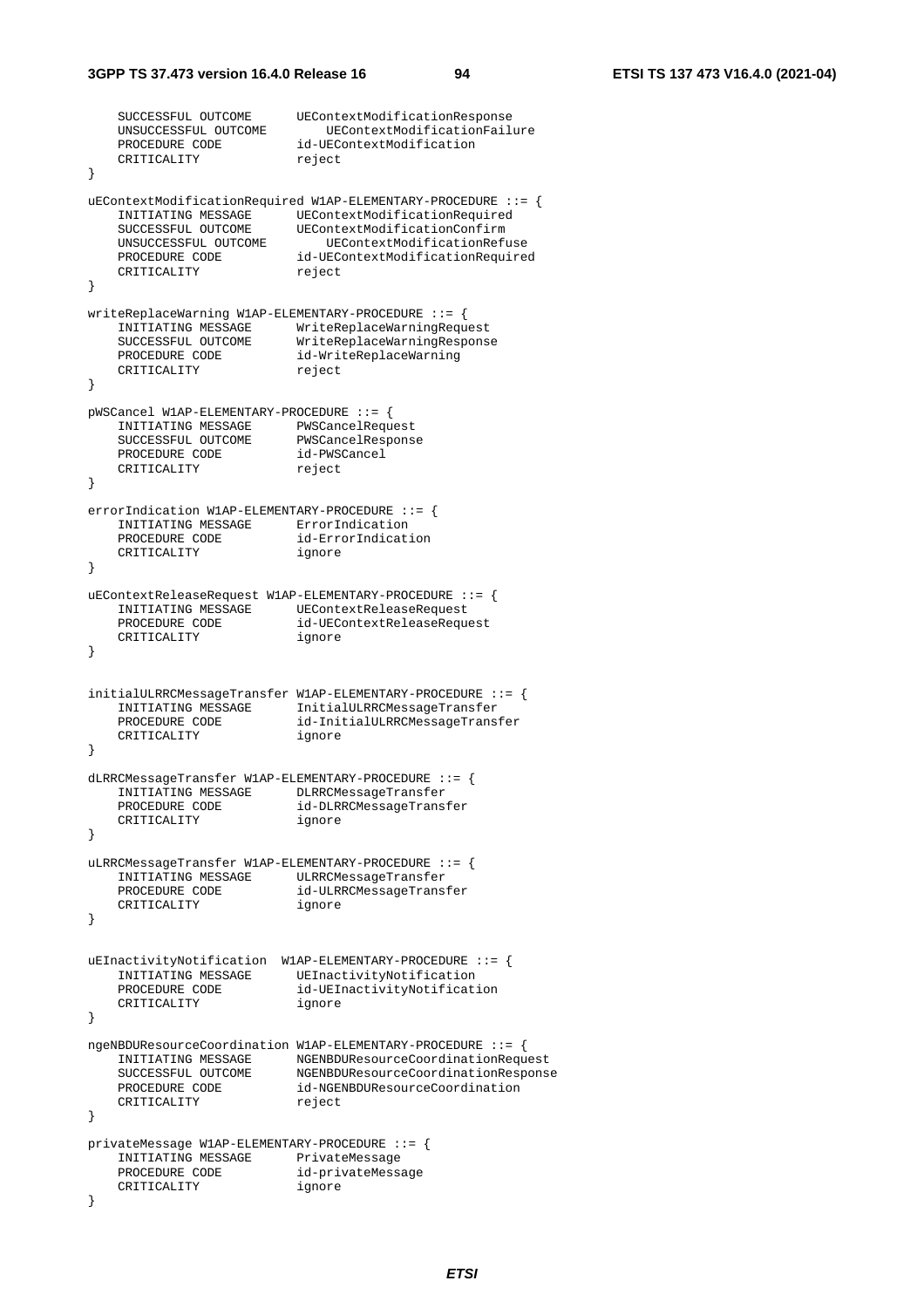```
    SUCCESSFUL OUTCOME      UEContextModificationResponse
    UNSUCCESSFUL OUTCOME        UEContextModificationFailure
    PROCEDURE CODE          id-UEContextModification
    CRITICALITY             reject
}

uEContextModificationRequired W1AP-ELEMENTARY-PROCEDURE ::= {
    INITIATING MESSAGE      UEContextModificationRequired
    SUCCESSFUL OUTCOME      UEContextModificationConfirm
    UNSUCCESSFUL OUTCOME        UEContextModificationRefuse
    PROCEDURE CODE          id-UEContextModificationRequired
    CRITICALITY             reject
}

writeReplaceWarning W1AP-ELEMENTARY-PROCEDURE ::= {
    INITIATING MESSAGE      WriteReplaceWarningRequest
    SUCCESSFUL OUTCOME      WriteReplaceWarningResponse
    PROCEDURE CODE          id-WriteReplaceWarning
    CRITICALITY             reject
}

pWSCancel W1AP-ELEMENTARY-PROCEDURE ::= {
    INITIATING MESSAGE      PWSCancelRequest
    SUCCESSFUL OUTCOME      PWSCancelResponse
    PROCEDURE CODE          id-PWSCancel
    CRITICALITY             reject
}

errorIndication W1AP-ELEMENTARY-PROCEDURE ::= {
    INITIATING MESSAGE      ErrorIndication
    PROCEDURE CODE          id-ErrorIndication
    CRITICALITY             ignore
}

uEContextReleaseRequest W1AP-ELEMENTARY-PROCEDURE ::= {
    INITIATING MESSAGE      UEContextReleaseRequest
    PROCEDURE CODE          id-UEContextReleaseRequest
    CRITICALITY             ignore
}


initialULRRCMessageTransfer W1AP-ELEMENTARY-PROCEDURE ::= {
    INITIATING MESSAGE      InitialULRRCMessageTransfer
    PROCEDURE CODE          id-InitialULRRCMessageTransfer
    CRITICALITY             ignore
}

dLRRCMessageTransfer W1AP-ELEMENTARY-PROCEDURE ::= {
    INITIATING MESSAGE      DLRRCMessageTransfer
    PROCEDURE CODE          id-DLRRCMessageTransfer
    CRITICALITY             ignore
}

uLRRCMessageTransfer W1AP-ELEMENTARY-PROCEDURE ::= {
    INITIATING MESSAGE      ULRRCMessageTransfer
    PROCEDURE CODE          id-ULRRCMessageTransfer
    CRITICALITY             ignore
}


uEInactivityNotification  W1AP-ELEMENTARY-PROCEDURE ::= {
    INITIATING MESSAGE      UEInactivityNotification
    PROCEDURE CODE          id-UEInactivityNotification
    CRITICALITY             ignore
}

ngeNBDUResourceCoordination W1AP-ELEMENTARY-PROCEDURE ::= {
    INITIATING MESSAGE      NGENBDUResourceCoordinationRequest
    SUCCESSFUL OUTCOME      NGENBDUResourceCoordinationResponse
    PROCEDURE CODE          id-NGENBDUResourceCoordination
    CRITICALITY             reject
}

privateMessage W1AP-ELEMENTARY-PROCEDURE ::= {
    INITIATING MESSAGE      PrivateMessage
    PROCEDURE CODE          id-privateMessage
    CRITICALITY             ignore
}
```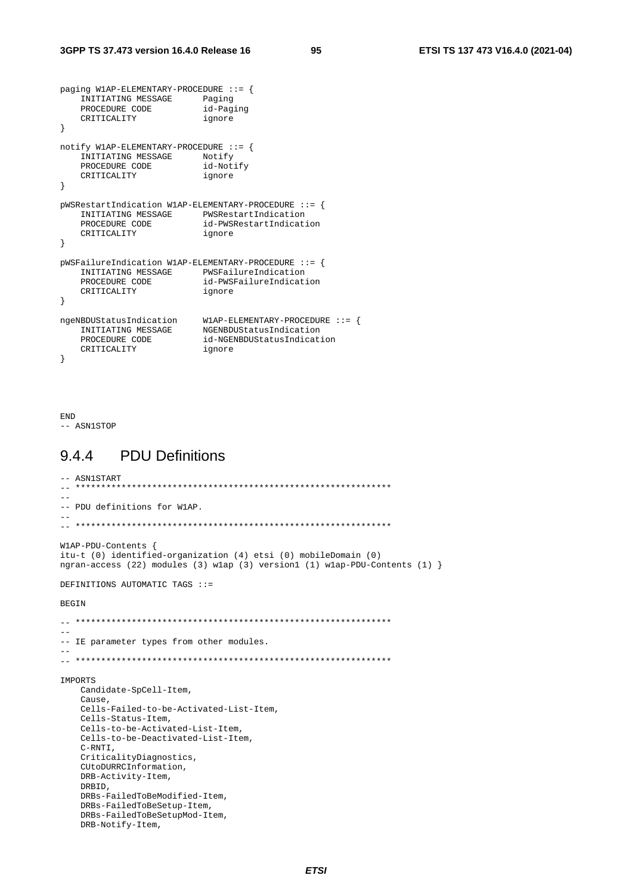```
paging W1AP-ELEMENTARY-PROCEDURE ::= {
    INITIATING MESSAGE      Paging
    PROCEDURE CODE          id-Paging
    CRITICALITY             ignore
}

notify W1AP-ELEMENTARY-PROCEDURE ::= {
    INITIATING MESSAGE      Notify
    PROCEDURE CODE          id-Notify
    CRITICALITY             ignore
}

pWSRestartIndication W1AP-ELEMENTARY-PROCEDURE ::= {
    INITIATING MESSAGE      PWSRestartIndication
    PROCEDURE CODE          id-PWSRestartIndication
    CRITICALITY             ignore
}

pWSFailureIndication W1AP-ELEMENTARY-PROCEDURE ::= {
    INITIATING MESSAGE      PWSFailureIndication
    PROCEDURE CODE          id-PWSFailureIndication
    CRITICALITY             ignore
}

ngeNBDUStatusIndication     W1AP-ELEMENTARY-PROCEDURE ::= {
    INITIATING MESSAGE      NGENBDUStatusIndication
    PROCEDURE CODE          id-NGENBDUStatusIndication
    CRITICALITY             ignore
}



END
-- ASN1STOP
```

### 9.4.4 PDU Definitions

```
-- ASN1START
-- **************************************************************
--
-- PDU definitions for W1AP.
--
-- **************************************************************

W1AP-PDU-Contents {
itu-t (0) identified-organization (4) etsi (0) mobileDomain (0)
ngran-access (22) modules (3) w1ap (3) version1 (1) w1ap-PDU-Contents (1) }

DEFINITIONS AUTOMATIC TAGS ::=

BEGIN

-- **************************************************************
--
-- IE parameter types from other modules.
--
-- **************************************************************

IMPORTS
    Candidate-SpCell-Item,
    Cause,
    Cells-Failed-to-be-Activated-List-Item,
    Cells-Status-Item,
    Cells-to-be-Activated-List-Item,
    Cells-to-be-Deactivated-List-Item,
    C-RNTI,
    CriticalityDiagnostics,
    CUtoDURRCInformation,
    DRB-Activity-Item,
    DRBID,
    DRBs-FailedToBeModified-Item,
    DRBs-FailedToBeSetup-Item,
    DRBs-FailedToBeSetupMod-Item,
    DRB-Notify-Item,
```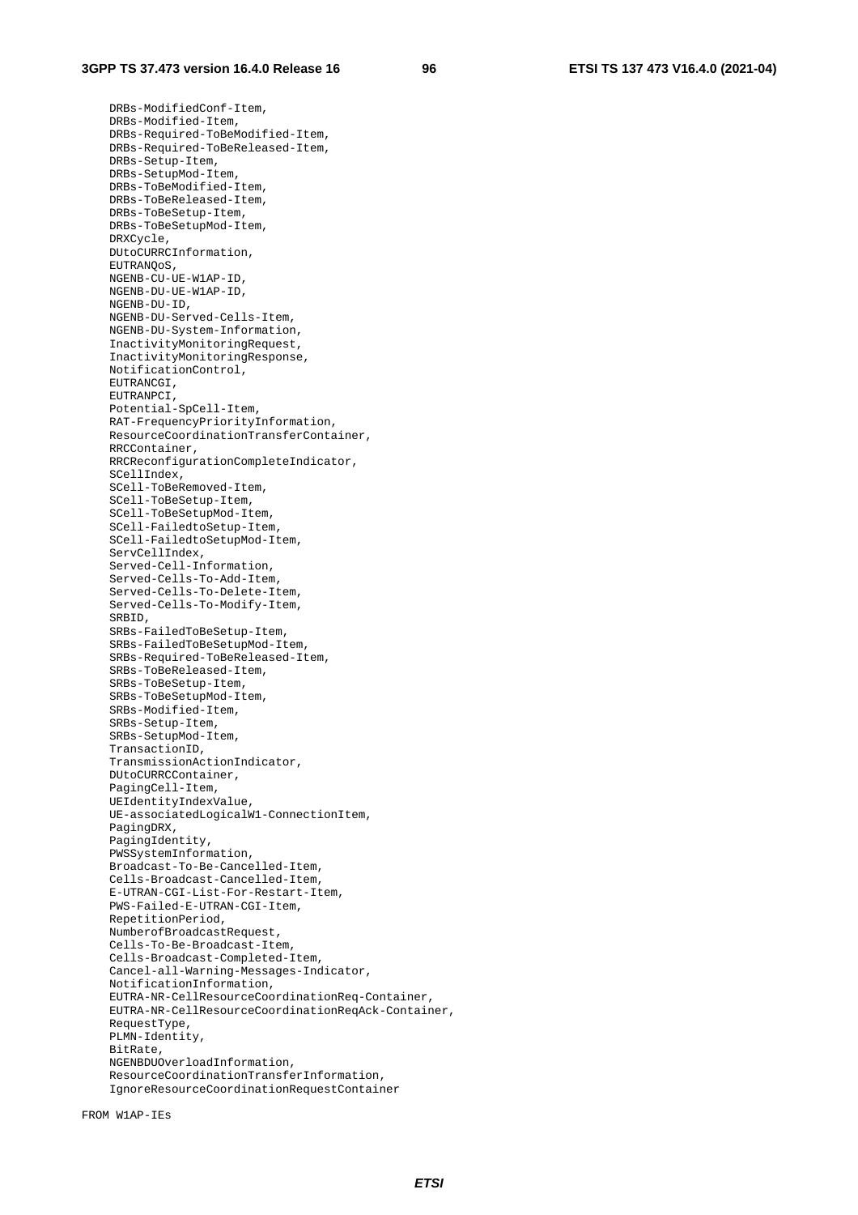```
	DRBs-ModifiedConf-Item,
	DRBs-Modified-Item,
	DRBs-Required-ToBeModified-Item,
	DRBs-Required-ToBeReleased-Item,
	DRBs-Setup-Item,
	DRBs-SetupMod-Item,
	DRBs-ToBeModified-Item,
	DRBs-ToBeReleased-Item,
	DRBs-ToBeSetup-Item,
	DRBs-ToBeSetupMod-Item,
	DRXCycle,
	DUtoCURRCInformation,
	EUTRANQoS,
	NGENB-CU-UE-W1AP-ID,
	NGENB-DU-UE-W1AP-ID,
	NGENB-DU-ID,
	NGENB-DU-Served-Cells-Item,
	NGENB-DU-System-Information,
	InactivityMonitoringRequest,
	InactivityMonitoringResponse,
	NotificationControl,
	EUTRANCGI,
	EUTRANPCI,
	Potential-SpCell-Item,
	RAT-FrequencyPriorityInformation,
	ResourceCoordinationTransferContainer,
	RRCContainer,
	RRCReconfigurationCompleteIndicator,
	SCellIndex,
	SCell-ToBeRemoved-Item,
	SCell-ToBeSetup-Item,
	SCell-ToBeSetupMod-Item,
	SCell-FailedtoSetup-Item,
	SCell-FailedtoSetupMod-Item,
	ServCellIndex,
	Served-Cell-Information,
	Served-Cells-To-Add-Item,
	Served-Cells-To-Delete-Item,
	Served-Cells-To-Modify-Item,
	SRBID,
	SRBs-FailedToBeSetup-Item,
	SRBs-FailedToBeSetupMod-Item,
	SRBs-Required-ToBeReleased-Item,
	SRBs-ToBeReleased-Item,
	SRBs-ToBeSetup-Item,
	SRBs-ToBeSetupMod-Item,
	SRBs-Modified-Item,
	SRBs-Setup-Item,
	SRBs-SetupMod-Item,
	TransactionID,
	TransmissionActionIndicator,
	DUtoCURRCContainer,
	PagingCell-Item,
	UEIdentityIndexValue,
	UE-associatedLogicalW1-ConnectionItem,
	PagingDRX,
	PagingIdentity,
	PWSSystemInformation,
	Broadcast-To-Be-Cancelled-Item,
	Cells-Broadcast-Cancelled-Item,
	E-UTRAN-CGI-List-For-Restart-Item,
	PWS-Failed-E-UTRAN-CGI-Item,
	RepetitionPeriod,
	NumberofBroadcastRequest,
	Cells-To-Be-Broadcast-Item,
	Cells-Broadcast-Completed-Item,
	Cancel-all-Warning-Messages-Indicator,
	NotificationInformation,
	EUTRA-NR-CellResourceCoordinationReq-Container,
	EUTRA-NR-CellResourceCoordinationReqAck-Container,
	RequestType,
	PLMN-Identity,
	BitRate,
	NGENBDUOverloadInformation,
	ResourceCoordinationTransferInformation,
	IgnoreResourceCoordinationRequestContainer

FROM W1AP-IEs
```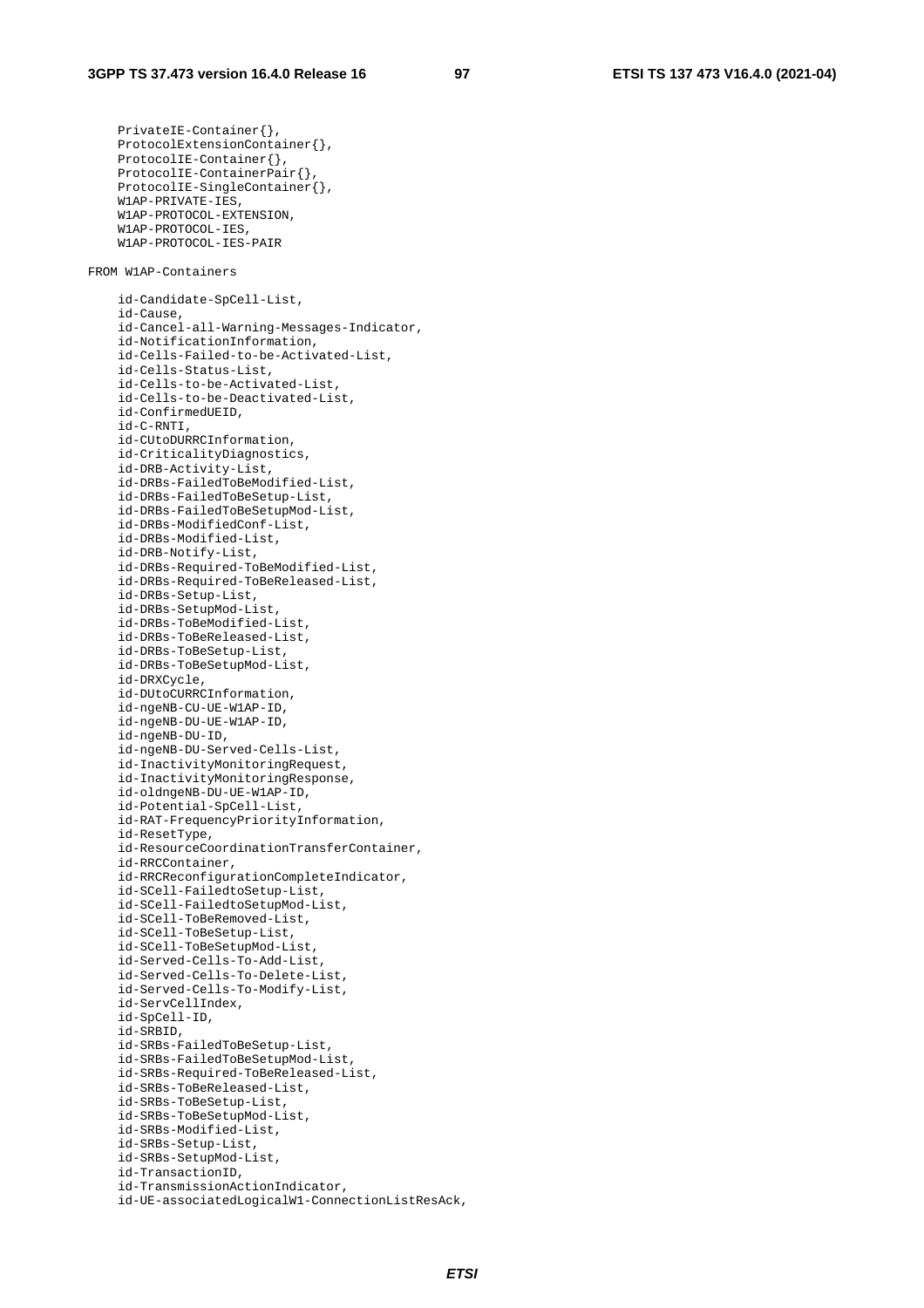```
	PrivateIE-Container{},
	ProtocolExtensionContainer{},
	ProtocolIE-Container{},
	ProtocolIE-ContainerPair{},
	ProtocolIE-SingleContainer{},
	W1AP-PRIVATE-IES,
	W1AP-PROTOCOL-EXTENSION,
	W1AP-PROTOCOL-IES,
	W1AP-PROTOCOL-IES-PAIR

FROM W1AP-Containers

	id-Candidate-SpCell-List,
	id-Cause,
	id-Cancel-all-Warning-Messages-Indicator,
	id-NotificationInformation,
	id-Cells-Failed-to-be-Activated-List,
	id-Cells-Status-List,
	id-Cells-to-be-Activated-List,
	id-Cells-to-be-Deactivated-List,
	id-ConfirmedUEID,
	id-C-RNTI,
	id-CUtoDURRCInformation,
	id-CriticalityDiagnostics,
	id-DRB-Activity-List,
	id-DRBs-FailedToBeModified-List,
	id-DRBs-FailedToBeSetup-List,
	id-DRBs-FailedToBeSetupMod-List,
	id-DRBs-ModifiedConf-List,
	id-DRBs-Modified-List,
	id-DRB-Notify-List,
	id-DRBs-Required-ToBeModified-List,
	id-DRBs-Required-ToBeReleased-List,
	id-DRBs-Setup-List,
	id-DRBs-SetupMod-List,
	id-DRBs-ToBeModified-List,
	id-DRBs-ToBeReleased-List,
	id-DRBs-ToBeSetup-List,
	id-DRBs-ToBeSetupMod-List,
	id-DRXCycle,
	id-DUtoCURRCInformation,
	id-ngeNB-CU-UE-W1AP-ID,
	id-ngeNB-DU-UE-W1AP-ID,
	id-ngeNB-DU-ID,
	id-ngeNB-DU-Served-Cells-List,
	id-InactivityMonitoringRequest,
	id-InactivityMonitoringResponse,
	id-oldngeNB-DU-UE-W1AP-ID,
	id-Potential-SpCell-List,
	id-RAT-FrequencyPriorityInformation,
	id-ResetType,
	id-ResourceCoordinationTransferContainer,
	id-RRCContainer,
	id-RRCReconfigurationCompleteIndicator,
	id-SCell-FailedtoSetup-List,
	id-SCell-FailedtoSetupMod-List,
	id-SCell-ToBeRemoved-List,
	id-SCell-ToBeSetup-List,
	id-SCell-ToBeSetupMod-List,
	id-Served-Cells-To-Add-List,
	id-Served-Cells-To-Delete-List,
	id-Served-Cells-To-Modify-List,
	id-ServCellIndex,
	id-SpCell-ID,
	id-SRBID,
	id-SRBs-FailedToBeSetup-List,
	id-SRBs-FailedToBeSetupMod-List,
	id-SRBs-Required-ToBeReleased-List,
	id-SRBs-ToBeReleased-List,
	id-SRBs-ToBeSetup-List,
	id-SRBs-ToBeSetupMod-List,
	id-SRBs-Modified-List,
	id-SRBs-Setup-List,
	id-SRBs-SetupMod-List,
	id-TransactionID,
	id-TransmissionActionIndicator,
	id-UE-associatedLogicalW1-ConnectionListResAck,
```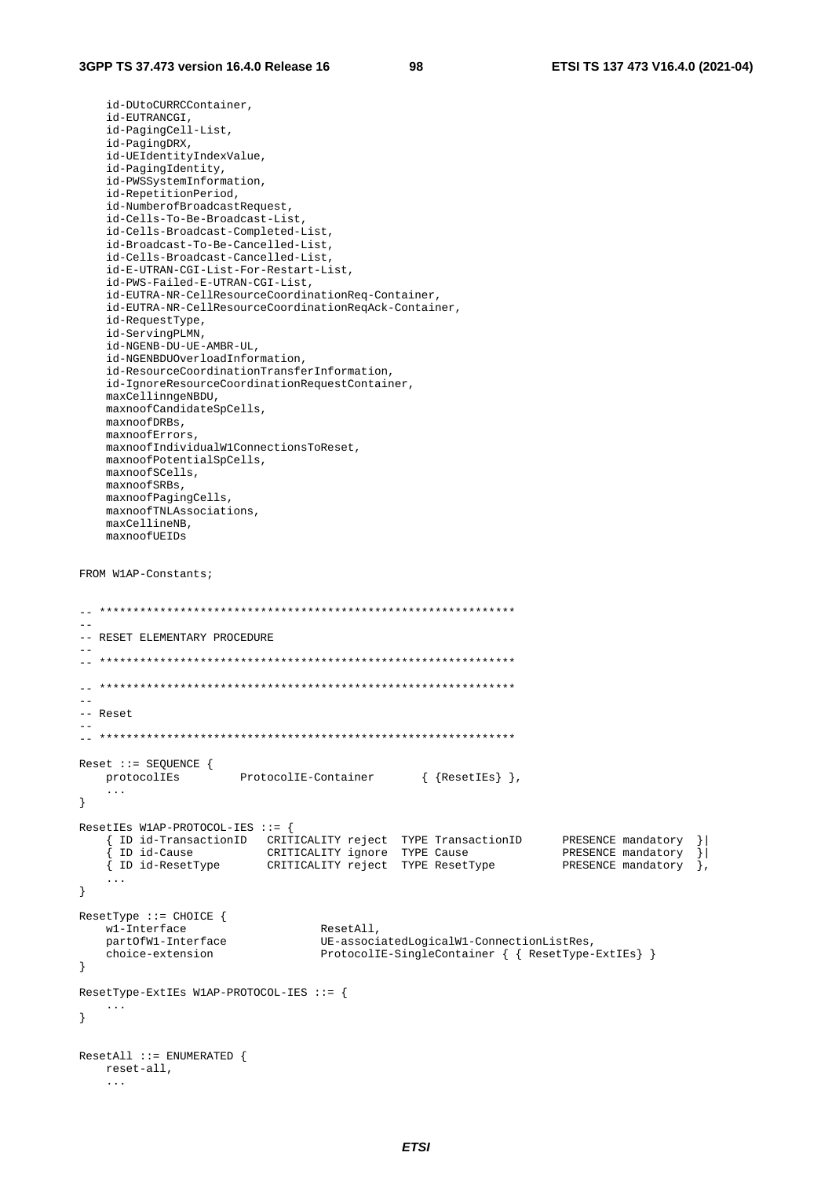```
	id-DUtoCURRCContainer,
	id-EUTRANCGI,
	id-PagingCell-List,
	id-PagingDRX,
	id-UEIdentityIndexValue,
	id-PagingIdentity,
	id-PWSSystemInformation,
	id-RepetitionPeriod,
	id-NumberofBroadcastRequest,
	id-Cells-To-Be-Broadcast-List,
	id-Cells-Broadcast-Completed-List,
	id-Broadcast-To-Be-Cancelled-List,
	id-Cells-Broadcast-Cancelled-List,
	id-E-UTRAN-CGI-List-For-Restart-List,
	id-PWS-Failed-E-UTRAN-CGI-List,
	id-EUTRA-NR-CellResourceCoordinationReq-Container,
	id-EUTRA-NR-CellResourceCoordinationReqAck-Container,
	id-RequestType,
	id-ServingPLMN,
	id-NGENB-DU-UE-AMBR-UL,
	id-NGENBDUOverloadInformation,
	id-ResourceCoordinationTransferInformation,
	id-IgnoreResourceCoordinationRequestContainer,
	maxCellinngeNBDU,
	maxnoofCandidateSpCells,
	maxnoofDRBs,
	maxnoofErrors,
	maxnoofIndividualW1ConnectionsToReset,
	maxnoofPotentialSpCells,
	maxnoofSCells,
	maxnoofSRBs,
	maxnoofPagingCells,
	maxnoofTNLAssociations,
	maxCellineNB,
	maxnoofUEIDs

FROM W1AP-Constants;


-- **************************************************************
--
-- RESET ELEMENTARY PROCEDURE
--
-- **************************************************************

-- **************************************************************
--
-- Reset
--
-- **************************************************************

Reset ::= SEQUENCE {
	protocolIEs			ProtocolIE-Container		{ {ResetIEs} },
	...
}

ResetIEs W1AP-PROTOCOL-IES ::= {
	{ ID id-TransactionID	CRITICALITY reject	TYPE TransactionID		PRESENCE mandatory	}|
	{ ID id-Cause			CRITICALITY ignore	TYPE Cause				PRESENCE mandatory	}|
	{ ID id-ResetType		CRITICALITY reject	TYPE ResetType			PRESENCE mandatory	},
	...
}

ResetType ::= CHOICE {
	w1-Interface				ResetAll,
	partOfW1-Interface			UE-associatedLogicalW1-ConnectionListRes,
	choice-extension			ProtocolIE-SingleContainer { { ResetType-ExtIEs} }
}

ResetType-ExtIEs W1AP-PROTOCOL-IES ::= {
	...
}


ResetAll ::= ENUMERATED {
	reset-all,
	...
```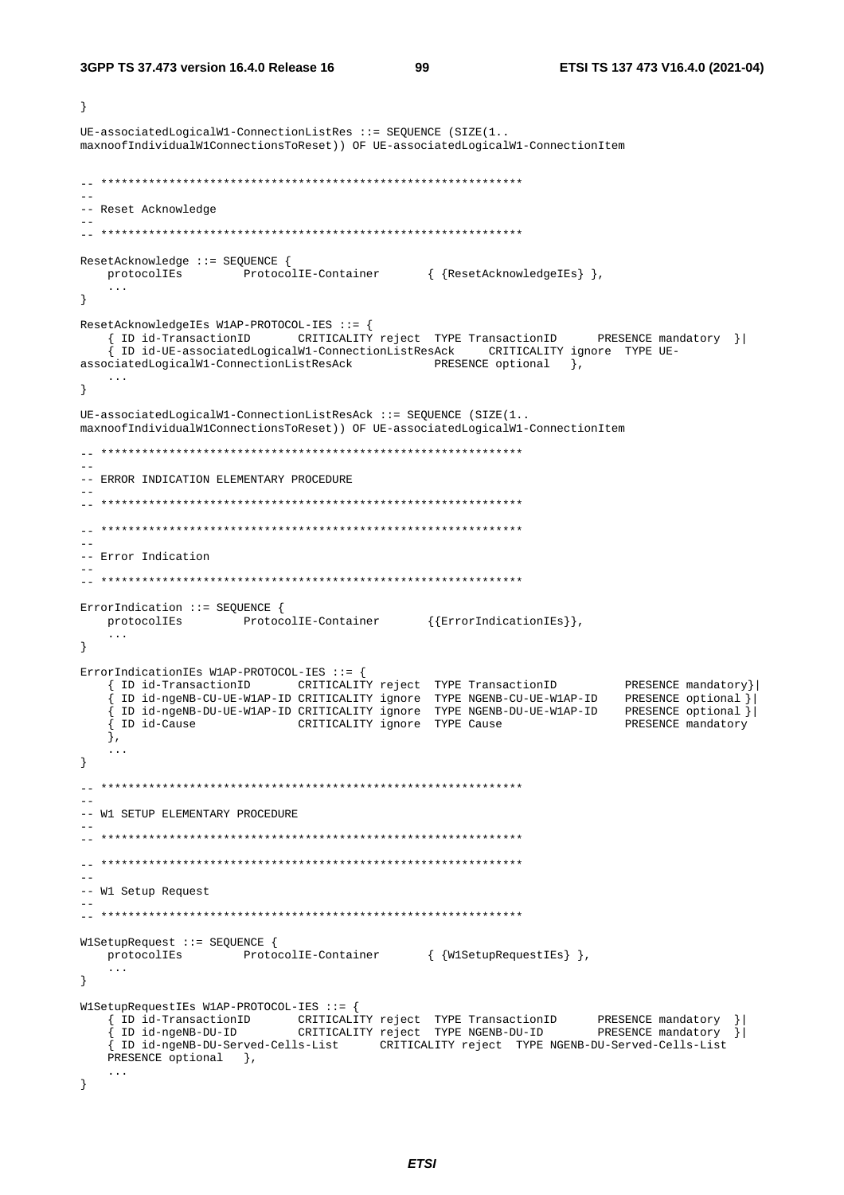```
}

UE-associatedLogicalW1-ConnectionListRes ::= SEQUENCE (SIZE(1..
maxnoofIndividualW1ConnectionsToReset)) OF UE-associatedLogicalW1-ConnectionItem


-- **************************************************************
--
-- Reset Acknowledge
--
-- **************************************************************

ResetAcknowledge ::= SEQUENCE {
    protocolIEs         ProtocolIE-Container       { {ResetAcknowledgeIEs} },
    ...
}

ResetAcknowledgeIEs W1AP-PROTOCOL-IES ::= {
    { ID id-TransactionID       CRITICALITY reject  TYPE TransactionID      PRESENCE mandatory  }|
    { ID id-UE-associatedLogicalW1-ConnectionListResAck     CRITICALITY ignore  TYPE UE-
associatedLogicalW1-ConnectionListResAck            PRESENCE optional   },
    ...
}

UE-associatedLogicalW1-ConnectionListResAck ::= SEQUENCE (SIZE(1..
maxnoofIndividualW1ConnectionsToReset)) OF UE-associatedLogicalW1-ConnectionItem

-- **************************************************************
--
-- ERROR INDICATION ELEMENTARY PROCEDURE
--
-- **************************************************************

-- **************************************************************
--
-- Error Indication
--
-- **************************************************************

ErrorIndication ::= SEQUENCE {
    protocolIEs         ProtocolIE-Container       {{ErrorIndicationIEs}},
    ...
}

ErrorIndicationIEs W1AP-PROTOCOL-IES ::= {
    { ID id-TransactionID       CRITICALITY reject  TYPE TransactionID          PRESENCE mandatory}|
    { ID id-ngeNB-CU-UE-W1AP-ID CRITICALITY ignore  TYPE NGENB-CU-UE-W1AP-ID    PRESENCE optional }|
    { ID id-ngeNB-DU-UE-W1AP-ID CRITICALITY ignore  TYPE NGENB-DU-UE-W1AP-ID    PRESENCE optional }|
    { ID id-Cause               CRITICALITY ignore  TYPE Cause                  PRESENCE mandatory
    },
    ...
}

-- **************************************************************
--
-- W1 SETUP ELEMENTARY PROCEDURE
--
-- **************************************************************

-- **************************************************************
--
-- W1 Setup Request
--
-- **************************************************************

W1SetupRequest ::= SEQUENCE {
    protocolIEs         ProtocolIE-Container       { {W1SetupRequestIEs} },
    ...
}

W1SetupRequestIEs W1AP-PROTOCOL-IES ::= {
    { ID id-TransactionID       CRITICALITY reject  TYPE TransactionID      PRESENCE mandatory  }|
    { ID id-ngeNB-DU-ID         CRITICALITY reject  TYPE NGENB-DU-ID        PRESENCE mandatory  }|
    { ID id-ngeNB-DU-Served-Cells-List      CRITICALITY reject  TYPE NGENB-DU-Served-Cells-List
    PRESENCE optional   },
    ...
}
```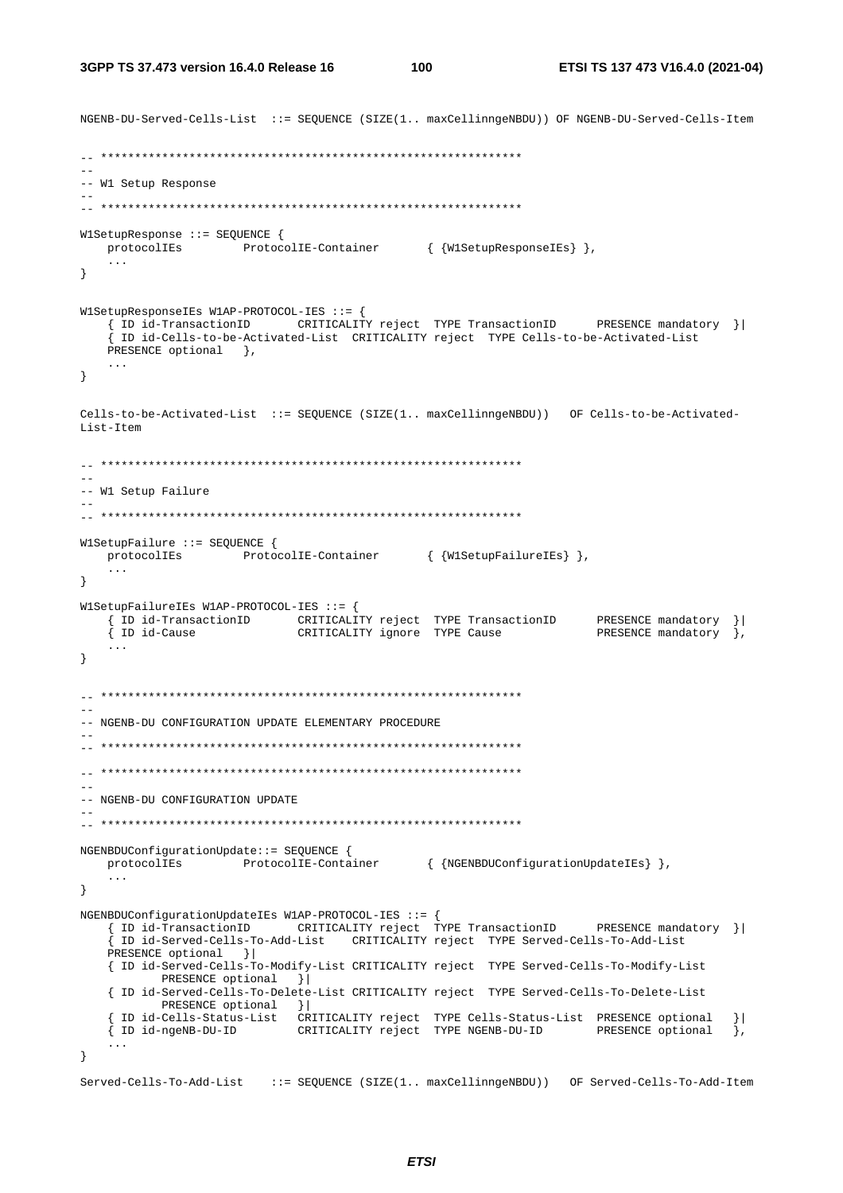```
NGENB-DU-Served-Cells-List  ::= SEQUENCE (SIZE(1.. maxCellinngeNBDU)) OF NGENB-DU-Served-Cells-Item

-- **************************************************************
--
-- W1 Setup Response
--
-- **************************************************************

W1SetupResponse ::= SEQUENCE {
    protocolIEs         ProtocolIE-Container        { {W1SetupResponseIEs} },
    ...
}

W1SetupResponseIEs W1AP-PROTOCOL-IES ::= {
    { ID id-TransactionID       CRITICALITY reject  TYPE TransactionID      PRESENCE mandatory  }|
    { ID id-Cells-to-be-Activated-List  CRITICALITY reject  TYPE Cells-to-be-Activated-List
    PRESENCE optional   },
    ...
}

Cells-to-be-Activated-List  ::= SEQUENCE (SIZE(1.. maxCellinngeNBDU))   OF Cells-to-be-Activated-
List-Item

-- **************************************************************
--
-- W1 Setup Failure
--
-- **************************************************************

W1SetupFailure ::= SEQUENCE {
    protocolIEs         ProtocolIE-Container        { {W1SetupFailureIEs} },
    ...
}

W1SetupFailureIEs W1AP-PROTOCOL-IES ::= {
    { ID id-TransactionID       CRITICALITY reject  TYPE TransactionID      PRESENCE mandatory  }|
    { ID id-Cause               CRITICALITY ignore  TYPE Cause              PRESENCE mandatory  },
    ...
}

-- **************************************************************
--
-- NGENB-DU CONFIGURATION UPDATE ELEMENTARY PROCEDURE
--
-- **************************************************************

-- **************************************************************
--
-- NGENB-DU CONFIGURATION UPDATE
--
-- **************************************************************

NGENBDUConfigurationUpdate::= SEQUENCE {
    protocolIEs         ProtocolIE-Container        { {NGENBDUConfigurationUpdateIEs} },
    ...
}

NGENBDUConfigurationUpdateIEs W1AP-PROTOCOL-IES ::= {
    { ID id-TransactionID       CRITICALITY reject  TYPE TransactionID      PRESENCE mandatory  }|
    { ID id-Served-Cells-To-Add-List    CRITICALITY reject  TYPE Served-Cells-To-Add-List
    PRESENCE optional   }|
    { ID id-Served-Cells-To-Modify-List CRITICALITY reject  TYPE Served-Cells-To-Modify-List
            PRESENCE optional   }|
    { ID id-Served-Cells-To-Delete-List CRITICALITY reject  TYPE Served-Cells-To-Delete-List
            PRESENCE optional   }|
    { ID id-Cells-Status-List   CRITICALITY reject  TYPE Cells-Status-List  PRESENCE optional   }|
    { ID id-ngeNB-DU-ID         CRITICALITY reject  TYPE NGENB-DU-ID        PRESENCE optional   },
    ...
}

Served-Cells-To-Add-List    ::= SEQUENCE (SIZE(1.. maxCellinngeNBDU))   OF Served-Cells-To-Add-Item
```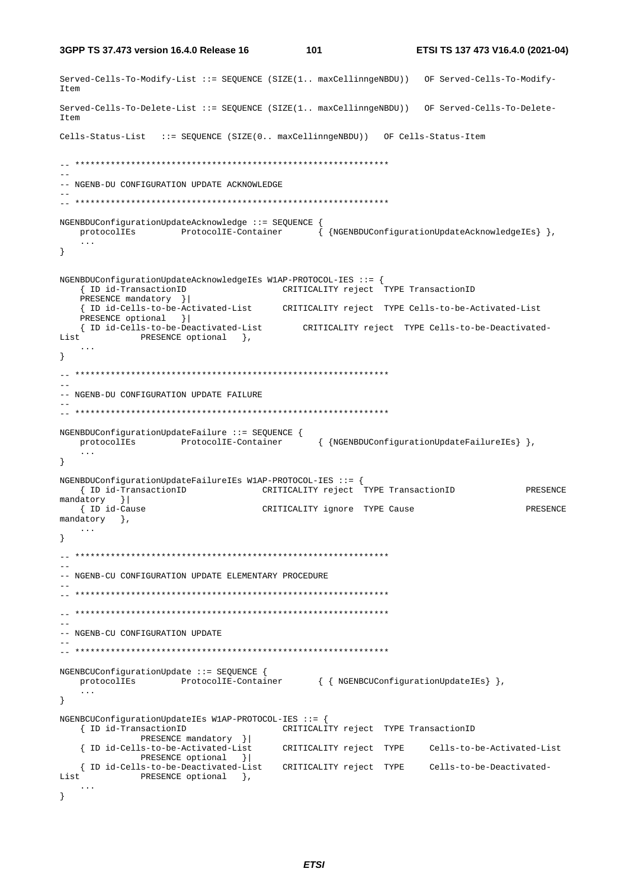```
Served-Cells-To-Modify-List ::= SEQUENCE (SIZE(1.. maxCellinngeNBDU))   OF Served-Cells-To-Modify-
Item

Served-Cells-To-Delete-List ::= SEQUENCE (SIZE(1.. maxCellinngeNBDU))   OF Served-Cells-To-Delete-
Item

Cells-Status-List   ::= SEQUENCE (SIZE(0.. maxCellinngeNBDU))   OF Cells-Status-Item


-- **************************************************************
--
-- NGENB-DU CONFIGURATION UPDATE ACKNOWLEDGE
--
-- **************************************************************

NGENBDUConfigurationUpdateAcknowledge ::= SEQUENCE {
    protocolIEs         ProtocolIE-Container        { {NGENBDUConfigurationUpdateAcknowledgeIEs} },
    ...
}


NGENBDUConfigurationUpdateAcknowledgeIEs W1AP-PROTOCOL-IES ::= {
    { ID id-TransactionID                   CRITICALITY reject  TYPE TransactionID
    PRESENCE mandatory  }|
    { ID id-Cells-to-be-Activated-List      CRITICALITY reject  TYPE Cells-to-be-Activated-List
    PRESENCE optional   }|
    { ID id-Cells-to-be-Deactivated-List        CRITICALITY reject  TYPE Cells-to-be-Deactivated-
List            PRESENCE optional   },
    ...
}

-- **************************************************************
--
-- NGENB-DU CONFIGURATION UPDATE FAILURE
--
-- **************************************************************

NGENBDUConfigurationUpdateFailure ::= SEQUENCE {
    protocolIEs         ProtocolIE-Container        { {NGENBDUConfigurationUpdateFailureIEs} },
    ...
}

NGENBDUConfigurationUpdateFailureIEs W1AP-PROTOCOL-IES ::= {
    { ID id-TransactionID               CRITICALITY reject  TYPE TransactionID              PRESENCE
mandatory   }|
    { ID id-Cause                       CRITICALITY ignore  TYPE Cause                      PRESENCE
mandatory   },
    ...
}

-- **************************************************************
--
-- NGENB-CU CONFIGURATION UPDATE ELEMENTARY PROCEDURE
--
-- **************************************************************

-- **************************************************************
--
-- NGENB-CU CONFIGURATION UPDATE
--
-- **************************************************************

NGENBCUConfigurationUpdate ::= SEQUENCE {
    protocolIEs         ProtocolIE-Container        { { NGENBCUConfigurationUpdateIEs} },
    ...
}

NGENBCUConfigurationUpdateIEs W1AP-PROTOCOL-IES ::= {
    { ID id-TransactionID                   CRITICALITY reject  TYPE TransactionID
                PRESENCE mandatory  }|
    { ID id-Cells-to-be-Activated-List      CRITICALITY reject  TYPE     Cells-to-be-Activated-List
                PRESENCE optional   }|
    { ID id-Cells-to-be-Deactivated-List    CRITICALITY reject  TYPE     Cells-to-be-Deactivated-
List            PRESENCE optional   },
    ...
}
```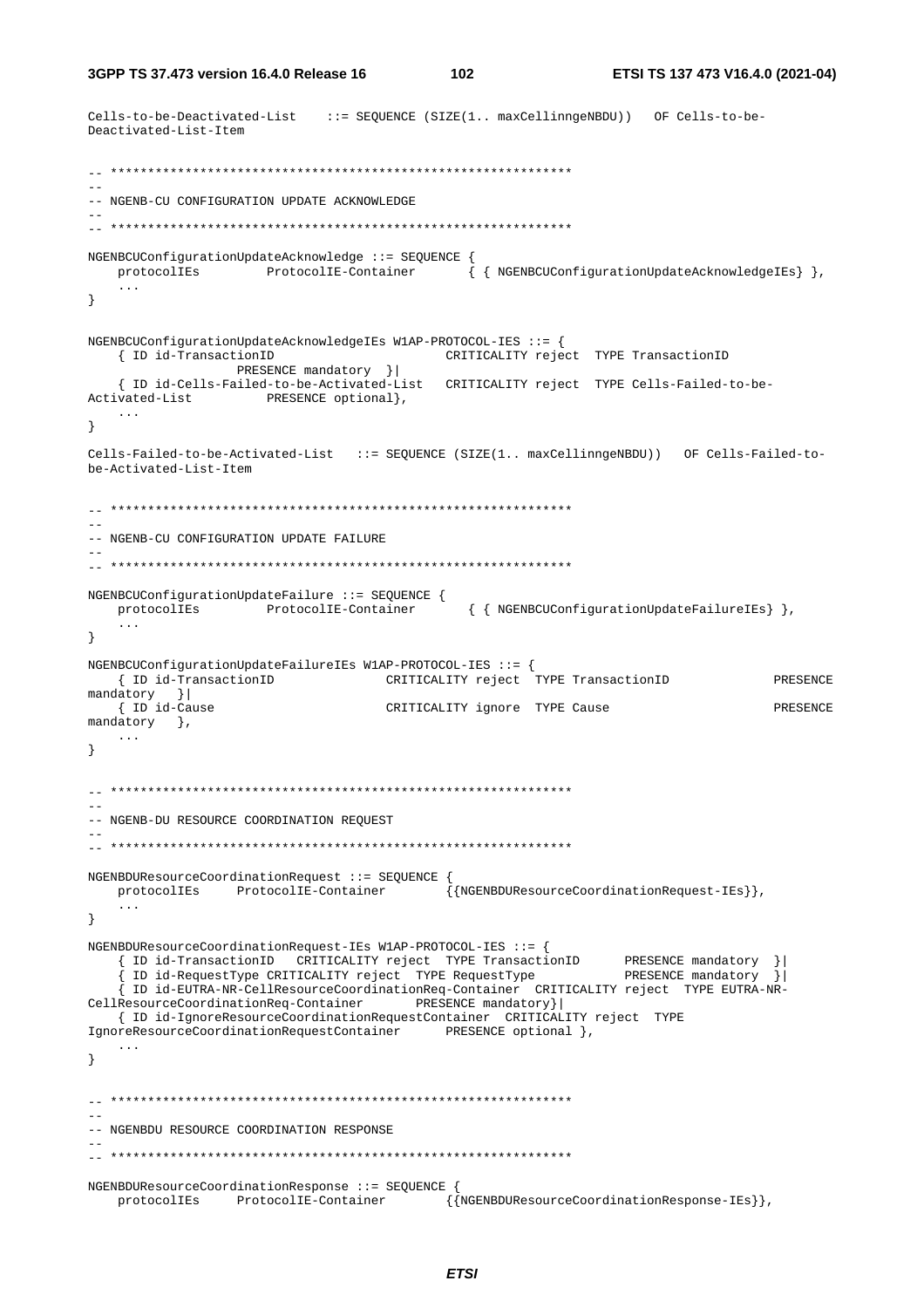```
Cells-to-be-Deactivated-List    ::= SEQUENCE (SIZE(1.. maxCellinngeNBDU))   OF Cells-to-be-
Deactivated-List-Item


-- **************************************************************
--
-- NGENB-CU CONFIGURATION UPDATE ACKNOWLEDGE
--
-- **************************************************************

NGENBCUConfigurationUpdateAcknowledge ::= SEQUENCE {
    protocolIEs         ProtocolIE-Container       { { NGENBCUConfigurationUpdateAcknowledgeIEs} },
    ...
}


NGENBCUConfigurationUpdateAcknowledgeIEs W1AP-PROTOCOL-IES ::= {
    { ID id-TransactionID                   CRITICALITY reject  TYPE TransactionID
                PRESENCE mandatory  }|
    { ID id-Cells-Failed-to-be-Activated-List   CRITICALITY reject  TYPE Cells-Failed-to-be-
Activated-List          PRESENCE optional},
    ...
}

Cells-Failed-to-be-Activated-List   ::= SEQUENCE (SIZE(1.. maxCellinngeNBDU))   OF Cells-Failed-to-
be-Activated-List-Item


-- **************************************************************
--
-- NGENB-CU CONFIGURATION UPDATE FAILURE
--
-- **************************************************************

NGENBCUConfigurationUpdateFailure ::= SEQUENCE {
    protocolIEs         ProtocolIE-Container       { { NGENBCUConfigurationUpdateFailureIEs} },
    ...
}

NGENBCUConfigurationUpdateFailureIEs W1AP-PROTOCOL-IES ::= {
    { ID id-TransactionID               CRITICALITY reject  TYPE TransactionID              PRESENCE
mandatory   }|
    { ID id-Cause                       CRITICALITY ignore  TYPE Cause                      PRESENCE
mandatory   },
    ...
}


-- **************************************************************
--
-- NGENB-DU RESOURCE COORDINATION REQUEST
--
-- **************************************************************

NGENBDUResourceCoordinationRequest ::= SEQUENCE {
    protocolIEs     ProtocolIE-Container        {{NGENBDUResourceCoordinationRequest-IEs}},
    ...
}

NGENBDUResourceCoordinationRequest-IEs W1AP-PROTOCOL-IES ::= {
    { ID id-TransactionID   CRITICALITY reject  TYPE TransactionID      PRESENCE mandatory  }|
    { ID id-RequestType CRITICALITY reject  TYPE RequestType            PRESENCE mandatory  }|
    { ID id-EUTRA-NR-CellResourceCoordinationReq-Container  CRITICALITY reject  TYPE EUTRA-NR-
CellResourceCoordinationReq-Container       PRESENCE mandatory}|
    { ID id-IgnoreResourceCoordinationRequestContainer  CRITICALITY reject  TYPE
IgnoreResourceCoordinationRequestContainer      PRESENCE optional },
    ...
}


-- **************************************************************
--
-- NGENBDU RESOURCE COORDINATION RESPONSE
--
-- **************************************************************

NGENBDUResourceCoordinationResponse ::= SEQUENCE {
    protocolIEs     ProtocolIE-Container        {{NGENBDUResourceCoordinationResponse-IEs}},
```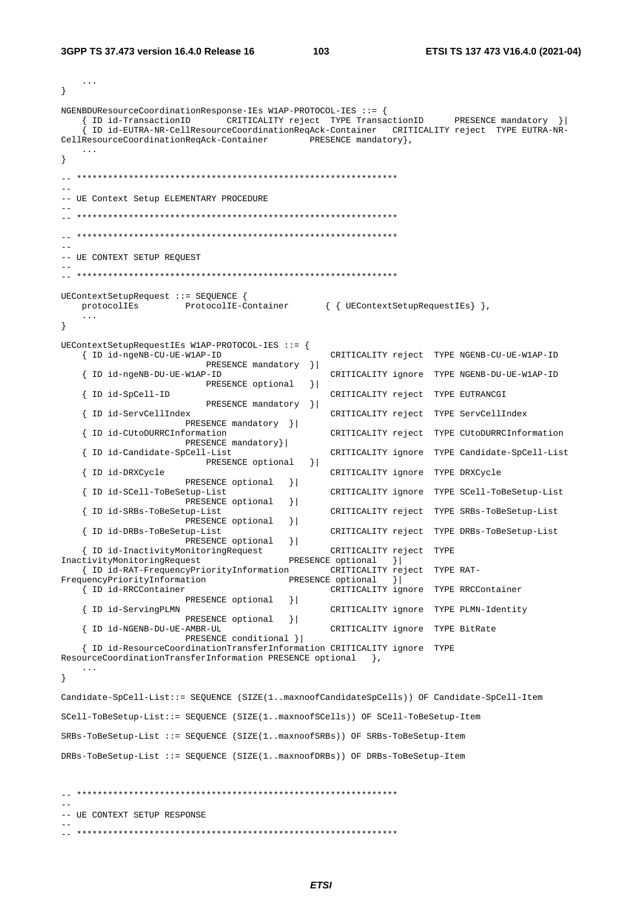```
	...
}

NGENBDUResourceCoordinationResponse-IEs W1AP-PROTOCOL-IES ::= {
	{ ID id-TransactionID		CRITICALITY reject	TYPE TransactionID		PRESENCE mandatory	}|
	{ ID id-EUTRA-NR-CellResourceCoordinationReqAck-Container	CRITICALITY reject	TYPE EUTRA-NR-CellResourceCoordinationReqAck-Container		PRESENCE mandatory},
	...
}

-- **************************************************************
--
-- UE Context Setup ELEMENTARY PROCEDURE
--
-- **************************************************************

-- **************************************************************
--
-- UE CONTEXT SETUP REQUEST
--
-- **************************************************************

UEContextSetupRequest ::= SEQUENCE {
	protocolIEs		ProtocolIE-Container		{ { UEContextSetupRequestIEs} },
	...
}

UEContextSetupRequestIEs W1AP-PROTOCOL-IES ::= {
	{ ID id-ngeNB-CU-UE-W1AP-ID					CRITICALITY reject	TYPE NGENB-CU-UE-W1AP-ID		PRESENCE mandatory	}|
	{ ID id-ngeNB-DU-UE-W1AP-ID					CRITICALITY ignore	TYPE NGENB-DU-UE-W1AP-ID		PRESENCE optional	}|
	{ ID id-SpCell-ID							CRITICALITY reject	TYPE EUTRANCGI		PRESENCE mandatory	}|
	{ ID id-ServCellIndex						CRITICALITY reject	TYPE ServCellIndex		PRESENCE mandatory	}|
	{ ID id-CUtoDURRCInformation				CRITICALITY reject	TYPE CUtoDURRCInformation		PRESENCE mandatory}|
	{ ID id-Candidate-SpCell-List				CRITICALITY ignore	TYPE Candidate-SpCell-List		PRESENCE optional	}|
	{ ID id-DRXCycle							CRITICALITY ignore	TYPE DRXCycle		PRESENCE optional	}|
	{ ID id-SCell-ToBeSetup-List				CRITICALITY ignore	TYPE SCell-ToBeSetup-List		PRESENCE optional	}|
	{ ID id-SRBs-ToBeSetup-List					CRITICALITY reject	TYPE SRBs-ToBeSetup-List		PRESENCE optional	}|
	{ ID id-DRBs-ToBeSetup-List					CRITICALITY reject	TYPE DRBs-ToBeSetup-List		PRESENCE optional	}|
	{ ID id-InactivityMonitoringRequest			CRITICALITY reject	TYPE InactivityMonitoringRequest		PRESENCE optional	}|
	{ ID id-RAT-FrequencyPriorityInformation	CRITICALITY reject	TYPE RAT-FrequencyPriorityInformation		PRESENCE optional	}|
	{ ID id-RRCContainer						CRITICALITY ignore	TYPE RRCContainer		PRESENCE optional	}|
	{ ID id-ServingPLMN							CRITICALITY ignore	TYPE PLMN-Identity		PRESENCE optional	}|
	{ ID id-NGENB-DU-UE-AMBR-UL					CRITICALITY ignore	TYPE BitRate		PRESENCE conditional }|
	{ ID id-ResourceCoordinationTransferInformation CRITICALITY ignore	TYPE ResourceCoordinationTransferInformation PRESENCE optional	},
	...
}

Candidate-SpCell-List::= SEQUENCE (SIZE(1..maxnoofCandidateSpCells)) OF Candidate-SpCell-Item

SCell-ToBeSetup-List::= SEQUENCE (SIZE(1..maxnoofSCells)) OF SCell-ToBeSetup-Item

SRBs-ToBeSetup-List ::= SEQUENCE (SIZE(1..maxnoofSRBs)) OF SRBs-ToBeSetup-Item

DRBs-ToBeSetup-List ::= SEQUENCE (SIZE(1..maxnoofDRBs)) OF DRBs-ToBeSetup-Item


-- **************************************************************
--
-- UE CONTEXT SETUP RESPONSE
--
-- **************************************************************
```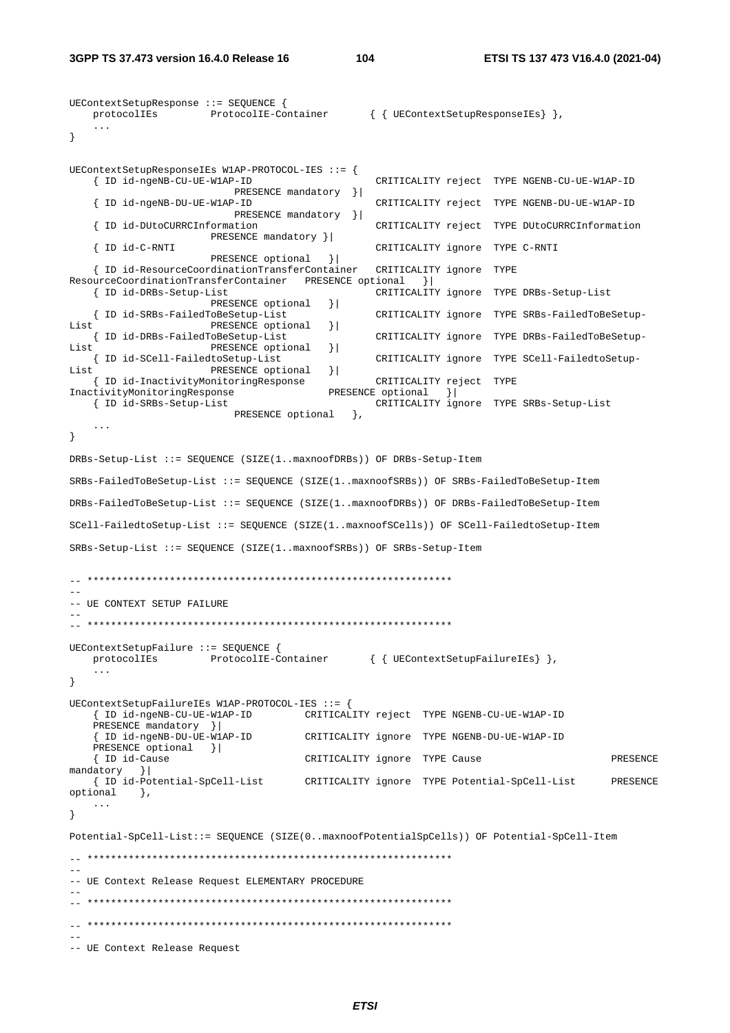```
UEContextSetupResponse ::= SEQUENCE {
    protocolIEs         ProtocolIE-Container       { { UEContextSetupResponseIEs} },
    ...
}


UEContextSetupResponseIEs W1AP-PROTOCOL-IES ::= {
    { ID id-ngeNB-CU-UE-W1AP-ID                     CRITICALITY reject  TYPE NGENB-CU-UE-W1AP-ID
                            PRESENCE mandatory  }|
    { ID id-ngeNB-DU-UE-W1AP-ID                     CRITICALITY reject  TYPE NGENB-DU-UE-W1AP-ID
                            PRESENCE mandatory  }|
    { ID id-DUtoCURRCInformation                    CRITICALITY reject  TYPE DUtoCURRCInformation
                        PRESENCE mandatory }|
    { ID id-C-RNTI                                  CRITICALITY ignore  TYPE C-RNTI
                        PRESENCE optional   }|
    { ID id-ResourceCoordinationTransferContainer   CRITICALITY ignore  TYPE
ResourceCoordinationTransferContainer   PRESENCE optional   }|
    { ID id-DRBs-Setup-List                         CRITICALITY ignore  TYPE DRBs-Setup-List
                        PRESENCE optional   }|
    { ID id-SRBs-FailedToBeSetup-List               CRITICALITY ignore  TYPE SRBs-FailedToBeSetup-
List                    PRESENCE optional   }|
    { ID id-DRBs-FailedToBeSetup-List               CRITICALITY ignore  TYPE DRBs-FailedToBeSetup-
List                    PRESENCE optional   }|
    { ID id-SCell-FailedtoSetup-List                CRITICALITY ignore  TYPE SCell-FailedtoSetup-
List                    PRESENCE optional   }|
    { ID id-InactivityMonitoringResponse            CRITICALITY reject  TYPE
InactivityMonitoringResponse                PRESENCE optional   }|
    { ID id-SRBs-Setup-List                         CRITICALITY ignore  TYPE SRBs-Setup-List
                            PRESENCE optional   },
    ...
}

DRBs-Setup-List ::= SEQUENCE (SIZE(1..maxnoofDRBs)) OF DRBs-Setup-Item

SRBs-FailedToBeSetup-List ::= SEQUENCE (SIZE(1..maxnoofSRBs)) OF SRBs-FailedToBeSetup-Item

DRBs-FailedToBeSetup-List ::= SEQUENCE (SIZE(1..maxnoofDRBs)) OF DRBs-FailedToBeSetup-Item

SCell-FailedtoSetup-List ::= SEQUENCE (SIZE(1..maxnoofSCells)) OF SCell-FailedtoSetup-Item

SRBs-Setup-List ::= SEQUENCE (SIZE(1..maxnoofSRBs)) OF SRBs-Setup-Item


-- **************************************************************
--
-- UE CONTEXT SETUP FAILURE
--
-- **************************************************************

UEContextSetupFailure ::= SEQUENCE {
    protocolIEs         ProtocolIE-Container       { { UEContextSetupFailureIEs} },
    ...
}

UEContextSetupFailureIEs W1AP-PROTOCOL-IES ::= {
    { ID id-ngeNB-CU-UE-W1AP-ID         CRITICALITY reject  TYPE NGENB-CU-UE-W1AP-ID
    PRESENCE mandatory  }|
    { ID id-ngeNB-DU-UE-W1AP-ID         CRITICALITY ignore  TYPE NGENB-DU-UE-W1AP-ID
    PRESENCE optional   }|
    { ID id-Cause                       CRITICALITY ignore  TYPE Cause                      PRESENCE
mandatory   }|
    { ID id-Potential-SpCell-List       CRITICALITY ignore  TYPE Potential-SpCell-List      PRESENCE
optional    },
    ...
}

Potential-SpCell-List::= SEQUENCE (SIZE(0..maxnoofPotentialSpCells)) OF Potential-SpCell-Item

-- **************************************************************
--
-- UE Context Release Request ELEMENTARY PROCEDURE
--
-- **************************************************************

-- **************************************************************
--
-- UE Context Release Request
```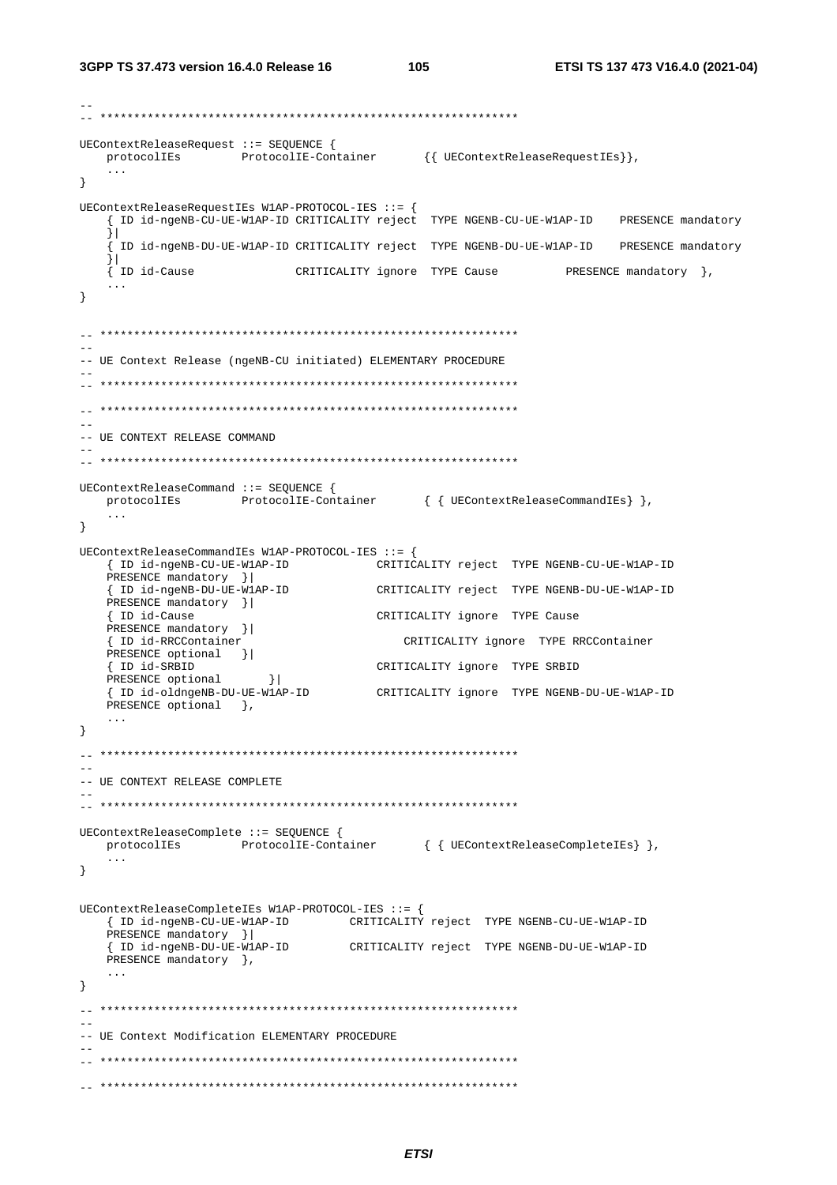```
--
-- **************************************************************

UEContextReleaseRequest ::= SEQUENCE {
	protocolIEs		ProtocolIE-Container		{{ UEContextReleaseRequestIEs}},
	...
}

UEContextReleaseRequestIEs W1AP-PROTOCOL-IES ::= {
	{ ID id-ngeNB-CU-UE-W1AP-ID CRITICALITY reject	TYPE NGENB-CU-UE-W1AP-ID	PRESENCE mandatory
	}|
	{ ID id-ngeNB-DU-UE-W1AP-ID CRITICALITY reject	TYPE NGENB-DU-UE-W1AP-ID	PRESENCE mandatory
	}|
	{ ID id-Cause				CRITICALITY ignore	TYPE Cause			PRESENCE mandatory	},
	...
}


-- **************************************************************
--
-- UE Context Release (ngeNB-CU initiated) ELEMENTARY PROCEDURE
--
-- **************************************************************

-- **************************************************************
--
-- UE CONTEXT RELEASE COMMAND
--
-- **************************************************************

UEContextReleaseCommand ::= SEQUENCE {
	protocolIEs		ProtocolIE-Container		{ { UEContextReleaseCommandIEs} },
	...
}

UEContextReleaseCommandIEs W1AP-PROTOCOL-IES ::= {
	{ ID id-ngeNB-CU-UE-W1AP-ID			CRITICALITY reject	TYPE NGENB-CU-UE-W1AP-ID
	PRESENCE mandatory	}|
	{ ID id-ngeNB-DU-UE-W1AP-ID			CRITICALITY reject	TYPE NGENB-DU-UE-W1AP-ID
	PRESENCE mandatory	}|
	{ ID id-Cause						CRITICALITY ignore	TYPE Cause
	PRESENCE mandatory	}|
	{ ID id-RRCContainer					CRITICALITY ignore	TYPE RRCContainer
	PRESENCE optional	}|
	{ ID id-SRBID						CRITICALITY ignore	TYPE SRBID
	PRESENCE optional		}|
	{ ID id-oldngeNB-DU-UE-W1AP-ID		CRITICALITY ignore	TYPE NGENB-DU-UE-W1AP-ID
	PRESENCE optional	},
	...
}

-- **************************************************************
--
-- UE CONTEXT RELEASE COMPLETE
--
-- **************************************************************

UEContextReleaseComplete ::= SEQUENCE {
	protocolIEs		ProtocolIE-Container		{ { UEContextReleaseCompleteIEs} },
	...
}


UEContextReleaseCompleteIEs W1AP-PROTOCOL-IES ::= {
	{ ID id-ngeNB-CU-UE-W1AP-ID		CRITICALITY reject	TYPE NGENB-CU-UE-W1AP-ID
	PRESENCE mandatory	}|
	{ ID id-ngeNB-DU-UE-W1AP-ID		CRITICALITY reject	TYPE NGENB-DU-UE-W1AP-ID
	PRESENCE mandatory	},
	...
}

-- **************************************************************
--
-- UE Context Modification ELEMENTARY PROCEDURE
--
-- **************************************************************

-- **************************************************************
```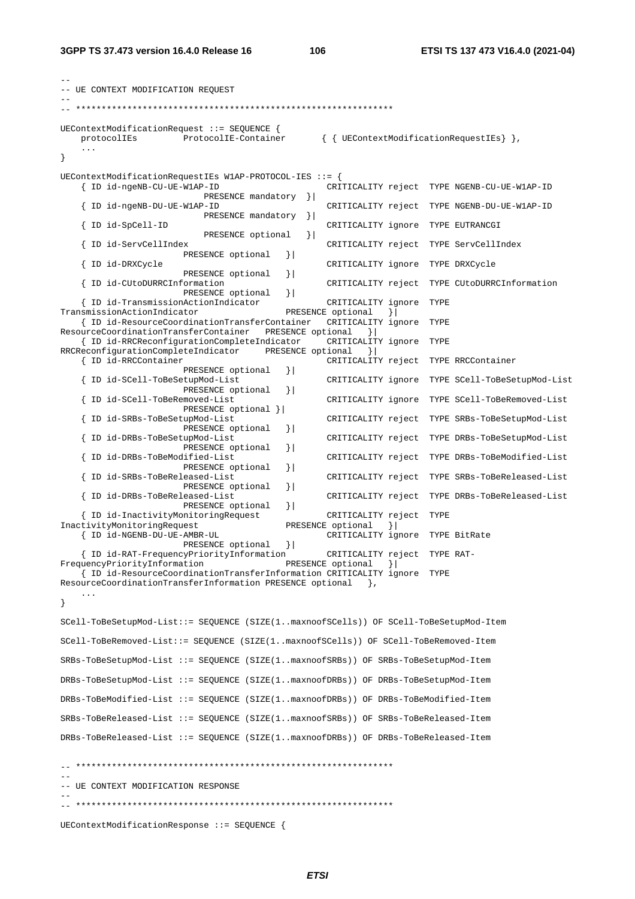```
--
-- UE CONTEXT MODIFICATION REQUEST
--
-- **************************************************************

UEContextModificationRequest ::= SEQUENCE {
    protocolIEs         ProtocolIE-Container       { { UEContextModificationRequestIEs} },
    ...
}

UEContextModificationRequestIEs W1AP-PROTOCOL-IES ::= {
    { ID id-ngeNB-CU-UE-W1AP-ID                     CRITICALITY reject  TYPE NGENB-CU-UE-W1AP-ID
                            PRESENCE mandatory  }|
    { ID id-ngeNB-DU-UE-W1AP-ID                     CRITICALITY reject  TYPE NGENB-DU-UE-W1AP-ID
                            PRESENCE mandatory  }|
    { ID id-SpCell-ID                               CRITICALITY ignore  TYPE EUTRANCGI
                            PRESENCE optional   }|
    { ID id-ServCellIndex                           CRITICALITY reject  TYPE ServCellIndex
                        PRESENCE optional   }|
    { ID id-DRXCycle                                CRITICALITY ignore  TYPE DRXCycle
                        PRESENCE optional   }|
    { ID id-CUtoDURRCInformation                    CRITICALITY reject  TYPE CUtoDURRCInformation
                        PRESENCE optional   }|
    { ID id-TransmissionActionIndicator             CRITICALITY ignore  TYPE
TransmissionActionIndicator                 PRESENCE optional   }|
    { ID id-ResourceCoordinationTransferContainer   CRITICALITY ignore  TYPE
ResourceCoordinationTransferContainer   PRESENCE optional   }|
    { ID id-RRCReconfigurationCompleteIndicator     CRITICALITY ignore  TYPE
RRCReconfigurationCompleteIndicator     PRESENCE optional   }|
    { ID id-RRCContainer                            CRITICALITY reject  TYPE RRCContainer
                        PRESENCE optional   }|
    { ID id-SCell-ToBeSetupMod-List                 CRITICALITY ignore  TYPE SCell-ToBeSetupMod-List
                        PRESENCE optional   }|
    { ID id-SCell-ToBeRemoved-List                  CRITICALITY ignore  TYPE SCell-ToBeRemoved-List
                        PRESENCE optional }|
    { ID id-SRBs-ToBeSetupMod-List                  CRITICALITY reject  TYPE SRBs-ToBeSetupMod-List
                        PRESENCE optional   }|
    { ID id-DRBs-ToBeSetupMod-List                  CRITICALITY reject  TYPE DRBs-ToBeSetupMod-List
                        PRESENCE optional   }|
    { ID id-DRBs-ToBeModified-List                  CRITICALITY reject  TYPE DRBs-ToBeModified-List
                        PRESENCE optional   }|
    { ID id-SRBs-ToBeReleased-List                  CRITICALITY reject  TYPE SRBs-ToBeReleased-List
                        PRESENCE optional   }|
    { ID id-DRBs-ToBeReleased-List                  CRITICALITY reject  TYPE DRBs-ToBeReleased-List
                        PRESENCE optional   }|
    { ID id-InactivityMonitoringRequest             CRITICALITY reject  TYPE
InactivityMonitoringRequest                 PRESENCE optional   }|
    { ID id-NGENB-DU-UE-AMBR-UL                     CRITICALITY ignore  TYPE BitRate
                        PRESENCE optional   }|
    { ID id-RAT-FrequencyPriorityInformation        CRITICALITY reject  TYPE RAT-
FrequencyPriorityInformation                PRESENCE optional   }|
    { ID id-ResourceCoordinationTransferInformation CRITICALITY ignore  TYPE
ResourceCoordinationTransferInformation PRESENCE optional   },
    ...
}

SCell-ToBeSetupMod-List::= SEQUENCE (SIZE(1..maxnoofSCells)) OF SCell-ToBeSetupMod-Item

SCell-ToBeRemoved-List::= SEQUENCE (SIZE(1..maxnoofSCells)) OF SCell-ToBeRemoved-Item

SRBs-ToBeSetupMod-List ::= SEQUENCE (SIZE(1..maxnoofSRBs)) OF SRBs-ToBeSetupMod-Item

DRBs-ToBeSetupMod-List ::= SEQUENCE (SIZE(1..maxnoofDRBs)) OF DRBs-ToBeSetupMod-Item

DRBs-ToBeModified-List ::= SEQUENCE (SIZE(1..maxnoofDRBs)) OF DRBs-ToBeModified-Item

SRBs-ToBeReleased-List ::= SEQUENCE (SIZE(1..maxnoofSRBs)) OF SRBs-ToBeReleased-Item

DRBs-ToBeReleased-List ::= SEQUENCE (SIZE(1..maxnoofDRBs)) OF DRBs-ToBeReleased-Item


-- **************************************************************
--
-- UE CONTEXT MODIFICATION RESPONSE
--
-- **************************************************************

UEContextModificationResponse ::= SEQUENCE {
```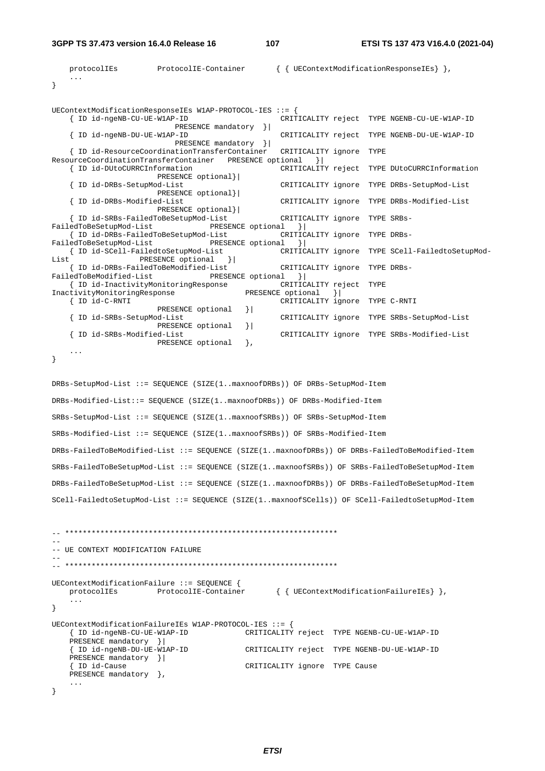```
    protocolIEs         ProtocolIE-Container       { { UEContextModificationResponseIEs} },
    ...
}


UEContextModificationResponseIEs W1AP-PROTOCOL-IES ::= {
    { ID id-ngeNB-CU-UE-W1AP-ID                     CRITICALITY reject  TYPE NGENB-CU-UE-W1AP-ID
                            PRESENCE mandatory  }|
    { ID id-ngeNB-DU-UE-W1AP-ID                     CRITICALITY reject  TYPE NGENB-DU-UE-W1AP-ID
                            PRESENCE mandatory  }|
    { ID id-ResourceCoordinationTransferContainer   CRITICALITY ignore  TYPE
ResourceCoordinationTransferContainer   PRESENCE optional   }|
    { ID id-DUtoCURRCInformation                    CRITICALITY reject  TYPE DUtoCURRCInformation
                        PRESENCE optional}|
    { ID id-DRBs-SetupMod-List                      CRITICALITY ignore  TYPE DRBs-SetupMod-List
                        PRESENCE optional}|
    { ID id-DRBs-Modified-List                      CRITICALITY ignore  TYPE DRBs-Modified-List
                        PRESENCE optional}|
    { ID id-SRBs-FailedToBeSetupMod-List            CRITICALITY ignore  TYPE SRBs-
FailedToBeSetupMod-List             PRESENCE optional   }|
    { ID id-DRBs-FailedToBeSetupMod-List            CRITICALITY ignore  TYPE DRBs-
FailedToBeSetupMod-List             PRESENCE optional   }|
    { ID id-SCell-FailedtoSetupMod-List             CRITICALITY ignore  TYPE SCell-FailedtoSetupMod-
List                PRESENCE optional   }|
    { ID id-DRBs-FailedToBeModified-List            CRITICALITY ignore  TYPE DRBs-
FailedToBeModified-List             PRESENCE optional   }|
    { ID id-InactivityMonitoringResponse            CRITICALITY reject  TYPE
InactivityMonitoringResponse                PRESENCE optional   }|
    { ID id-C-RNTI                                  CRITICALITY ignore  TYPE C-RNTI
                        PRESENCE optional   }|
    { ID id-SRBs-SetupMod-List                      CRITICALITY ignore  TYPE SRBs-SetupMod-List
                        PRESENCE optional   }|
    { ID id-SRBs-Modified-List                      CRITICALITY ignore  TYPE SRBs-Modified-List
                        PRESENCE optional   },
    ...
}


DRBs-SetupMod-List ::= SEQUENCE (SIZE(1..maxnoofDRBs)) OF DRBs-SetupMod-Item

DRBs-Modified-List::= SEQUENCE (SIZE(1..maxnoofDRBs)) OF DRBs-Modified-Item

SRBs-SetupMod-List ::= SEQUENCE (SIZE(1..maxnoofSRBs)) OF SRBs-SetupMod-Item

SRBs-Modified-List ::= SEQUENCE (SIZE(1..maxnoofSRBs)) OF SRBs-Modified-Item

DRBs-FailedToBeModified-List ::= SEQUENCE (SIZE(1..maxnoofDRBs)) OF DRBs-FailedToBeModified-Item

SRBs-FailedToBeSetupMod-List ::= SEQUENCE (SIZE(1..maxnoofSRBs)) OF SRBs-FailedToBeSetupMod-Item

DRBs-FailedToBeSetupMod-List ::= SEQUENCE (SIZE(1..maxnoofDRBs)) OF DRBs-FailedToBeSetupMod-Item

SCell-FailedtoSetupMod-List ::= SEQUENCE (SIZE(1..maxnoofSCells)) OF SCell-FailedtoSetupMod-Item



-- **************************************************************
--
-- UE CONTEXT MODIFICATION FAILURE
--
-- **************************************************************

UEContextModificationFailure ::= SEQUENCE {
    protocolIEs         ProtocolIE-Container       { { UEContextModificationFailureIEs} },
    ...
}

UEContextModificationFailureIEs W1AP-PROTOCOL-IES ::= {
    { ID id-ngeNB-CU-UE-W1AP-ID             CRITICALITY reject  TYPE NGENB-CU-UE-W1AP-ID
    PRESENCE mandatory  }|
    { ID id-ngeNB-DU-UE-W1AP-ID             CRITICALITY reject  TYPE NGENB-DU-UE-W1AP-ID
    PRESENCE mandatory  }|
    { ID id-Cause                           CRITICALITY ignore  TYPE Cause
    PRESENCE mandatory  },
    ...
}
```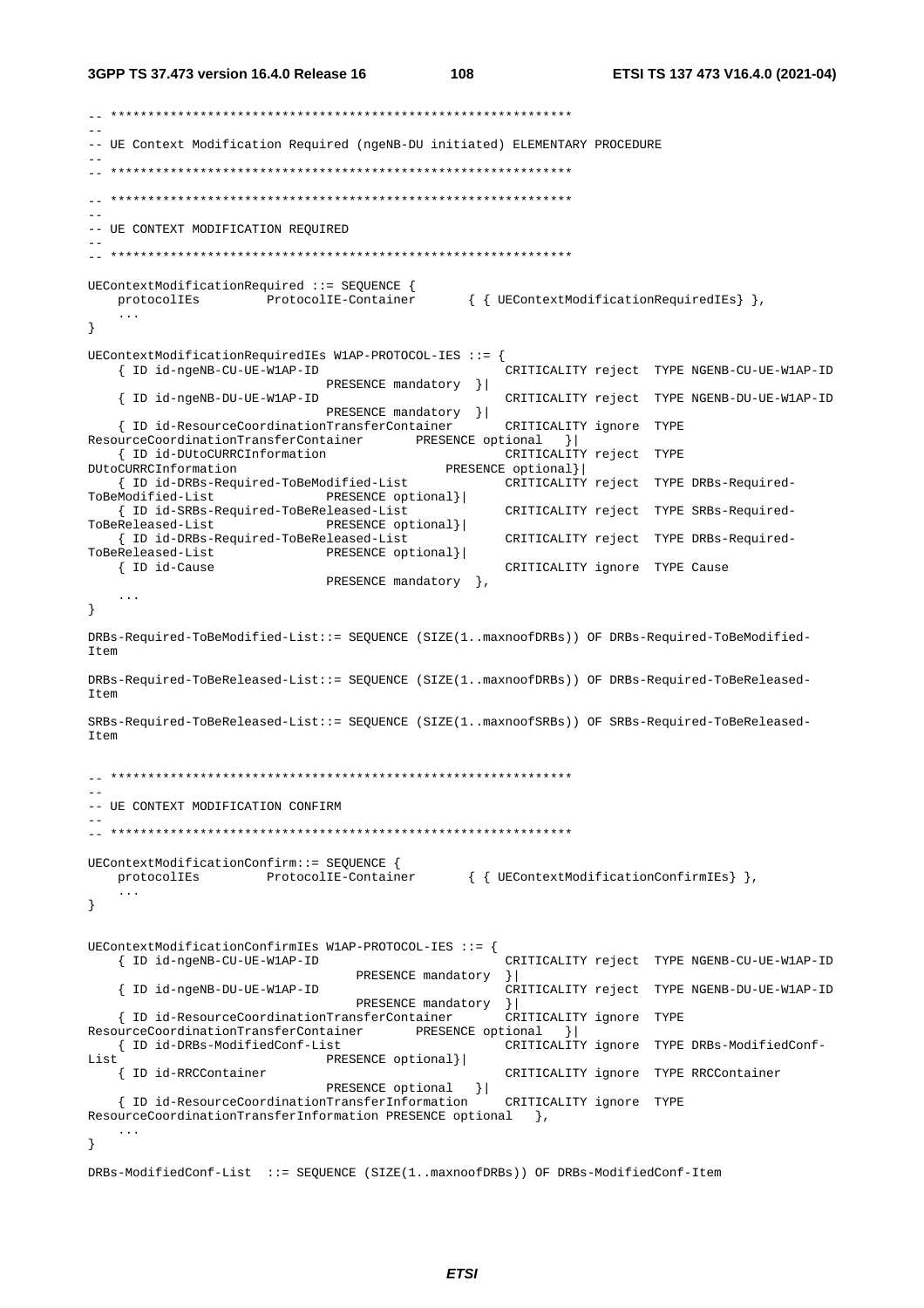```
-- **************************************************************
--
-- UE Context Modification Required (ngeNB-DU initiated) ELEMENTARY PROCEDURE
--
-- **************************************************************

-- **************************************************************
--
-- UE CONTEXT MODIFICATION REQUIRED
--
-- **************************************************************

UEContextModificationRequired ::= SEQUENCE {
	protocolIEs			ProtocolIE-Container		{ { UEContextModificationRequiredIEs} },
	...
}

UEContextModificationRequiredIEs W1AP-PROTOCOL-IES ::= {
	{ ID id-ngeNB-CU-UE-W1AP-ID								CRITICALITY reject	TYPE NGENB-CU-UE-W1AP-ID
							PRESENCE mandatory	}|
	{ ID id-ngeNB-DU-UE-W1AP-ID								CRITICALITY reject	TYPE NGENB-DU-UE-W1AP-ID
							PRESENCE mandatory	}|
	{ ID id-ResourceCoordinationTransferContainer			CRITICALITY ignore	TYPE
ResourceCoordinationTransferContainer		PRESENCE optional	}|
	{ ID id-DUtoCURRCInformation							CRITICALITY reject	TYPE
DUtoCURRCInformation								PRESENCE optional}|
	{ ID id-DRBs-Required-ToBeModified-List				CRITICALITY reject	TYPE DRBs-Required-
ToBeModified-List				PRESENCE optional}|
	{ ID id-SRBs-Required-ToBeReleased-List				CRITICALITY reject	TYPE SRBs-Required-
ToBeReleased-List				PRESENCE optional}|
	{ ID id-DRBs-Required-ToBeReleased-List				CRITICALITY reject	TYPE DRBs-Required-
ToBeReleased-List				PRESENCE optional}|
	{ ID id-Cause												CRITICALITY ignore	TYPE Cause
							PRESENCE mandatory	},
	...
}

DRBs-Required-ToBeModified-List::= SEQUENCE (SIZE(1..maxnoofDRBs)) OF DRBs-Required-ToBeModified-
Item

DRBs-Required-ToBeReleased-List::= SEQUENCE (SIZE(1..maxnoofDRBs)) OF DRBs-Required-ToBeReleased-
Item

SRBs-Required-ToBeReleased-List::= SEQUENCE (SIZE(1..maxnoofSRBs)) OF SRBs-Required-ToBeReleased-
Item


-- **************************************************************
--
-- UE CONTEXT MODIFICATION CONFIRM
--
-- **************************************************************

UEContextModificationConfirm::= SEQUENCE {
	protocolIEs			ProtocolIE-Container		{ { UEContextModificationConfirmIEs} },
	...
}


UEContextModificationConfirmIEs W1AP-PROTOCOL-IES ::= {
	{ ID id-ngeNB-CU-UE-W1AP-ID								CRITICALITY reject	TYPE NGENB-CU-UE-W1AP-ID
							PRESENCE mandatory	}|
	{ ID id-ngeNB-DU-UE-W1AP-ID								CRITICALITY reject	TYPE NGENB-DU-UE-W1AP-ID
							PRESENCE mandatory	}|
	{ ID id-ResourceCoordinationTransferContainer			CRITICALITY ignore	TYPE
ResourceCoordinationTransferContainer		PRESENCE optional	}|
	{ ID id-DRBs-ModifiedConf-List							CRITICALITY ignore	TYPE DRBs-ModifiedConf-
List							PRESENCE optional}|
	{ ID id-RRCContainer										CRITICALITY ignore	TYPE RRCContainer
							PRESENCE optional	}|
	{ ID id-ResourceCoordinationTransferInformation		CRITICALITY ignore	TYPE
ResourceCoordinationTransferInformation PRESENCE optional	},
	...
}

DRBs-ModifiedConf-List	::= SEQUENCE (SIZE(1..maxnoofDRBs)) OF DRBs-ModifiedConf-Item
```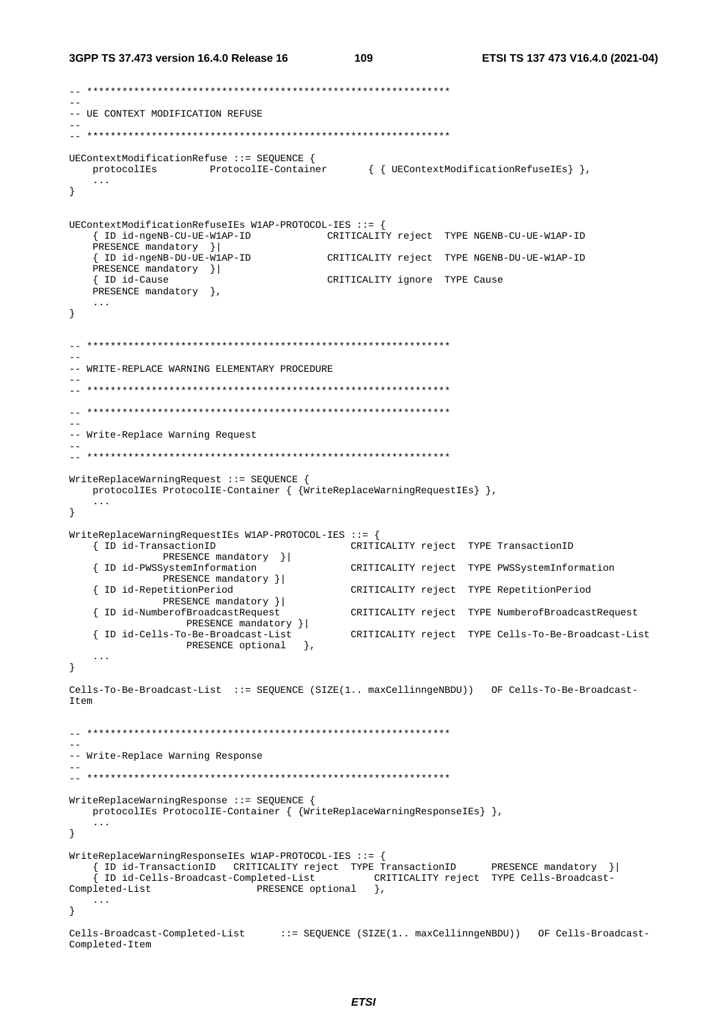```
-- **************************************************************
--
-- UE CONTEXT MODIFICATION REFUSE
--
-- **************************************************************

UEContextModificationRefuse ::= SEQUENCE {
	protocolIEs		ProtocolIE-Container		{ { UEContextModificationRefuseIEs} },
	...
}


UEContextModificationRefuseIEs W1AP-PROTOCOL-IES ::= {
	{ ID id-ngeNB-CU-UE-W1AP-ID			CRITICALITY reject	TYPE NGENB-CU-UE-W1AP-ID
	PRESENCE mandatory	}|
	{ ID id-ngeNB-DU-UE-W1AP-ID			CRITICALITY reject	TYPE NGENB-DU-UE-W1AP-ID
	PRESENCE mandatory	}|
	{ ID id-Cause						CRITICALITY ignore	TYPE Cause
	PRESENCE mandatory	},
	...
}


-- **************************************************************
--
-- WRITE-REPLACE WARNING ELEMENTARY PROCEDURE
--
-- **************************************************************

-- **************************************************************
--
-- Write-Replace Warning Request
--
-- **************************************************************

WriteReplaceWarningRequest ::= SEQUENCE {
	protocolIEs ProtocolIE-Container { {WriteReplaceWarningRequestIEs} },
	...
}

WriteReplaceWarningRequestIEs W1AP-PROTOCOL-IES ::= {
	{ ID id-TransactionID					CRITICALITY reject	TYPE TransactionID
			PRESENCE mandatory	}|
	{ ID id-PWSSystemInformation			CRITICALITY reject	TYPE PWSSystemInformation
			PRESENCE mandatory }|
	{ ID id-RepetitionPeriod				CRITICALITY reject	TYPE RepetitionPeriod
			PRESENCE mandatory }|
	{ ID id-NumberofBroadcastRequest		CRITICALITY reject	TYPE NumberofBroadcastRequest
				PRESENCE mandatory }|
	{ ID id-Cells-To-Be-Broadcast-List		CRITICALITY reject	TYPE Cells-To-Be-Broadcast-List
				PRESENCE optional	},
	...
}

Cells-To-Be-Broadcast-List	::= SEQUENCE (SIZE(1.. maxCellinngeNBDU))	OF Cells-To-Be-Broadcast-Item


-- **************************************************************
--
-- Write-Replace Warning Response
--
-- **************************************************************

WriteReplaceWarningResponse ::= SEQUENCE {
	protocolIEs ProtocolIE-Container { {WriteReplaceWarningResponseIEs} },
	...
}

WriteReplaceWarningResponseIEs W1AP-PROTOCOL-IES ::= {
	{ ID id-TransactionID	CRITICALITY reject	TYPE TransactionID		PRESENCE mandatory	}|
	{ ID id-Cells-Broadcast-Completed-List		CRITICALITY reject	TYPE Cells-Broadcast-Completed-List			PRESENCE optional	},
	...
}

Cells-Broadcast-Completed-List		::= SEQUENCE (SIZE(1.. maxCellinngeNBDU))	OF Cells-Broadcast-Completed-Item
```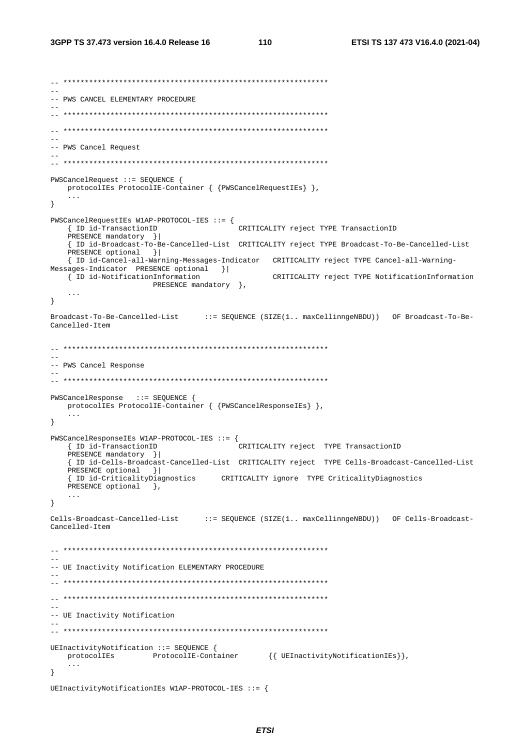```
-- **************************************************************
--
-- PWS CANCEL ELEMENTARY PROCEDURE
--
-- **************************************************************

-- **************************************************************
--
-- PWS Cancel Request
--
-- **************************************************************

PWSCancelRequest ::= SEQUENCE {
    protocolIEs ProtocolIE-Container { {PWSCancelRequestIEs} },
    ...
}

PWSCancelRequestIEs W1AP-PROTOCOL-IES ::= {
    { ID id-TransactionID                   CRITICALITY reject TYPE TransactionID
    PRESENCE mandatory  }|
    { ID id-Broadcast-To-Be-Cancelled-List  CRITICALITY reject TYPE Broadcast-To-Be-Cancelled-List
    PRESENCE optional   }|
    { ID id-Cancel-all-Warning-Messages-Indicator   CRITICALITY reject TYPE Cancel-all-Warning-
Messages-Indicator  PRESENCE optional   }|
    { ID id-NotificationInformation                 CRITICALITY reject TYPE NotificationInformation
                      PRESENCE mandatory  },
    ...
}

Broadcast-To-Be-Cancelled-List      ::= SEQUENCE (SIZE(1.. maxCellinngeNBDU))   OF Broadcast-To-Be-
Cancelled-Item


-- **************************************************************
--
-- PWS Cancel Response
--
-- **************************************************************

PWSCancelResponse   ::= SEQUENCE {
    protocolIEs ProtocolIE-Container { {PWSCancelResponseIEs} },
    ...
}

PWSCancelResponseIEs W1AP-PROTOCOL-IES ::= {
    { ID id-TransactionID                   CRITICALITY reject  TYPE TransactionID
    PRESENCE mandatory  }|
    { ID id-Cells-Broadcast-Cancelled-List  CRITICALITY reject  TYPE Cells-Broadcast-Cancelled-List
    PRESENCE optional   }|
    { ID id-CriticalityDiagnostics      CRITICALITY ignore  TYPE CriticalityDiagnostics
    PRESENCE optional   },
    ...
}

Cells-Broadcast-Cancelled-List      ::= SEQUENCE (SIZE(1.. maxCellinngeNBDU))   OF Cells-Broadcast-
Cancelled-Item


-- **************************************************************
--
-- UE Inactivity Notification ELEMENTARY PROCEDURE
--
-- **************************************************************

-- **************************************************************
--
-- UE Inactivity Notification
--
-- **************************************************************

UEInactivityNotification ::= SEQUENCE {
    protocolIEs         ProtocolIE-Container        {{ UEInactivityNotificationIEs}},
    ...
}

UEInactivityNotificationIEs W1AP-PROTOCOL-IES ::= {
```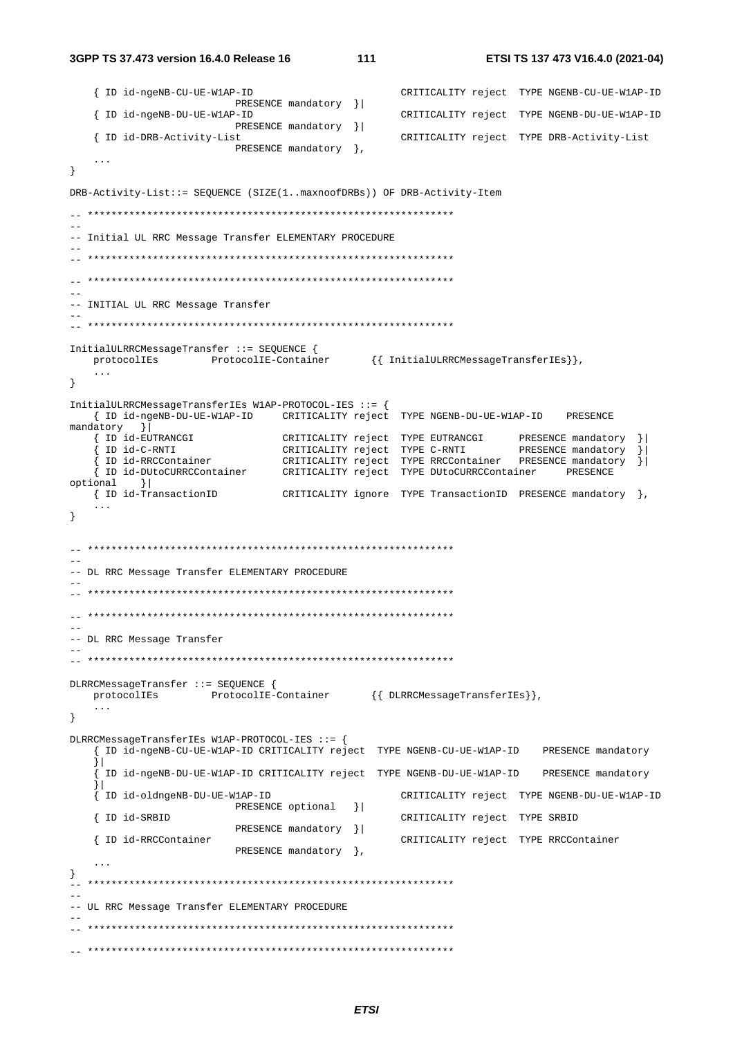```
	{ ID id-ngeNB-CU-UE-W1AP-ID					CRITICALITY reject	TYPE NGENB-CU-UE-W1AP-ID				PRESENCE mandatory	}|
	{ ID id-ngeNB-DU-UE-W1AP-ID					CRITICALITY reject	TYPE NGENB-DU-UE-W1AP-ID				PRESENCE mandatory	}|
	{ ID id-DRB-Activity-List					CRITICALITY reject	TYPE DRB-Activity-List				PRESENCE mandatory	},
	...
}

DRB-Activity-List::= SEQUENCE (SIZE(1..maxnoofDRBs)) OF DRB-Activity-Item

-- **************************************************************
--
-- Initial UL RRC Message Transfer ELEMENTARY PROCEDURE
--
-- **************************************************************

-- **************************************************************
--
-- INITIAL UL RRC Message Transfer
--
-- **************************************************************

InitialULRRCMessageTransfer ::= SEQUENCE {
	protocolIEs		ProtocolIE-Container		{{ InitialULRRCMessageTransferIEs}},
	...
}

InitialULRRCMessageTransferIEs W1AP-PROTOCOL-IES ::= {
	{ ID id-ngeNB-DU-UE-W1AP-ID	CRITICALITY reject	TYPE NGENB-DU-UE-W1AP-ID	PRESENCE mandatory	}|
	{ ID id-EUTRANCGI			CRITICALITY reject	TYPE EUTRANCGI		PRESENCE mandatory	}|
	{ ID id-C-RNTI				CRITICALITY reject	TYPE C-RNTI			PRESENCE mandatory	}|
	{ ID id-RRCContainer		CRITICALITY reject	TYPE RRCContainer	PRESENCE mandatory	}|
	{ ID id-DUtoCURRCContainer	CRITICALITY reject	TYPE DUtoCURRCContainer		PRESENCE optional	}|
	{ ID id-TransactionID		CRITICALITY ignore	TYPE TransactionID	PRESENCE mandatory	},
	...
}


-- **************************************************************
--
-- DL RRC Message Transfer ELEMENTARY PROCEDURE
--
-- **************************************************************

-- **************************************************************
--
-- DL RRC Message Transfer
--
-- **************************************************************

DLRRCMessageTransfer ::= SEQUENCE {
	protocolIEs		ProtocolIE-Container		{{ DLRRCMessageTransferIEs}},
	...
}

DLRRCMessageTransferIEs W1AP-PROTOCOL-IES ::= {
	{ ID id-ngeNB-CU-UE-W1AP-ID CRITICALITY reject	TYPE NGENB-CU-UE-W1AP-ID	PRESENCE mandatory	}|
	{ ID id-ngeNB-DU-UE-W1AP-ID CRITICALITY reject	TYPE NGENB-DU-UE-W1AP-ID	PRESENCE mandatory	}|
	{ ID id-oldngeNB-DU-UE-W1AP-ID					CRITICALITY reject	TYPE NGENB-DU-UE-W1AP-ID				PRESENCE optional	}|
	{ ID id-SRBID								CRITICALITY reject	TYPE SRBID				PRESENCE mandatory	}|
	{ ID id-RRCContainer						CRITICALITY reject	TYPE RRCContainer				PRESENCE mandatory	},
	...
}
-- **************************************************************
--
-- UL RRC Message Transfer ELEMENTARY PROCEDURE
--
-- **************************************************************

-- **************************************************************
```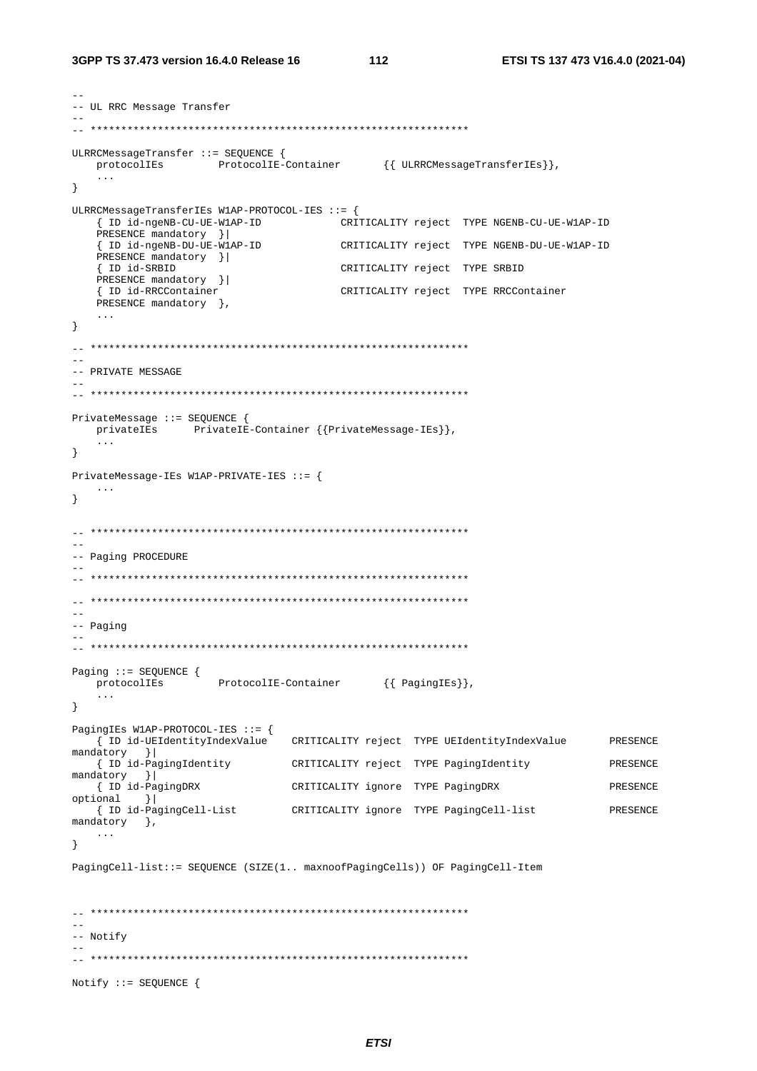```
--
-- UL RRC Message Transfer
--
-- **************************************************************

ULRRCMessageTransfer ::= SEQUENCE {
	protocolIEs		ProtocolIE-Container		{{ ULRRCMessageTransferIEs}},
	...
}

ULRRCMessageTransferIEs W1AP-PROTOCOL-IES ::= {
	{ ID id-ngeNB-CU-UE-W1AP-ID			CRITICALITY reject	TYPE NGENB-CU-UE-W1AP-ID
	PRESENCE mandatory	}|
	{ ID id-ngeNB-DU-UE-W1AP-ID			CRITICALITY reject	TYPE NGENB-DU-UE-W1AP-ID
	PRESENCE mandatory	}|
	{ ID id-SRBID						CRITICALITY reject	TYPE SRBID
	PRESENCE mandatory	}|
	{ ID id-RRCContainer				CRITICALITY reject	TYPE RRCContainer
	PRESENCE mandatory	},
	...
}

-- **************************************************************
--
-- PRIVATE MESSAGE
--
-- **************************************************************

PrivateMessage ::= SEQUENCE {
	privateIEs		PrivateIE-Container {{PrivateMessage-IEs}},
	...
}

PrivateMessage-IEs W1AP-PRIVATE-IES ::= {
	...
}


-- **************************************************************
--
-- Paging PROCEDURE
--
-- **************************************************************

-- **************************************************************
--
-- Paging
--
-- **************************************************************

Paging ::= SEQUENCE {
	protocolIEs		ProtocolIE-Container		{{ PagingIEs}},
	...
}

PagingIEs W1AP-PROTOCOL-IES ::= {
	{ ID id-UEIdentityIndexValue	CRITICALITY reject	TYPE UEIdentityIndexValue		PRESENCE
mandatory	}|
	{ ID id-PagingIdentity			CRITICALITY reject	TYPE PagingIdentity				PRESENCE
mandatory	}|
	{ ID id-PagingDRX				CRITICALITY ignore	TYPE PagingDRX					PRESENCE
optional	}|
	{ ID id-PagingCell-List			CRITICALITY ignore	TYPE PagingCell-list			PRESENCE
mandatory	},
	...
}

PagingCell-list::= SEQUENCE (SIZE(1.. maxnoofPagingCells)) OF PagingCell-Item


-- **************************************************************
--
-- Notify
--
-- **************************************************************

Notify ::= SEQUENCE {
```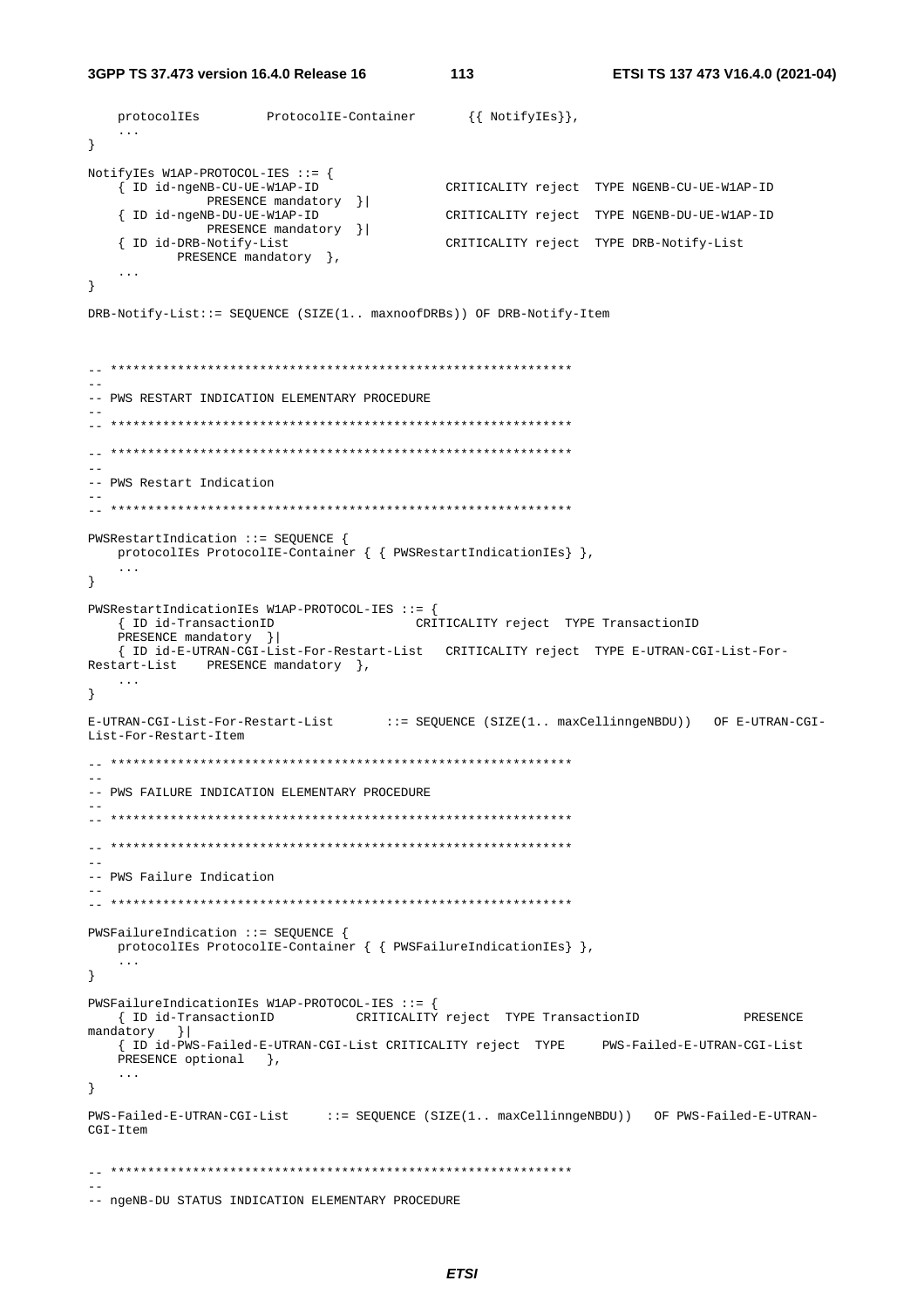```
	protocolIEs		ProtocolIE-Container		{{ NotifyIEs}},
	...
}

NotifyIEs W1AP-PROTOCOL-IES ::= {
	{ ID id-ngeNB-CU-UE-W1AP-ID				CRITICALITY reject	TYPE NGENB-CU-UE-W1AP-ID
			PRESENCE mandatory	}|
	{ ID id-ngeNB-DU-UE-W1AP-ID				CRITICALITY reject	TYPE NGENB-DU-UE-W1AP-ID
			PRESENCE mandatory	}|
	{ ID id-DRB-Notify-List					CRITICALITY reject	TYPE DRB-Notify-List
		PRESENCE mandatory	},
	...
}

DRB-Notify-List::= SEQUENCE (SIZE(1.. maxnoofDRBs)) OF DRB-Notify-Item


-- **************************************************************
--
-- PWS RESTART INDICATION ELEMENTARY PROCEDURE
--
-- **************************************************************

-- **************************************************************
--
-- PWS Restart Indication
--
-- **************************************************************

PWSRestartIndication ::= SEQUENCE {
	protocolIEs ProtocolIE-Container { { PWSRestartIndicationIEs} },
	...
}

PWSRestartIndicationIEs W1AP-PROTOCOL-IES ::= {
	{ ID id-TransactionID					CRITICALITY reject	TYPE TransactionID
	PRESENCE mandatory	}|
	{ ID id-E-UTRAN-CGI-List-For-Restart-List	CRITICALITY reject	TYPE E-UTRAN-CGI-List-For-
Restart-List	PRESENCE mandatory	},
	...
}

E-UTRAN-CGI-List-For-Restart-List		::= SEQUENCE (SIZE(1.. maxCellinngeNBDU))	OF E-UTRAN-CGI-
List-For-Restart-Item

-- **************************************************************
--
-- PWS FAILURE INDICATION ELEMENTARY PROCEDURE
--
-- **************************************************************

-- **************************************************************
--
-- PWS Failure Indication
--
-- **************************************************************

PWSFailureIndication ::= SEQUENCE {
	protocolIEs ProtocolIE-Container { { PWSFailureIndicationIEs} },
	...
}

PWSFailureIndicationIEs W1AP-PROTOCOL-IES ::= {
	{ ID id-TransactionID			CRITICALITY reject	TYPE TransactionID				PRESENCE
mandatory	}|
	{ ID id-PWS-Failed-E-UTRAN-CGI-List CRITICALITY reject	TYPE	PWS-Failed-E-UTRAN-CGI-List
	PRESENCE optional	},
	...
}

PWS-Failed-E-UTRAN-CGI-List		::= SEQUENCE (SIZE(1.. maxCellinngeNBDU))	OF PWS-Failed-E-UTRAN-
CGI-Item


-- **************************************************************
--
-- ngeNB-DU STATUS INDICATION ELEMENTARY PROCEDURE
```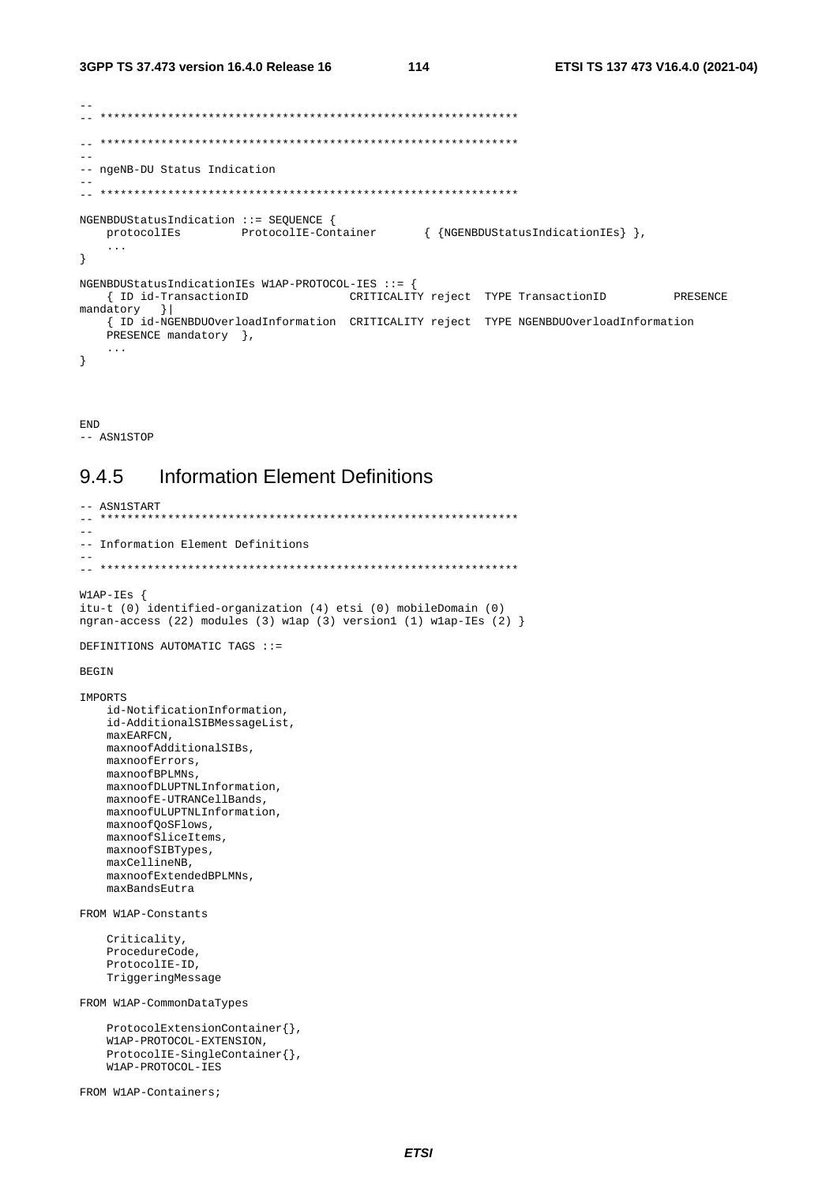```
--
-- **************************************************************

-- **************************************************************
--
-- ngeNB-DU Status Indication
--
-- **************************************************************

NGENBDUStatusIndication ::= SEQUENCE {
    protocolIEs         ProtocolIE-Container       { {NGENBDUStatusIndicationIEs} },
    ...
}

NGENBDUStatusIndicationIEs W1AP-PROTOCOL-IES ::= {
    { ID id-TransactionID              CRITICALITY reject  TYPE TransactionID          PRESENCE
mandatory   }|
    { ID id-NGENBDUOverloadInformation  CRITICALITY reject  TYPE NGENBDUOverloadInformation
    PRESENCE mandatory  },
    ...
}



END
-- ASN1STOP
```

### 9.4.5 Information Element Definitions

```
-- ASN1START
-- **************************************************************
--
-- Information Element Definitions
--
-- **************************************************************

W1AP-IEs {
itu-t (0) identified-organization (4) etsi (0) mobileDomain (0)
ngran-access (22) modules (3) w1ap (3) version1 (1) w1ap-IEs (2) }

DEFINITIONS AUTOMATIC TAGS ::=

BEGIN

IMPORTS
    id-NotificationInformation,
    id-AdditionalSIBMessageList,
    maxEARFCN,
    maxnoofAdditionalSIBs,
    maxnoofErrors,
    maxnoofBPLMNs,
    maxnoofDLUPTNLInformation,
    maxnoofE-UTRANCellBands,
    maxnoofULUPTNLInformation,
    maxnoofQoSFlows,
    maxnoofSliceItems,
    maxnoofSIBTypes,
    maxCellineNB,
    maxnoofExtendedBPLMNs,
    maxBandsEutra

FROM W1AP-Constants

    Criticality,
    ProcedureCode,
    ProtocolIE-ID,
    TriggeringMessage

FROM W1AP-CommonDataTypes

    ProtocolExtensionContainer{},
    W1AP-PROTOCOL-EXTENSION,
    ProtocolIE-SingleContainer{},
    W1AP-PROTOCOL-IES

FROM W1AP-Containers;
```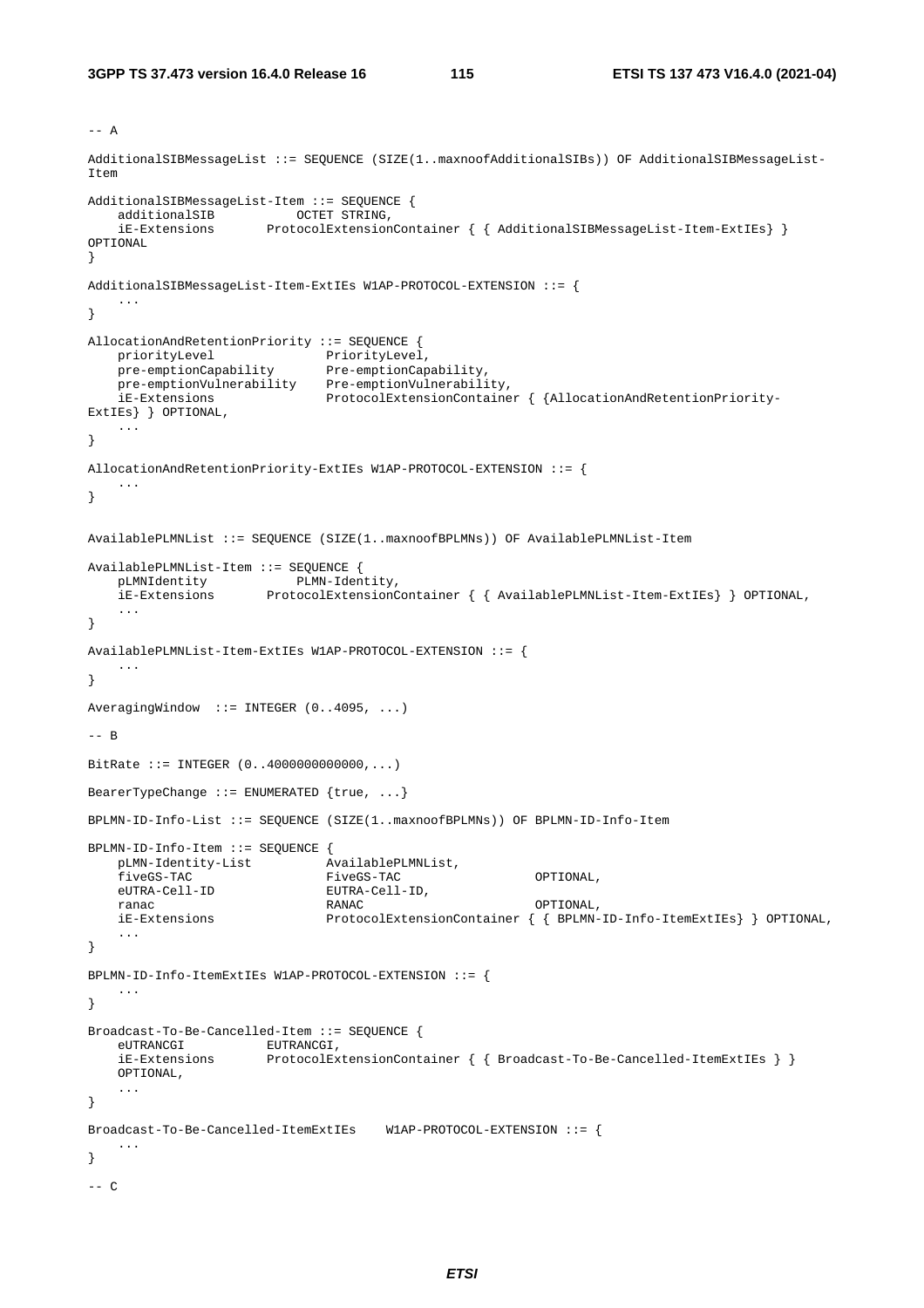```
-- A

AdditionalSIBMessageList ::= SEQUENCE (SIZE(1..maxnoofAdditionalSIBs)) OF AdditionalSIBMessageList-Item

AdditionalSIBMessageList-Item ::= SEQUENCE {
    additionalSIB           OCTET STRING,
    iE-Extensions       ProtocolExtensionContainer { { AdditionalSIBMessageList-Item-ExtIEs} } OPTIONAL
}

AdditionalSIBMessageList-Item-ExtIEs W1AP-PROTOCOL-EXTENSION ::= {
    ...
}

AllocationAndRetentionPriority ::= SEQUENCE {
    priorityLevel               PriorityLevel,
    pre-emptionCapability       Pre-emptionCapability,
    pre-emptionVulnerability    Pre-emptionVulnerability,
    iE-Extensions               ProtocolExtensionContainer { {AllocationAndRetentionPriority-ExtIEs} } OPTIONAL,
    ...
}

AllocationAndRetentionPriority-ExtIEs W1AP-PROTOCOL-EXTENSION ::= {
    ...
}


AvailablePLMNList ::= SEQUENCE (SIZE(1..maxnoofBPLMNs)) OF AvailablePLMNList-Item

AvailablePLMNList-Item ::= SEQUENCE {
    pLMNIdentity            PLMN-Identity,
    iE-Extensions       ProtocolExtensionContainer { { AvailablePLMNList-Item-ExtIEs} } OPTIONAL,
    ...
}

AvailablePLMNList-Item-ExtIEs W1AP-PROTOCOL-EXTENSION ::= {
    ...
}

AveragingWindow  ::= INTEGER (0..4095, ...)

-- B

BitRate ::= INTEGER (0..4000000000000,...)

BearerTypeChange ::= ENUMERATED {true, ...}

BPLMN-ID-Info-List ::= SEQUENCE (SIZE(1..maxnoofBPLMNs)) OF BPLMN-ID-Info-Item

BPLMN-ID-Info-Item ::= SEQUENCE {
    pLMN-Identity-List          AvailablePLMNList,
    fiveGS-TAC                  FiveGS-TAC                  OPTIONAL,
    eUTRA-Cell-ID               EUTRA-Cell-ID,
    ranac                       RANAC                       OPTIONAL,
    iE-Extensions               ProtocolExtensionContainer { { BPLMN-ID-Info-ItemExtIEs} } OPTIONAL,
    ...
}

BPLMN-ID-Info-ItemExtIEs W1AP-PROTOCOL-EXTENSION ::= {
    ...
}

Broadcast-To-Be-Cancelled-Item ::= SEQUENCE {
    eUTRANCGI           EUTRANCGI,
    iE-Extensions       ProtocolExtensionContainer { { Broadcast-To-Be-Cancelled-ItemExtIEs } }
    OPTIONAL,
    ...
}

Broadcast-To-Be-Cancelled-ItemExtIEs    W1AP-PROTOCOL-EXTENSION ::= {
    ...
}

-- C
```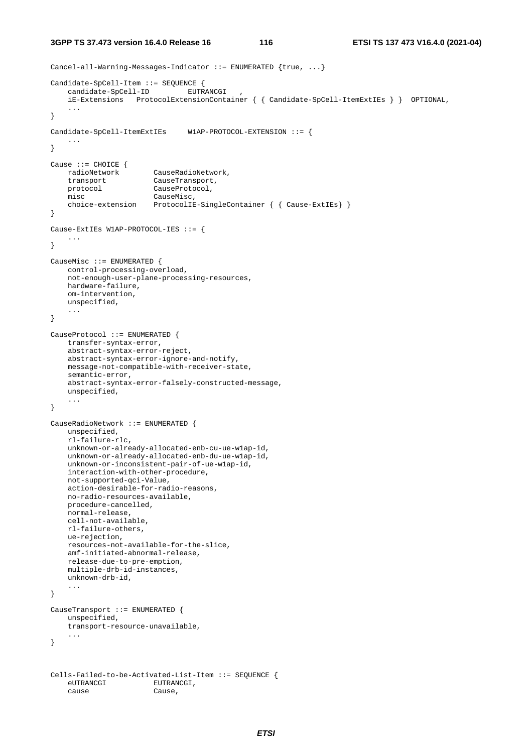```
Cancel-all-Warning-Messages-Indicator ::= ENUMERATED {true, ...}

Candidate-SpCell-Item ::= SEQUENCE {
    candidate-SpCell-ID         EUTRANCGI   ,
    iE-Extensions   ProtocolExtensionContainer { { Candidate-SpCell-ItemExtIEs } }  OPTIONAL,
    ...
}

Candidate-SpCell-ItemExtIEs     W1AP-PROTOCOL-EXTENSION ::= {
    ...
}

Cause ::= CHOICE {
    radioNetwork        CauseRadioNetwork,
    transport           CauseTransport,
    protocol            CauseProtocol,
    misc                CauseMisc,
    choice-extension    ProtocolIE-SingleContainer { { Cause-ExtIEs} }
}

Cause-ExtIEs W1AP-PROTOCOL-IES ::= {
    ...
}

CauseMisc ::= ENUMERATED {
    control-processing-overload,
    not-enough-user-plane-processing-resources,
    hardware-failure,
    om-intervention,
    unspecified,
    ...
}

CauseProtocol ::= ENUMERATED {
    transfer-syntax-error,
    abstract-syntax-error-reject,
    abstract-syntax-error-ignore-and-notify,
    message-not-compatible-with-receiver-state,
    semantic-error,
    abstract-syntax-error-falsely-constructed-message,
    unspecified,
    ...
}

CauseRadioNetwork ::= ENUMERATED {
    unspecified,
    rl-failure-rlc,
    unknown-or-already-allocated-enb-cu-ue-w1ap-id,
    unknown-or-already-allocated-enb-du-ue-w1ap-id,
    unknown-or-inconsistent-pair-of-ue-w1ap-id,
    interaction-with-other-procedure,
    not-supported-qci-Value,
    action-desirable-for-radio-reasons,
    no-radio-resources-available,
    procedure-cancelled,
    normal-release,
    cell-not-available,
    rl-failure-others,
    ue-rejection,
    resources-not-available-for-the-slice,
    amf-initiated-abnormal-release,
    release-due-to-pre-emption,
    multiple-drb-id-instances,
    unknown-drb-id,
    ...
}

CauseTransport ::= ENUMERATED {
    unspecified,
    transport-resource-unavailable,
    ...
}


Cells-Failed-to-be-Activated-List-Item ::= SEQUENCE {
    eUTRANCGI           EUTRANCGI,
    cause               Cause,
```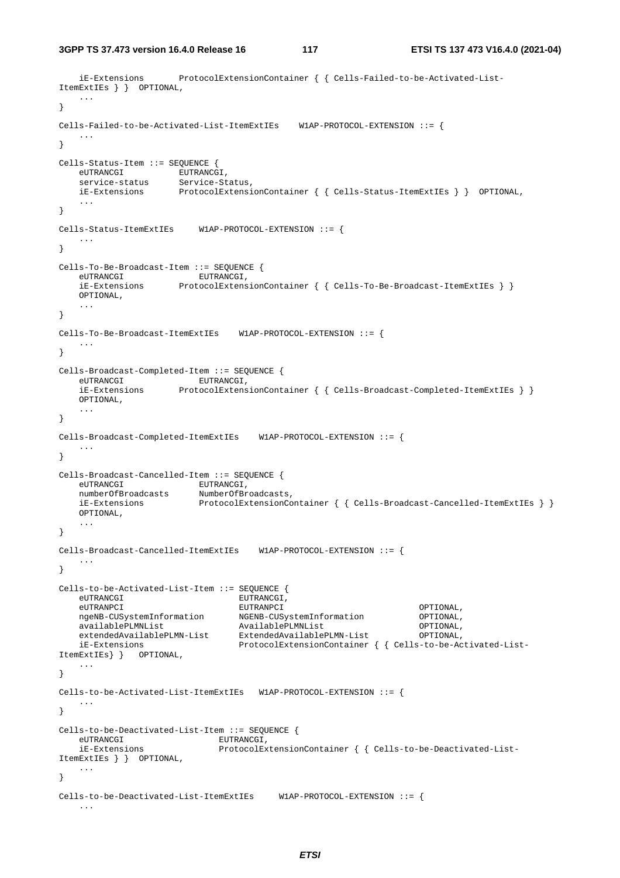```
	iE-Extensions		ProtocolExtensionContainer { { Cells-Failed-to-be-Activated-List-ItemExtIEs } }	OPTIONAL,
	...
}

Cells-Failed-to-be-Activated-List-ItemExtIEs	W1AP-PROTOCOL-EXTENSION ::= {
	...
}

Cells-Status-Item ::= SEQUENCE {
	eUTRANCGI			EUTRANCGI,
	service-status		Service-Status,
	iE-Extensions		ProtocolExtensionContainer { { Cells-Status-ItemExtIEs } }	OPTIONAL,
	...
}

Cells-Status-ItemExtIEs		W1AP-PROTOCOL-EXTENSION ::= {
	...
}

Cells-To-Be-Broadcast-Item ::= SEQUENCE {
	eUTRANCGI				EUTRANCGI,
	iE-Extensions		ProtocolExtensionContainer { { Cells-To-Be-Broadcast-ItemExtIEs } }	OPTIONAL,
	...
}

Cells-To-Be-Broadcast-ItemExtIEs	W1AP-PROTOCOL-EXTENSION ::= {
	...
}

Cells-Broadcast-Completed-Item ::= SEQUENCE {
	eUTRANCGI				EUTRANCGI,
	iE-Extensions		ProtocolExtensionContainer { { Cells-Broadcast-Completed-ItemExtIEs } }	OPTIONAL,
	...
}

Cells-Broadcast-Completed-ItemExtIEs	W1AP-PROTOCOL-EXTENSION ::= {
	...
}

Cells-Broadcast-Cancelled-Item ::= SEQUENCE {
	eUTRANCGI				EUTRANCGI,
	numberOfBroadcasts		NumberOfBroadcasts,
	iE-Extensions			ProtocolExtensionContainer { { Cells-Broadcast-Cancelled-ItemExtIEs } }	OPTIONAL,
	...
}

Cells-Broadcast-Cancelled-ItemExtIEs	W1AP-PROTOCOL-EXTENSION ::= {
	...
}

Cells-to-be-Activated-List-Item ::= SEQUENCE {
	eUTRANCGI						EUTRANCGI,
	eUTRANPCI						EUTRANPCI						OPTIONAL,
	ngeNB-CUSystemInformation		NGENB-CUSystemInformation		OPTIONAL,
	availablePLMNList				AvailablePLMNList				OPTIONAL,
	extendedAvailablePLMN-List		ExtendedAvailablePLMN-List		OPTIONAL,
	iE-Extensions					ProtocolExtensionContainer { { Cells-to-be-Activated-List-ItemExtIEs} }	OPTIONAL,
	...
}

Cells-to-be-Activated-List-ItemExtIEs	W1AP-PROTOCOL-EXTENSION ::= {
	...
}

Cells-to-be-Deactivated-List-Item ::= SEQUENCE {
	eUTRANCGI					EUTRANCGI,
	iE-Extensions				ProtocolExtensionContainer { { Cells-to-be-Deactivated-List-ItemExtIEs } }	OPTIONAL,
	...
}

Cells-to-be-Deactivated-List-ItemExtIEs		W1AP-PROTOCOL-EXTENSION ::= {
	...
```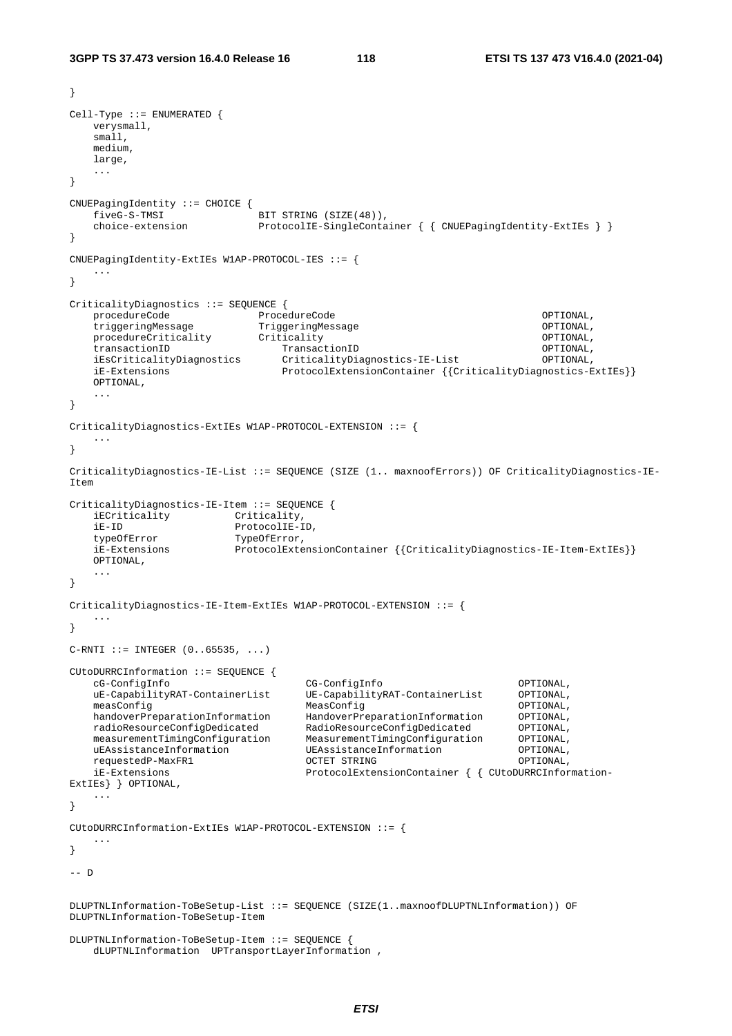```
}

Cell-Type ::= ENUMERATED {
    verysmall,
    small,
    medium,
    large,
    ...
}

CNUEPagingIdentity ::= CHOICE {
    fiveG-S-TMSI                BIT STRING (SIZE(48)),
    choice-extension            ProtocolIE-SingleContainer { { CNUEPagingIdentity-ExtIEs } }
}

CNUEPagingIdentity-ExtIEs W1AP-PROTOCOL-IES ::= {
    ...
}

CriticalityDiagnostics ::= SEQUENCE {
    procedureCode               ProcedureCode                                   OPTIONAL,
    triggeringMessage           TriggeringMessage                               OPTIONAL,
    procedureCriticality        Criticality                                     OPTIONAL,
    transactionID                   TransactionID                               OPTIONAL,
    iEsCriticalityDiagnostics       CriticalityDiagnostics-IE-List              OPTIONAL,
    iE-Extensions                   ProtocolExtensionContainer {{CriticalityDiagnostics-ExtIEs}}
    OPTIONAL,
    ...
}

CriticalityDiagnostics-ExtIEs W1AP-PROTOCOL-EXTENSION ::= {
    ...
}

CriticalityDiagnostics-IE-List ::= SEQUENCE (SIZE (1.. maxnoofErrors)) OF CriticalityDiagnostics-IE-
Item

CriticalityDiagnostics-IE-Item ::= SEQUENCE {
    iECriticality           Criticality,
    iE-ID                   ProtocolIE-ID,
    typeOfError             TypeOfError,
    iE-Extensions           ProtocolExtensionContainer {{CriticalityDiagnostics-IE-Item-ExtIEs}}
    OPTIONAL,
    ...
}

CriticalityDiagnostics-IE-Item-ExtIEs W1AP-PROTOCOL-EXTENSION ::= {
    ...
}

C-RNTI ::= INTEGER (0..65535, ...)

CUtoDURRCInformation ::= SEQUENCE {
    cG-ConfigInfo                       CG-ConfigInfo                       OPTIONAL,
    uE-CapabilityRAT-ContainerList      UE-CapabilityRAT-ContainerList      OPTIONAL,
    measConfig                          MeasConfig                          OPTIONAL,
    handoverPreparationInformation      HandoverPreparationInformation      OPTIONAL,
    radioResourceConfigDedicated        RadioResourceConfigDedicated        OPTIONAL,
    measurementTimingConfiguration      MeasurementTimingConfiguration      OPTIONAL,
    uEAssistanceInformation             UEAssistanceInformation             OPTIONAL,
    requestedP-MaxFR1                   OCTET STRING                        OPTIONAL,
    iE-Extensions                       ProtocolExtensionContainer { { CUtoDURRCInformation-
ExtIEs} } OPTIONAL,
    ...
}

CUtoDURRCInformation-ExtIEs W1AP-PROTOCOL-EXTENSION ::= {
    ...
}

-- D


DLUPTNLInformation-ToBeSetup-List ::= SEQUENCE (SIZE(1..maxnoofDLUPTNLInformation)) OF
DLUPTNLInformation-ToBeSetup-Item

DLUPTNLInformation-ToBeSetup-Item ::= SEQUENCE {
    dLUPTNLInformation  UPTransportLayerInformation ,
```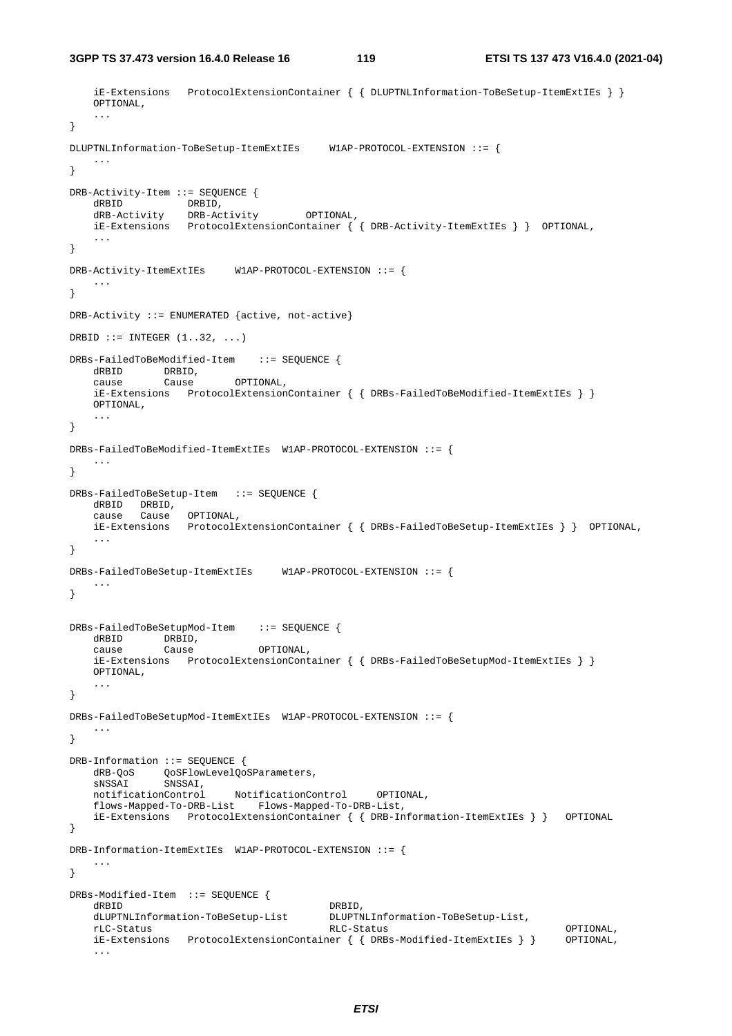```
	iE-Extensions	ProtocolExtensionContainer { { DLUPTNLInformation-ToBeSetup-ItemExtIEs } }
	OPTIONAL,
	...
}

DLUPTNLInformation-ToBeSetup-ItemExtIEs	W1AP-PROTOCOL-EXTENSION ::= {
	...
}

DRB-Activity-Item ::= SEQUENCE {
	dRBID		DRBID,
	dRB-Activity	DRB-Activity		OPTIONAL,
	iE-Extensions	ProtocolExtensionContainer { { DRB-Activity-ItemExtIEs } }	OPTIONAL,
	...
}

DRB-Activity-ItemExtIEs	W1AP-PROTOCOL-EXTENSION ::= {
	...
}

DRB-Activity ::= ENUMERATED {active, not-active}

DRBID ::= INTEGER (1..32, ...)

DRBs-FailedToBeModified-Item	::= SEQUENCE {
	dRBID		DRBID,
	cause		Cause		OPTIONAL,
	iE-Extensions	ProtocolExtensionContainer { { DRBs-FailedToBeModified-ItemExtIEs } }
	OPTIONAL,
	...
}

DRBs-FailedToBeModified-ItemExtIEs	W1AP-PROTOCOL-EXTENSION ::= {
	...
}

DRBs-FailedToBeSetup-Item	::= SEQUENCE {
	dRBID	DRBID,
	cause	Cause	OPTIONAL,
	iE-Extensions	ProtocolExtensionContainer { { DRBs-FailedToBeSetup-ItemExtIEs } }	OPTIONAL,
	...
}

DRBs-FailedToBeSetup-ItemExtIEs	W1AP-PROTOCOL-EXTENSION ::= {
	...
}


DRBs-FailedToBeSetupMod-Item	::= SEQUENCE {
	dRBID		DRBID,
	cause		Cause			OPTIONAL,
	iE-Extensions	ProtocolExtensionContainer { { DRBs-FailedToBeSetupMod-ItemExtIEs } }
	OPTIONAL,
	...
}

DRBs-FailedToBeSetupMod-ItemExtIEs	W1AP-PROTOCOL-EXTENSION ::= {
	...
}

DRB-Information ::= SEQUENCE {
	dRB-QoS		QoSFlowLevelQoSParameters,
	sNSSAI		SNSSAI,
	notificationControl	NotificationControl	OPTIONAL,
	flows-Mapped-To-DRB-List	Flows-Mapped-To-DRB-List,
	iE-Extensions	ProtocolExtensionContainer { { DRB-Information-ItemExtIEs } }	OPTIONAL
}

DRB-Information-ItemExtIEs	W1AP-PROTOCOL-EXTENSION ::= {
	...
}

DRBs-Modified-Item	::= SEQUENCE {
	dRBID					DRBID,
	dLUPTNLInformation-ToBeSetup-List	DLUPTNLInformation-ToBeSetup-List,
	rLC-Status				RLC-Status				OPTIONAL,
	iE-Extensions	ProtocolExtensionContainer { { DRBs-Modified-ItemExtIEs } }	OPTIONAL,
	...
```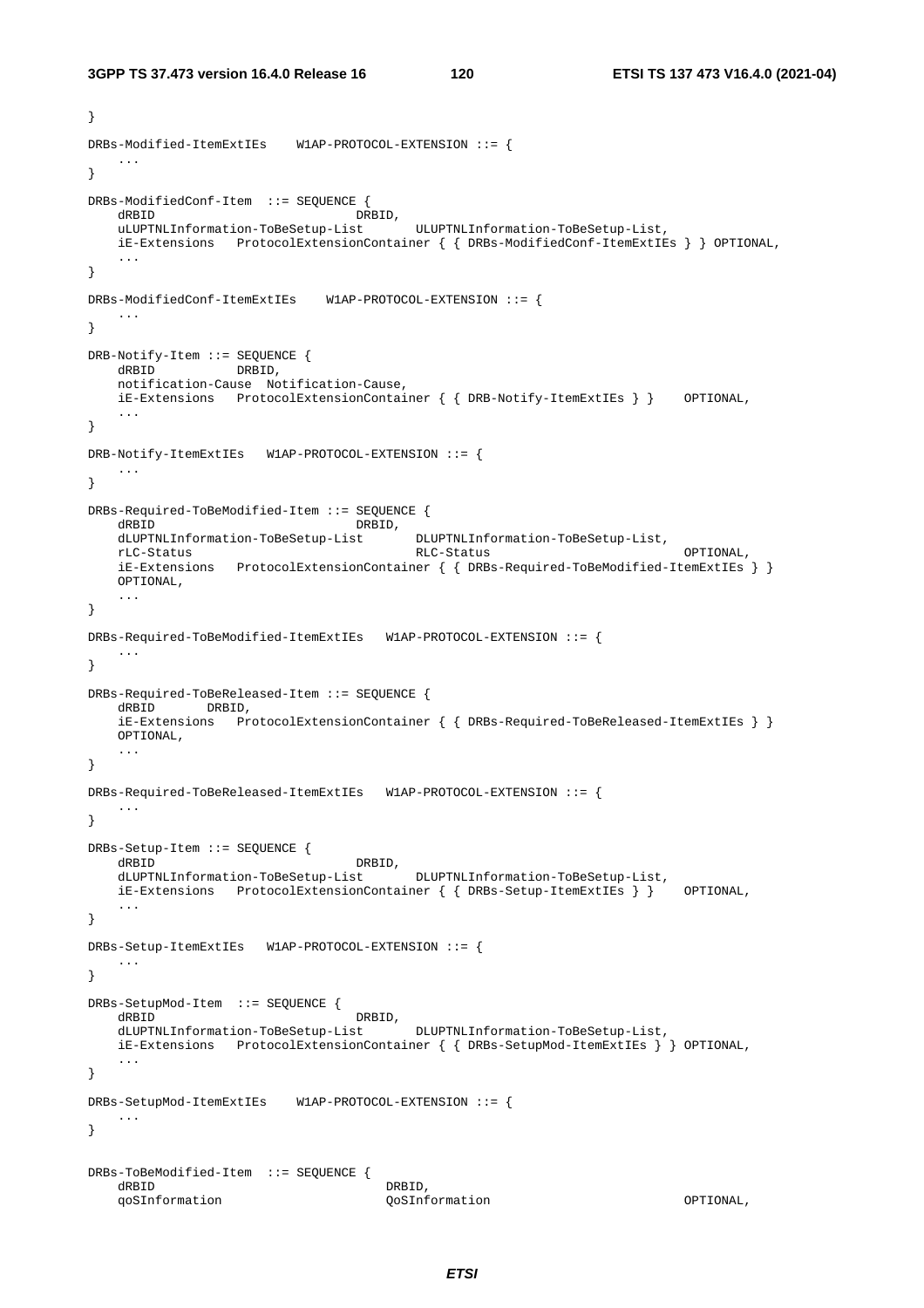```
}

DRBs-Modified-ItemExtIEs    W1AP-PROTOCOL-EXTENSION ::= {
    ...
}

DRBs-ModifiedConf-Item  ::= SEQUENCE {
    dRBID                               DRBID,
    uLUPTNLInformation-ToBeSetup-List       ULUPTNLInformation-ToBeSetup-List,
    iE-Extensions   ProtocolExtensionContainer { { DRBs-ModifiedConf-ItemExtIEs } } OPTIONAL,
    ...
}

DRBs-ModifiedConf-ItemExtIEs    W1AP-PROTOCOL-EXTENSION ::= {
    ...
}

DRB-Notify-Item ::= SEQUENCE {
    dRBID           DRBID,
    notification-Cause  Notification-Cause,
    iE-Extensions   ProtocolExtensionContainer { { DRB-Notify-ItemExtIEs } }    OPTIONAL,
    ...
}

DRB-Notify-ItemExtIEs   W1AP-PROTOCOL-EXTENSION ::= {
    ...
}

DRBs-Required-ToBeModified-Item ::= SEQUENCE {
    dRBID                               DRBID,
    dLUPTNLInformation-ToBeSetup-List       DLUPTNLInformation-ToBeSetup-List,
    rLC-Status                              RLC-Status                              OPTIONAL,
    iE-Extensions   ProtocolExtensionContainer { { DRBs-Required-ToBeModified-ItemExtIEs } }
    OPTIONAL,
    ...
}

DRBs-Required-ToBeModified-ItemExtIEs   W1AP-PROTOCOL-EXTENSION ::= {
    ...
}

DRBs-Required-ToBeReleased-Item ::= SEQUENCE {
    dRBID       DRBID,
    iE-Extensions   ProtocolExtensionContainer { { DRBs-Required-ToBeReleased-ItemExtIEs } }
    OPTIONAL,
    ...
}

DRBs-Required-ToBeReleased-ItemExtIEs   W1AP-PROTOCOL-EXTENSION ::= {
    ...
}

DRBs-Setup-Item ::= SEQUENCE {
    dRBID                               DRBID,
    dLUPTNLInformation-ToBeSetup-List       DLUPTNLInformation-ToBeSetup-List,
    iE-Extensions   ProtocolExtensionContainer { { DRBs-Setup-ItemExtIEs } }    OPTIONAL,
    ...
}

DRBs-Setup-ItemExtIEs   W1AP-PROTOCOL-EXTENSION ::= {
    ...
}

DRBs-SetupMod-Item  ::= SEQUENCE {
    dRBID                               DRBID,
    dLUPTNLInformation-ToBeSetup-List       DLUPTNLInformation-ToBeSetup-List,
    iE-Extensions   ProtocolExtensionContainer { { DRBs-SetupMod-ItemExtIEs } } OPTIONAL,
    ...
}

DRBs-SetupMod-ItemExtIEs    W1AP-PROTOCOL-EXTENSION ::= {
    ...
}


DRBs-ToBeModified-Item  ::= SEQUENCE {
    dRBID                                   DRBID,
    qoSInformation                      QoSInformation                          OPTIONAL,
```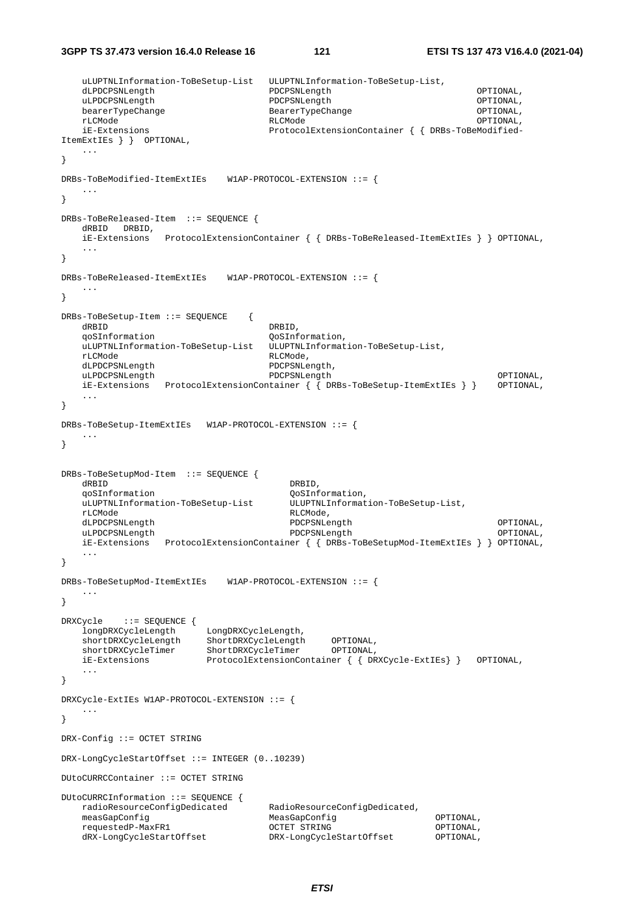```
    uLUPTNLInformation-ToBeSetup-List   ULUPTNLInformation-ToBeSetup-List,
    dLPDCPSNLength                      PDCPSNLength                            OPTIONAL,
    uLPDCPSNLength                      PDCPSNLength                            OPTIONAL,
    bearerTypeChange                    BearerTypeChange                        OPTIONAL,
    rLCMode                             RLCMode                                 OPTIONAL,
    iE-Extensions                       ProtocolExtensionContainer { { DRBs-ToBeModified-ItemExtIEs } }  OPTIONAL,
    ...
}

DRBs-ToBeModified-ItemExtIEs    W1AP-PROTOCOL-EXTENSION ::= {
    ...
}

DRBs-ToBeReleased-Item  ::= SEQUENCE {
    dRBID   DRBID,
    iE-Extensions   ProtocolExtensionContainer { { DRBs-ToBeReleased-ItemExtIEs } } OPTIONAL,
    ...
}

DRBs-ToBeReleased-ItemExtIEs    W1AP-PROTOCOL-EXTENSION ::= {
    ...
}

DRBs-ToBeSetup-Item ::= SEQUENCE    {
    dRBID                               DRBID,
    qoSInformation                      QoSInformation,
    uLUPTNLInformation-ToBeSetup-List   ULUPTNLInformation-ToBeSetup-List,
    rLCMode                             RLCMode,
    dLPDCPSNLength                      PDCPSNLength,
    uLPDCPSNLength                      PDCPSNLength                                    OPTIONAL,
    iE-Extensions   ProtocolExtensionContainer { { DRBs-ToBeSetup-ItemExtIEs } }    OPTIONAL,
    ...
}

DRBs-ToBeSetup-ItemExtIEs   W1AP-PROTOCOL-EXTENSION ::= {
    ...
}


DRBs-ToBeSetupMod-Item  ::= SEQUENCE {
    dRBID                                   DRBID,
    qoSInformation                          QoSInformation,
    uLUPTNLInformation-ToBeSetup-List       ULUPTNLInformation-ToBeSetup-List,
    rLCMode                                 RLCMode,
    dLPDCPSNLength                          PDCPSNLength                            OPTIONAL,
    uLPDCPSNLength                          PDCPSNLength                            OPTIONAL,
    iE-Extensions   ProtocolExtensionContainer { { DRBs-ToBeSetupMod-ItemExtIEs } } OPTIONAL,
    ...
}

DRBs-ToBeSetupMod-ItemExtIEs    W1AP-PROTOCOL-EXTENSION ::= {
    ...
}

DRXCycle    ::= SEQUENCE {
    longDRXCycleLength      LongDRXCycleLength,
    shortDRXCycleLength     ShortDRXCycleLength     OPTIONAL,
    shortDRXCycleTimer      ShortDRXCycleTimer      OPTIONAL,
    iE-Extensions           ProtocolExtensionContainer { { DRXCycle-ExtIEs} }   OPTIONAL,
    ...
}

DRXCycle-ExtIEs W1AP-PROTOCOL-EXTENSION ::= {
    ...
}

DRX-Config ::= OCTET STRING

DRX-LongCycleStartOffset ::= INTEGER (0..10239)

DUtoCURRCContainer ::= OCTET STRING

DUtoCURRCInformation ::= SEQUENCE {
    radioResourceConfigDedicated        RadioResourceConfigDedicated,
    measGapConfig                       MeasGapConfig                   OPTIONAL,
    requestedP-MaxFR1                   OCTET STRING                    OPTIONAL,
    dRX-LongCycleStartOffset            DRX-LongCycleStartOffset        OPTIONAL,
```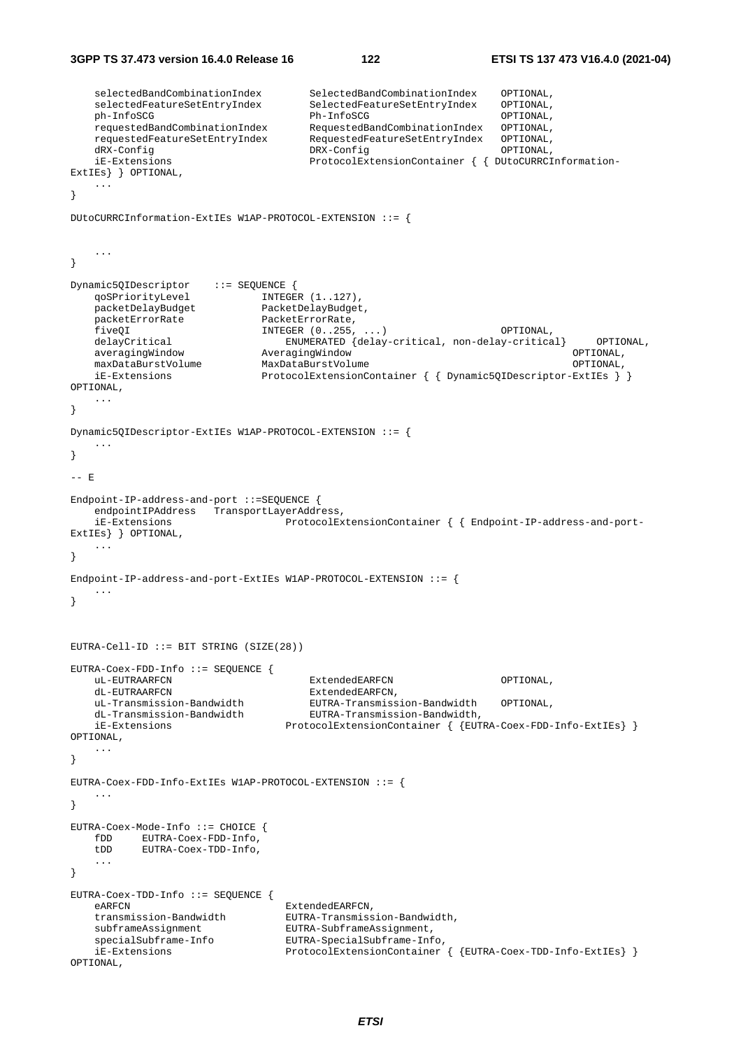```
	selectedBandCombinationIndex		SelectedBandCombinationIndex		OPTIONAL,
	selectedFeatureSetEntryIndex		SelectedFeatureSetEntryIndex		OPTIONAL,
	ph-InfoSCG							Ph-InfoSCG							OPTIONAL,
	requestedBandCombinationIndex		RequestedBandCombinationIndex		OPTIONAL,
	requestedFeatureSetEntryIndex		RequestedFeatureSetEntryIndex		OPTIONAL,
	dRX-Config							DRX-Config							OPTIONAL,
	iE-Extensions						ProtocolExtensionContainer { { DUtoCURRCInformation-ExtIEs} } OPTIONAL,
	...
}

DUtoCURRCInformation-ExtIEs W1AP-PROTOCOL-EXTENSION ::= {


	...
}

Dynamic5QIDescriptor	::= SEQUENCE {
	qoSPriorityLevel			INTEGER (1..127),
	packetDelayBudget			PacketDelayBudget,
	packetErrorRate				PacketErrorRate,
	fiveQI						INTEGER (0..255, ...)					OPTIONAL,
	delayCritical				ENUMERATED {delay-critical, non-delay-critical}		OPTIONAL,
	averagingWindow				AveragingWindow										OPTIONAL,
	maxDataBurstVolume			MaxDataBurstVolume									OPTIONAL,
	iE-Extensions				ProtocolExtensionContainer { { Dynamic5QIDescriptor-ExtIEs } } OPTIONAL,
	...
}

Dynamic5QIDescriptor-ExtIEs W1AP-PROTOCOL-EXTENSION ::= {
	...
}

-- E

Endpoint-IP-address-and-port ::=SEQUENCE {
	endpointIPAddress	TransportLayerAddress,
	iE-Extensions					ProtocolExtensionContainer { { Endpoint-IP-address-and-port-ExtIEs} } OPTIONAL,
	...
}

Endpoint-IP-address-and-port-ExtIEs W1AP-PROTOCOL-EXTENSION ::= {
	...
}



EUTRA-Cell-ID ::= BIT STRING (SIZE(28))

EUTRA-Coex-FDD-Info ::= SEQUENCE {
	uL-EUTRAARFCN					ExtendedEARFCN					OPTIONAL,
	dL-EUTRAARFCN					ExtendedEARFCN,
	uL-Transmission-Bandwidth		EUTRA-Transmission-Bandwidth	OPTIONAL,
	dL-Transmission-Bandwidth		EUTRA-Transmission-Bandwidth,
	iE-Extensions				ProtocolExtensionContainer { {EUTRA-Coex-FDD-Info-ExtIEs} } OPTIONAL,
	...
}

EUTRA-Coex-FDD-Info-ExtIEs W1AP-PROTOCOL-EXTENSION ::= {
	...
}

EUTRA-Coex-Mode-Info ::= CHOICE {
	fDD		EUTRA-Coex-FDD-Info,
	tDD		EUTRA-Coex-TDD-Info,
	...
}

EUTRA-Coex-TDD-Info ::= SEQUENCE {
	eARFCN						ExtendedEARFCN,
	transmission-Bandwidth		EUTRA-Transmission-Bandwidth,
	subframeAssignment			EUTRA-SubframeAssignment,
	specialSubframe-Info		EUTRA-SpecialSubframe-Info,
	iE-Extensions				ProtocolExtensionContainer { {EUTRA-Coex-TDD-Info-ExtIEs} } OPTIONAL,
```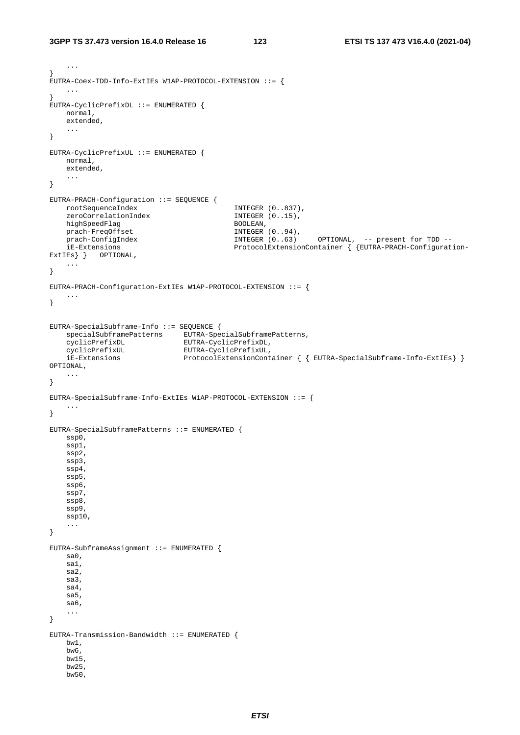```
	...
}
EUTRA-Coex-TDD-Info-ExtIEs W1AP-PROTOCOL-EXTENSION ::= {
	...
}
EUTRA-CyclicPrefixDL ::= ENUMERATED {
	normal,
	extended,
	...
}

EUTRA-CyclicPrefixUL ::= ENUMERATED {
	normal,
	extended,
	...
}

EUTRA-PRACH-Configuration ::= SEQUENCE {
	rootSequenceIndex						INTEGER (0..837),
	zeroCorrelationIndex					INTEGER (0..15),
	highSpeedFlag							BOOLEAN,
	prach-FreqOffset						INTEGER (0..94),
	prach-ConfigIndex						INTEGER (0..63)		OPTIONAL,	-- present for TDD --
	iE-Extensions							ProtocolExtensionContainer { {EUTRA-PRACH-Configuration-ExtIEs} }	OPTIONAL,
	...
}

EUTRA-PRACH-Configuration-ExtIEs W1AP-PROTOCOL-EXTENSION ::= {
	...
}


EUTRA-SpecialSubframe-Info ::= SEQUENCE {
	specialSubframePatterns		EUTRA-SpecialSubframePatterns,
	cyclicPrefixDL				EUTRA-CyclicPrefixDL,
	cyclicPrefixUL				EUTRA-CyclicPrefixUL,
	iE-Extensions				ProtocolExtensionContainer { { EUTRA-SpecialSubframe-Info-ExtIEs} } OPTIONAL,
	...
}

EUTRA-SpecialSubframe-Info-ExtIEs W1AP-PROTOCOL-EXTENSION ::= {
	...
}

EUTRA-SpecialSubframePatterns ::= ENUMERATED {
	ssp0,
	ssp1,
	ssp2,
	ssp3,
	ssp4,
	ssp5,
	ssp6,
	ssp7,
	ssp8,
	ssp9,
	ssp10,
	...
}

EUTRA-SubframeAssignment ::= ENUMERATED {
	sa0,
	sa1,
	sa2,
	sa3,
	sa4,
	sa5,
	sa6,
	...
}

EUTRA-Transmission-Bandwidth ::= ENUMERATED {
	bw1,
	bw6,
	bw15,
	bw25,
	bw50,
```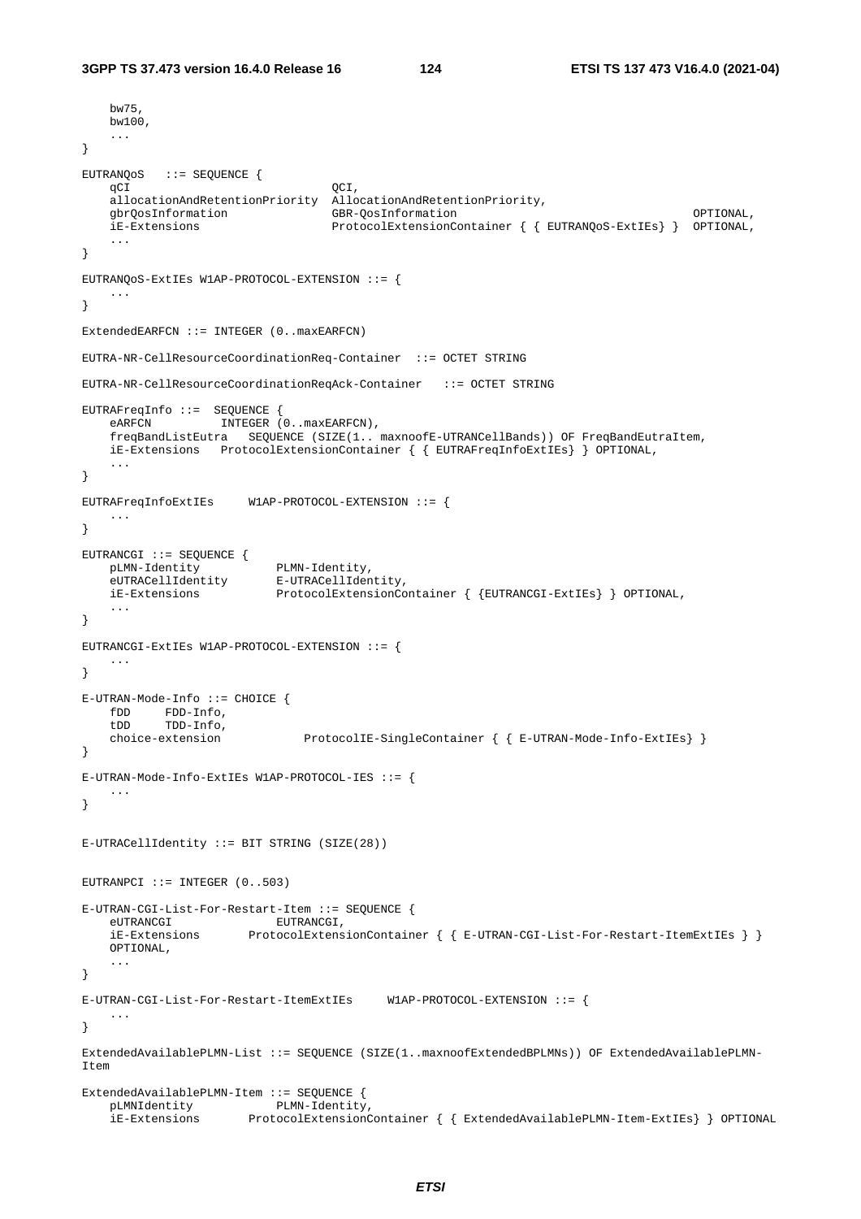```
	bw75,
	bw100,
	...
}

EUTRANQoS	::= SEQUENCE {
	qCI								QCI,
	allocationAndRetentionPriority	AllocationAndRetentionPriority,
	gbrQosInformation				GBR-QosInformation										OPTIONAL,
	iE-Extensions					ProtocolExtensionContainer { { EUTRANQoS-ExtIEs} }	OPTIONAL,
	...
}

EUTRANQoS-ExtIEs W1AP-PROTOCOL-EXTENSION ::= {
	...
}

ExtendedEARFCN ::= INTEGER (0..maxEARFCN)

EUTRA-NR-CellResourceCoordinationReq-Container	::= OCTET STRING

EUTRA-NR-CellResourceCoordinationReqAck-Container	::= OCTET STRING

EUTRAFreqInfo ::=	SEQUENCE {
	eARFCN			INTEGER (0..maxEARFCN),
	freqBandListEutra	SEQUENCE (SIZE(1.. maxnoofE-UTRANCellBands)) OF FreqBandEutraItem,
	iE-Extensions	ProtocolExtensionContainer { { EUTRAFreqInfoExtIEs} } OPTIONAL,
	...
}

EUTRAFreqInfoExtIEs		W1AP-PROTOCOL-EXTENSION ::= {
	...
}

EUTRANCGI ::= SEQUENCE {
	pLMN-Identity			PLMN-Identity,
	eUTRACellIdentity		E-UTRACellIdentity,
	iE-Extensions			ProtocolExtensionContainer { {EUTRANCGI-ExtIEs} } OPTIONAL,
	...
}

EUTRANCGI-ExtIEs W1AP-PROTOCOL-EXTENSION ::= {
	...
}

E-UTRAN-Mode-Info ::= CHOICE {
	fDD		FDD-Info,
	tDD		TDD-Info,
	choice-extension			ProtocolIE-SingleContainer { { E-UTRAN-Mode-Info-ExtIEs} }
}

E-UTRAN-Mode-Info-ExtIEs W1AP-PROTOCOL-IES ::= {
	...
}


E-UTRACellIdentity ::= BIT STRING (SIZE(28))


EUTRANPCI ::= INTEGER (0..503)

E-UTRAN-CGI-List-For-Restart-Item ::= SEQUENCE {
	eUTRANCGI				EUTRANCGI,
	iE-Extensions		ProtocolExtensionContainer { { E-UTRAN-CGI-List-For-Restart-ItemExtIEs } }
	OPTIONAL,
	...
}

E-UTRAN-CGI-List-For-Restart-ItemExtIEs		W1AP-PROTOCOL-EXTENSION ::= {
	...
}

ExtendedAvailablePLMN-List ::= SEQUENCE (SIZE(1..maxnoofExtendedBPLMNs)) OF ExtendedAvailablePLMN-
Item

ExtendedAvailablePLMN-Item ::= SEQUENCE {
	pLMNIdentity			PLMN-Identity,
	iE-Extensions		ProtocolExtensionContainer { { ExtendedAvailablePLMN-Item-ExtIEs} } OPTIONAL
```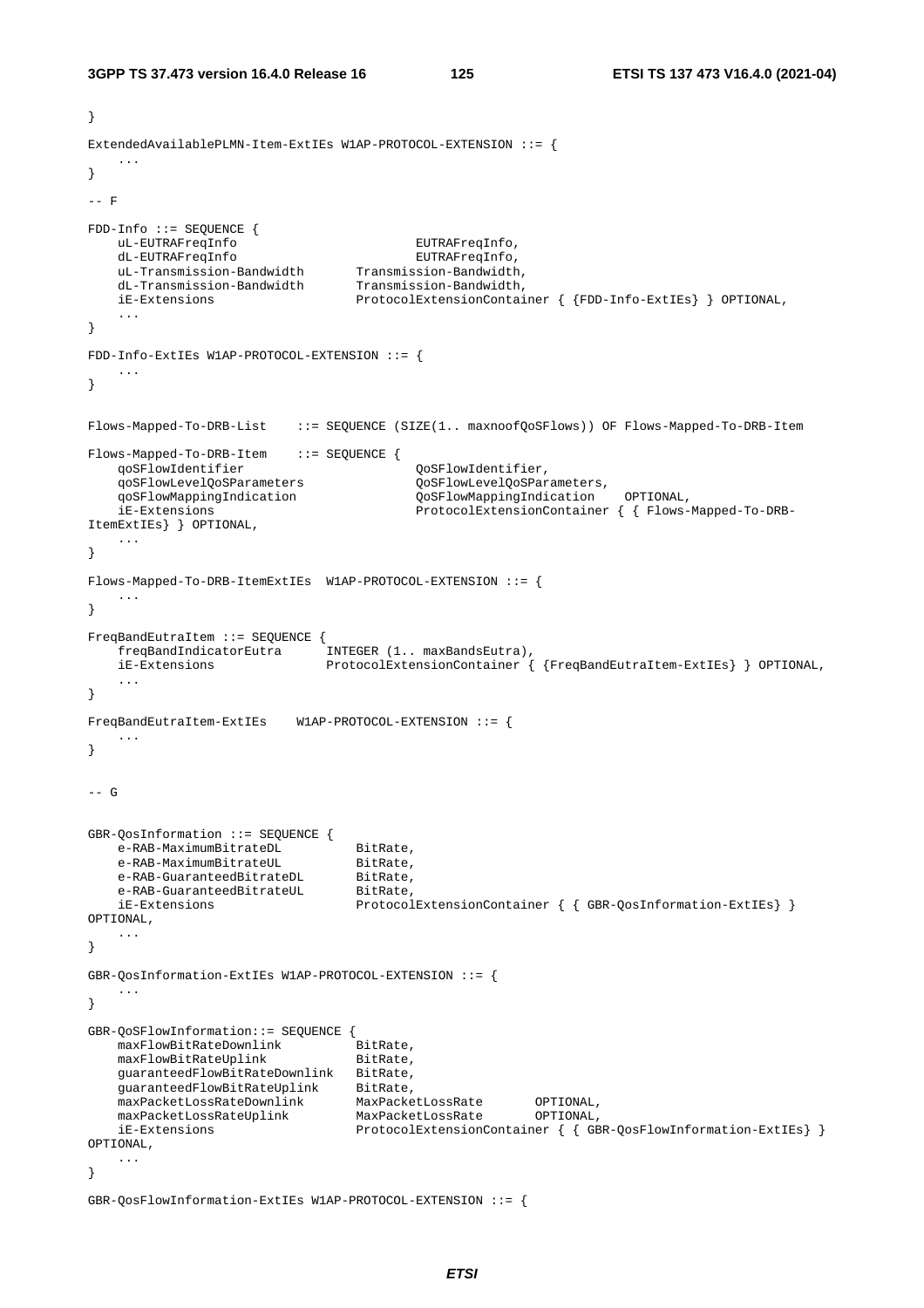```
}

ExtendedAvailablePLMN-Item-ExtIEs W1AP-PROTOCOL-EXTENSION ::= {
    ...
}

-- F

FDD-Info ::= SEQUENCE {
    uL-EUTRAFreqInfo                        EUTRAFreqInfo,
    dL-EUTRAFreqInfo                        EUTRAFreqInfo,
    uL-Transmission-Bandwidth       Transmission-Bandwidth,
    dL-Transmission-Bandwidth       Transmission-Bandwidth,
    iE-Extensions                   ProtocolExtensionContainer { {FDD-Info-ExtIEs} } OPTIONAL,
    ...
}

FDD-Info-ExtIEs W1AP-PROTOCOL-EXTENSION ::= {
    ...
}


Flows-Mapped-To-DRB-List    ::= SEQUENCE (SIZE(1.. maxnoofQoSFlows)) OF Flows-Mapped-To-DRB-Item

Flows-Mapped-To-DRB-Item    ::= SEQUENCE {
    qoSFlowIdentifier                       QoSFlowIdentifier,
    qoSFlowLevelQoSParameters               QoSFlowLevelQoSParameters,
    qoSFlowMappingIndication                QoSFlowMappingIndication    OPTIONAL,
    iE-Extensions                           ProtocolExtensionContainer { { Flows-Mapped-To-DRB-
ItemExtIEs} } OPTIONAL,
    ...
}

Flows-Mapped-To-DRB-ItemExtIEs  W1AP-PROTOCOL-EXTENSION ::= {
    ...
}

FreqBandEutraItem ::= SEQUENCE {
    freqBandIndicatorEutra      INTEGER (1.. maxBandsEutra),
    iE-Extensions               ProtocolExtensionContainer { {FreqBandEutraItem-ExtIEs} } OPTIONAL,
    ...
}

FreqBandEutraItem-ExtIEs    W1AP-PROTOCOL-EXTENSION ::= {
    ...
}


-- G


GBR-QosInformation ::= SEQUENCE {
    e-RAB-MaximumBitrateDL          BitRate,
    e-RAB-MaximumBitrateUL          BitRate,
    e-RAB-GuaranteedBitrateDL       BitRate,
    e-RAB-GuaranteedBitrateUL       BitRate,
    iE-Extensions                   ProtocolExtensionContainer { { GBR-QosInformation-ExtIEs} }
OPTIONAL,
    ...
}

GBR-QosInformation-ExtIEs W1AP-PROTOCOL-EXTENSION ::= {
    ...
}

GBR-QoSFlowInformation::= SEQUENCE {
    maxFlowBitRateDownlink          BitRate,
    maxFlowBitRateUplink            BitRate,
    guaranteedFlowBitRateDownlink   BitRate,
    guaranteedFlowBitRateUplink     BitRate,
    maxPacketLossRateDownlink       MaxPacketLossRate       OPTIONAL,
    maxPacketLossRateUplink         MaxPacketLossRate       OPTIONAL,
    iE-Extensions                   ProtocolExtensionContainer { { GBR-QosFlowInformation-ExtIEs} }
OPTIONAL,
    ...
}

GBR-QosFlowInformation-ExtIEs W1AP-PROTOCOL-EXTENSION ::= {
```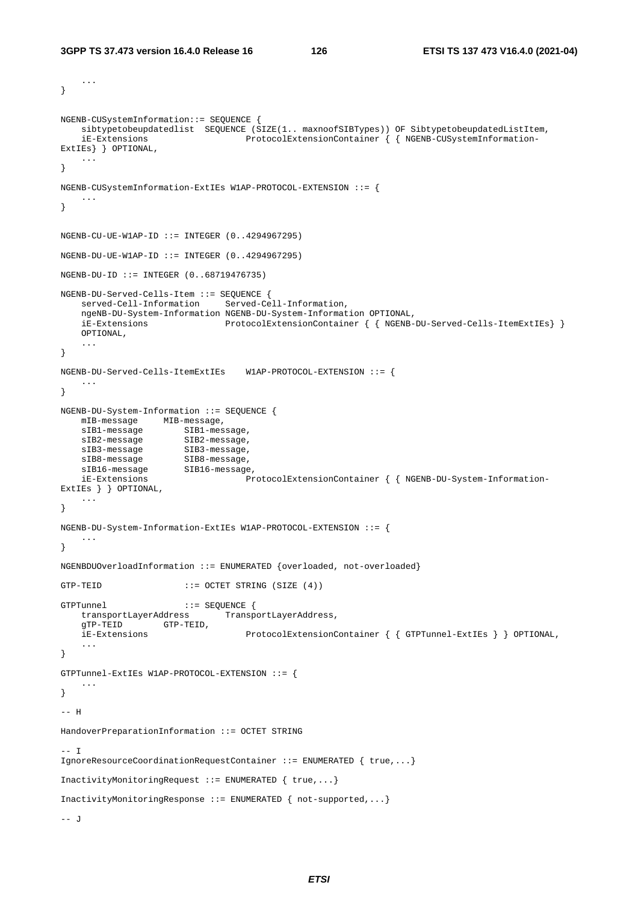```
    ...
}

NGENB-CUSystemInformation::= SEQUENCE {
    sibtypetobeupdatedlist  SEQUENCE (SIZE(1.. maxnoofSIBTypes)) OF SibtypetobeupdatedListItem,
    iE-Extensions                   ProtocolExtensionContainer { { NGENB-CUSystemInformation-
ExtIEs} } OPTIONAL,
    ...
}

NGENB-CUSystemInformation-ExtIEs W1AP-PROTOCOL-EXTENSION ::= {
    ...
}


NGENB-CU-UE-W1AP-ID ::= INTEGER (0..4294967295)

NGENB-DU-UE-W1AP-ID ::= INTEGER (0..4294967295)

NGENB-DU-ID ::= INTEGER (0..68719476735)

NGENB-DU-Served-Cells-Item ::= SEQUENCE {
    served-Cell-Information     Served-Cell-Information,
    ngeNB-DU-System-Information NGENB-DU-System-Information OPTIONAL,
    iE-Extensions               ProtocolExtensionContainer { { NGENB-DU-Served-Cells-ItemExtIEs} }
    OPTIONAL,
    ...
}

NGENB-DU-Served-Cells-ItemExtIEs    W1AP-PROTOCOL-EXTENSION ::= {
    ...
}

NGENB-DU-System-Information ::= SEQUENCE {
    mIB-message     MIB-message,
    sIB1-message        SIB1-message,
    sIB2-message        SIB2-message,
    sIB3-message        SIB3-message,
    sIB8-message        SIB8-message,
    sIB16-message       SIB16-message,
    iE-Extensions                   ProtocolExtensionContainer { { NGENB-DU-System-Information-
ExtIEs } } OPTIONAL,
    ...
}

NGENB-DU-System-Information-ExtIEs W1AP-PROTOCOL-EXTENSION ::= {
    ...
}

NGENBDUOverloadInformation ::= ENUMERATED {overloaded, not-overloaded}

GTP-TEID                ::= OCTET STRING (SIZE (4))

GTPTunnel               ::= SEQUENCE {
    transportLayerAddress       TransportLayerAddress,
    gTP-TEID        GTP-TEID,
    iE-Extensions                   ProtocolExtensionContainer { { GTPTunnel-ExtIEs } } OPTIONAL,
    ...
}

GTPTunnel-ExtIEs W1AP-PROTOCOL-EXTENSION ::= {
    ...
}

-- H

HandoverPreparationInformation ::= OCTET STRING

-- I
IgnoreResourceCoordinationRequestContainer ::= ENUMERATED { true,...}

InactivityMonitoringRequest ::= ENUMERATED { true,...}

InactivityMonitoringResponse ::= ENUMERATED { not-supported,...}

-- J
```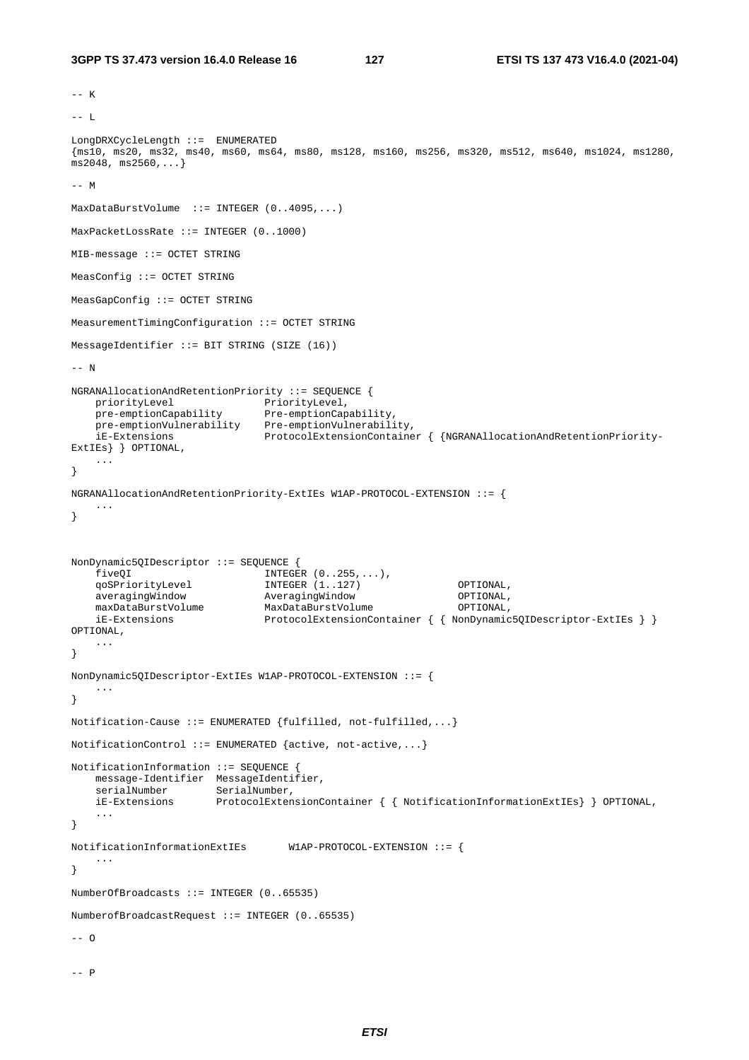```
-- K

-- L

LongDRXCycleLength ::=  ENUMERATED
{ms10, ms20, ms32, ms40, ms60, ms64, ms80, ms128, ms160, ms256, ms320, ms512, ms640, ms1024, ms1280,
ms2048, ms2560,...}

-- M

MaxDataBurstVolume  ::= INTEGER (0..4095,...)

MaxPacketLossRate ::= INTEGER (0..1000)

MIB-message ::= OCTET STRING

MeasConfig ::= OCTET STRING

MeasGapConfig ::= OCTET STRING

MeasurementTimingConfiguration ::= OCTET STRING

MessageIdentifier ::= BIT STRING (SIZE (16))

-- N

NGRANAllocationAndRetentionPriority ::= SEQUENCE {
    priorityLevel               PriorityLevel,
    pre-emptionCapability       Pre-emptionCapability,
    pre-emptionVulnerability    Pre-emptionVulnerability,
    iE-Extensions               ProtocolExtensionContainer { {NGRANAllocationAndRetentionPriority-
ExtIEs} } OPTIONAL,
    ...
}

NGRANAllocationAndRetentionPriority-ExtIEs W1AP-PROTOCOL-EXTENSION ::= {
    ...
}


NonDynamic5QIDescriptor ::= SEQUENCE {
    fiveQI                      INTEGER (0..255,...),
    qoSPriorityLevel            INTEGER (1..127)                OPTIONAL,
    averagingWindow             AveragingWindow                 OPTIONAL,
    maxDataBurstVolume          MaxDataBurstVolume              OPTIONAL,
    iE-Extensions               ProtocolExtensionContainer { { NonDynamic5QIDescriptor-ExtIEs } }
OPTIONAL,
    ...
}

NonDynamic5QIDescriptor-ExtIEs W1AP-PROTOCOL-EXTENSION ::= {
    ...
}

Notification-Cause ::= ENUMERATED {fulfilled, not-fulfilled,...}

NotificationControl ::= ENUMERATED {active, not-active,...}

NotificationInformation ::= SEQUENCE {
    message-Identifier  MessageIdentifier,
    serialNumber        SerialNumber,
    iE-Extensions       ProtocolExtensionContainer { { NotificationInformationExtIEs} } OPTIONAL,
    ...
}

NotificationInformationExtIEs       W1AP-PROTOCOL-EXTENSION ::= {
    ...
}

NumberOfBroadcasts ::= INTEGER (0..65535)

NumberofBroadcastRequest ::= INTEGER (0..65535)

-- O


-- P
```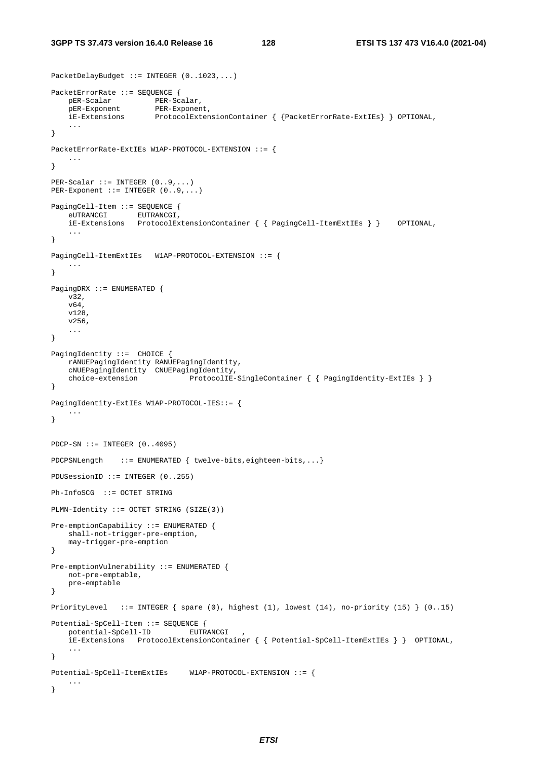```
PacketDelayBudget ::= INTEGER (0..1023,...)

PacketErrorRate ::= SEQUENCE {
    pER-Scalar          PER-Scalar,
    pER-Exponent        PER-Exponent,
    iE-Extensions       ProtocolExtensionContainer { {PacketErrorRate-ExtIEs} } OPTIONAL,
    ...
}

PacketErrorRate-ExtIEs W1AP-PROTOCOL-EXTENSION ::= {
    ...
}

PER-Scalar ::= INTEGER (0..9,...)
PER-Exponent ::= INTEGER (0..9,...)

PagingCell-Item ::= SEQUENCE {
    eUTRANCGI       EUTRANCGI,
    iE-Extensions   ProtocolExtensionContainer { { PagingCell-ItemExtIEs } }    OPTIONAL,
    ...
}

PagingCell-ItemExtIEs   W1AP-PROTOCOL-EXTENSION ::= {
    ...
}

PagingDRX ::= ENUMERATED {
    v32,
    v64,
    v128,
    v256,
    ...
}

PagingIdentity ::=  CHOICE {
    rANUEPagingIdentity RANUEPagingIdentity,
    cNUEPagingIdentity  CNUEPagingIdentity,
    choice-extension            ProtocolIE-SingleContainer { { PagingIdentity-ExtIEs } }
}

PagingIdentity-ExtIEs W1AP-PROTOCOL-IES::= {
    ...
}


PDCP-SN ::= INTEGER (0..4095)

PDCPSNLength    ::= ENUMERATED { twelve-bits,eighteen-bits,...}

PDUSessionID ::= INTEGER (0..255)

Ph-InfoSCG  ::= OCTET STRING

PLMN-Identity ::= OCTET STRING (SIZE(3))

Pre-emptionCapability ::= ENUMERATED {
    shall-not-trigger-pre-emption,
    may-trigger-pre-emption
}

Pre-emptionVulnerability ::= ENUMERATED {
    not-pre-emptable,
    pre-emptable
}

PriorityLevel   ::= INTEGER { spare (0), highest (1), lowest (14), no-priority (15) } (0..15)

Potential-SpCell-Item ::= SEQUENCE {
    potential-SpCell-ID         EUTRANCGI   ,
    iE-Extensions   ProtocolExtensionContainer { { Potential-SpCell-ItemExtIEs } }  OPTIONAL,
    ...
}

Potential-SpCell-ItemExtIEs     W1AP-PROTOCOL-EXTENSION ::= {
    ...
}
```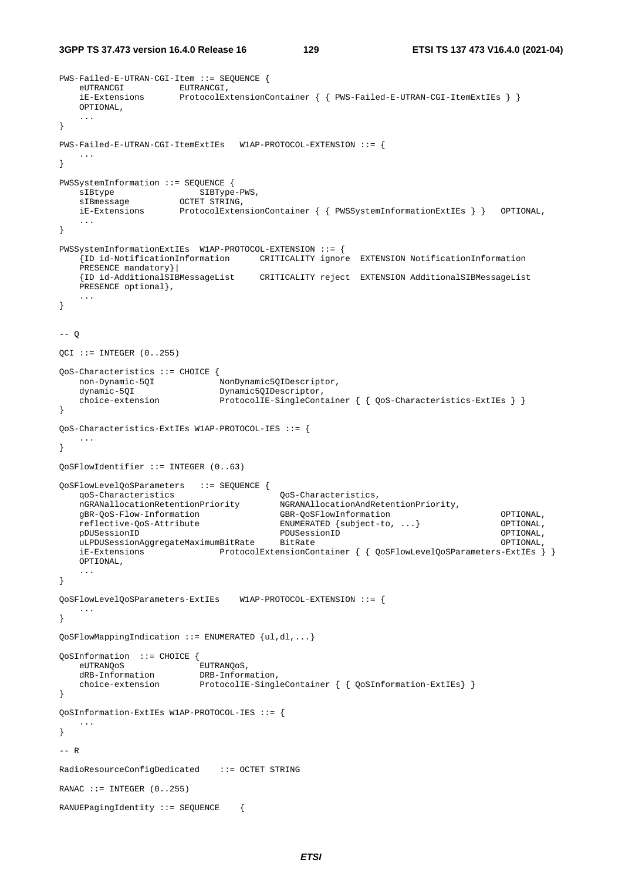```
PWS-Failed-E-UTRAN-CGI-Item ::= SEQUENCE {
    eUTRANCGI           EUTRANCGI,
    iE-Extensions       ProtocolExtensionContainer { { PWS-Failed-E-UTRAN-CGI-ItemExtIEs } }
    OPTIONAL,
    ...
}

PWS-Failed-E-UTRAN-CGI-ItemExtIEs   W1AP-PROTOCOL-EXTENSION ::= {
    ...
}

PWSSystemInformation ::= SEQUENCE {
    sIBtype                 SIBType-PWS,
    sIBmessage          OCTET STRING,
    iE-Extensions       ProtocolExtensionContainer { { PWSSystemInformationExtIEs } }   OPTIONAL,
    ...
}

PWSSystemInformationExtIEs  W1AP-PROTOCOL-EXTENSION ::= {
    {ID id-NotificationInformation      CRITICALITY ignore  EXTENSION NotificationInformation
    PRESENCE mandatory}|
    {ID id-AdditionalSIBMessageList     CRITICALITY reject  EXTENSION AdditionalSIBMessageList
    PRESENCE optional},
    ...
}


-- Q

QCI ::= INTEGER (0..255)

QoS-Characteristics ::= CHOICE {
    non-Dynamic-5QI             NonDynamic5QIDescriptor,
    dynamic-5QI                 Dynamic5QIDescriptor,
    choice-extension            ProtocolIE-SingleContainer { { QoS-Characteristics-ExtIEs } }
}

QoS-Characteristics-ExtIEs W1AP-PROTOCOL-IES ::= {
    ...
}

QoSFlowIdentifier ::= INTEGER (0..63)

QoSFlowLevelQoSParameters   ::= SEQUENCE {
    qoS-Characteristics                     QoS-Characteristics,
    nGRANallocationRetentionPriority        NGRANAllocationAndRetentionPriority,
    gBR-QoS-Flow-Information                GBR-QoSFlowInformation                      OPTIONAL,
    reflective-QoS-Attribute                ENUMERATED {subject-to, ...}                OPTIONAL,
    pDUSessionID                            PDUSessionID                                OPTIONAL,
    uLPDUSessionAggregateMaximumBitRate     BitRate                                     OPTIONAL,
    iE-Extensions               ProtocolExtensionContainer { { QoSFlowLevelQoSParameters-ExtIEs } }
    OPTIONAL,
    ...
}

QoSFlowLevelQoSParameters-ExtIEs    W1AP-PROTOCOL-EXTENSION ::= {
    ...
}

QoSFlowMappingIndication ::= ENUMERATED {ul,dl,...}

QoSInformation  ::= CHOICE {
    eUTRANQoS               EUTRANQoS,
    dRB-Information         DRB-Information,
    choice-extension        ProtocolIE-SingleContainer { { QoSInformation-ExtIEs} }
}

QoSInformation-ExtIEs W1AP-PROTOCOL-IES ::= {
    ...
}

-- R

RadioResourceConfigDedicated    ::= OCTET STRING

RANAC ::= INTEGER (0..255)

RANUEPagingIdentity ::= SEQUENCE    {
```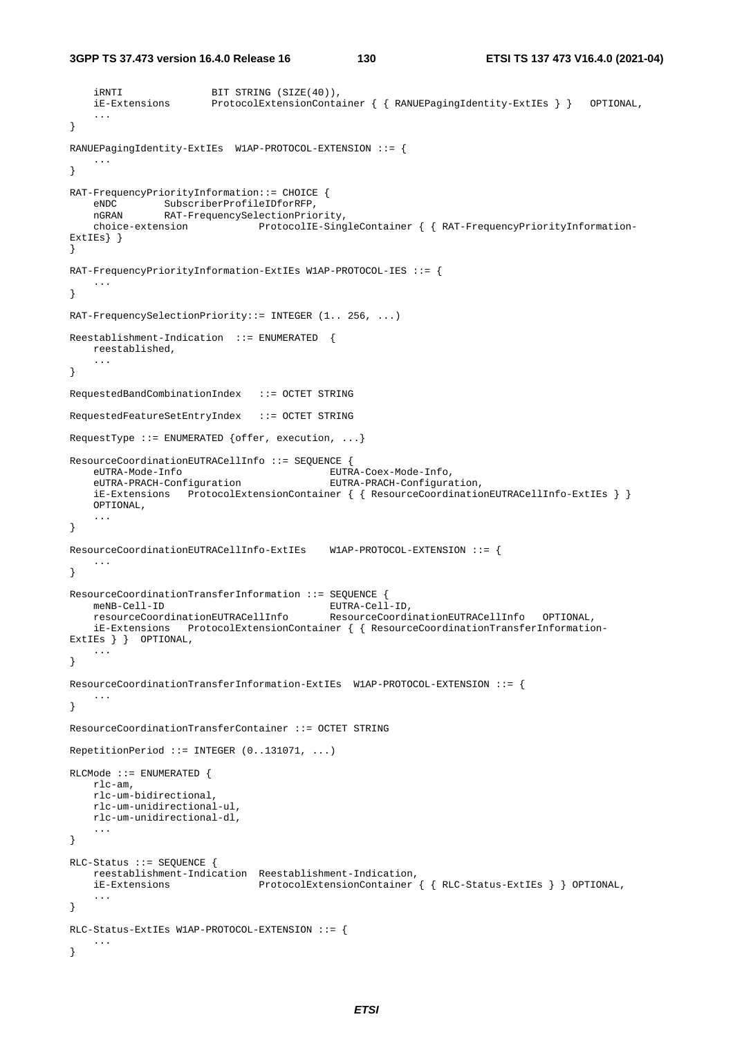```
    iRNTI               BIT STRING (SIZE(40)),
    iE-Extensions       ProtocolExtensionContainer { { RANUEPagingIdentity-ExtIEs } }   OPTIONAL,
    ...
}

RANUEPagingIdentity-ExtIEs  W1AP-PROTOCOL-EXTENSION ::= {
    ...
}

RAT-FrequencyPriorityInformation::= CHOICE {
    eNDC        SubscriberProfileIDforRFP,
    nGRAN       RAT-FrequencySelectionPriority,
    choice-extension            ProtocolIE-SingleContainer { { RAT-FrequencyPriorityInformation-
ExtIEs} }
}

RAT-FrequencyPriorityInformation-ExtIEs W1AP-PROTOCOL-IES ::= {
    ...
}

RAT-FrequencySelectionPriority::= INTEGER (1.. 256, ...)

Reestablishment-Indication  ::= ENUMERATED  {
    reestablished,
    ...
}

RequestedBandCombinationIndex   ::= OCTET STRING

RequestedFeatureSetEntryIndex   ::= OCTET STRING

RequestType ::= ENUMERATED {offer, execution, ...}

ResourceCoordinationEUTRACellInfo ::= SEQUENCE {
    eUTRA-Mode-Info                         EUTRA-Coex-Mode-Info,
    eUTRA-PRACH-Configuration               EUTRA-PRACH-Configuration,
    iE-Extensions   ProtocolExtensionContainer { { ResourceCoordinationEUTRACellInfo-ExtIEs } }
    OPTIONAL,
    ...
}

ResourceCoordinationEUTRACellInfo-ExtIEs    W1AP-PROTOCOL-EXTENSION ::= {
    ...
}

ResourceCoordinationTransferInformation ::= SEQUENCE {
    meNB-Cell-ID                            EUTRA-Cell-ID,
    resourceCoordinationEUTRACellInfo       ResourceCoordinationEUTRACellInfo   OPTIONAL,
    iE-Extensions   ProtocolExtensionContainer { { ResourceCoordinationTransferInformation-
ExtIEs } }  OPTIONAL,
    ...
}

ResourceCoordinationTransferInformation-ExtIEs  W1AP-PROTOCOL-EXTENSION ::= {
    ...
}

ResourceCoordinationTransferContainer ::= OCTET STRING

RepetitionPeriod ::= INTEGER (0..131071, ...)

RLCMode ::= ENUMERATED {
    rlc-am,
    rlc-um-bidirectional,
    rlc-um-unidirectional-ul,
    rlc-um-unidirectional-dl,
    ...
}

RLC-Status ::= SEQUENCE {
    reestablishment-Indication  Reestablishment-Indication,
    iE-Extensions               ProtocolExtensionContainer { { RLC-Status-ExtIEs } } OPTIONAL,
    ...
}

RLC-Status-ExtIEs W1AP-PROTOCOL-EXTENSION ::= {
    ...
}
```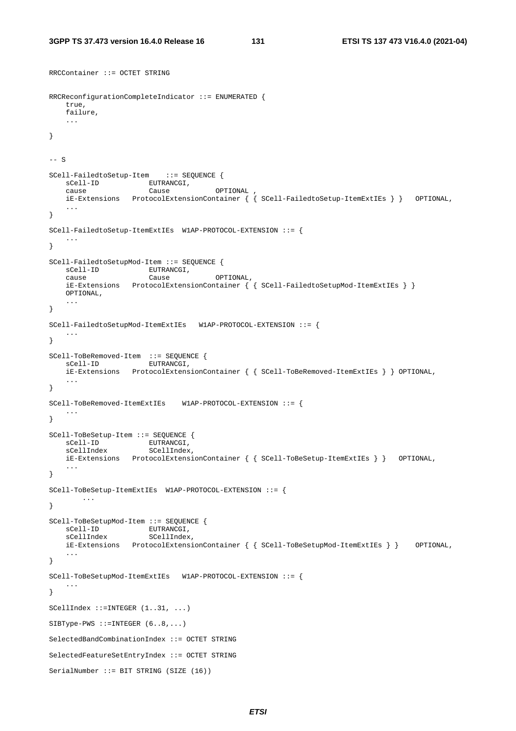```
RRCContainer ::= OCTET STRING

RRCReconfigurationCompleteIndicator ::= ENUMERATED {
    true,
    failure,
    ...

}


-- S

SCell-FailedtoSetup-Item    ::= SEQUENCE {
    sCell-ID            EUTRANCGI,
    cause               Cause           OPTIONAL ,
    iE-Extensions   ProtocolExtensionContainer { { SCell-FailedtoSetup-ItemExtIEs } }   OPTIONAL,
    ...
}

SCell-FailedtoSetup-ItemExtIEs  W1AP-PROTOCOL-EXTENSION ::= {
    ...
}

SCell-FailedtoSetupMod-Item ::= SEQUENCE {
    sCell-ID            EUTRANCGI,
    cause               Cause           OPTIONAL,
    iE-Extensions   ProtocolExtensionContainer { { SCell-FailedtoSetupMod-ItemExtIEs } }
    OPTIONAL,
    ...
}

SCell-FailedtoSetupMod-ItemExtIEs   W1AP-PROTOCOL-EXTENSION ::= {
    ...
}

SCell-ToBeRemoved-Item  ::= SEQUENCE {
    sCell-ID            EUTRANCGI,
    iE-Extensions   ProtocolExtensionContainer { { SCell-ToBeRemoved-ItemExtIEs } } OPTIONAL,
    ...
}

SCell-ToBeRemoved-ItemExtIEs    W1AP-PROTOCOL-EXTENSION ::= {
    ...
}

SCell-ToBeSetup-Item ::= SEQUENCE {
    sCell-ID            EUTRANCGI,
    sCellIndex          SCellIndex,
    iE-Extensions   ProtocolExtensionContainer { { SCell-ToBeSetup-ItemExtIEs } }   OPTIONAL,
    ...
}

SCell-ToBeSetup-ItemExtIEs  W1AP-PROTOCOL-EXTENSION ::= {
        ...
}

SCell-ToBeSetupMod-Item ::= SEQUENCE {
    sCell-ID            EUTRANCGI,
    sCellIndex          SCellIndex,
    iE-Extensions   ProtocolExtensionContainer { { SCell-ToBeSetupMod-ItemExtIEs } }    OPTIONAL,
    ...
}

SCell-ToBeSetupMod-ItemExtIEs   W1AP-PROTOCOL-EXTENSION ::= {
    ...
}

SCellIndex ::=INTEGER (1..31, ...)

SIBType-PWS ::=INTEGER (6..8,...)

SelectedBandCombinationIndex ::= OCTET STRING

SelectedFeatureSetEntryIndex ::= OCTET STRING

SerialNumber ::= BIT STRING (SIZE (16))
```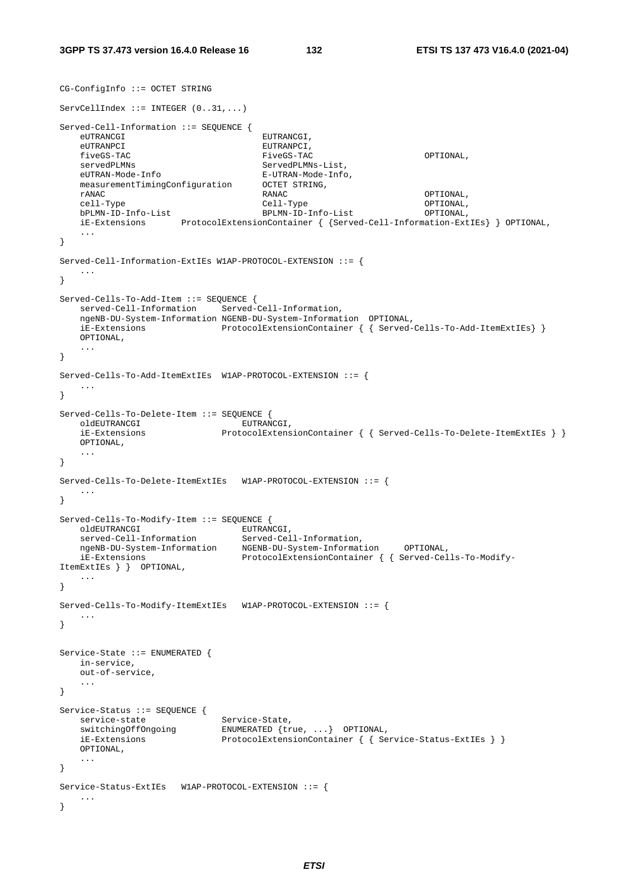```
CG-ConfigInfo ::= OCTET STRING

ServCellIndex ::= INTEGER (0..31,...)

Served-Cell-Information ::= SEQUENCE {
    eUTRANCGI                           EUTRANCGI,
    eUTRANPCI                           EUTRANPCI,
    fiveGS-TAC                          FiveGS-TAC                      OPTIONAL,
    servedPLMNs                         ServedPLMNs-List,
    eUTRAN-Mode-Info                    E-UTRAN-Mode-Info,
    measurementTimingConfiguration      OCTET STRING,
    rANAC                               RANAC                           OPTIONAL,
    cell-Type                           Cell-Type                       OPTIONAL,
    bPLMN-ID-Info-List                  BPLMN-ID-Info-List              OPTIONAL,
    iE-Extensions       ProtocolExtensionContainer { {Served-Cell-Information-ExtIEs} } OPTIONAL,
    ...
}

Served-Cell-Information-ExtIEs W1AP-PROTOCOL-EXTENSION ::= {
    ...
}

Served-Cells-To-Add-Item ::= SEQUENCE {
    served-Cell-Information     Served-Cell-Information,
    ngeNB-DU-System-Information NGENB-DU-System-Information  OPTIONAL,
    iE-Extensions               ProtocolExtensionContainer { { Served-Cells-To-Add-ItemExtIEs} } 
    OPTIONAL,
    ...
}

Served-Cells-To-Add-ItemExtIEs  W1AP-PROTOCOL-EXTENSION ::= {
    ...
}

Served-Cells-To-Delete-Item ::= SEQUENCE {
    oldEUTRANCGI                    EUTRANCGI,
    iE-Extensions               ProtocolExtensionContainer { { Served-Cells-To-Delete-ItemExtIEs } } 
    OPTIONAL,
    ...
}

Served-Cells-To-Delete-ItemExtIEs   W1AP-PROTOCOL-EXTENSION ::= {
    ...
}

Served-Cells-To-Modify-Item ::= SEQUENCE {
    oldEUTRANCGI                    EUTRANCGI,
    served-Cell-Information         Served-Cell-Information,
    ngeNB-DU-System-Information     NGENB-DU-System-Information     OPTIONAL,
    iE-Extensions                   ProtocolExtensionContainer { { Served-Cells-To-Modify-
ItemExtIEs } }  OPTIONAL,
    ...
}

Served-Cells-To-Modify-ItemExtIEs   W1AP-PROTOCOL-EXTENSION ::= {
    ...
}


Service-State ::= ENUMERATED {
    in-service,
    out-of-service,
    ...
}

Service-Status ::= SEQUENCE {
    service-state               Service-State,
    switchingOffOngoing         ENUMERATED {true, ...}  OPTIONAL,
    iE-Extensions               ProtocolExtensionContainer { { Service-Status-ExtIEs } } 
    OPTIONAL,
    ...
}

Service-Status-ExtIEs   W1AP-PROTOCOL-EXTENSION ::= {
    ...
}
```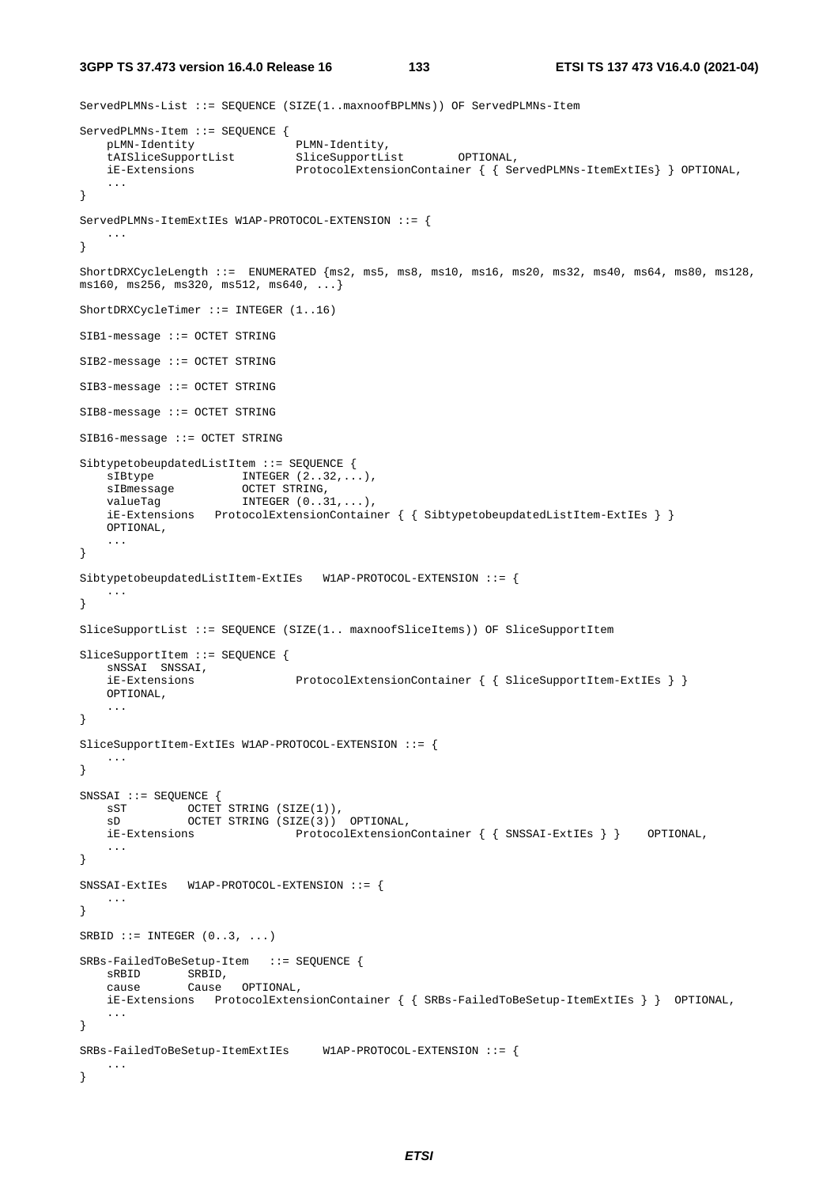```
ServedPLMNs-List ::= SEQUENCE (SIZE(1..maxnoofBPLMNs)) OF ServedPLMNs-Item

ServedPLMNs-Item ::= SEQUENCE {
    pLMN-Identity               PLMN-Identity,
    tAISliceSupportList         SliceSupportList        OPTIONAL,
    iE-Extensions               ProtocolExtensionContainer { { ServedPLMNs-ItemExtIEs} } OPTIONAL,
    ...
}

ServedPLMNs-ItemExtIEs W1AP-PROTOCOL-EXTENSION ::= {
    ...
}

ShortDRXCycleLength ::=  ENUMERATED {ms2, ms5, ms8, ms10, ms16, ms20, ms32, ms40, ms64, ms80, ms128,
ms160, ms256, ms320, ms512, ms640, ...}

ShortDRXCycleTimer ::= INTEGER (1..16)

SIB1-message ::= OCTET STRING

SIB2-message ::= OCTET STRING

SIB3-message ::= OCTET STRING

SIB8-message ::= OCTET STRING

SIB16-message ::= OCTET STRING

SibtypetobeupdatedListItem ::= SEQUENCE {
    sIBtype             INTEGER (2..32,...),
    sIBmessage          OCTET STRING,
    valueTag            INTEGER (0..31,...),
    iE-Extensions   ProtocolExtensionContainer { { SibtypetobeupdatedListItem-ExtIEs } }
    OPTIONAL,
    ...
}

SibtypetobeupdatedListItem-ExtIEs   W1AP-PROTOCOL-EXTENSION ::= {
    ...
}

SliceSupportList ::= SEQUENCE (SIZE(1.. maxnoofSliceItems)) OF SliceSupportItem

SliceSupportItem ::= SEQUENCE {
    sNSSAI  SNSSAI,
    iE-Extensions               ProtocolExtensionContainer { { SliceSupportItem-ExtIEs } }
    OPTIONAL,
    ...
}

SliceSupportItem-ExtIEs W1AP-PROTOCOL-EXTENSION ::= {
    ...
}

SNSSAI ::= SEQUENCE {
    sST         OCTET STRING (SIZE(1)),
    sD          OCTET STRING (SIZE(3))  OPTIONAL,
    iE-Extensions               ProtocolExtensionContainer { { SNSSAI-ExtIEs } }    OPTIONAL,
    ...
}

SNSSAI-ExtIEs   W1AP-PROTOCOL-EXTENSION ::= {
    ...
}

SRBID ::= INTEGER (0..3, ...)

SRBs-FailedToBeSetup-Item   ::= SEQUENCE {
    sRBID       SRBID,
    cause       Cause   OPTIONAL,
    iE-Extensions   ProtocolExtensionContainer { { SRBs-FailedToBeSetup-ItemExtIEs } }  OPTIONAL,
    ...
}

SRBs-FailedToBeSetup-ItemExtIEs     W1AP-PROTOCOL-EXTENSION ::= {
    ...
}
```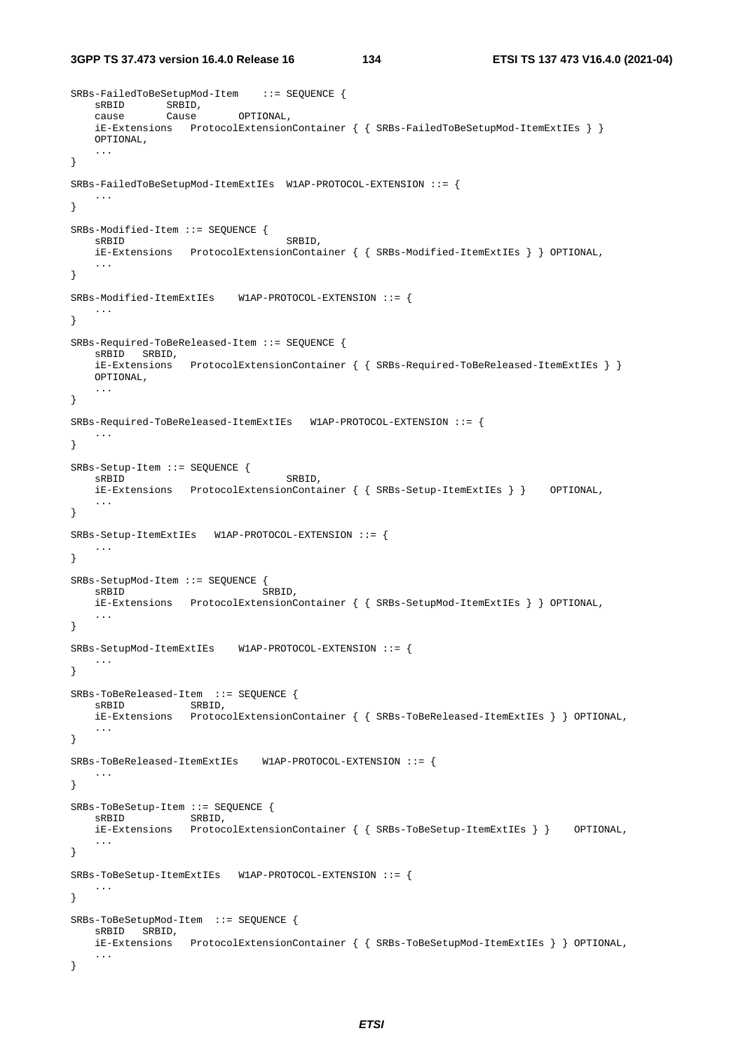```
SRBs-FailedToBeSetupMod-Item    ::= SEQUENCE {
    sRBID       SRBID,
    cause       Cause       OPTIONAL,
    iE-Extensions   ProtocolExtensionContainer { { SRBs-FailedToBeSetupMod-ItemExtIEs } }
    OPTIONAL,
    ...
}

SRBs-FailedToBeSetupMod-ItemExtIEs  W1AP-PROTOCOL-EXTENSION ::= {
    ...
}

SRBs-Modified-Item ::= SEQUENCE {
    sRBID                           SRBID,
    iE-Extensions   ProtocolExtensionContainer { { SRBs-Modified-ItemExtIEs } } OPTIONAL,
    ...
}

SRBs-Modified-ItemExtIEs    W1AP-PROTOCOL-EXTENSION ::= {
    ...
}

SRBs-Required-ToBeReleased-Item ::= SEQUENCE {
    sRBID   SRBID,
    iE-Extensions   ProtocolExtensionContainer { { SRBs-Required-ToBeReleased-ItemExtIEs } }
    OPTIONAL,
    ...
}

SRBs-Required-ToBeReleased-ItemExtIEs   W1AP-PROTOCOL-EXTENSION ::= {
    ...
}

SRBs-Setup-Item ::= SEQUENCE {
    sRBID                           SRBID,
    iE-Extensions   ProtocolExtensionContainer { { SRBs-Setup-ItemExtIEs } }    OPTIONAL,
    ...
}

SRBs-Setup-ItemExtIEs   W1AP-PROTOCOL-EXTENSION ::= {
    ...
}

SRBs-SetupMod-Item ::= SEQUENCE {
    sRBID                       SRBID,
    iE-Extensions   ProtocolExtensionContainer { { SRBs-SetupMod-ItemExtIEs } } OPTIONAL,
    ...
}

SRBs-SetupMod-ItemExtIEs    W1AP-PROTOCOL-EXTENSION ::= {
    ...
}

SRBs-ToBeReleased-Item  ::= SEQUENCE {
    sRBID           SRBID,
    iE-Extensions   ProtocolExtensionContainer { { SRBs-ToBeReleased-ItemExtIEs } } OPTIONAL,
    ...
}

SRBs-ToBeReleased-ItemExtIEs    W1AP-PROTOCOL-EXTENSION ::= {
    ...
}

SRBs-ToBeSetup-Item ::= SEQUENCE {
    sRBID           SRBID,
    iE-Extensions   ProtocolExtensionContainer { { SRBs-ToBeSetup-ItemExtIEs } }    OPTIONAL,
    ...
}

SRBs-ToBeSetup-ItemExtIEs   W1AP-PROTOCOL-EXTENSION ::= {
    ...
}

SRBs-ToBeSetupMod-Item  ::= SEQUENCE {
    sRBID   SRBID,
    iE-Extensions   ProtocolExtensionContainer { { SRBs-ToBeSetupMod-ItemExtIEs } } OPTIONAL,
    ...
}
```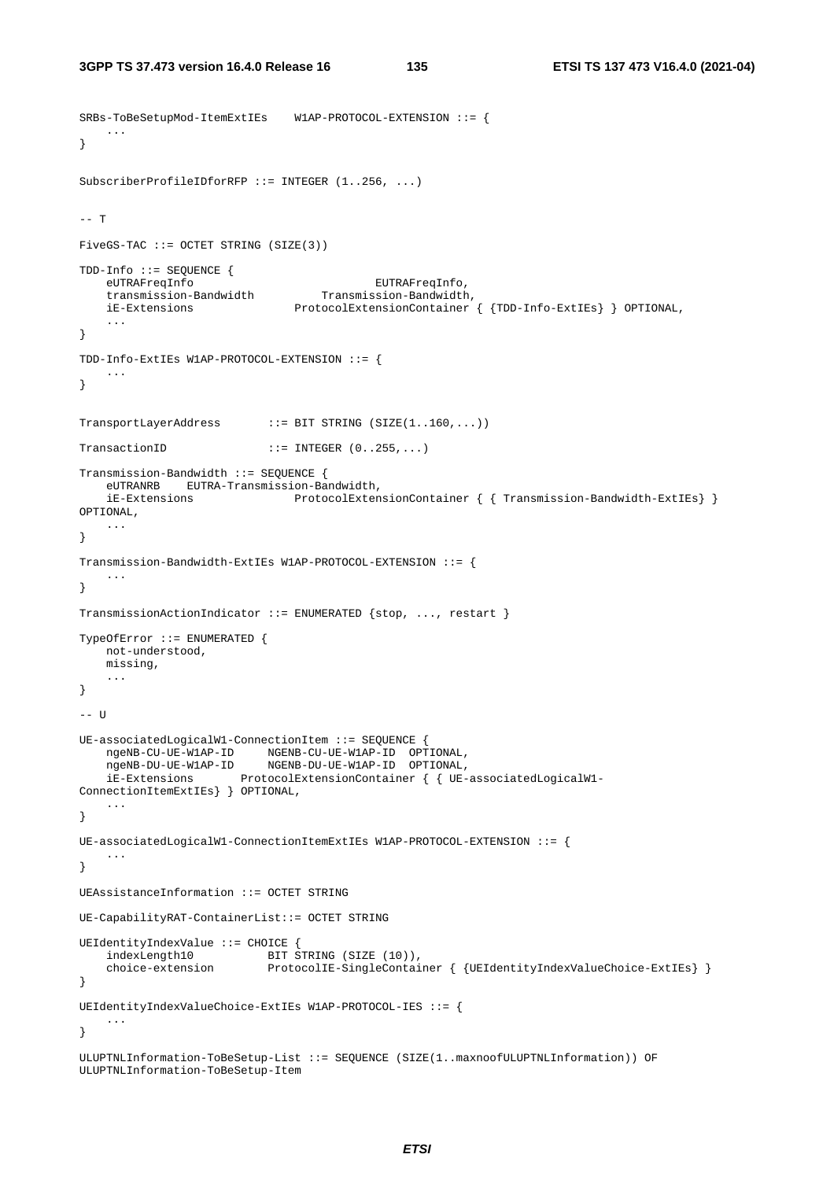```
SRBs-ToBeSetupMod-ItemExtIEs    W1AP-PROTOCOL-EXTENSION ::= {
    ...
}

SubscriberProfileIDforRFP ::= INTEGER (1..256, ...)


-- T

FiveGS-TAC ::= OCTET STRING (SIZE(3))

TDD-Info ::= SEQUENCE {
    eUTRAFreqInfo                           EUTRAFreqInfo,
    transmission-Bandwidth          Transmission-Bandwidth,
    iE-Extensions               ProtocolExtensionContainer { {TDD-Info-ExtIEs} } OPTIONAL,
    ...
}

TDD-Info-ExtIEs W1AP-PROTOCOL-EXTENSION ::= {
    ...
}


TransportLayerAddress       ::= BIT STRING (SIZE(1..160,...))

TransactionID               ::= INTEGER (0..255,...)

Transmission-Bandwidth ::= SEQUENCE {
    eUTRANRB    EUTRA-Transmission-Bandwidth,
    iE-Extensions               ProtocolExtensionContainer { { Transmission-Bandwidth-ExtIEs} }
OPTIONAL,
    ...
}

Transmission-Bandwidth-ExtIEs W1AP-PROTOCOL-EXTENSION ::= {
    ...
}

TransmissionActionIndicator ::= ENUMERATED {stop, ..., restart }

TypeOfError ::= ENUMERATED {
    not-understood,
    missing,
    ...
}

-- U

UE-associatedLogicalW1-ConnectionItem ::= SEQUENCE {
    ngeNB-CU-UE-W1AP-ID     NGENB-CU-UE-W1AP-ID  OPTIONAL,
    ngeNB-DU-UE-W1AP-ID     NGENB-DU-UE-W1AP-ID  OPTIONAL,
    iE-Extensions       ProtocolExtensionContainer { { UE-associatedLogicalW1-
ConnectionItemExtIEs} } OPTIONAL,
    ...
}

UE-associatedLogicalW1-ConnectionItemExtIEs W1AP-PROTOCOL-EXTENSION ::= {
    ...
}

UEAssistanceInformation ::= OCTET STRING

UE-CapabilityRAT-ContainerList::= OCTET STRING

UEIdentityIndexValue ::= CHOICE {
    indexLength10           BIT STRING (SIZE (10)),
    choice-extension        ProtocolIE-SingleContainer { {UEIdentityIndexValueChoice-ExtIEs} }
}

UEIdentityIndexValueChoice-ExtIEs W1AP-PROTOCOL-IES ::= {
    ...
}

ULUPTNLInformation-ToBeSetup-List ::= SEQUENCE (SIZE(1..maxnoofULUPTNLInformation)) OF
ULUPTNLInformation-ToBeSetup-Item
```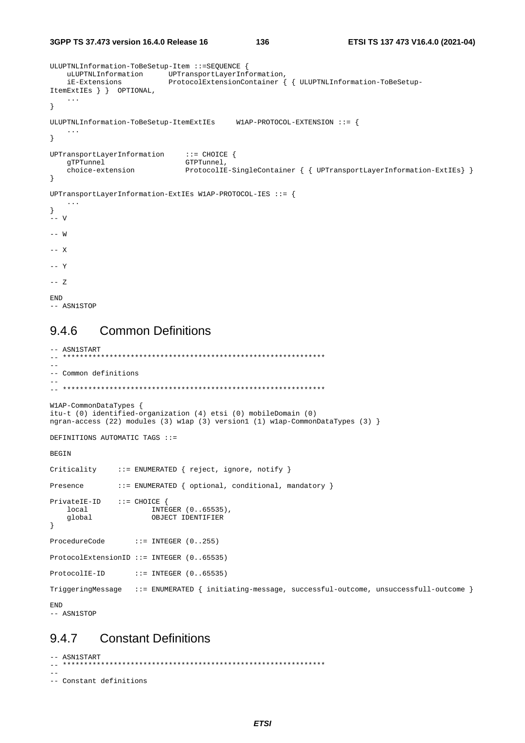```
ULUPTNLInformation-ToBeSetup-Item ::=SEQUENCE {
	uLUPTNLInformation		UPTransportLayerInformation,
	iE-Extensions			ProtocolExtensionContainer { { ULUPTNLInformation-ToBeSetup-ItemExtIEs } }	OPTIONAL,
	...
}

ULUPTNLInformation-ToBeSetup-ItemExtIEs 	W1AP-PROTOCOL-EXTENSION ::= {
	...
}

UPTransportLayerInformation 	::= CHOICE {
	gTPTunnel				GTPTunnel,
	choice-extension		ProtocolIE-SingleContainer { { UPTransportLayerInformation-ExtIEs} }
}

UPTransportLayerInformation-ExtIEs W1AP-PROTOCOL-IES ::= {
	...
}
-- V

-- W

-- X

-- Y

-- Z

END
-- ASN1STOP
```

### 9.4.6 Common Definitions

```
-- ASN1START
-- **************************************************************
--
-- Common definitions
--
-- **************************************************************

W1AP-CommonDataTypes {
itu-t (0) identified-organization (4) etsi (0) mobileDomain (0)
ngran-access (22) modules (3) w1ap (3) version1 (1) w1ap-CommonDataTypes (3) }

DEFINITIONS AUTOMATIC TAGS ::=

BEGIN

Criticality		::= ENUMERATED { reject, ignore, notify }

Presence		::= ENUMERATED { optional, conditional, mandatory }

PrivateIE-ID	::= CHOICE {
	local				INTEGER (0..65535),
	global				OBJECT IDENTIFIER
}

ProcedureCode		::= INTEGER (0..255)

ProtocolExtensionID ::= INTEGER (0..65535)

ProtocolIE-ID		::= INTEGER (0..65535)

TriggeringMessage	::= ENUMERATED { initiating-message, successful-outcome, unsuccessfull-outcome }

END
-- ASN1STOP
```

### 9.4.7 Constant Definitions

```
-- ASN1START
-- **************************************************************
--
-- Constant definitions
```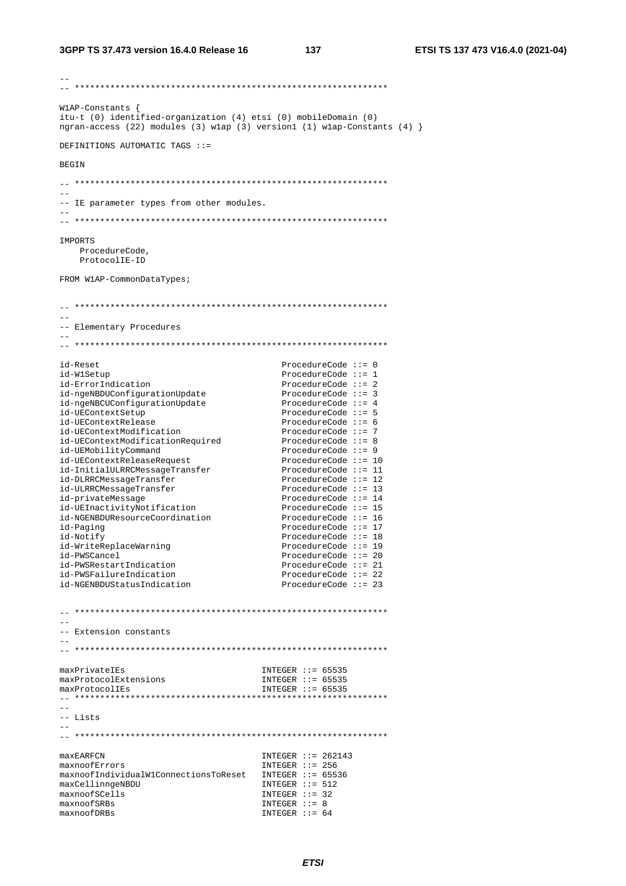```
--
-- **************************************************************

W1AP-Constants {
itu-t (0) identified-organization (4) etsi (0) mobileDomain (0)
ngran-access (22) modules (3) w1ap (3) version1 (1) w1ap-Constants (4) }

DEFINITIONS AUTOMATIC TAGS ::=

BEGIN

-- **************************************************************
--
-- IE parameter types from other modules.
--
-- **************************************************************

IMPORTS
    ProcedureCode,
    ProtocolIE-ID

FROM W1AP-CommonDataTypes;


-- **************************************************************
--
-- Elementary Procedures
--
-- **************************************************************

id-Reset                                ProcedureCode ::= 0
id-W1Setup                              ProcedureCode ::= 1
id-ErrorIndication                      ProcedureCode ::= 2
id-ngeNBDUConfigurationUpdate           ProcedureCode ::= 3
id-ngeNBCUConfigurationUpdate           ProcedureCode ::= 4
id-UEContextSetup                       ProcedureCode ::= 5
id-UEContextRelease                     ProcedureCode ::= 6
id-UEContextModification                ProcedureCode ::= 7
id-UEContextModificationRequired        ProcedureCode ::= 8
id-UEMobilityCommand                    ProcedureCode ::= 9
id-UEContextReleaseRequest              ProcedureCode ::= 10
id-InitialULRRCMessageTransfer          ProcedureCode ::= 11
id-DLRRCMessageTransfer                 ProcedureCode ::= 12
id-ULRRCMessageTransfer                 ProcedureCode ::= 13
id-privateMessage                       ProcedureCode ::= 14
id-UEInactivityNotification             ProcedureCode ::= 15
id-NGENBDUResourceCoordination          ProcedureCode ::= 16
id-Paging                               ProcedureCode ::= 17
id-Notify                               ProcedureCode ::= 18
id-WriteReplaceWarning                  ProcedureCode ::= 19
id-PWSCancel                            ProcedureCode ::= 20
id-PWSRestartIndication                 ProcedureCode ::= 21
id-PWSFailureIndication                 ProcedureCode ::= 22
id-NGENBDUStatusIndication              ProcedureCode ::= 23


-- **************************************************************
--
-- Extension constants
--
-- **************************************************************

maxPrivateIEs                           INTEGER ::= 65535
maxProtocolExtensions                   INTEGER ::= 65535
maxProtocolIEs                          INTEGER ::= 65535
-- **************************************************************
--
-- Lists
--
-- **************************************************************

maxEARFCN                               INTEGER ::= 262143
maxnoofErrors                           INTEGER ::= 256
maxnoofIndividualW1ConnectionsToReset   INTEGER ::= 65536
maxCellinngeNBDU                        INTEGER ::= 512
maxnoofSCells                           INTEGER ::= 32
maxnoofSRBs                             INTEGER ::= 8
maxnoofDRBs                             INTEGER ::= 64
```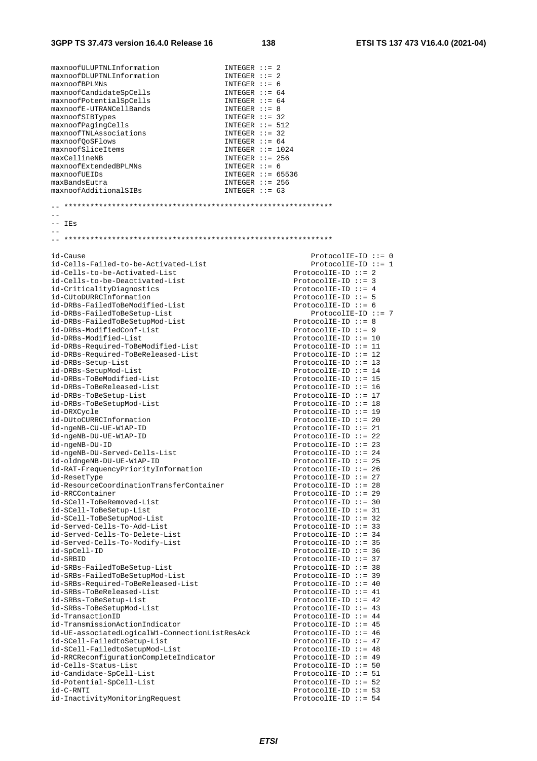```
maxnoofULUPTNLInformation                INTEGER ::= 2
maxnoofDLUPTNLInformation                INTEGER ::= 2
maxnoofBPLMNs                            INTEGER ::= 6
maxnoofCandidateSpCells                  INTEGER ::= 64
maxnoofPotentialSpCells                  INTEGER ::= 64
maxnoofE-UTRANCellBands                  INTEGER ::= 8
maxnoofSIBTypes                          INTEGER ::= 32
maxnoofPagingCells                       INTEGER ::= 512
maxnoofTNLAssociations                   INTEGER ::= 32
maxnoofQoSFlows                          INTEGER ::= 64
maxnoofSliceItems                        INTEGER ::= 1024
maxCellineNB                             INTEGER ::= 256
maxnoofExtendedBPLMNs                    INTEGER ::= 6
maxnoofUEIDs                             INTEGER ::= 65536
maxBandsEutra                            INTEGER ::= 256
maxnoofAdditionalSIBs                    INTEGER ::= 63


-- **************************************************************
--
-- IEs
--
-- **************************************************************

id-Cause                                                    ProtocolIE-ID ::= 0
id-Cells-Failed-to-be-Activated-List                        ProtocolIE-ID ::= 1
id-Cells-to-be-Activated-List                               ProtocolIE-ID ::= 2
id-Cells-to-be-Deactivated-List                             ProtocolIE-ID ::= 3
id-CriticalityDiagnostics                                   ProtocolIE-ID ::= 4
id-CUtoDURRCInformation                                     ProtocolIE-ID ::= 5
id-DRBs-FailedToBeModified-List                             ProtocolIE-ID ::= 6
id-DRBs-FailedToBeSetup-List                                ProtocolIE-ID ::= 7
id-DRBs-FailedToBeSetupMod-List                             ProtocolIE-ID ::= 8
id-DRBs-ModifiedConf-List                                   ProtocolIE-ID ::= 9
id-DRBs-Modified-List                                       ProtocolIE-ID ::= 10
id-DRBs-Required-ToBeModified-List                          ProtocolIE-ID ::= 11
id-DRBs-Required-ToBeReleased-List                          ProtocolIE-ID ::= 12
id-DRBs-Setup-List                                          ProtocolIE-ID ::= 13
id-DRBs-SetupMod-List                                       ProtocolIE-ID ::= 14
id-DRBs-ToBeModified-List                                   ProtocolIE-ID ::= 15
id-DRBs-ToBeReleased-List                                   ProtocolIE-ID ::= 16
id-DRBs-ToBeSetup-List                                      ProtocolIE-ID ::= 17
id-DRBs-ToBeSetupMod-List                                   ProtocolIE-ID ::= 18
id-DRXCycle                                                 ProtocolIE-ID ::= 19
id-DUtoCURRCInformation                                     ProtocolIE-ID ::= 20
id-ngeNB-CU-UE-W1AP-ID                                      ProtocolIE-ID ::= 21
id-ngeNB-DU-UE-W1AP-ID                                      ProtocolIE-ID ::= 22
id-ngeNB-DU-ID                                              ProtocolIE-ID ::= 23
id-ngeNB-DU-Served-Cells-List                               ProtocolIE-ID ::= 24
id-oldngeNB-DU-UE-W1AP-ID                                   ProtocolIE-ID ::= 25
id-RAT-FrequencyPriorityInformation                         ProtocolIE-ID ::= 26
id-ResetType                                                ProtocolIE-ID ::= 27
id-ResourceCoordinationTransferContainer                    ProtocolIE-ID ::= 28
id-RRCContainer                                             ProtocolIE-ID ::= 29
id-SCell-ToBeRemoved-List                                   ProtocolIE-ID ::= 30
id-SCell-ToBeSetup-List                                     ProtocolIE-ID ::= 31
id-SCell-ToBeSetupMod-List                                  ProtocolIE-ID ::= 32
id-Served-Cells-To-Add-List                                 ProtocolIE-ID ::= 33
id-Served-Cells-To-Delete-List                              ProtocolIE-ID ::= 34
id-Served-Cells-To-Modify-List                              ProtocolIE-ID ::= 35
id-SpCell-ID                                                ProtocolIE-ID ::= 36
id-SRBID                                                    ProtocolIE-ID ::= 37
id-SRBs-FailedToBeSetup-List                                ProtocolIE-ID ::= 38
id-SRBs-FailedToBeSetupMod-List                             ProtocolIE-ID ::= 39
id-SRBs-Required-ToBeReleased-List                          ProtocolIE-ID ::= 40
id-SRBs-ToBeReleased-List                                   ProtocolIE-ID ::= 41
id-SRBs-ToBeSetup-List                                      ProtocolIE-ID ::= 42
id-SRBs-ToBeSetupMod-List                                   ProtocolIE-ID ::= 43
id-TransactionID                                            ProtocolIE-ID ::= 44
id-TransmissionActionIndicator                              ProtocolIE-ID ::= 45
id-UE-associatedLogicalW1-ConnectionListResAck              ProtocolIE-ID ::= 46
id-SCell-FailedtoSetup-List                                 ProtocolIE-ID ::= 47
id-SCell-FailedtoSetupMod-List                              ProtocolIE-ID ::= 48
id-RRCReconfigurationCompleteIndicator                      ProtocolIE-ID ::= 49
id-Cells-Status-List                                        ProtocolIE-ID ::= 50
id-Candidate-SpCell-List                                    ProtocolIE-ID ::= 51
id-Potential-SpCell-List                                    ProtocolIE-ID ::= 52
id-C-RNTI                                                   ProtocolIE-ID ::= 53
id-InactivityMonitoringRequest                              ProtocolIE-ID ::= 54
```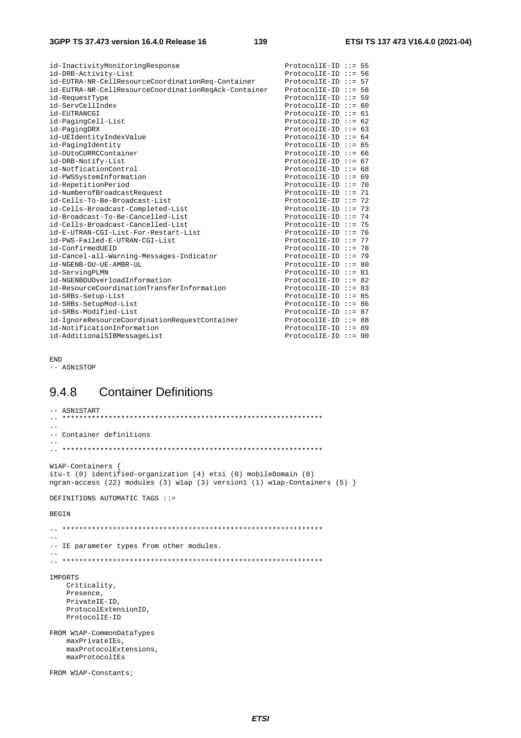```
id-InactivityMonitoringResponse                          ProtocolIE-ID ::= 55
id-DRB-Activity-List                                     ProtocolIE-ID ::= 56
id-EUTRA-NR-CellResourceCoordinationReq-Container        ProtocolIE-ID ::= 57
id-EUTRA-NR-CellResourceCoordinationReqAck-Container     ProtocolIE-ID ::= 58
id-RequestType                                           ProtocolIE-ID ::= 59
id-ServCellIndex                                         ProtocolIE-ID ::= 60
id-EUTRANCGI                                             ProtocolIE-ID ::= 61
id-PagingCell-List                                       ProtocolIE-ID ::= 62
id-PagingDRX                                             ProtocolIE-ID ::= 63
id-UEIdentityIndexValue                                  ProtocolIE-ID ::= 64
id-PagingIdentity                                        ProtocolIE-ID ::= 65
id-DUtoCURRCContainer                                    ProtocolIE-ID ::= 66
id-DRB-Notify-List                                       ProtocolIE-ID ::= 67
id-NotficationControl                                    ProtocolIE-ID ::= 68
id-PWSSystemInformation                                  ProtocolIE-ID ::= 69
id-RepetitionPeriod                                      ProtocolIE-ID ::= 70
id-NumberofBroadcastRequest                              ProtocolIE-ID ::= 71
id-Cells-To-Be-Broadcast-List                            ProtocolIE-ID ::= 72
id-Cells-Broadcast-Completed-List                        ProtocolIE-ID ::= 73
id-Broadcast-To-Be-Cancelled-List                        ProtocolIE-ID ::= 74
id-Cells-Broadcast-Cancelled-List                        ProtocolIE-ID ::= 75
id-E-UTRAN-CGI-List-For-Restart-List                     ProtocolIE-ID ::= 76
id-PWS-Failed-E-UTRAN-CGI-List                           ProtocolIE-ID ::= 77
id-ConfirmedUEID                                         ProtocolIE-ID ::= 78
id-Cancel-all-Warning-Messages-Indicator                 ProtocolIE-ID ::= 79
id-NGENB-DU-UE-AMBR-UL                                   ProtocolIE-ID ::= 80
id-ServingPLMN                                           ProtocolIE-ID ::= 81
id-NGENBDUOverloadInformation                            ProtocolIE-ID ::= 82
id-ResourceCoordinationTransferInformation               ProtocolIE-ID ::= 83
id-SRBs-Setup-List                                       ProtocolIE-ID ::= 85
id-SRBs-SetupMod-List                                    ProtocolIE-ID ::= 86
id-SRBs-Modified-List                                    ProtocolIE-ID ::= 87
id-IgnoreResourceCoordinationRequestContainer            ProtocolIE-ID ::= 88
id-NotificationInformation                               ProtocolIE-ID ::= 89
id-AdditionalSIBMessageList                              ProtocolIE-ID ::= 90


END
-- ASN1STOP
```

### 9.4.8 Container Definitions

```
-- ASN1START
-- **************************************************************
--
-- Container definitions
--
-- **************************************************************

W1AP-Containers {
itu-t (0) identified-organization (4) etsi (0) mobileDomain (0)
ngran-access (22) modules (3) w1ap (3) version1 (1) w1ap-Containers (5) }

DEFINITIONS AUTOMATIC TAGS ::=

BEGIN

-- **************************************************************
--
-- IE parameter types from other modules.
--
-- **************************************************************

IMPORTS
    Criticality,
    Presence,
    PrivateIE-ID,
    ProtocolExtensionID,
    ProtocolIE-ID

FROM W1AP-CommonDataTypes
    maxPrivateIEs,
    maxProtocolExtensions,
    maxProtocolIEs

FROM W1AP-Constants;
```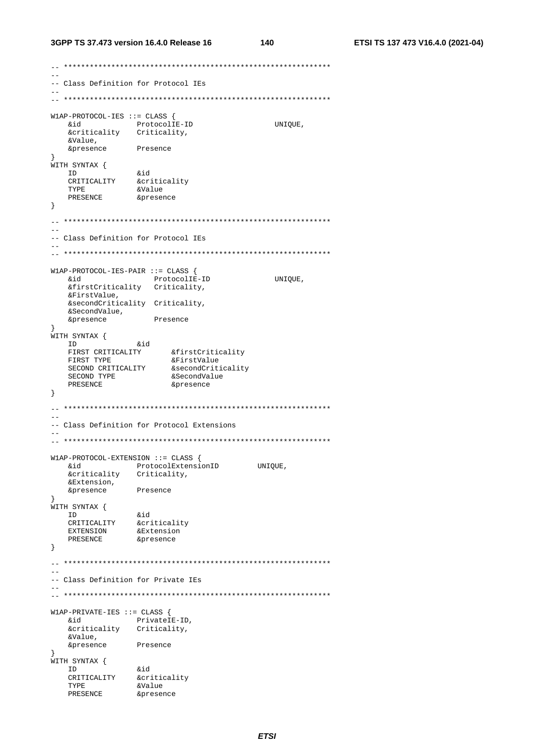```
-- **************************************************************
--
-- Class Definition for Protocol IEs
--
-- **************************************************************

W1AP-PROTOCOL-IES ::= CLASS {
	&id				ProtocolIE-ID					UNIQUE,
	&criticality	Criticality,
	&Value,
	&presence		Presence
}
WITH SYNTAX {
	ID				&id
	CRITICALITY		&criticality
	TYPE			&Value
	PRESENCE		&presence
}

-- **************************************************************
--
-- Class Definition for Protocol IEs
--
-- **************************************************************

W1AP-PROTOCOL-IES-PAIR ::= CLASS {
	&id					ProtocolIE-ID				UNIQUE,
	&firstCriticality	Criticality,
	&FirstValue,
	&secondCriticality	Criticality,
	&SecondValue,
	&presence			Presence
}
WITH SYNTAX {
	ID				&id
	FIRST CRITICALITY		&firstCriticality
	FIRST TYPE				&FirstValue
	SECOND CRITICALITY		&secondCriticality
	SECOND TYPE				&SecondValue
	PRESENCE				&presence
}

-- **************************************************************
--
-- Class Definition for Protocol Extensions
--
-- **************************************************************

W1AP-PROTOCOL-EXTENSION ::= CLASS {
	&id				ProtocolExtensionID			UNIQUE,
	&criticality	Criticality,
	&Extension,
	&presence		Presence
}
WITH SYNTAX {
	ID				&id
	CRITICALITY		&criticality
	EXTENSION		&Extension
	PRESENCE		&presence
}

-- **************************************************************
--
-- Class Definition for Private IEs
--
-- **************************************************************

W1AP-PRIVATE-IES ::= CLASS {
	&id				PrivateIE-ID,
	&criticality	Criticality,
	&Value,
	&presence		Presence
}
WITH SYNTAX {
	ID				&id
	CRITICALITY		&criticality
	TYPE			&Value
	PRESENCE		&presence
```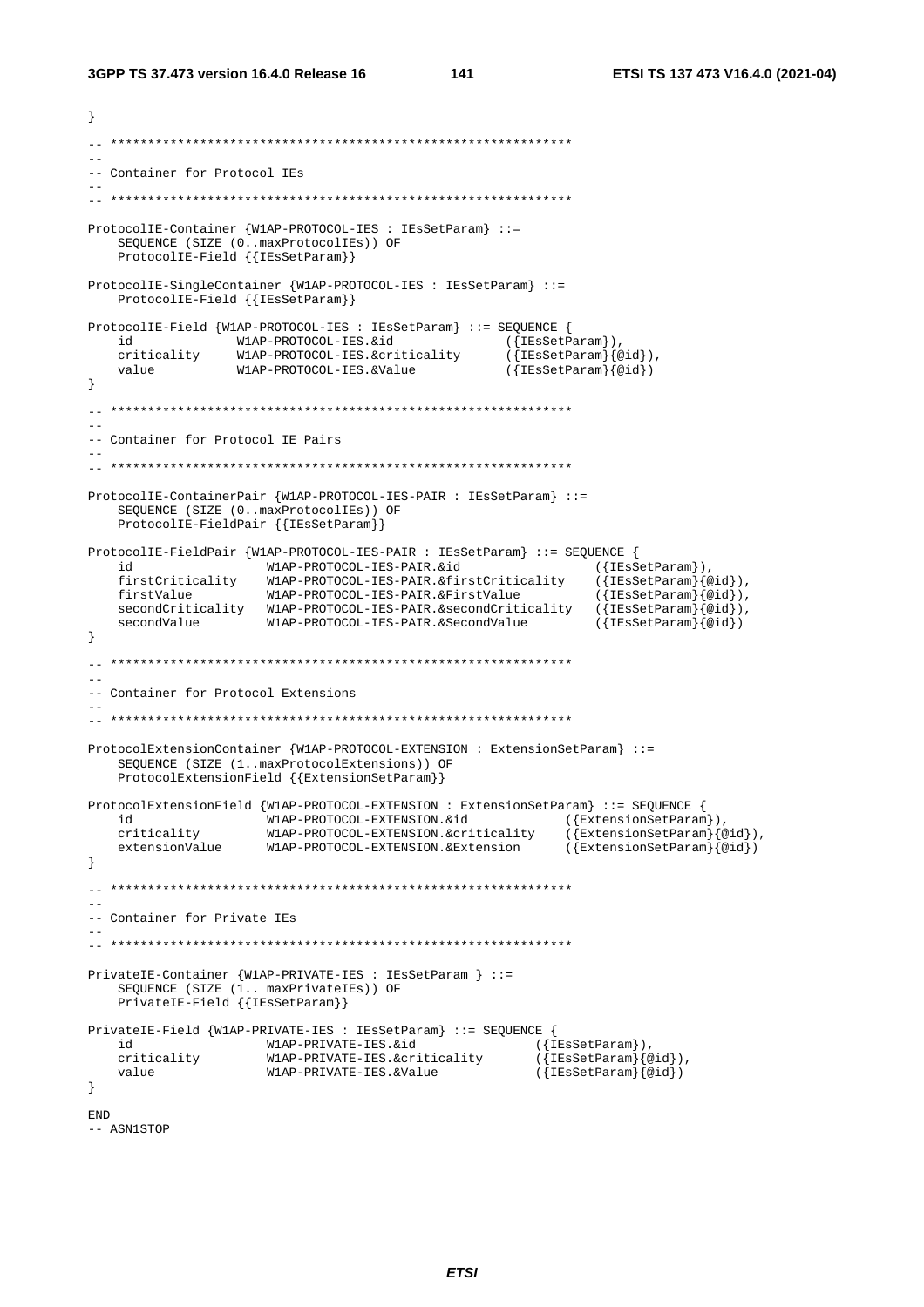```
}

-- **************************************************************
--
-- Container for Protocol IEs
--
-- **************************************************************

ProtocolIE-Container {W1AP-PROTOCOL-IES : IEsSetParam} ::=
    SEQUENCE (SIZE (0..maxProtocolIEs)) OF
    ProtocolIE-Field {{IEsSetParam}}

ProtocolIE-SingleContainer {W1AP-PROTOCOL-IES : IEsSetParam} ::=
    ProtocolIE-Field {{IEsSetParam}}

ProtocolIE-Field {W1AP-PROTOCOL-IES : IEsSetParam} ::= SEQUENCE {
    id              W1AP-PROTOCOL-IES.&id               ({IEsSetParam}),
    criticality     W1AP-PROTOCOL-IES.&criticality      ({IEsSetParam}{@id}),
    value           W1AP-PROTOCOL-IES.&Value            ({IEsSetParam}{@id})
}

-- **************************************************************
--
-- Container for Protocol IE Pairs
--
-- **************************************************************

ProtocolIE-ContainerPair {W1AP-PROTOCOL-IES-PAIR : IEsSetParam} ::=
    SEQUENCE (SIZE (0..maxProtocolIEs)) OF
    ProtocolIE-FieldPair {{IEsSetParam}}

ProtocolIE-FieldPair {W1AP-PROTOCOL-IES-PAIR : IEsSetParam} ::= SEQUENCE {
    id                  W1AP-PROTOCOL-IES-PAIR.&id                  ({IEsSetParam}),
    firstCriticality    W1AP-PROTOCOL-IES-PAIR.&firstCriticality    ({IEsSetParam}{@id}),
    firstValue          W1AP-PROTOCOL-IES-PAIR.&FirstValue          ({IEsSetParam}{@id}),
    secondCriticality   W1AP-PROTOCOL-IES-PAIR.&secondCriticality   ({IEsSetParam}{@id}),
    secondValue         W1AP-PROTOCOL-IES-PAIR.&SecondValue         ({IEsSetParam}{@id})
}

-- **************************************************************
--
-- Container for Protocol Extensions
--
-- **************************************************************

ProtocolExtensionContainer {W1AP-PROTOCOL-EXTENSION : ExtensionSetParam} ::=
    SEQUENCE (SIZE (1..maxProtocolExtensions)) OF
    ProtocolExtensionField {{ExtensionSetParam}}

ProtocolExtensionField {W1AP-PROTOCOL-EXTENSION : ExtensionSetParam} ::= SEQUENCE {
    id                  W1AP-PROTOCOL-EXTENSION.&id             ({ExtensionSetParam}),
    criticality         W1AP-PROTOCOL-EXTENSION.&criticality    ({ExtensionSetParam}{@id}),
    extensionValue      W1AP-PROTOCOL-EXTENSION.&Extension      ({ExtensionSetParam}{@id})
}

-- **************************************************************
--
-- Container for Private IEs
--
-- **************************************************************

PrivateIE-Container {W1AP-PRIVATE-IES : IEsSetParam } ::=
    SEQUENCE (SIZE (1.. maxPrivateIEs)) OF
    PrivateIE-Field {{IEsSetParam}}

PrivateIE-Field {W1AP-PRIVATE-IES : IEsSetParam} ::= SEQUENCE {
    id                  W1AP-PRIVATE-IES.&id                ({IEsSetParam}),
    criticality         W1AP-PRIVATE-IES.&criticality       ({IEsSetParam}{@id}),
    value               W1AP-PRIVATE-IES.&Value             ({IEsSetParam}{@id})
}

END
-- ASN1STOP
```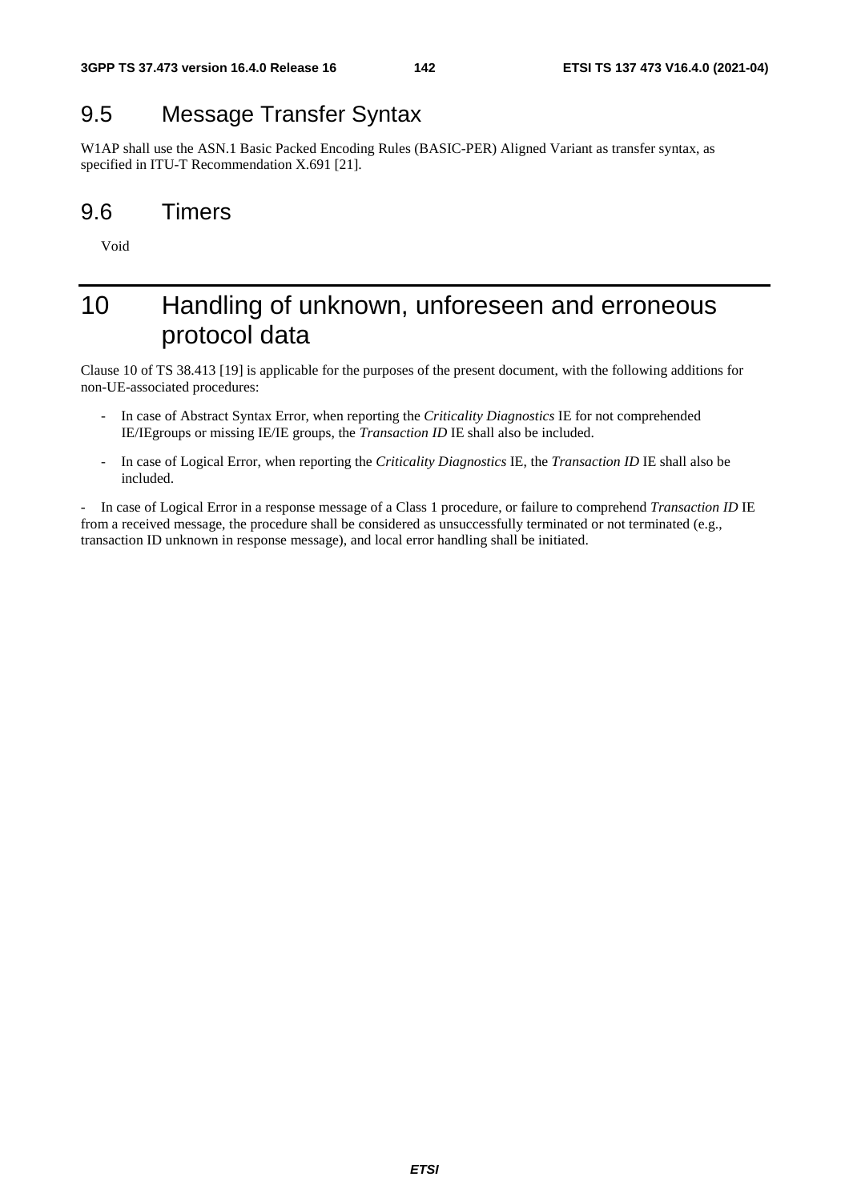## 9.5 Message Transfer Syntax

W1AP shall use the ASN.1 Basic Packed Encoding Rules (BASIC-PER) Aligned Variant as transfer syntax, as specified in ITU-T Recommendation X.691 [21].

## 9.6 Timers

Void

# 10 Handling of unknown, unforeseen and erroneous protocol data

Clause 10 of TS 38.413 [19] is applicable for the purposes of the present document, with the following additions for non-UE-associated procedures:

- In case of Abstract Syntax Error, when reporting the *Criticality Diagnostics* IE for not comprehended IE/IEgroups or missing IE/IE groups, the *Transaction ID* IE shall also be included.
- In case of Logical Error, when reporting the *Criticality Diagnostics* IE, the *Transaction ID* IE shall also be included.
- In case of Logical Error in a response message of a Class 1 procedure, or failure to comprehend *Transaction ID* IE from a received message, the procedure shall be considered as unsuccessfully terminated or not terminated (e.g., transaction ID unknown in response message), and local error handling shall be initiated.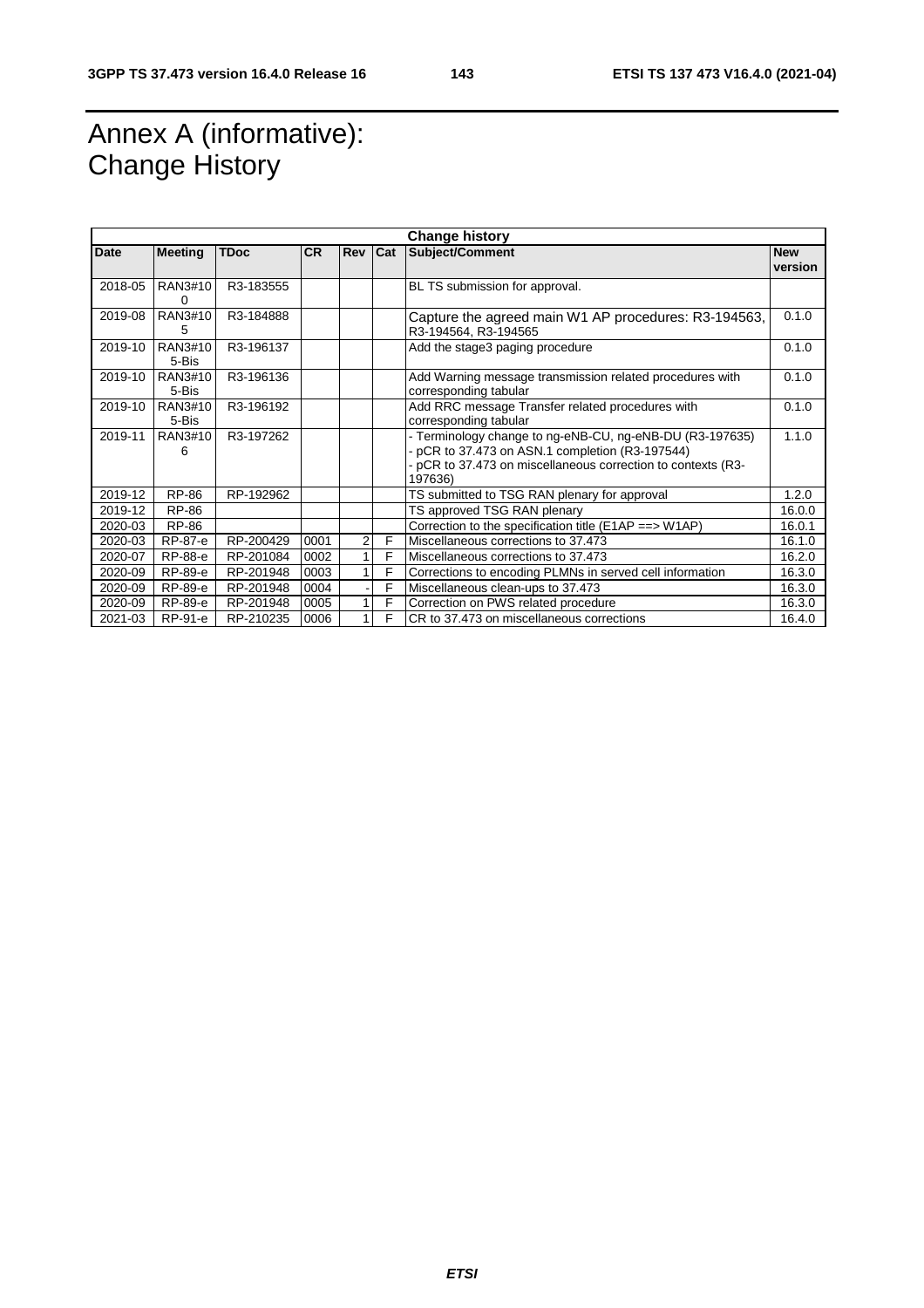# Annex A (informative): Change History

| Change history | | | | | | | |
|---|---|---|---|---|---|---|---|
| **Date** | **Meeting** | **TDoc** | **CR** | **Rev** | **Cat** | **Subject/Comment** | **New version** |
| 2018-05 | RAN3#100 | R3-183555 | | | | BL TS submission for approval. | |
| 2019-08 | RAN3#105 | R3-184888 | | | | Capture the agreed main W1 AP procedures: R3-194563, R3-194564, R3-194565 | 0.1.0 |
| 2019-10 | RAN3#105-Bis | R3-196137 | | | | Add the stage3 paging procedure | 0.1.0 |
| 2019-10 | RAN3#105-Bis | R3-196136 | | | | Add Warning message transmission related procedures with corresponding tabular | 0.1.0 |
| 2019-10 | RAN3#105-Bis | R3-196192 | | | | Add RRC message Transfer related procedures with corresponding tabular | 0.1.0 |
| 2019-11 | RAN3#106 | R3-197262 | | | | - Terminology change to ng-eNB-CU, ng-eNB-DU (R3-197635)<br>- pCR to 37.473 on ASN.1 completion (R3-197544)<br>- pCR to 37.473 on miscellaneous correction to contexts (R3-197636) | 1.1.0 |
| 2019-12 | RP-86 | RP-192962 | | | | TS submitted to TSG RAN plenary for approval | 1.2.0 |
| 2019-12 | RP-86 | | | | | TS approved TSG RAN plenary | 16.0.0 |
| 2020-03 | RP-86 | | | | | Correction to the specification title (E1AP ==> W1AP) | 16.0.1 |
| 2020-03 | RP-87-e | RP-200429 | 0001 | 2 | F | Miscellaneous corrections to 37.473 | 16.1.0 |
| 2020-07 | RP-88-e | RP-201084 | 0002 | 1 | F | Miscellaneous corrections to 37.473 | 16.2.0 |
| 2020-09 | RP-89-e | RP-201948 | 0003 | 1 | F | Corrections to encoding PLMNs in served cell information | 16.3.0 |
| 2020-09 | RP-89-e | RP-201948 | 0004 | - | F | Miscellaneous clean-ups to 37.473 | 16.3.0 |
| 2020-09 | RP-89-e | RP-201948 | 0005 | 1 | F | Correction on PWS related procedure | 16.3.0 |
| 2021-03 | RP-91-e | RP-210235 | 0006 | 1 | F | CR to 37.473 on miscellaneous corrections | 16.4.0 |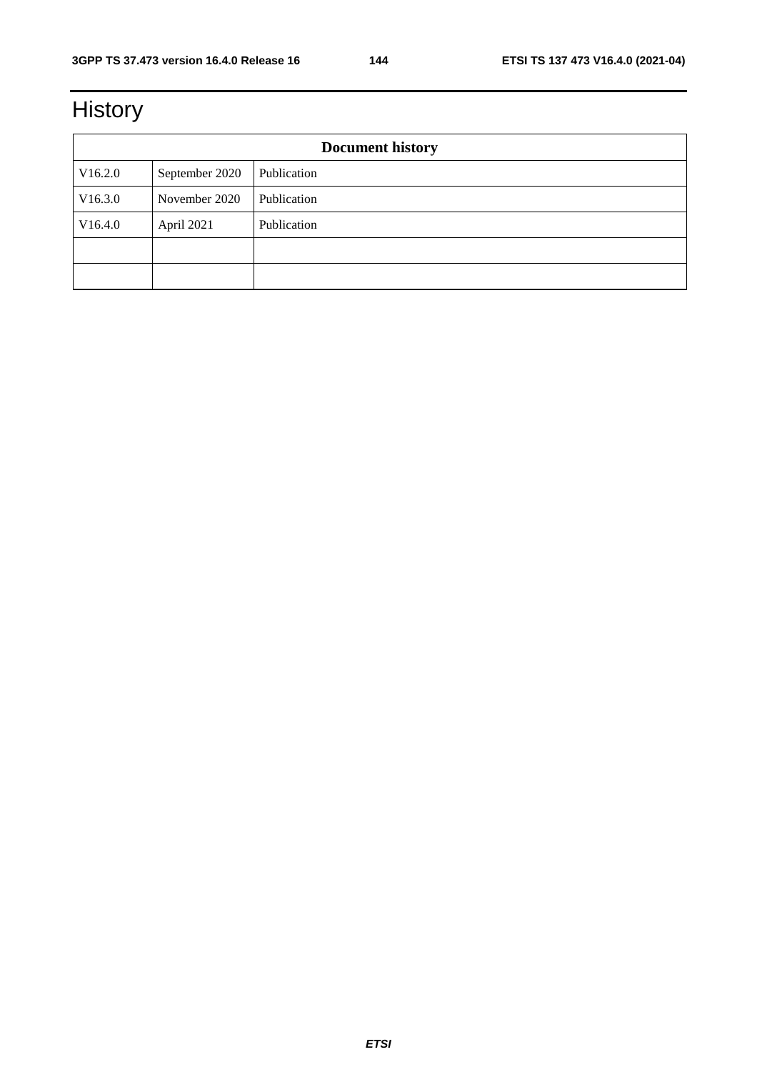# History

| Document history | | |
|---|---|---|
| V16.2.0 | September 2020 | Publication |
| V16.3.0 | November 2020 | Publication |
| V16.4.0 | April 2021 | Publication |
| | | |
| | | |